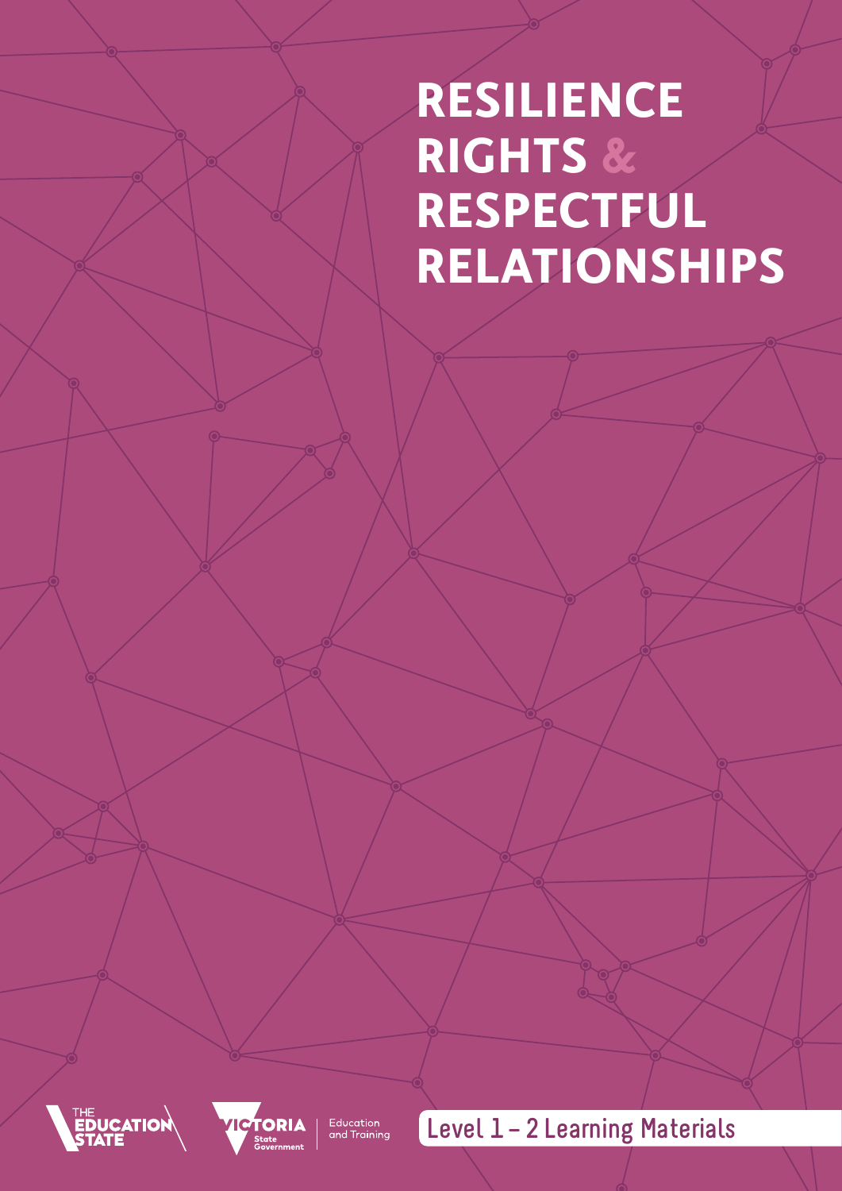# RESILIENCE RIGHTS & RESPECTFUL RELATIONSHIPS

THE EDUCATION STATE

VICTORIA State Government | Education and Training

Level 1 – 2 Learning Materials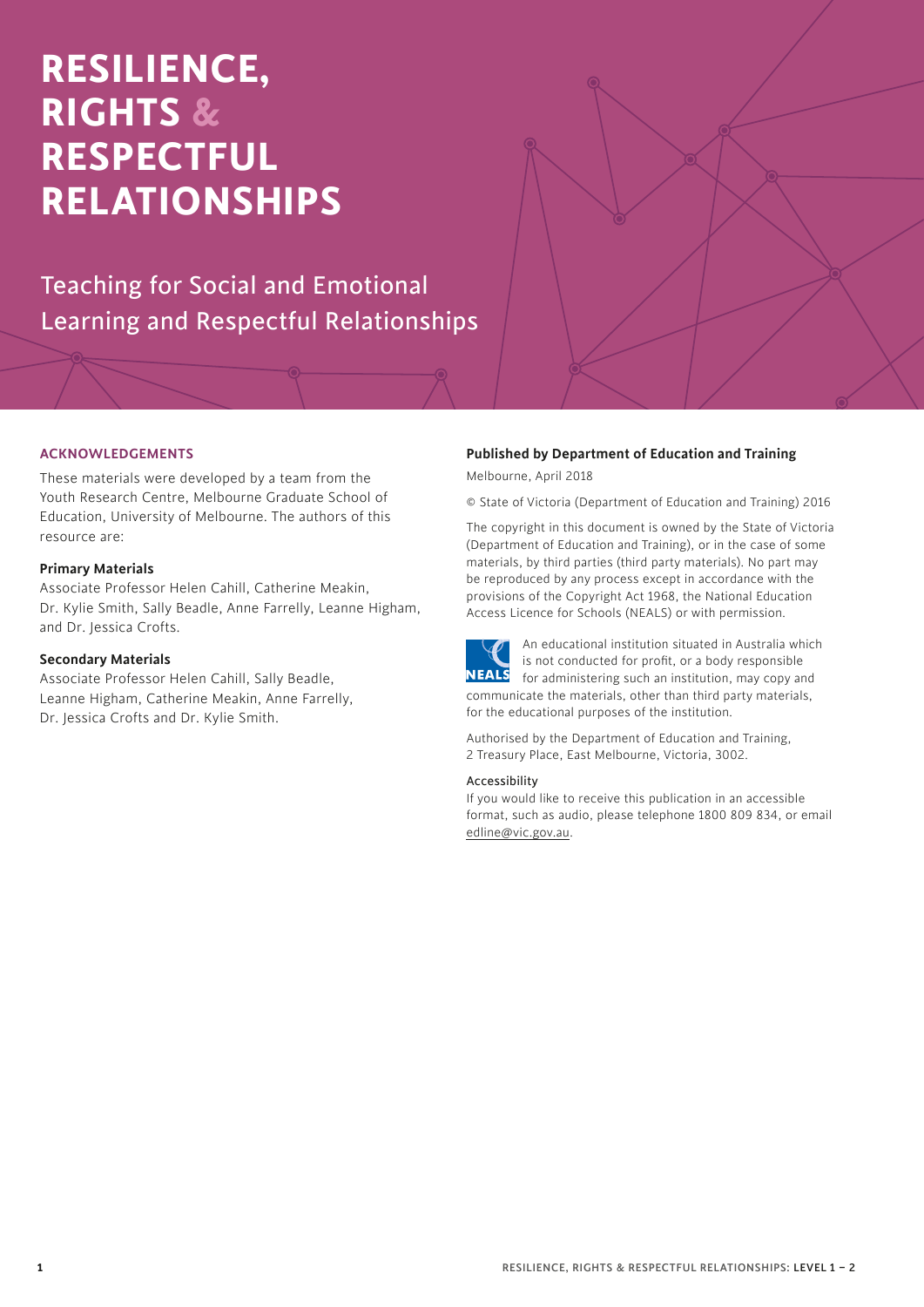# RESILIENCE, RIGHTS & RESPECTFUL RELATIONSHIPS

## Teaching for Social and Emotional Learning and Respectful Relationships

### ACKNOWLEDGEMENTS

These materials were developed by a team from the Youth Research Centre, Melbourne Graduate School of Education, University of Melbourne. The authors of this resource are:

**Primary Materials**
Associate Professor Helen Cahill, Catherine Meakin, Dr. Kylie Smith, Sally Beadle, Anne Farrelly, Leanne Higham, and Dr. Jessica Crofts.

**Secondary Materials**
Associate Professor Helen Cahill, Sally Beadle, Leanne Higham, Catherine Meakin, Anne Farrelly, Dr. Jessica Crofts and Dr. Kylie Smith.

**Published by Department of Education and Training**

Melbourne, April 2018

© State of Victoria (Department of Education and Training) 2016

The copyright in this document is owned by the State of Victoria (Department of Education and Training), or in the case of some materials, by third parties (third party materials). No part may be reproduced by any process except in accordance with the provisions of the Copyright Act 1968, the National Education Access Licence for Schools (NEALS) or with permission.

An educational institution situated in Australia which is not conducted for profit, or a body responsible for administering such an institution, may copy and communicate the materials, other than third party materials, for the educational purposes of the institution.

Authorised by the Department of Education and Training, 2 Treasury Place, East Melbourne, Victoria, 3002.

Accessibility
If you would like to receive this publication in an accessible format, such as audio, please telephone 1800 809 834, or email edline@vic.gov.au.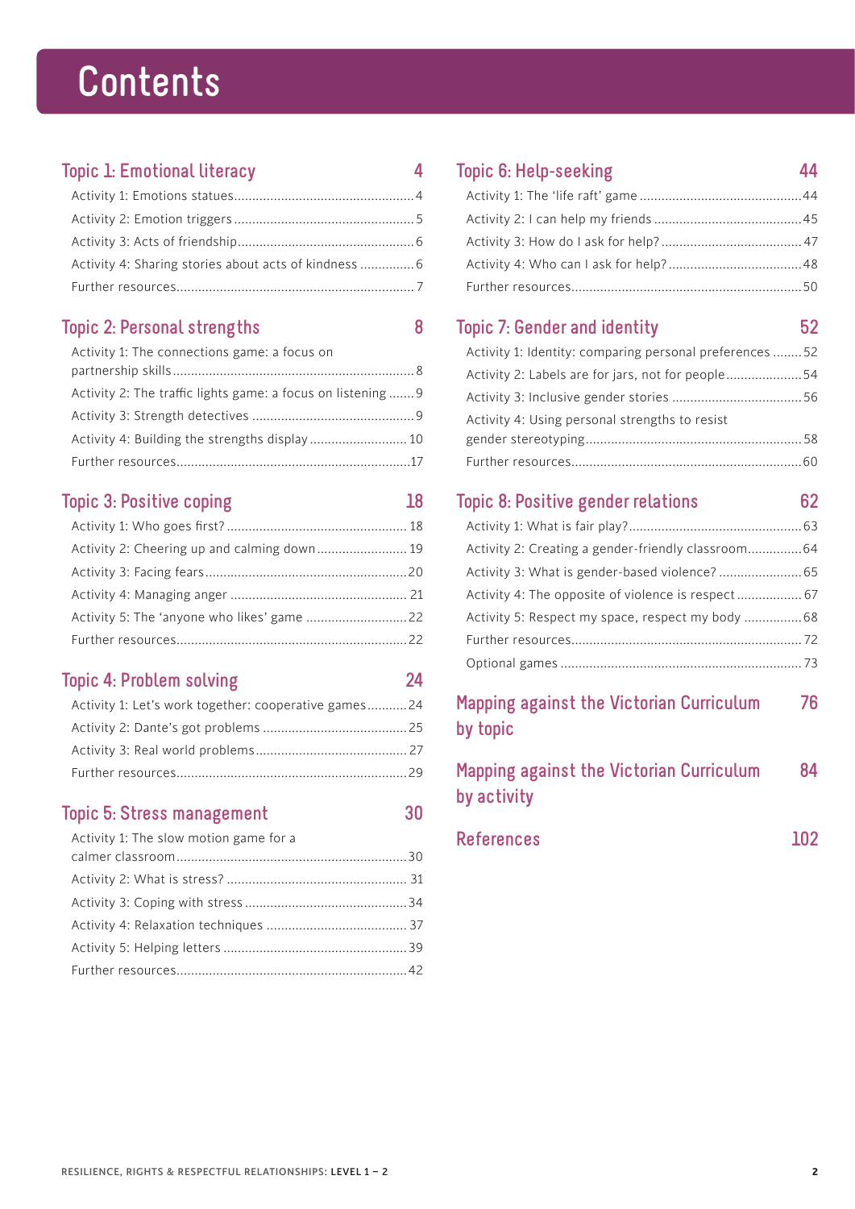# Contents

## Topic 1: Emotional literacy 4

- Activity 1: Emotions statues ... 4
- Activity 2: Emotion triggers ... 5
- Activity 3: Acts of friendship ... 6
- Activity 4: Sharing stories about acts of kindness ... 6
- Further resources ... 7

## Topic 2: Personal strengths 8

- Activity 1: The connections game: a focus on partnership skills ... 8
- Activity 2: The traffic lights game: a focus on listening ... 9
- Activity 3: Strength detectives ... 9
- Activity 4: Building the strengths display ... 10
- Further resources ... 17

## Topic 3: Positive coping 18

- Activity 1: Who goes first? ... 18
- Activity 2: Cheering up and calming down ... 19
- Activity 3: Facing fears ... 20
- Activity 4: Managing anger ... 21
- Activity 5: The 'anyone who likes' game ... 22
- Further resources ... 22

## Topic 4: Problem solving 24

- Activity 1: Let's work together: cooperative games ... 24
- Activity 2: Dante's got problems ... 25
- Activity 3: Real world problems ... 27
- Further resources ... 29

## Topic 5: Stress management 30

- Activity 1: The slow motion game for a calmer classroom ... 30
- Activity 2: What is stress? ... 31
- Activity 3: Coping with stress ... 34
- Activity 4: Relaxation techniques ... 37
- Activity 5: Helping letters ... 39
- Further resources ... 42

## Topic 6: Help-seeking 44

- Activity 1: The 'life raft' game ... 44
- Activity 2: I can help my friends ... 45
- Activity 3: How do I ask for help? ... 47
- Activity 4: Who can I ask for help? ... 48
- Further resources ... 50

## Topic 7: Gender and identity 52

- Activity 1: Identity: comparing personal preferences ... 52
- Activity 2: Labels are for jars, not for people ... 54
- Activity 3: Inclusive gender stories ... 56
- Activity 4: Using personal strengths to resist gender stereotyping ... 58
- Further resources ... 60

## Topic 8: Positive gender relations 62

- Activity 1: What is fair play? ... 63
- Activity 2: Creating a gender-friendly classroom ... 64
- Activity 3: What is gender-based violence? ... 65
- Activity 4: The opposite of violence is respect ... 67
- Activity 5: Respect my space, respect my body ... 68
- Further resources ... 72
- Optional games ... 73

## Mapping against the Victorian Curriculum by topic 76

## Mapping against the Victorian Curriculum by activity 84

## References 102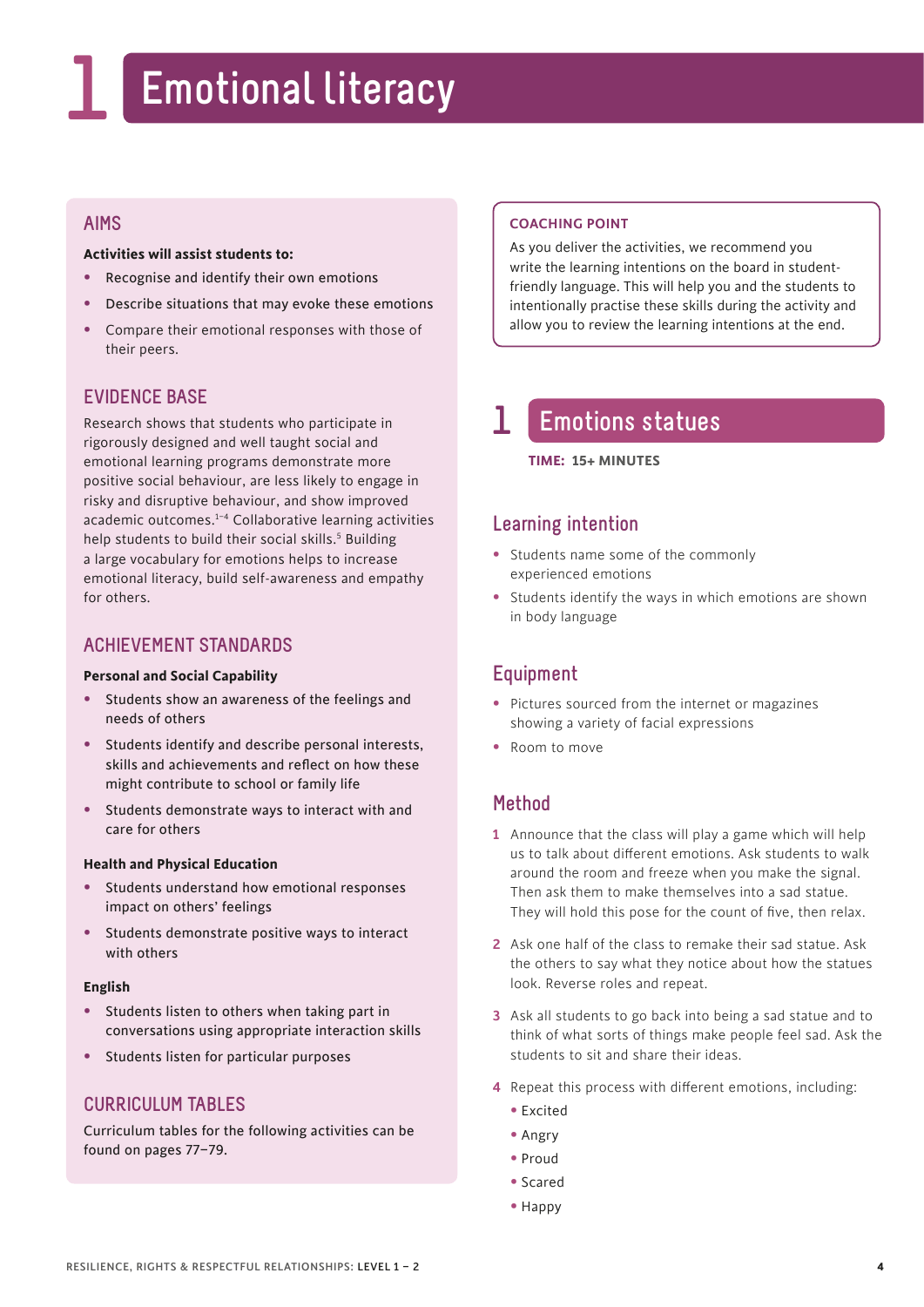# 1 Emotional literacy

## AIMS

**Activities will assist students to:**

- Recognise and identify their own emotions
- Describe situations that may evoke these emotions
- Compare their emotional responses with those of their peers.

## EVIDENCE BASE

Research shows that students who participate in rigorously designed and well taught social and emotional learning programs demonstrate more positive social behaviour, are less likely to engage in risky and disruptive behaviour, and show improved academic outcomes.[1–4] Collaborative learning activities help students to build their social skills.[5] Building a large vocabulary for emotions helps to increase emotional literacy, build self-awareness and empathy for others.

## ACHIEVEMENT STANDARDS

**Personal and Social Capability**

- Students show an awareness of the feelings and needs of others
- Students identify and describe personal interests, skills and achievements and reflect on how these might contribute to school or family life
- Students demonstrate ways to interact with and care for others

**Health and Physical Education**

- Students understand how emotional responses impact on others' feelings
- Students demonstrate positive ways to interact with others

**English**

- Students listen to others when taking part in conversations using appropriate interaction skills
- Students listen for particular purposes

## CURRICULUM TABLES

Curriculum tables for the following activities can be found on pages 77–79.

**COACHING POINT**

As you deliver the activities, we recommend you write the learning intentions on the board in student-friendly language. This will help you and the students to intentionally practise these skills during the activity and allow you to review the learning intentions at the end.

## 1 Emotions statues

**TIME: 15+ MINUTES**

### Learning intention

- Students name some of the commonly experienced emotions
- Students identify the ways in which emotions are shown in body language

### Equipment

- Pictures sourced from the internet or magazines showing a variety of facial expressions
- Room to move

### Method

1. Announce that the class will play a game which will help us to talk about different emotions. Ask students to walk around the room and freeze when you make the signal. Then ask them to make themselves into a sad statue. They will hold this pose for the count of five, then relax.
2. Ask one half of the class to remake their sad statue. Ask the others to say what they notice about how the statues look. Reverse roles and repeat.
3. Ask all students to go back into being a sad statue and to think of what sorts of things make people feel sad. Ask the students to sit and share their ideas.
4. Repeat this process with different emotions, including:
   - Excited
   - Angry
   - Proud
   - Scared
   - Happy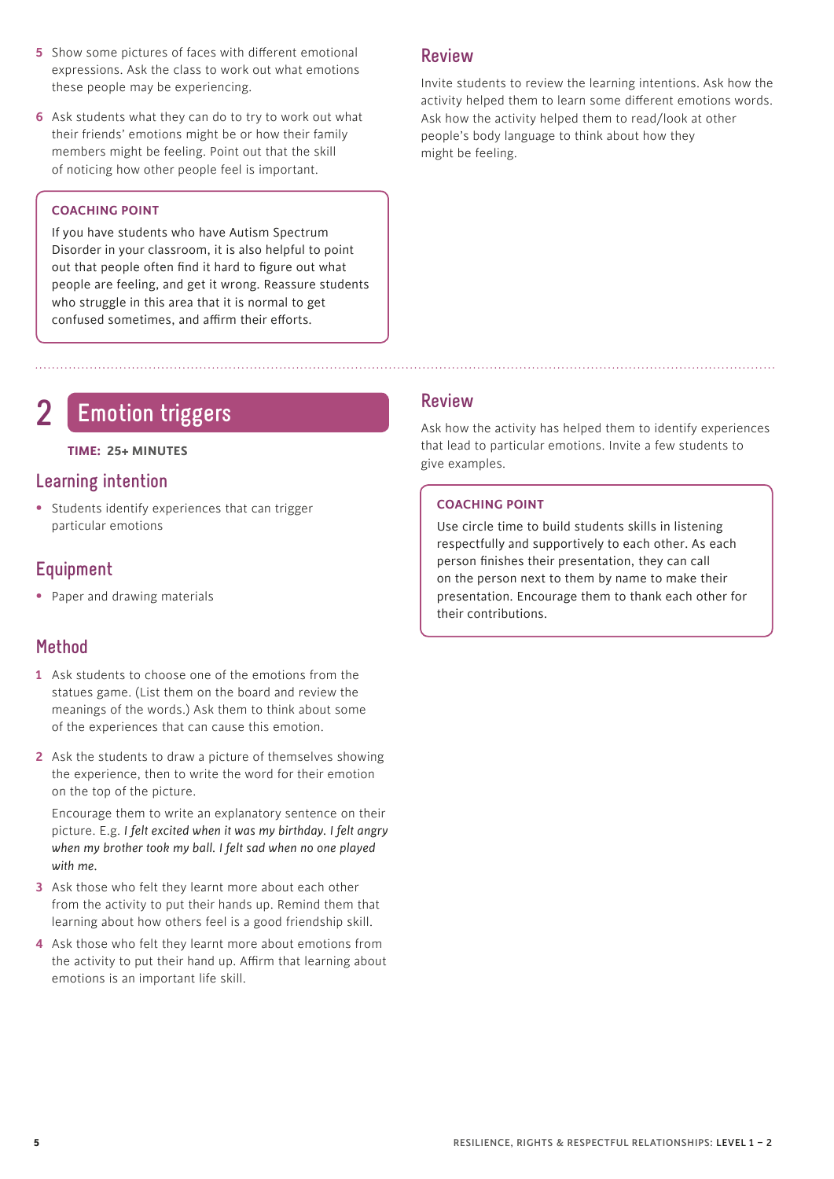5 Show some pictures of faces with different emotional expressions. Ask the class to work out what emotions these people may be experiencing.

6 Ask students what they can do to try to work out what their friends' emotions might be or how their family members might be feeling. Point out that the skill of noticing how other people feel is important.

> **COACHING POINT**
>
> If you have students who have Autism Spectrum Disorder in your classroom, it is also helpful to point out that people often find it hard to figure out what people are feeling, and get it wrong. Reassure students who struggle in this area that it is normal to get confused sometimes, and affirm their efforts.

### Review

Invite students to review the learning intentions. Ask how the activity helped them to learn some different emotions words. Ask how the activity helped them to read/look at other people's body language to think about how they might be feeling.

## 2 Emotion triggers

**TIME: 25+ MINUTES**

### Learning intention

- Students identify experiences that can trigger particular emotions

### Equipment

- Paper and drawing materials

### Method

1 Ask students to choose one of the emotions from the statues game. (List them on the board and review the meanings of the words.) Ask them to think about some of the experiences that can cause this emotion.

2 Ask the students to draw a picture of themselves showing the experience, then to write the word for their emotion on the top of the picture.

Encourage them to write an explanatory sentence on their picture. E.g. *I felt excited when it was my birthday. I felt angry when my brother took my ball. I felt sad when no one played with me.*

3 Ask those who felt they learnt more about each other from the activity to put their hands up. Remind them that learning about how others feel is a good friendship skill.

4 Ask those who felt they learnt more about emotions from the activity to put their hand up. Affirm that learning about emotions is an important life skill.

### Review

Ask how the activity has helped them to identify experiences that lead to particular emotions. Invite a few students to give examples.

> **COACHING POINT**
>
> Use circle time to build students skills in listening respectfully and supportively to each other. As each person finishes their presentation, they can call on the person next to them by name to make their presentation. Encourage them to thank each other for their contributions.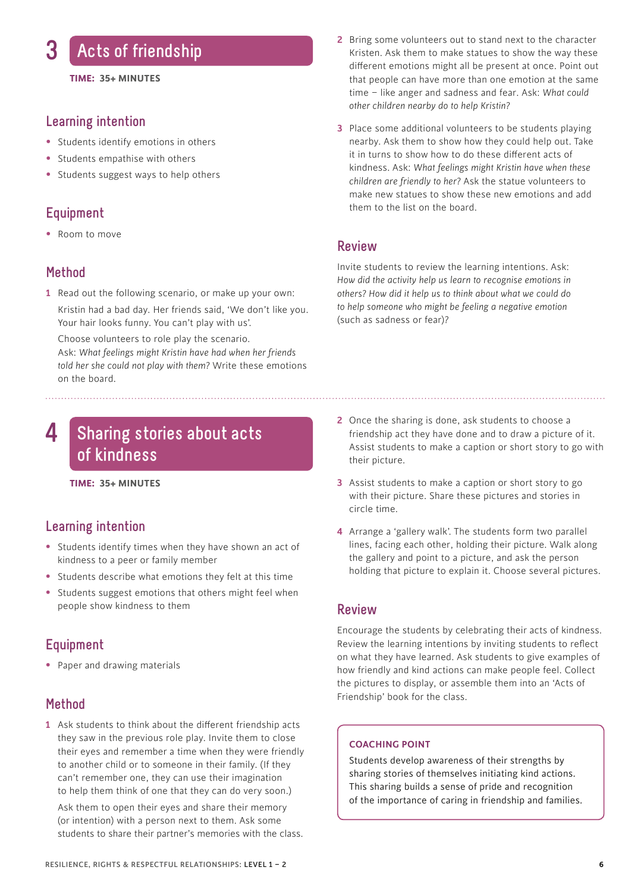## 3 Acts of friendship

**TIME: 35+ MINUTES**

### Learning intention

- Students identify emotions in others
- Students empathise with others
- Students suggest ways to help others

### Equipment

- Room to move

### Method

1. Read out the following scenario, or make up your own:

   Kristin had a bad day. Her friends said, 'We don't like you. Your hair looks funny. You can't play with us'.

   Choose volunteers to role play the scenario.
   Ask: *What feelings might Kristin have had when her friends told her she could not play with them?* Write these emotions on the board.

2. Bring some volunteers out to stand next to the character Kristen. Ask them to make statues to show the way these different emotions might all be present at once. Point out that people can have more than one emotion at the same time – like anger and sadness and fear. Ask: *What could other children nearby do to help Kristin?*

3. Place some additional volunteers to be students playing nearby. Ask them to show how they could help out. Take it in turns to show how to do these different acts of kindness. Ask: *What feelings might Kristin have when these children are friendly to her?* Ask the statue volunteers to make new statues to show these new emotions and add them to the list on the board.

### Review

Invite students to review the learning intentions. Ask: *How did the activity help us learn to recognise emotions in others? How did it help us to think about what we could do to help someone who might be feeling a negative emotion* (such as sadness or fear)?

## 4 Sharing stories about acts of kindness

**TIME: 35+ MINUTES**

### Learning intention

- Students identify times when they have shown an act of kindness to a peer or family member
- Students describe what emotions they felt at this time
- Students suggest emotions that others might feel when people show kindness to them

### Equipment

- Paper and drawing materials

### Method

1. Ask students to think about the different friendship acts they saw in the previous role play. Invite them to close their eyes and remember a time when they were friendly to another child or to someone in their family. (If they can't remember one, they can use their imagination to help them think of one that they can do very soon.)

   Ask them to open their eyes and share their memory (or intention) with a person next to them. Ask some students to share their partner's memories with the class.

2. Once the sharing is done, ask students to choose a friendship act they have done and to draw a picture of it. Assist students to make a caption or short story to go with their picture.

3. Assist students to make a caption or short story to go with their picture. Share these pictures and stories in circle time.

4. Arrange a 'gallery walk'. The students form two parallel lines, facing each other, holding their picture. Walk along the gallery and point to a picture, and ask the person holding that picture to explain it. Choose several pictures.

### Review

Encourage the students by celebrating their acts of kindness. Review the learning intentions by inviting students to reflect on what they have learned. Ask students to give examples of how friendly and kind actions can make people feel. Collect the pictures to display, or assemble them into an 'Acts of Friendship' book for the class.

> **COACHING POINT**
>
> Students develop awareness of their strengths by sharing stories of themselves initiating kind actions. This sharing builds a sense of pride and recognition of the importance of caring in friendship and families.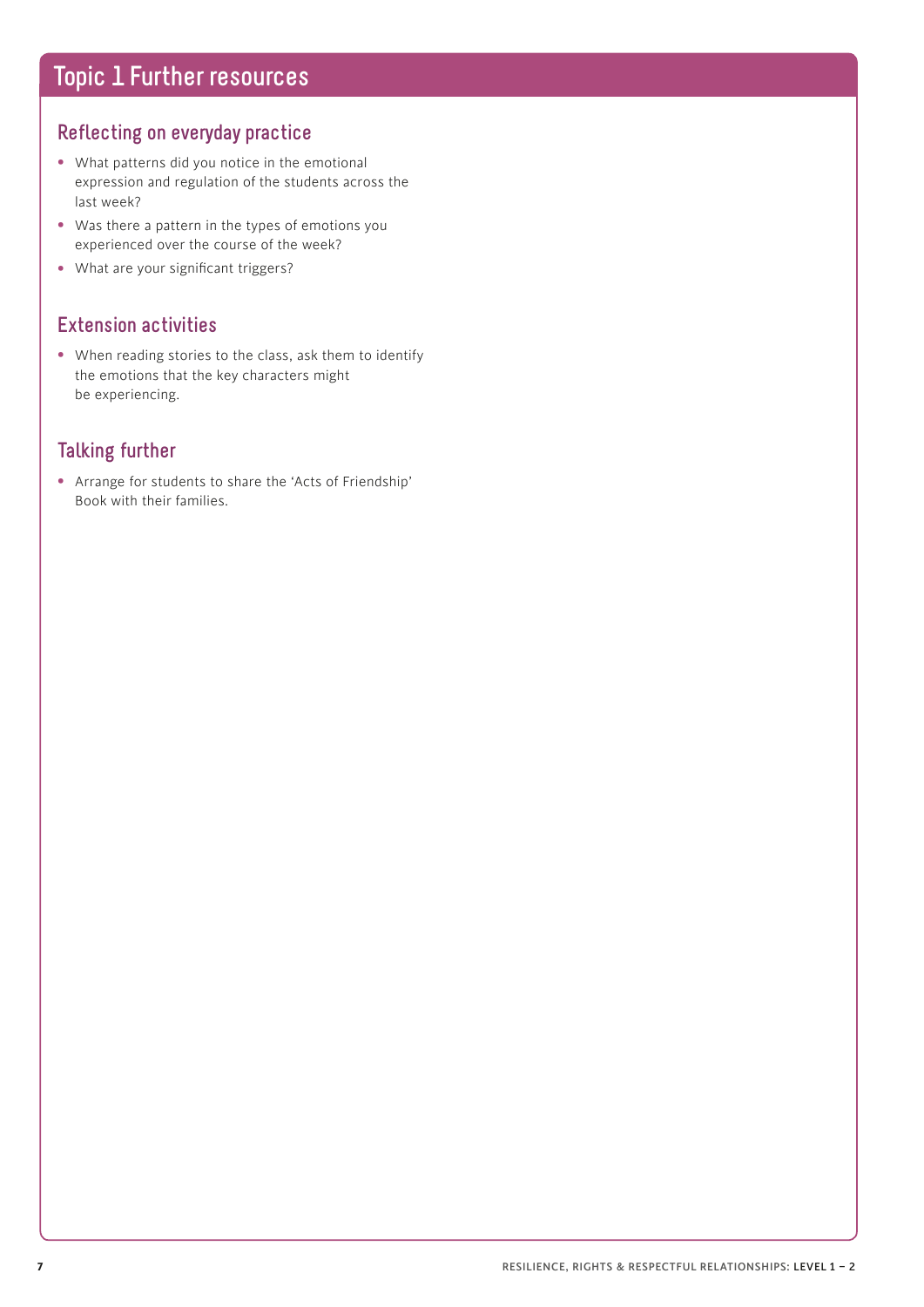# Topic 1 Further resources

## Reflecting on everyday practice

- What patterns did you notice in the emotional expression and regulation of the students across the last week?
- Was there a pattern in the types of emotions you experienced over the course of the week?
- What are your significant triggers?

## Extension activities

- When reading stories to the class, ask them to identify the emotions that the key characters might be experiencing.

## Talking further

- Arrange for students to share the 'Acts of Friendship' Book with their families.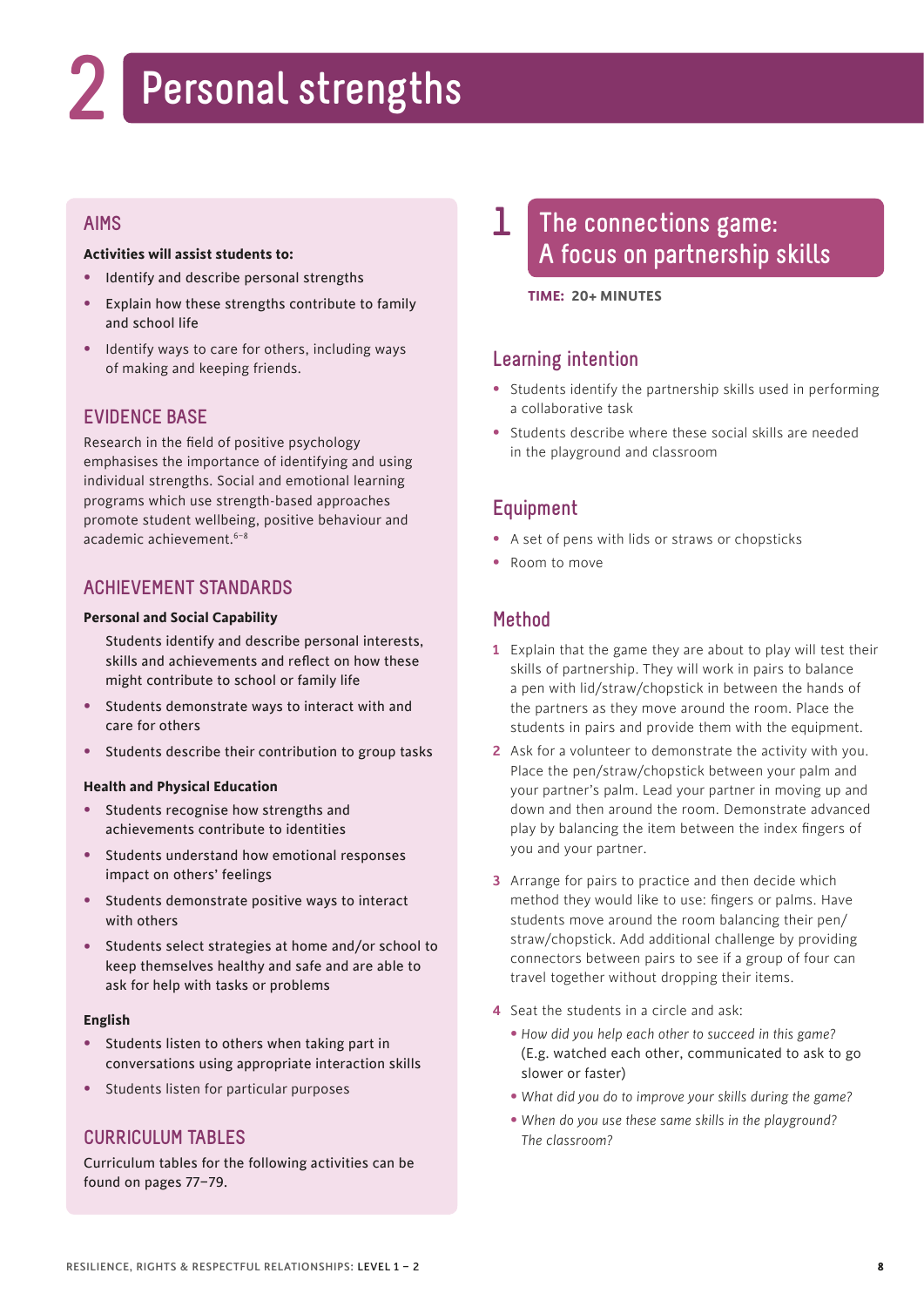# 2 Personal strengths

## AIMS

**Activities will assist students to:**

- Identify and describe personal strengths
- Explain how these strengths contribute to family and school life
- Identify ways to care for others, including ways of making and keeping friends.

## EVIDENCE BASE

Research in the field of positive psychology emphasises the importance of identifying and using individual strengths. Social and emotional learning programs which use strength-based approaches promote student wellbeing, positive behaviour and academic achievement.[6–8]

## ACHIEVEMENT STANDARDS

**Personal and Social Capability**

Students identify and describe personal interests, skills and achievements and reflect on how these might contribute to school or family life

- Students demonstrate ways to interact with and care for others
- Students describe their contribution to group tasks

**Health and Physical Education**

- Students recognise how strengths and achievements contribute to identities
- Students understand how emotional responses impact on others' feelings
- Students demonstrate positive ways to interact with others
- Students select strategies at home and/or school to keep themselves healthy and safe and are able to ask for help with tasks or problems

**English**

- Students listen to others when taking part in conversations using appropriate interaction skills
- Students listen for particular purposes

## CURRICULUM TABLES

Curriculum tables for the following activities can be found on pages 77–79.

## 1 The connections game: A focus on partnership skills

**TIME: 20+ MINUTES**

### Learning intention

- Students identify the partnership skills used in performing a collaborative task
- Students describe where these social skills are needed in the playground and classroom

### Equipment

- A set of pens with lids or straws or chopsticks
- Room to move

### Method

1. Explain that the game they are about to play will test their skills of partnership. They will work in pairs to balance a pen with lid/straw/chopstick in between the hands of the partners as they move around the room. Place the students in pairs and provide them with the equipment.
2. Ask for a volunteer to demonstrate the activity with you. Place the pen/straw/chopstick between your palm and your partner's palm. Lead your partner in moving up and down and then around the room. Demonstrate advanced play by balancing the item between the index fingers of you and your partner.
3. Arrange for pairs to practice and then decide which method they would like to use: fingers or palms. Have students move around the room balancing their pen/straw/chopstick. Add additional challenge by providing connectors between pairs to see if a group of four can travel together without dropping their items.
4. Seat the students in a circle and ask:
   - *How did you help each other to succeed in this game?* (E.g. watched each other, communicated to ask to go slower or faster)
   - *What did you do to improve your skills during the game?*
   - *When do you use these same skills in the playground? The classroom?*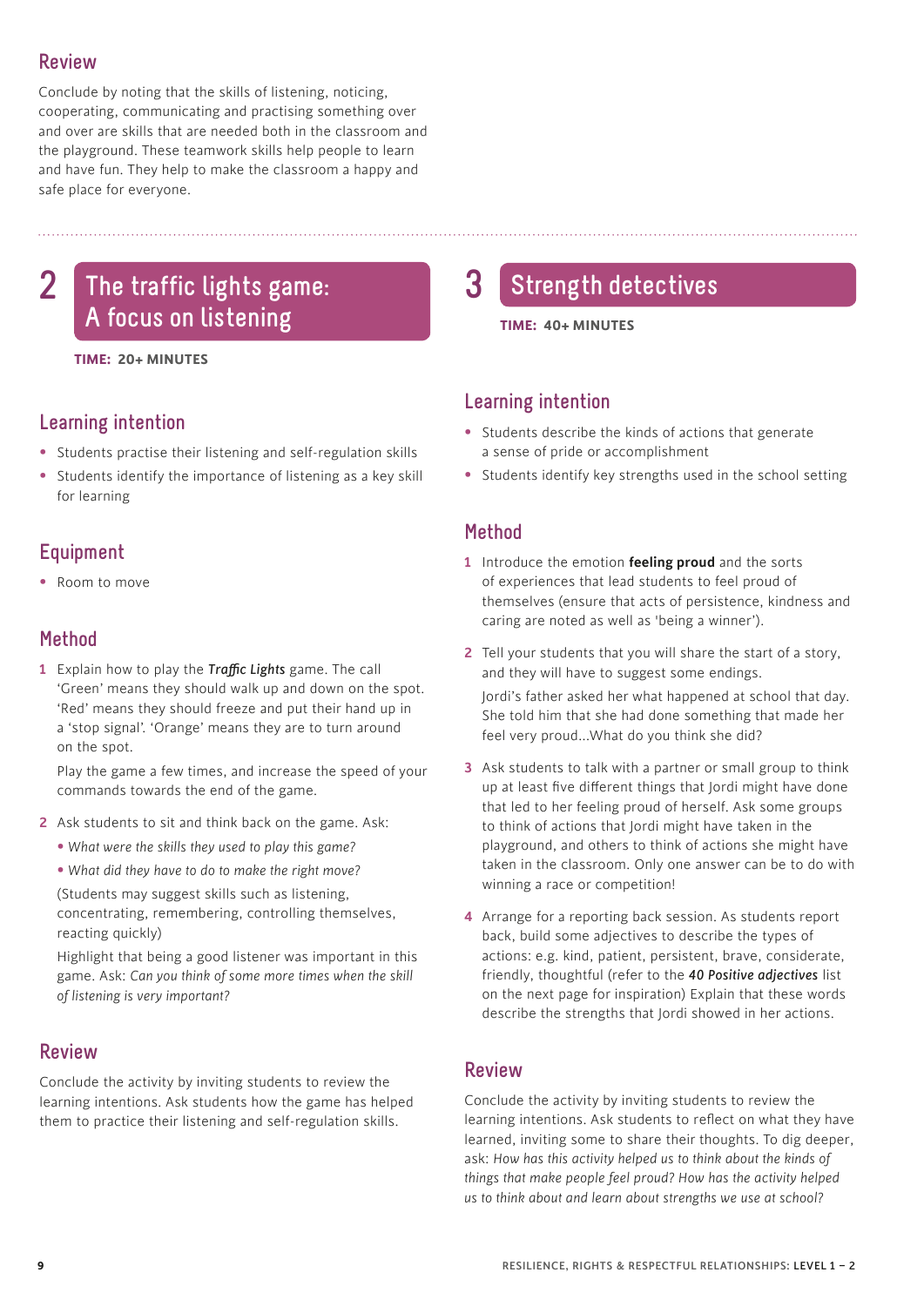## Review

Conclude by noting that the skills of listening, noticing, cooperating, communicating and practising something over and over are skills that are needed both in the classroom and the playground. These teamwork skills help people to learn and have fun. They help to make the classroom a happy and safe place for everyone.

# 2 The traffic lights game: A focus on listening

**TIME: 20+ MINUTES**

## Learning intention

- Students practise their listening and self-regulation skills
- Students identify the importance of listening as a key skill for learning

## Equipment

- Room to move

## Method

1. Explain how to play the ***Traffic Lights*** game. The call 'Green' means they should walk up and down on the spot. 'Red' means they should freeze and put their hand up in a 'stop signal'. 'Orange' means they are to turn around on the spot.

   Play the game a few times, and increase the speed of your commands towards the end of the game.

2. Ask students to sit and think back on the game. Ask:
   - *What were the skills they used to play this game?*
   - *What did they have to do to make the right move?*

   (Students may suggest skills such as listening, concentrating, remembering, controlling themselves, reacting quickly)

   Highlight that being a good listener was important in this game. Ask: *Can you think of some more times when the skill of listening is very important?*

## Review

Conclude the activity by inviting students to review the learning intentions. Ask students how the game has helped them to practice their listening and self-regulation skills.

# 3 Strength detectives

**TIME: 40+ MINUTES**

## Learning intention

- Students describe the kinds of actions that generate a sense of pride or accomplishment
- Students identify key strengths used in the school setting

## Method

1. Introduce the emotion **feeling proud** and the sorts of experiences that lead students to feel proud of themselves (ensure that acts of persistence, kindness and caring are noted as well as 'being a winner').

2. Tell your students that you will share the start of a story, and they will have to suggest some endings.

   Jordi's father asked her what happened at school that day. She told him that she had done something that made her feel very proud...What do you think she did?

3. Ask students to talk with a partner or small group to think up at least five different things that Jordi might have done that led to her feeling proud of herself. Ask some groups to think of actions that Jordi might have taken in the playground, and others to think of actions she might have taken in the classroom. Only one answer can be to do with winning a race or competition!

4. Arrange for a reporting back session. As students report back, build some adjectives to describe the types of actions: e.g. kind, patient, persistent, brave, considerate, friendly, thoughtful (refer to the ***40 Positive adjectives*** list on the next page for inspiration) Explain that these words describe the strengths that Jordi showed in her actions.

## Review

Conclude the activity by inviting students to review the learning intentions. Ask students to reflect on what they have learned, inviting some to share their thoughts. To dig deeper, ask: *How has this activity helped us to think about the kinds of things that make people feel proud? How has the activity helped us to think about and learn about strengths we use at school?*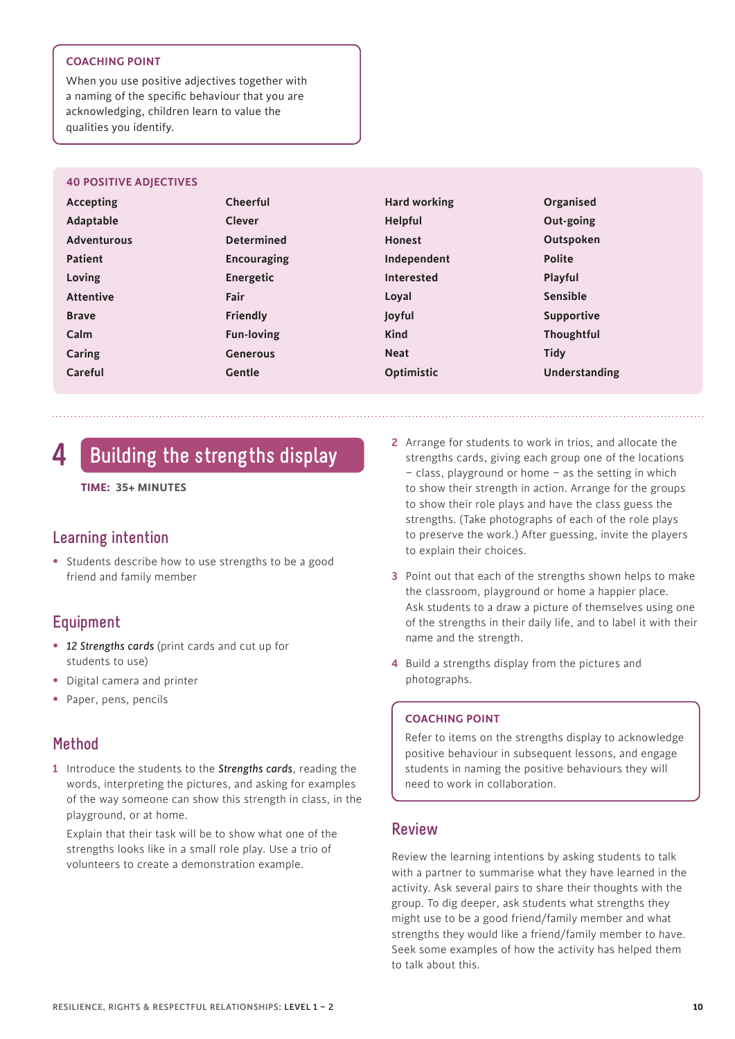**COACHING POINT**

When you use positive adjectives together with a naming of the specific behaviour that you are acknowledging, children learn to value the qualities you identify.

**40 POSITIVE ADJECTIVES**

| | | | |
|---|---|---|---|
| Accepting | Cheerful | Hard working | Organised |
| Adaptable | Clever | Helpful | Out-going |
| Adventurous | Determined | Honest | Outspoken |
| Patient | Encouraging | Independent | Polite |
| Loving | Energetic | Interested | Playful |
| Attentive | Fair | Loyal | Sensible |
| Brave | Friendly | Joyful | Supportive |
| Calm | Fun-loving | Kind | Thoughtful |
| Caring | Generous | Neat | Tidy |
| Careful | Gentle | Optimistic | Understanding |

# 4 Building the strengths display

**TIME: 35+ MINUTES**

## Learning intention

- Students describe how to use strengths to be a good friend and family member

## Equipment

- *12 Strengths cards* (print cards and cut up for students to use)
- Digital camera and printer
- Paper, pens, pencils

## Method

1. Introduce the students to the *Strengths cards*, reading the words, interpreting the pictures, and asking for examples of the way someone can show this strength in class, in the playground, or at home.

   Explain that their task will be to show what one of the strengths looks like in a small role play. Use a trio of volunteers to create a demonstration example.

2. Arrange for students to work in trios, and allocate the strengths cards, giving each group one of the locations – class, playground or home – as the setting in which to show their strength in action. Arrange for the groups to show their role plays and have the class guess the strengths. (Take photographs of each of the role plays to preserve the work.) After guessing, invite the players to explain their choices.

3. Point out that each of the strengths shown helps to make the classroom, playground or home a happier place. Ask students to a draw a picture of themselves using one of the strengths in their daily life, and to label it with their name and the strength.

4. Build a strengths display from the pictures and photographs.

**COACHING POINT**

Refer to items on the strengths display to acknowledge positive behaviour in subsequent lessons, and engage students in naming the positive behaviours they will need to work in collaboration.

## Review

Review the learning intentions by asking students to talk with a partner to summarise what they have learned in the activity. Ask several pairs to share their thoughts with the group. To dig deeper, ask students what strengths they might use to be a good friend/family member and what strengths they would like a friend/family member to have. Seek some examples of how the activity has helped them to talk about this.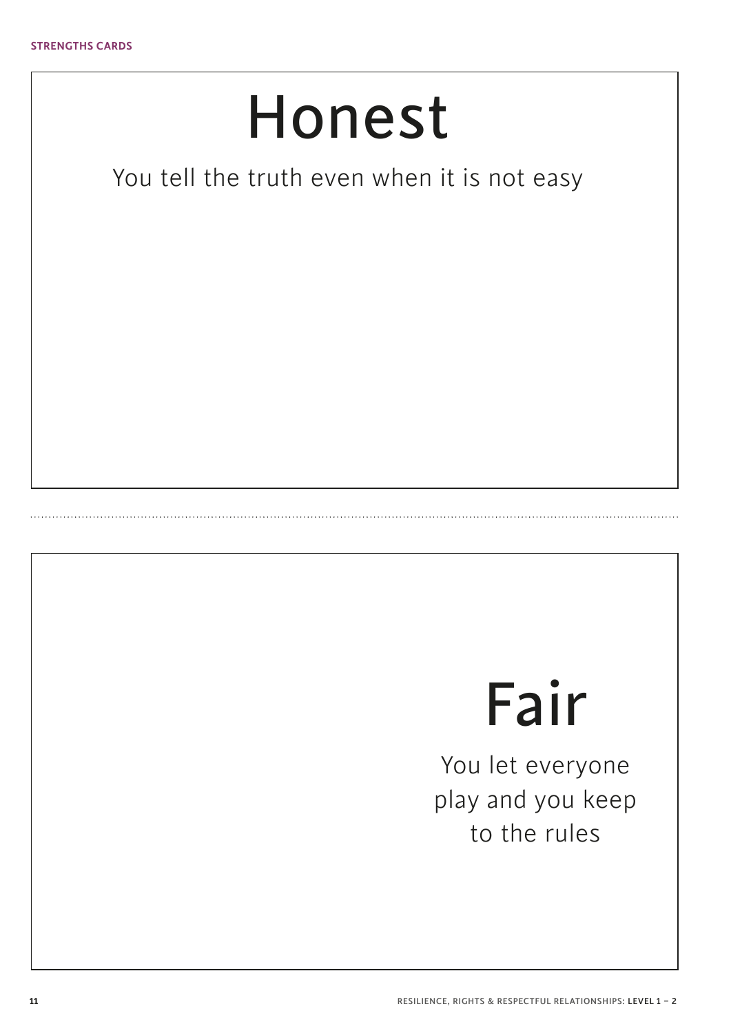# Honest

You tell the truth even when it is not easy

---

# Fair

You let everyone play and you keep to the rules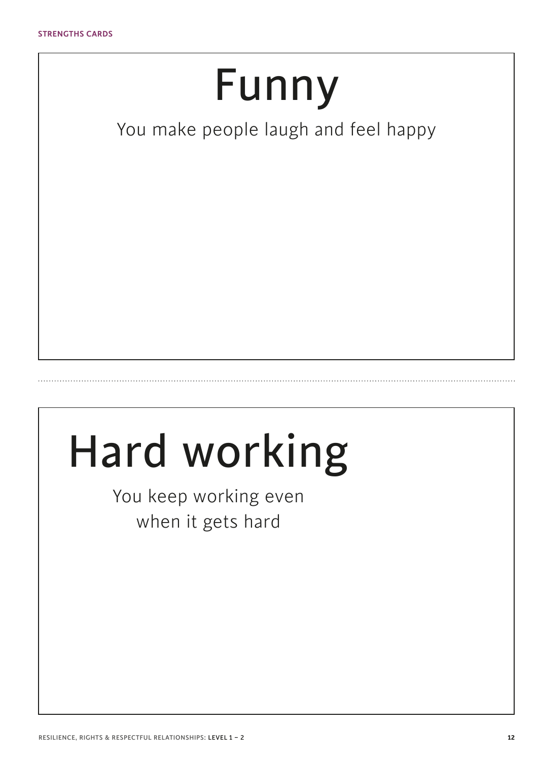# Funny

You make people laugh and feel happy

# Hard working

You keep working even when it gets hard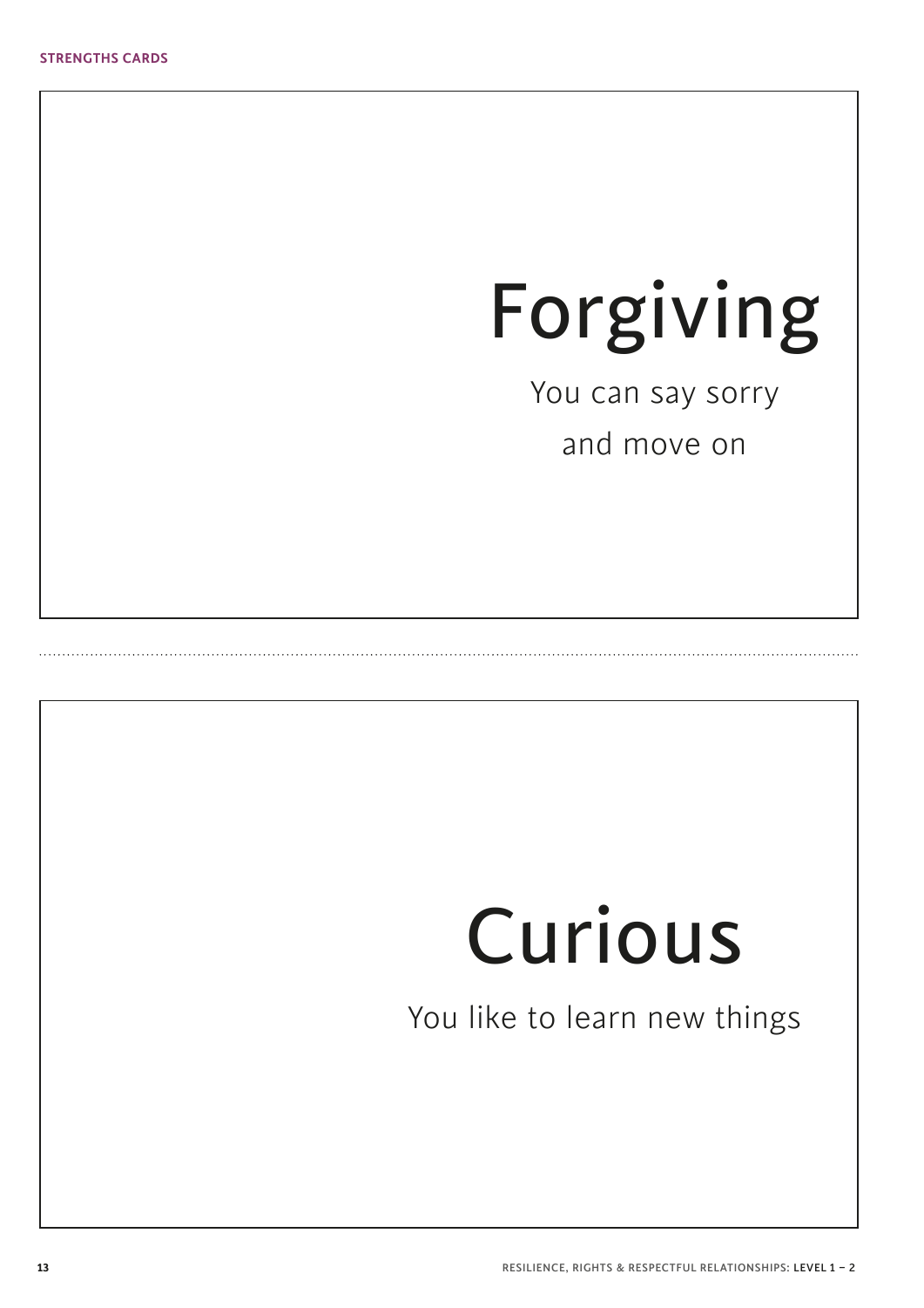# Forgiving

You can say sorry and move on

# Curious

You like to learn new things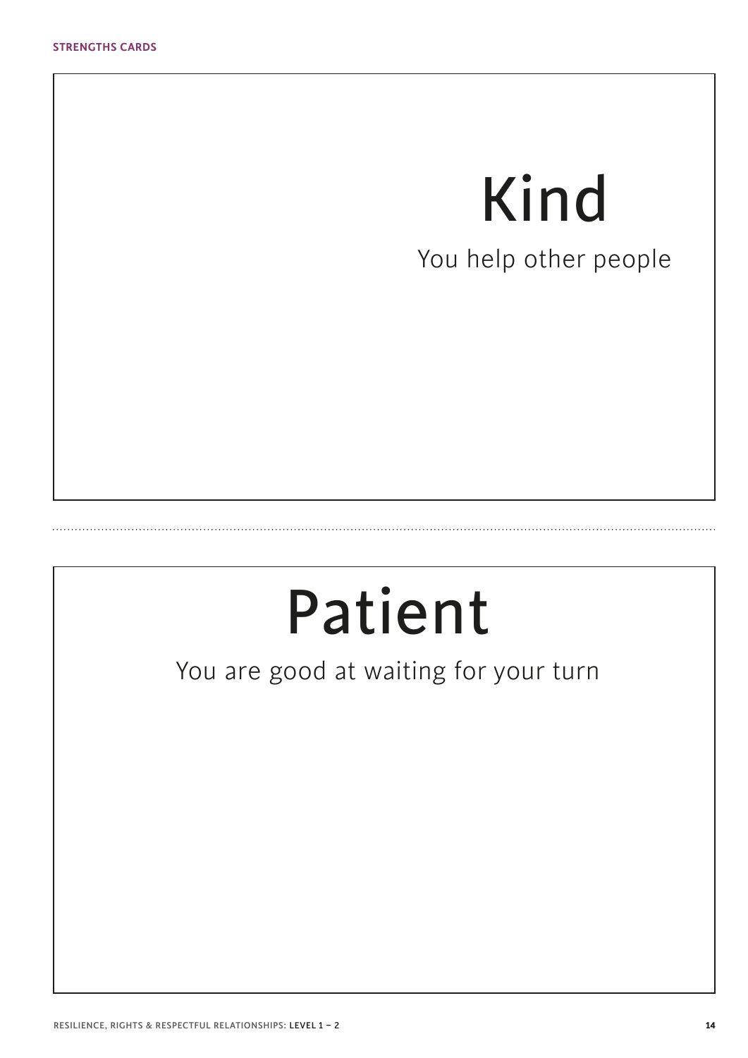# Kind

You help other people

# Patient

You are good at waiting for your turn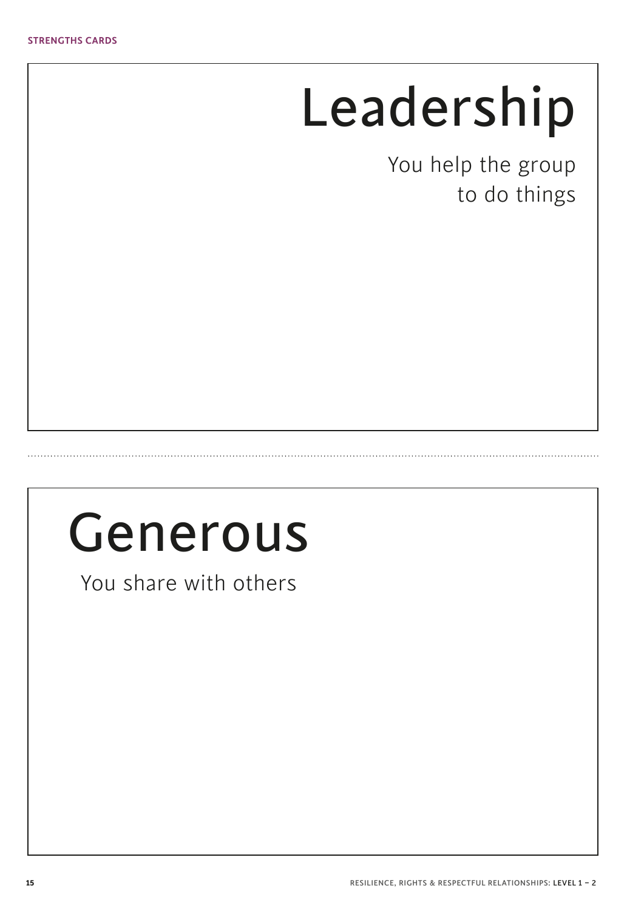# Leadership

You help the group to do things

# Generous

You share with others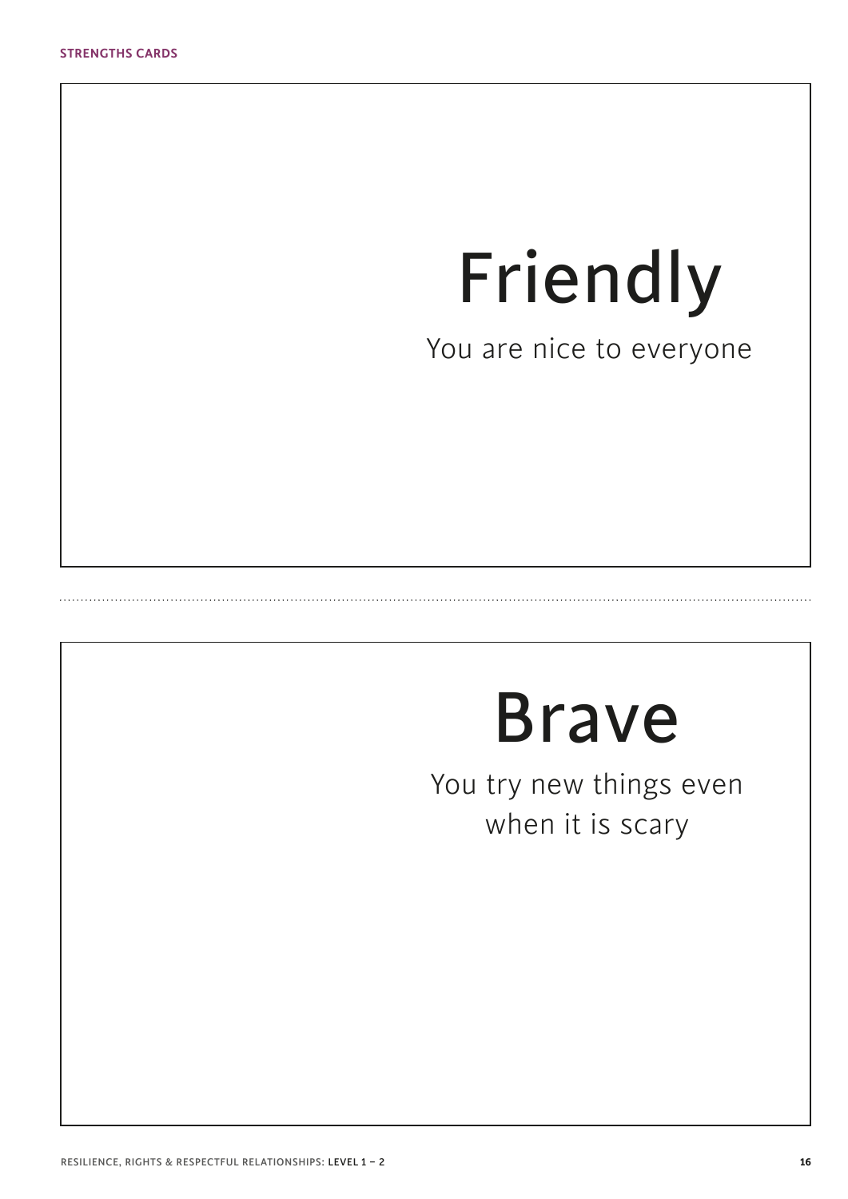# Friendly

You are nice to everyone

---

# Brave

You try new things even when it is scary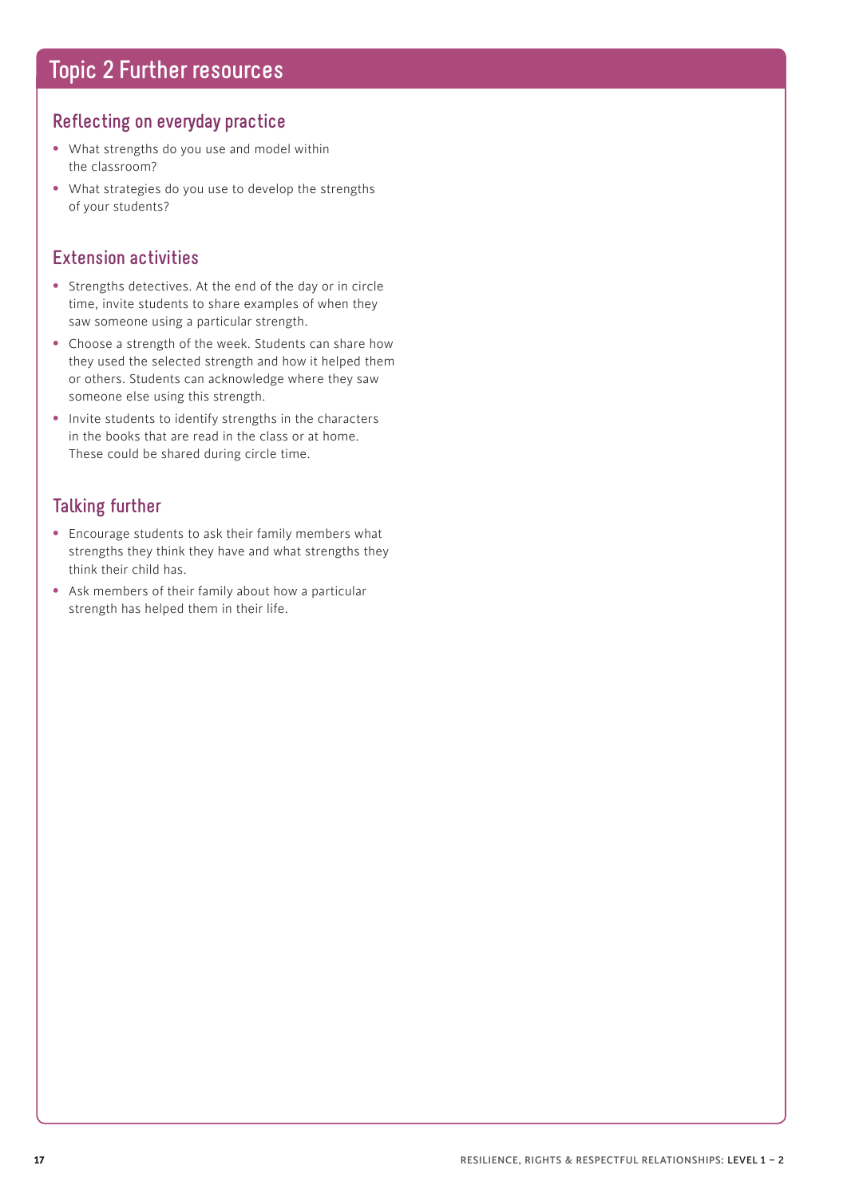# Topic 2 Further resources

## Reflecting on everyday practice

- What strengths do you use and model within the classroom?
- What strategies do you use to develop the strengths of your students?

## Extension activities

- Strengths detectives. At the end of the day or in circle time, invite students to share examples of when they saw someone using a particular strength.
- Choose a strength of the week. Students can share how they used the selected strength and how it helped them or others. Students can acknowledge where they saw someone else using this strength.
- Invite students to identify strengths in the characters in the books that are read in the class or at home. These could be shared during circle time.

## Talking further

- Encourage students to ask their family members what strengths they think they have and what strengths they think their child has.
- Ask members of their family about how a particular strength has helped them in their life.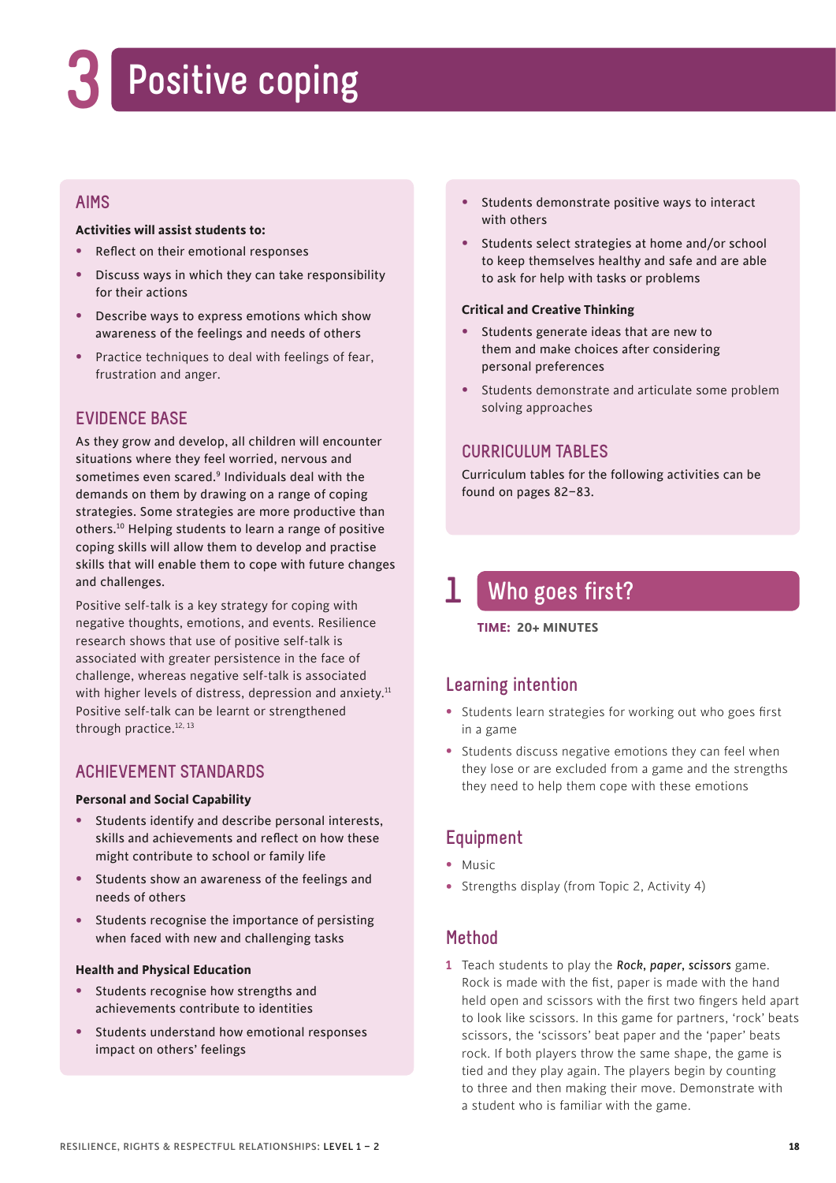# 3 Positive coping

## AIMS

**Activities will assist students to:**

- Reflect on their emotional responses
- Discuss ways in which they can take responsibility for their actions
- Describe ways to express emotions which show awareness of the feelings and needs of others
- Practice techniques to deal with feelings of fear, frustration and anger.

## EVIDENCE BASE

As they grow and develop, all children will encounter situations where they feel worried, nervous and sometimes even scared.[9] Individuals deal with the demands on them by drawing on a range of coping strategies. Some strategies are more productive than others.[10] Helping students to learn a range of positive coping skills will allow them to develop and practise skills that will enable them to cope with future changes and challenges.

Positive self-talk is a key strategy for coping with negative thoughts, emotions, and events. Resilience research shows that use of positive self-talk is associated with greater persistence in the face of challenge, whereas negative self-talk is associated with higher levels of distress, depression and anxiety.[11] Positive self-talk can be learnt or strengthened through practice.[12, 13]

## ACHIEVEMENT STANDARDS

**Personal and Social Capability**

- Students identify and describe personal interests, skills and achievements and reflect on how these might contribute to school or family life
- Students show an awareness of the feelings and needs of others
- Students recognise the importance of persisting when faced with new and challenging tasks

**Health and Physical Education**

- Students recognise how strengths and achievements contribute to identities
- Students understand how emotional responses impact on others' feelings
- Students demonstrate positive ways to interact with others
- Students select strategies at home and/or school to keep themselves healthy and safe and are able to ask for help with tasks or problems

**Critical and Creative Thinking**

- Students generate ideas that are new to them and make choices after considering personal preferences
- Students demonstrate and articulate some problem solving approaches

## CURRICULUM TABLES

Curriculum tables for the following activities can be found on pages 82–83.

## 1 Who goes first?

**TIME: 20+ MINUTES**

### Learning intention

- Students learn strategies for working out who goes first in a game
- Students discuss negative emotions they can feel when they lose or are excluded from a game and the strengths they need to help them cope with these emotions

### Equipment

- Music
- Strengths display (from Topic 2, Activity 4)

### Method

1. Teach students to play the ***Rock, paper, scissors*** game. Rock is made with the fist, paper is made with the hand held open and scissors with the first two fingers held apart to look like scissors. In this game for partners, 'rock' beats scissors, the 'scissors' beat paper and the 'paper' beats rock. If both players throw the same shape, the game is tied and they play again. The players begin by counting to three and then making their move. Demonstrate with a student who is familiar with the game.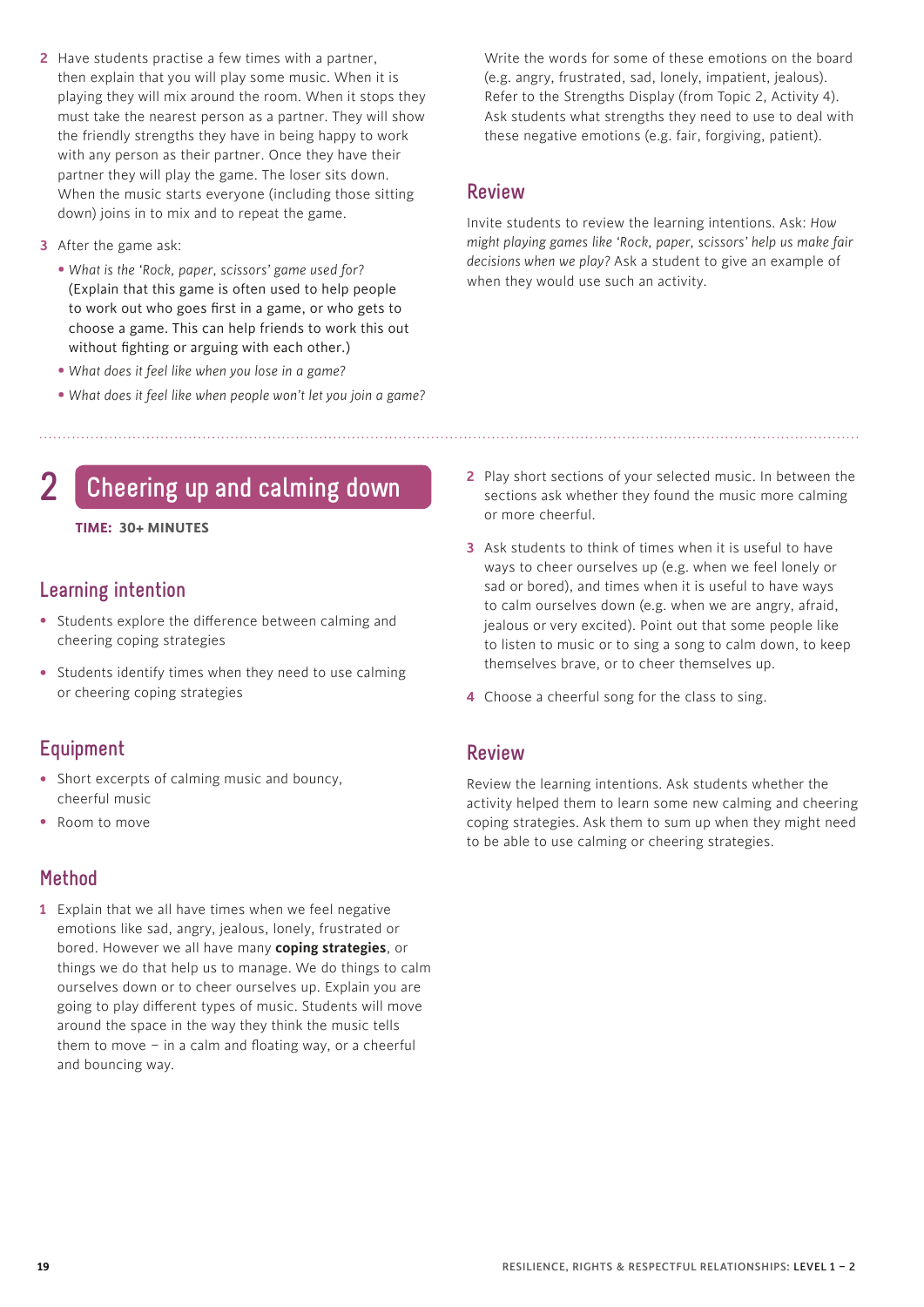2 Have students practise a few times with a partner, then explain that you will play some music. When it is playing they will mix around the room. When it stops they must take the nearest person as a partner. They will show the friendly strengths they have in being happy to work with any person as their partner. Once they have their partner they will play the game. The loser sits down. When the music starts everyone (including those sitting down) joins in to mix and to repeat the game.

3 After the game ask:
   - *What is the 'Rock, paper, scissors' game used for?* (Explain that this game is often used to help people to work out who goes first in a game, or who gets to choose a game. This can help friends to work this out without fighting or arguing with each other.)
   - *What does it feel like when you lose in a game?*
   - *What does it feel like when people won't let you join a game?*

   Write the words for some of these emotions on the board (e.g. angry, frustrated, sad, lonely, impatient, jealous). Refer to the Strengths Display (from Topic 2, Activity 4). Ask students what strengths they need to use to deal with these negative emotions (e.g. fair, forgiving, patient).

## Review

Invite students to review the learning intentions. Ask: *How might playing games like 'Rock, paper, scissors' help us make fair decisions when we play?* Ask a student to give an example of when they would use such an activity.

# 2 Cheering up and calming down

**TIME: 30+ MINUTES**

## Learning intention

- Students explore the difference between calming and cheering coping strategies
- Students identify times when they need to use calming or cheering coping strategies

## Equipment

- Short excerpts of calming music and bouncy, cheerful music
- Room to move

## Method

1 Explain that we all have times when we feel negative emotions like sad, angry, jealous, lonely, frustrated or bored. However we all have many **coping strategies**, or things we do that help us to manage. We do things to calm ourselves down or to cheer ourselves up. Explain you are going to play different types of music. Students will move around the space in the way they think the music tells them to move – in a calm and floating way, or a cheerful and bouncing way.

2 Play short sections of your selected music. In between the sections ask whether they found the music more calming or more cheerful.

3 Ask students to think of times when it is useful to have ways to cheer ourselves up (e.g. when we feel lonely or sad or bored), and times when it is useful to have ways to calm ourselves down (e.g. when we are angry, afraid, jealous or very excited). Point out that some people like to listen to music or to sing a song to calm down, to keep themselves brave, or to cheer themselves up.

4 Choose a cheerful song for the class to sing.

## Review

Review the learning intentions. Ask students whether the activity helped them to learn some new calming and cheering coping strategies. Ask them to sum up when they might need to be able to use calming or cheering strategies.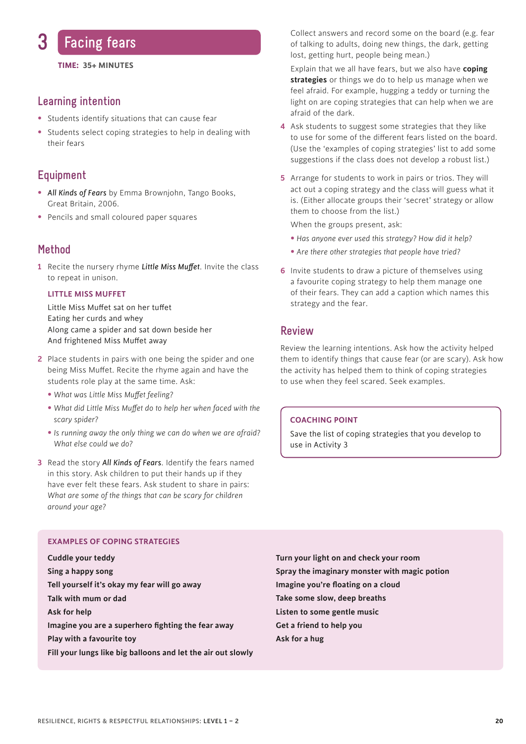# 3 Facing fears

**TIME: 35+ MINUTES**

## Learning intention

- Students identify situations that can cause fear
- Students select coping strategies to help in dealing with their fears

## Equipment

- *All Kinds of Fears* by Emma Brownjohn, Tango Books, Great Britain, 2006.
- Pencils and small coloured paper squares

## Method

1. Recite the nursery rhyme ***Little Miss Muffet***. Invite the class to repeat in unison.

   **LITTLE MISS MUFFET**

   Little Miss Muffet sat on her tuffet
   Eating her curds and whey
   Along came a spider and sat down beside her
   And frightened Miss Muffet away

2. Place students in pairs with one being the spider and one being Miss Muffet. Recite the rhyme again and have the students role play at the same time. Ask:
   - *What was Little Miss Muffet feeling?*
   - *What did Little Miss Muffet do to help her when faced with the scary spider?*
   - *Is running away the only thing we can do when we are afraid? What else could we do?*

3. Read the story ***All Kinds of Fears***. Identify the fears named in this story. Ask children to put their hands up if they have ever felt these fears. Ask student to share in pairs: *What are some of the things that can be scary for children around your age?*

   Collect answers and record some on the board (e.g. fear of talking to adults, doing new things, the dark, getting lost, getting hurt, people being mean.)

   Explain that we all have fears, but we also have **coping strategies** or things we do to help us manage when we feel afraid. For example, hugging a teddy or turning the light on are coping strategies that can help when we are afraid of the dark.

4. Ask students to suggest some strategies that they like to use for some of the different fears listed on the board. (Use the 'examples of coping strategies' list to add some suggestions if the class does not develop a robust list.)

5. Arrange for students to work in pairs or trios. They will act out a coping strategy and the class will guess what it is. (Either allocate groups their 'secret' strategy or allow them to choose from the list.)

   When the groups present, ask:
   - *Has anyone ever used this strategy? How did it help?*
   - *Are there other strategies that people have tried?*

6. Invite students to draw a picture of themselves using a favourite coping strategy to help them manage one of their fears. They can add a caption which names this strategy and the fear.

## Review

Review the learning intentions. Ask how the activity helped them to identify things that cause fear (or are scary). Ask how the activity has helped them to think of coping strategies to use when they feel scared. Seek examples.

> **COACHING POINT**
>
> Save the list of coping strategies that you develop to use in Activity 3

### EXAMPLES OF COPING STRATEGIES

**Cuddle your teddy**
**Sing a happy song**
**Tell yourself it's okay my fear will go away**
**Talk with mum or dad**
**Ask for help**
**Imagine you are a superhero fighting the fear away**
**Play with a favourite toy**
**Fill your lungs like big balloons and let the air out slowly**
**Turn your light on and check your room**
**Spray the imaginary monster with magic potion**
**Imagine you're floating on a cloud**
**Take some slow, deep breaths**
**Listen to some gentle music**
**Get a friend to help you**
**Ask for a hug**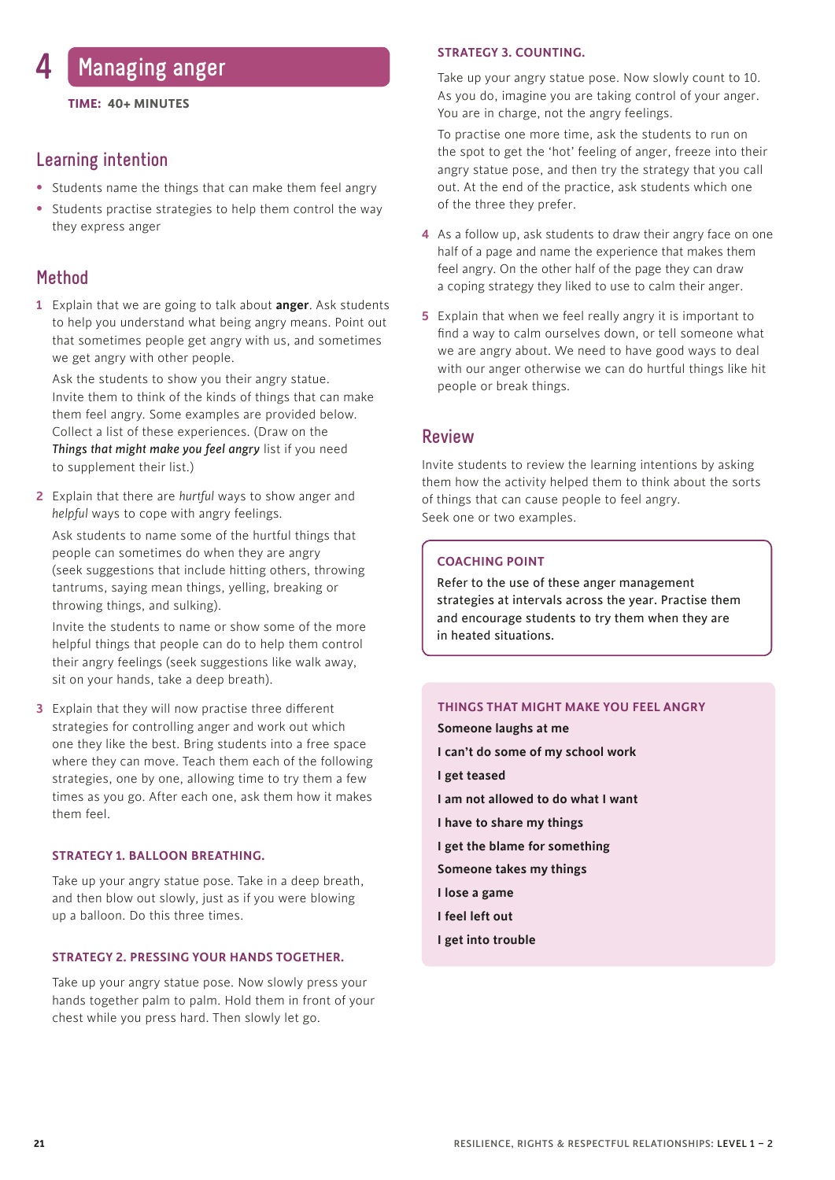# 4 Managing anger

**TIME: 40+ MINUTES**

## Learning intention

- Students name the things that can make them feel angry
- Students practise strategies to help them control the way they express anger

## Method

1. Explain that we are going to talk about **anger**. Ask students to help you understand what being angry means. Point out that sometimes people get angry with us, and sometimes we get angry with other people.

   Ask the students to show you their angry statue. Invite them to think of the kinds of things that can make them feel angry. Some examples are provided below. Collect a list of these experiences. (Draw on the ***Things that might make you feel angry*** list if you need to supplement their list.)

2. Explain that there are *hurtful* ways to show anger and *helpful* ways to cope with angry feelings.

   Ask students to name some of the hurtful things that people can sometimes do when they are angry (seek suggestions that include hitting others, throwing tantrums, saying mean things, yelling, breaking or throwing things, and sulking).

   Invite the students to name or show some of the more helpful things that people can do to help them control their angry feelings (seek suggestions like walk away, sit on your hands, take a deep breath).

3. Explain that they will now practise three different strategies for controlling anger and work out which one they like the best. Bring students into a free space where they can move. Teach them each of the following strategies, one by one, allowing time to try them a few times as you go. After each one, ask them how it makes them feel.

   #### STRATEGY 1. BALLOON BREATHING.

   Take up your angry statue pose. Take in a deep breath, and then blow out slowly, just as if you were blowing up a balloon. Do this three times.

   #### STRATEGY 2. PRESSING YOUR HANDS TOGETHER.

   Take up your angry statue pose. Now slowly press your hands together palm to palm. Hold them in front of your chest while you press hard. Then slowly let go.

   #### STRATEGY 3. COUNTING.

   Take up your angry statue pose. Now slowly count to 10. As you do, imagine you are taking control of your anger. You are in charge, not the angry feelings.

   To practise one more time, ask the students to run on the spot to get the 'hot' feeling of anger, freeze into their angry statue pose, and then try the strategy that you call out. At the end of the practice, ask students which one of the three they prefer.

4. As a follow up, ask students to draw their angry face on one half of a page and name the experience that makes them feel angry. On the other half of the page they can draw a coping strategy they liked to use to calm their anger.

5. Explain that when we feel really angry it is important to find a way to calm ourselves down, or tell someone what we are angry about. We need to have good ways to deal with our anger otherwise we can do hurtful things like hit people or break things.

## Review

Invite students to review the learning intentions by asking them how the activity helped them to think about the sorts of things that can cause people to feel angry.
Seek one or two examples.

> **COACHING POINT**
>
> Refer to the use of these anger management strategies at intervals across the year. Practise them and encourage students to try them when they are in heated situations.

### THINGS THAT MIGHT MAKE YOU FEEL ANGRY

**Someone laughs at me**

**I can't do some of my school work**

**I get teased**

**I am not allowed to do what I want**

**I have to share my things**

**I get the blame for something**

**Someone takes my things**

**I lose a game**

**I feel left out**

**I get into trouble**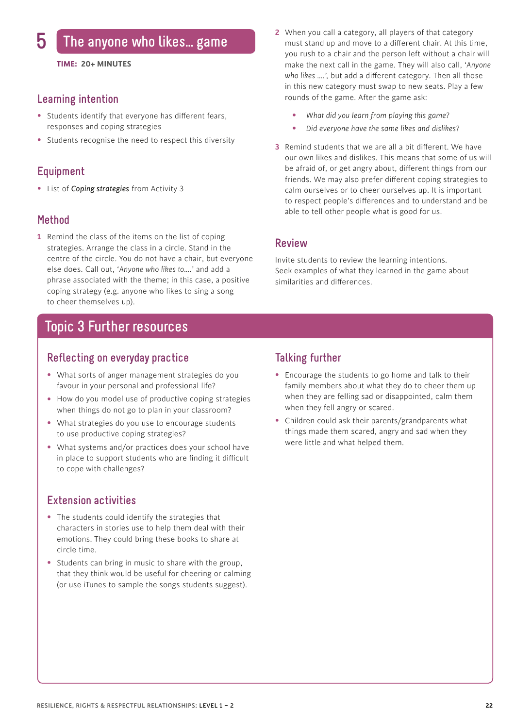# 5 The anyone who likes... game

**TIME: 20+ MINUTES**

## Learning intention

- Students identify that everyone has different fears, responses and coping strategies
- Students recognise the need to respect this diversity

## Equipment

- List of *Coping strategies* from Activity 3

## Method

1. Remind the class of the items on the list of coping strategies. Arrange the class in a circle. Stand in the centre of the circle. You do not have a chair, but everyone else does. Call out, '*Anyone who likes to….*' and add a phrase associated with the theme; in this case, a positive coping strategy (e.g. anyone who likes to sing a song to cheer themselves up).
2. When you call a category, all players of that category must stand up and move to a different chair. At this time, you rush to a chair and the person left without a chair will make the next call in the game. They will also call, '*Anyone who likes ….*', but add a different category. Then all those in this new category must swap to new seats. Play a few rounds of the game. After the game ask:
   - *What did you learn from playing this game?*
   - *Did everyone have the same likes and dislikes?*
3. Remind students that we are all a bit different. We have our own likes and dislikes. This means that some of us will be afraid of, or get angry about, different things from our friends. We may also prefer different coping strategies to calm ourselves or to cheer ourselves up. It is important to respect people's differences and to understand and be able to tell other people what is good for us.

## Review

Invite students to review the learning intentions. Seek examples of what they learned in the game about similarities and differences.

# Topic 3 Further resources

## Reflecting on everyday practice

- What sorts of anger management strategies do you favour in your personal and professional life?
- How do you model use of productive coping strategies when things do not go to plan in your classroom?
- What strategies do you use to encourage students to use productive coping strategies?
- What systems and/or practices does your school have in place to support students who are finding it difficult to cope with challenges?

## Extension activities

- The students could identify the strategies that characters in stories use to help them deal with their emotions. They could bring these books to share at circle time.
- Students can bring in music to share with the group, that they think would be useful for cheering or calming (or use iTunes to sample the songs students suggest).

## Talking further

- Encourage the students to go home and talk to their family members about what they do to cheer them up when they are felling sad or disappointed, calm them when they fell angry or scared.
- Children could ask their parents/grandparents what things made them scared, angry and sad when they were little and what helped them.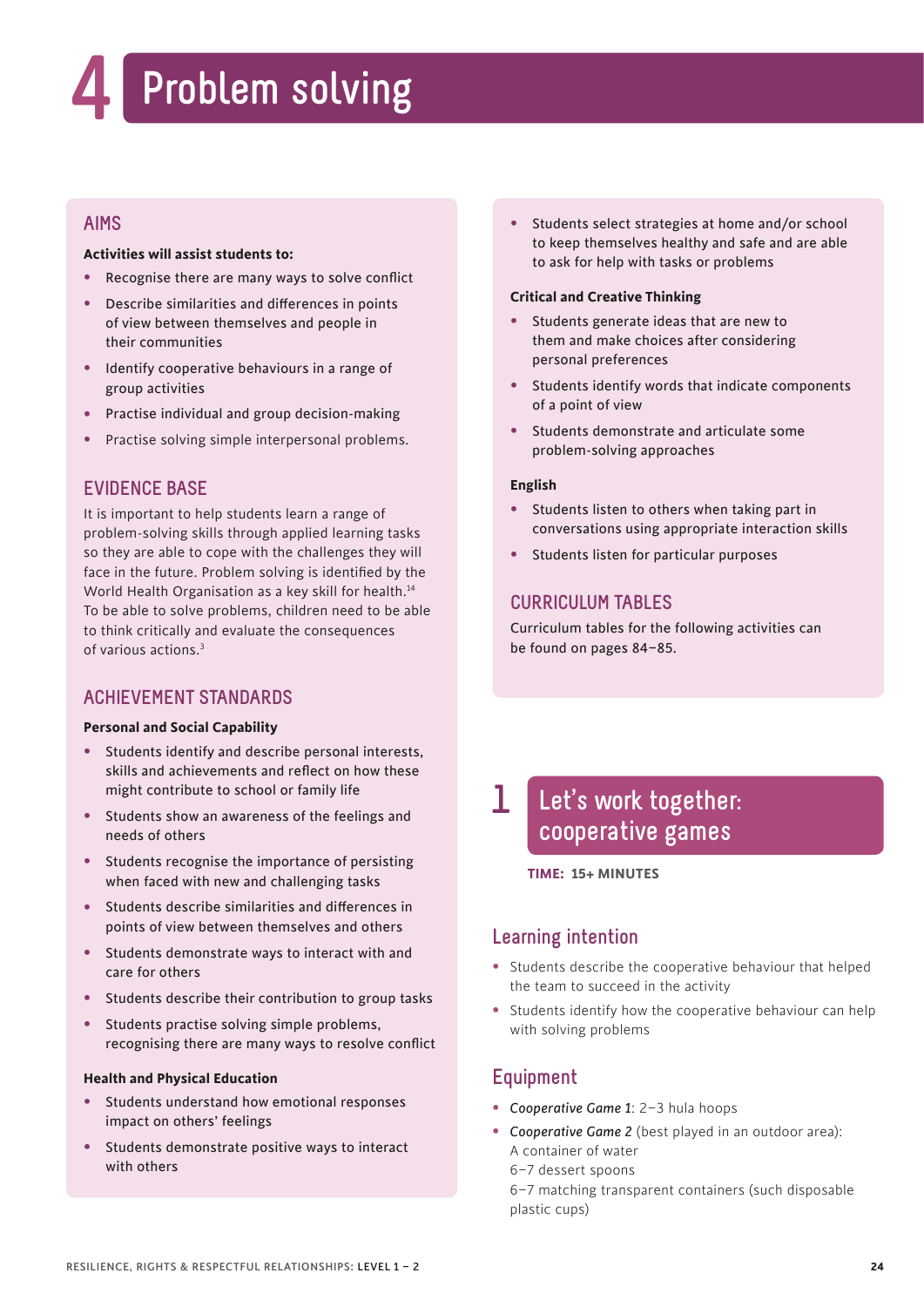# 4 Problem solving

## AIMS

**Activities will assist students to:**

- Recognise there are many ways to solve conflict
- Describe similarities and differences in points of view between themselves and people in their communities
- Identify cooperative behaviours in a range of group activities
- Practise individual and group decision-making
- Practise solving simple interpersonal problems.

## EVIDENCE BASE

It is important to help students learn a range of problem-solving skills through applied learning tasks so they are able to cope with the challenges they will face in the future. Problem solving is identified by the World Health Organisation as a key skill for health.[14] To be able to solve problems, children need to be able to think critically and evaluate the consequences of various actions.[3]

## ACHIEVEMENT STANDARDS

**Personal and Social Capability**

- Students identify and describe personal interests, skills and achievements and reflect on how these might contribute to school or family life
- Students show an awareness of the feelings and needs of others
- Students recognise the importance of persisting when faced with new and challenging tasks
- Students describe similarities and differences in points of view between themselves and others
- Students demonstrate ways to interact with and care for others
- Students describe their contribution to group tasks
- Students practise solving simple problems, recognising there are many ways to resolve conflict

**Health and Physical Education**

- Students understand how emotional responses impact on others' feelings
- Students demonstrate positive ways to interact with others
- Students select strategies at home and/or school to keep themselves healthy and safe and are able to ask for help with tasks or problems

**Critical and Creative Thinking**

- Students generate ideas that are new to them and make choices after considering personal preferences
- Students identify words that indicate components of a point of view
- Students demonstrate and articulate some problem-solving approaches

**English**

- Students listen to others when taking part in conversations using appropriate interaction skills
- Students listen for particular purposes

## CURRICULUM TABLES

Curriculum tables for the following activities can be found on pages 84–85.

## 1 Let's work together: cooperative games

**TIME: 15+ MINUTES**

### Learning intention

- Students describe the cooperative behaviour that helped the team to succeed in the activity
- Students identify how the cooperative behaviour can help with solving problems

### Equipment

- *Cooperative Game 1*: 2–3 hula hoops
- *Cooperative Game 2* (best played in an outdoor area):
  A container of water
  6–7 dessert spoons
  6–7 matching transparent containers (such disposable plastic cups)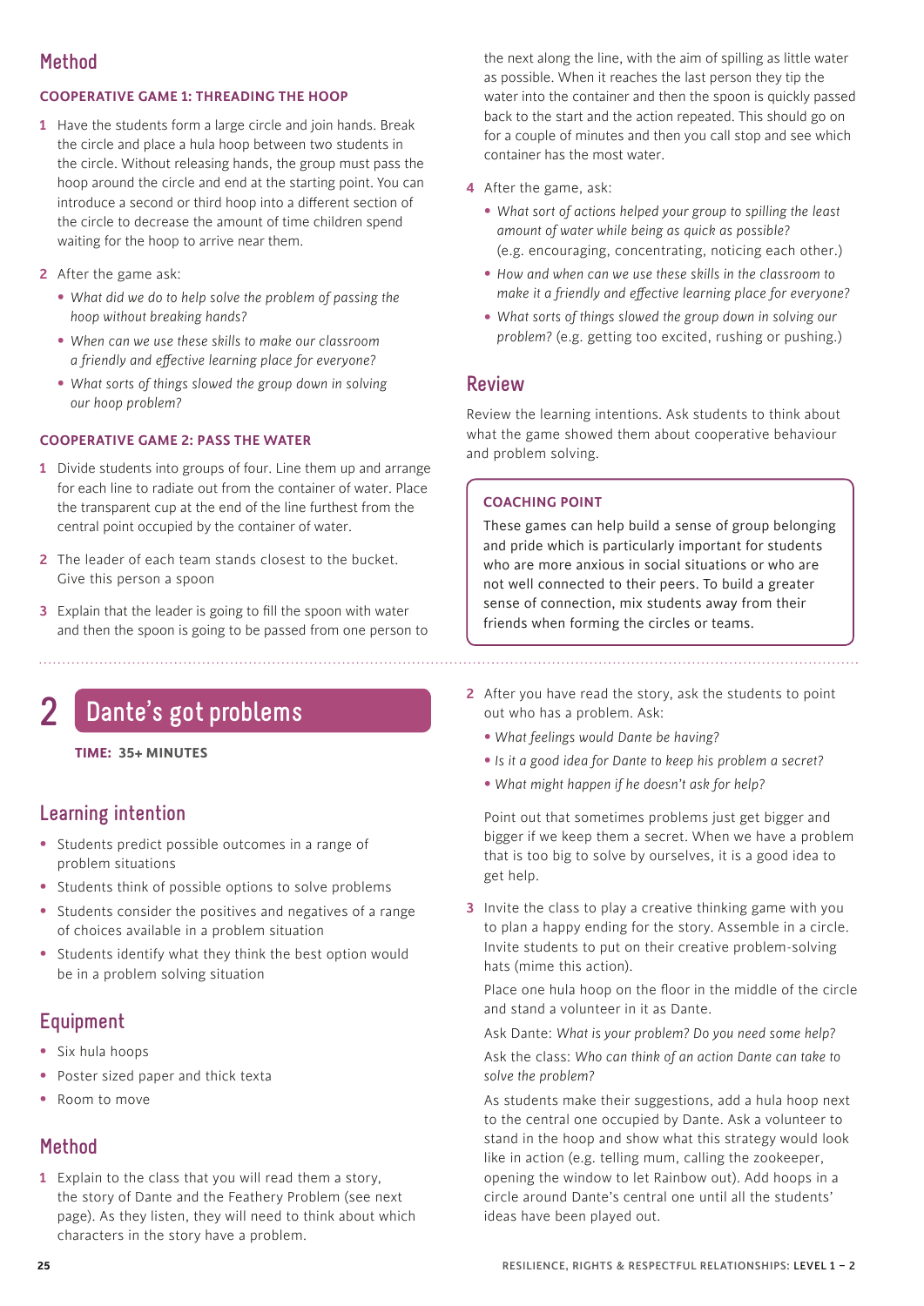## Method

### COOPERATIVE GAME 1: THREADING THE HOOP

1. Have the students form a large circle and join hands. Break the circle and place a hula hoop between two students in the circle. Without releasing hands, the group must pass the hoop around the circle and end at the starting point. You can introduce a second or third hoop into a different section of the circle to decrease the amount of time children spend waiting for the hoop to arrive near them.

2. After the game ask:
   - *What did we do to help solve the problem of passing the hoop without breaking hands?*
   - *When can we use these skills to make our classroom a friendly and effective learning place for everyone?*
   - *What sorts of things slowed the group down in solving our hoop problem?*

### COOPERATIVE GAME 2: PASS THE WATER

1. Divide students into groups of four. Line them up and arrange for each line to radiate out from the container of water. Place the transparent cup at the end of the line furthest from the central point occupied by the container of water.

2. The leader of each team stands closest to the bucket. Give this person a spoon

3. Explain that the leader is going to fill the spoon with water and then the spoon is going to be passed from one person to the next along the line, with the aim of spilling as little water as possible. When it reaches the last person they tip the water into the container and then the spoon is quickly passed back to the start and the action repeated. This should go on for a couple of minutes and then you call stop and see which container has the most water.

4. After the game, ask:
   - *What sort of actions helped your group to spilling the least amount of water while being as quick as possible?* (e.g. encouraging, concentrating, noticing each other.)
   - *How and when can we use these skills in the classroom to make it a friendly and effective learning place for everyone?*
   - *What sorts of things slowed the group down in solving our problem?* (e.g. getting too excited, rushing or pushing.)

## Review

Review the learning intentions. Ask students to think about what the game showed them about cooperative behaviour and problem solving.

> **COACHING POINT**
>
> These games can help build a sense of group belonging and pride which is particularly important for students who are more anxious in social situations or who are not well connected to their peers. To build a greater sense of connection, mix students away from their friends when forming the circles or teams.

# 2 Dante's got problems

**TIME: 35+ MINUTES**

## Learning intention

- Students predict possible outcomes in a range of problem situations
- Students think of possible options to solve problems
- Students consider the positives and negatives of a range of choices available in a problem situation
- Students identify what they think the best option would be in a problem solving situation

## Equipment

- Six hula hoops
- Poster sized paper and thick texta
- Room to move

## Method

1. Explain to the class that you will read them a story, the story of Dante and the Feathery Problem (see next page). As they listen, they will need to think about which characters in the story have a problem.

2. After you have read the story, ask the students to point out who has a problem. Ask:
   - *What feelings would Dante be having?*
   - *Is it a good idea for Dante to keep his problem a secret?*
   - *What might happen if he doesn't ask for help?*

   Point out that sometimes problems just get bigger and bigger if we keep them a secret. When we have a problem that is too big to solve by ourselves, it is a good idea to get help.

3. Invite the class to play a creative thinking game with you to plan a happy ending for the story. Assemble in a circle. Invite students to put on their creative problem-solving hats (mime this action).

   Place one hula hoop on the floor in the middle of the circle and stand a volunteer in it as Dante.

   Ask Dante: *What is your problem? Do you need some help?*

   Ask the class: *Who can think of an action Dante can take to solve the problem?*

   As students make their suggestions, add a hula hoop next to the central one occupied by Dante. Ask a volunteer to stand in the hoop and show what this strategy would look like in action (e.g. telling mum, calling the zookeeper, opening the window to let Rainbow out). Add hoops in a circle around Dante's central one until all the students' ideas have been played out.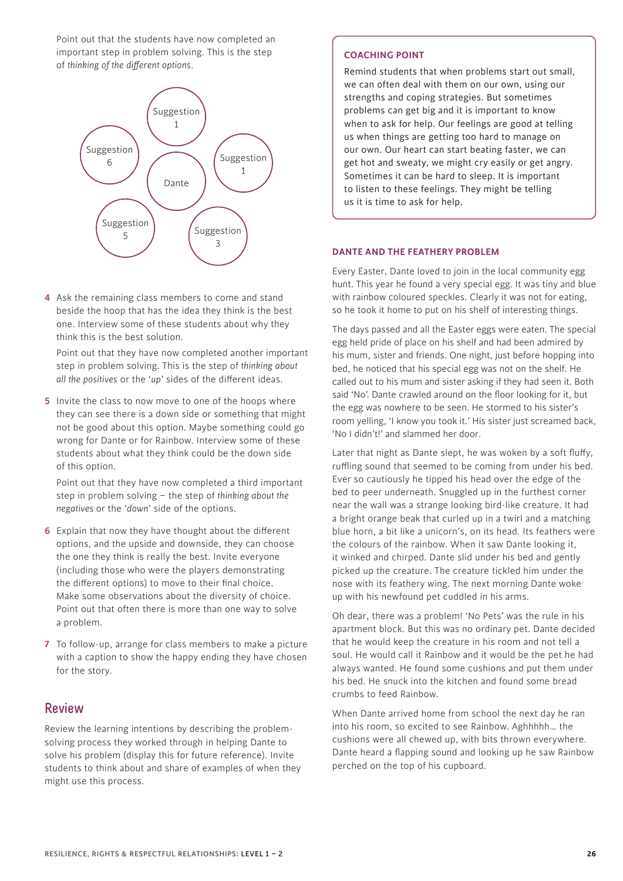Point out that the students have now completed an important step in problem solving. This is the step of *thinking of the different options*.

Suggestion 1

Suggestion 6

Suggestion 1

Dante

Suggestion 5

Suggestion 3

4. Ask the remaining class members to come and stand beside the hoop that has the idea they think is the best one. Interview some of these students about why they think this is the best solution.

   Point out that they have now completed another important step in problem solving. This is the step of *thinking about all the positives* or the '*up*' sides of the different ideas.

5. Invite the class to now move to one of the hoops where they can see there is a down side or something that might not be good about this option. Maybe something could go wrong for Dante or for Rainbow. Interview some of these students about what they think could be the down side of this option.

   Point out that they have now completed a third important step in problem solving – the step of *thinking about the negatives* or the '*down*' side of the options.

6. Explain that now they have thought about the different options, and the upside and downside, they can choose the one they think is really the best. Invite everyone (including those who were the players demonstrating the different options) to move to their final choice. Make some observations about the diversity of choice. Point out that often there is more than one way to solve a problem.

7. To follow-up, arrange for class members to make a picture with a caption to show the happy ending they have chosen for the story.

## Review

Review the learning intentions by describing the problem-solving process they worked through in helping Dante to solve his problem (display this for future reference). Invite students to think about and share of examples of when they might use this process.

> **COACHING POINT**
>
> Remind students that when problems start out small, we can often deal with them on our own, using our strengths and coping strategies. But sometimes problems can get big and it is important to know when to ask for help. Our feelings are good at telling us when things are getting too hard to manage on our own. Our heart can start beating faster, we can get hot and sweaty, we might cry easily or get angry. Sometimes it can be hard to sleep. It is important to listen to these feelings. They might be telling us it is time to ask for help.

### DANTE AND THE FEATHERY PROBLEM

Every Easter, Dante loved to join in the local community egg hunt. This year he found a very special egg. It was tiny and blue with rainbow coloured speckles. Clearly it was not for eating, so he took it home to put on his shelf of interesting things.

The days passed and all the Easter eggs were eaten. The special egg held pride of place on his shelf and had been admired by his mum, sister and friends. One night, just before hopping into bed, he noticed that his special egg was not on the shelf. He called out to his mum and sister asking if they had seen it. Both said 'No'. Dante crawled around on the floor looking for it, but the egg was nowhere to be seen. He stormed to his sister's room yelling, 'I know you took it.' His sister just screamed back, 'No I didn't!' and slammed her door.

Later that night as Dante slept, he was woken by a soft fluffy, ruffling sound that seemed to be coming from under his bed. Ever so cautiously he tipped his head over the edge of the bed to peer underneath. Snuggled up in the furthest corner near the wall was a strange looking bird-like creature. It had a bright orange beak that curled up in a twirl and a matching blue horn, a bit like a unicorn's, on its head. Its feathers were the colours of the rainbow. When it saw Dante looking it, it winked and chirped. Dante slid under his bed and gently picked up the creature. The creature tickled him under the nose with its feathery wing. The next morning Dante woke up with his newfound pet cuddled in his arms.

Oh dear, there was a problem! 'No Pets' was the rule in his apartment block. But this was no ordinary pet. Dante decided that he would keep the creature in his room and not tell a soul. He would call it Rainbow and it would be the pet he had always wanted. He found some cushions and put them under his bed. He snuck into the kitchen and found some bread crumbs to feed Rainbow.

When Dante arrived home from school the next day he ran into his room, so excited to see Rainbow. Aghhhhh… the cushions were all chewed up, with bits thrown everywhere. Dante heard a flapping sound and looking up he saw Rainbow perched on the top of his cupboard.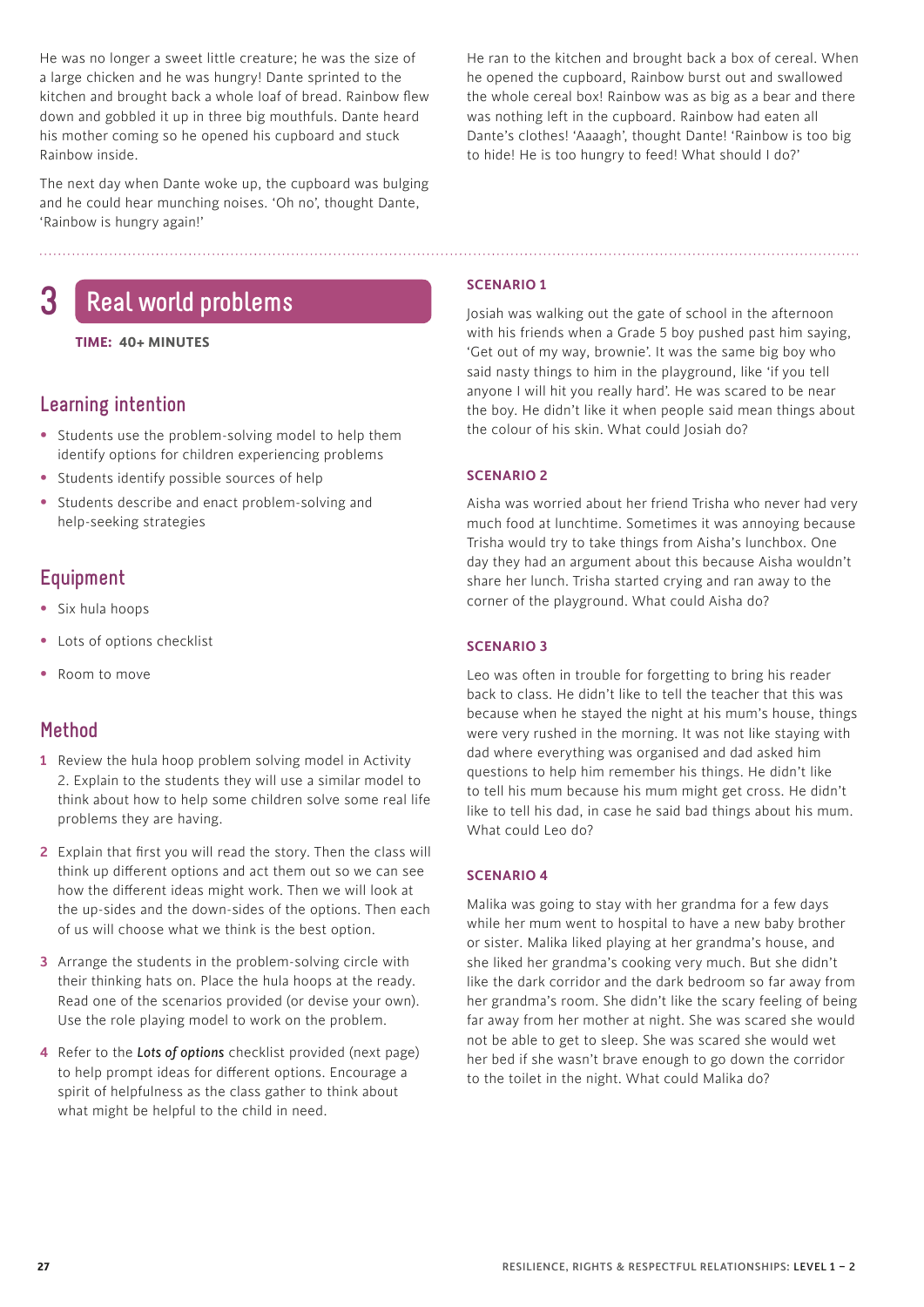He was no longer a sweet little creature; he was the size of a large chicken and he was hungry! Dante sprinted to the kitchen and brought back a whole loaf of bread. Rainbow flew down and gobbled it up in three big mouthfuls. Dante heard his mother coming so he opened his cupboard and stuck Rainbow inside.

The next day when Dante woke up, the cupboard was bulging and he could hear munching noises. 'Oh no', thought Dante, 'Rainbow is hungry again!'

He ran to the kitchen and brought back a box of cereal. When he opened the cupboard, Rainbow burst out and swallowed the whole cereal box! Rainbow was as big as a bear and there was nothing left in the cupboard. Rainbow had eaten all Dante's clothes! 'Aaaagh', thought Dante! 'Rainbow is too big to hide! He is too hungry to feed! What should I do?'

# 3 Real world problems

**TIME: 40+ MINUTES**

## Learning intention

- Students use the problem-solving model to help them identify options for children experiencing problems
- Students identify possible sources of help
- Students describe and enact problem-solving and help-seeking strategies

## Equipment

- Six hula hoops
- Lots of options checklist
- Room to move

## Method

1. Review the hula hoop problem solving model in Activity 2. Explain to the students they will use a similar model to think about how to help some children solve some real life problems they are having.
2. Explain that first you will read the story. Then the class will think up different options and act them out so we can see how the different ideas might work. Then we will look at the up-sides and the down-sides of the options. Then each of us will choose what we think is the best option.
3. Arrange the students in the problem-solving circle with their thinking hats on. Place the hula hoops at the ready. Read one of the scenarios provided (or devise your own). Use the role playing model to work on the problem.
4. Refer to the ***Lots of options*** checklist provided (next page) to help prompt ideas for different options. Encourage a spirit of helpfulness as the class gather to think about what might be helpful to the child in need.

**SCENARIO 1**

Josiah was walking out the gate of school in the afternoon with his friends when a Grade 5 boy pushed past him saying, 'Get out of my way, brownie'. It was the same big boy who said nasty things to him in the playground, like 'if you tell anyone I will hit you really hard'. He was scared to be near the boy. He didn't like it when people said mean things about the colour of his skin. What could Josiah do?

**SCENARIO 2**

Aisha was worried about her friend Trisha who never had very much food at lunchtime. Sometimes it was annoying because Trisha would try to take things from Aisha's lunchbox. One day they had an argument about this because Aisha wouldn't share her lunch. Trisha started crying and ran away to the corner of the playground. What could Aisha do?

**SCENARIO 3**

Leo was often in trouble for forgetting to bring his reader back to class. He didn't like to tell the teacher that this was because when he stayed the night at his mum's house, things were very rushed in the morning. It was not like staying with dad where everything was organised and dad asked him questions to help him remember his things. He didn't like to tell his mum because his mum might get cross. He didn't like to tell his dad, in case he said bad things about his mum. What could Leo do?

**SCENARIO 4**

Malika was going to stay with her grandma for a few days while her mum went to hospital to have a new baby brother or sister. Malika liked playing at her grandma's house, and she liked her grandma's cooking very much. But she didn't like the dark corridor and the dark bedroom so far away from her grandma's room. She didn't like the scary feeling of being far away from her mother at night. She was scared she would not be able to get to sleep. She was scared she would wet her bed if she wasn't brave enough to go down the corridor to the toilet in the night. What could Malika do?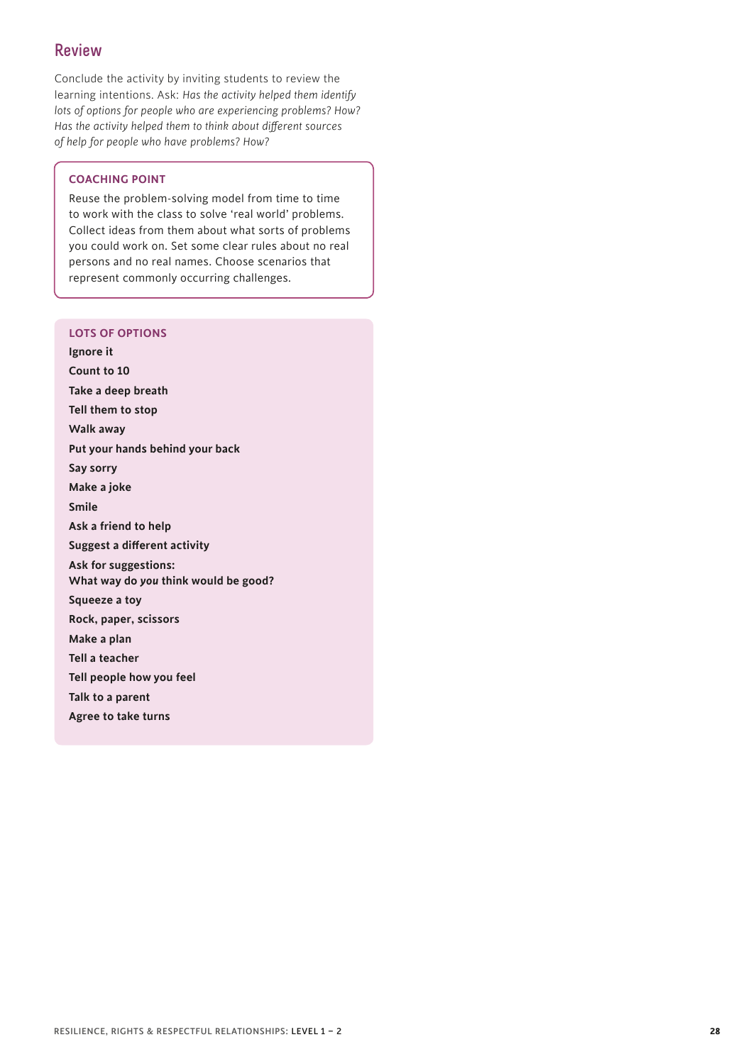## Review

Conclude the activity by inviting students to review the learning intentions. Ask: *Has the activity helped them identify lots of options for people who are experiencing problems? How? Has the activity helped them to think about different sources of help for people who have problems? How?*

> **COACHING POINT**
>
> Reuse the problem-solving model from time to time to work with the class to solve 'real world' problems. Collect ideas from them about what sorts of problems you could work on. Set some clear rules about no real persons and no real names. Choose scenarios that represent commonly occurring challenges.

**LOTS OF OPTIONS**

**Ignore it**

**Count to 10**

**Take a deep breath**

**Tell them to stop**

**Walk away**

**Put your hands behind your back**

**Say sorry**

**Make a joke**

**Smile**

**Ask a friend to help**

**Suggest a different activity**

**Ask for suggestions:**
**What way do *you* think would be good?**

**Squeeze a toy**

**Rock, paper, scissors**

**Make a plan**

**Tell a teacher**

**Tell people how you feel**

**Talk to a parent**

**Agree to take turns**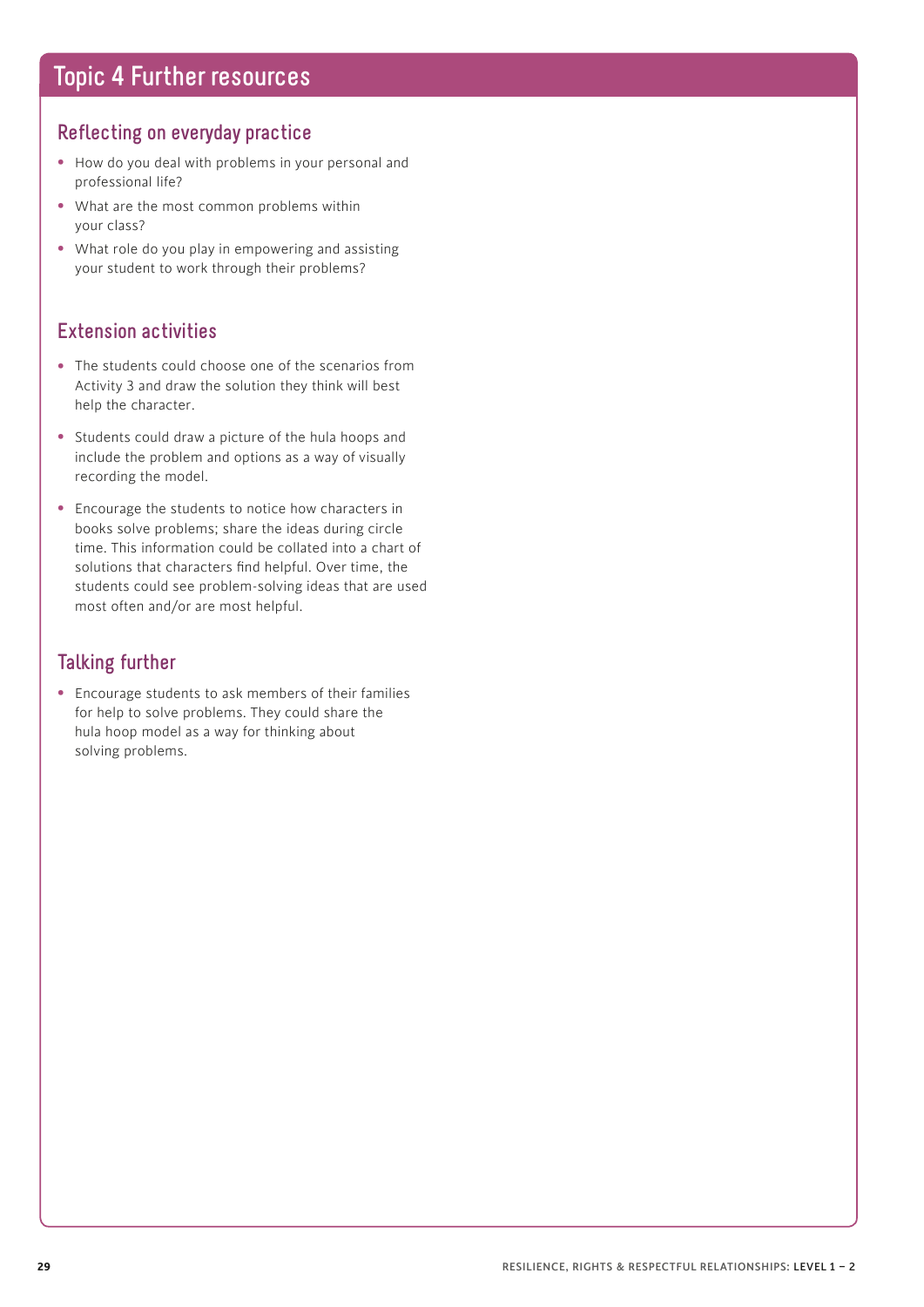# Topic 4 Further resources

## Reflecting on everyday practice

- How do you deal with problems in your personal and professional life?
- What are the most common problems within your class?
- What role do you play in empowering and assisting your student to work through their problems?

## Extension activities

- The students could choose one of the scenarios from Activity 3 and draw the solution they think will best help the character.
- Students could draw a picture of the hula hoops and include the problem and options as a way of visually recording the model.
- Encourage the students to notice how characters in books solve problems; share the ideas during circle time. This information could be collated into a chart of solutions that characters find helpful. Over time, the students could see problem-solving ideas that are used most often and/or are most helpful.

## Talking further

- Encourage students to ask members of their families for help to solve problems. They could share the hula hoop model as a way for thinking about solving problems.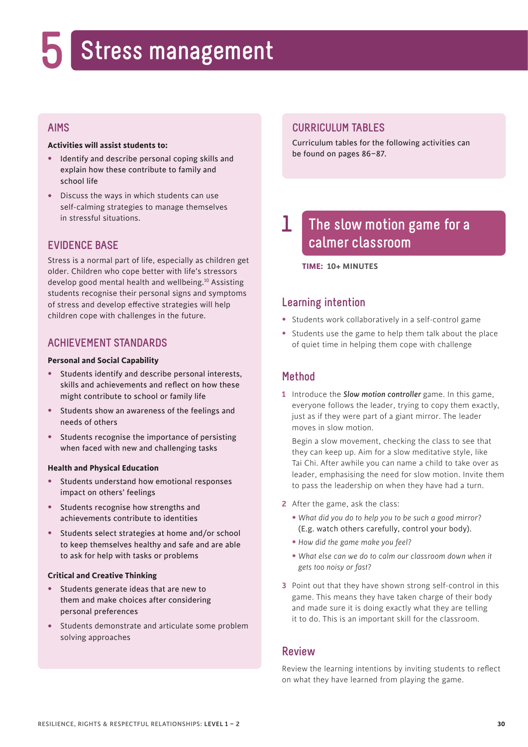# 5 Stress management

## AIMS

**Activities will assist students to:**

- Identify and describe personal coping skills and explain how these contribute to family and school life
- Discuss the ways in which students can use self-calming strategies to manage themselves in stressful situations.

## EVIDENCE BASE

Stress is a normal part of life, especially as children get older. Children who cope better with life's stressors develop good mental health and wellbeing.[10] Assisting students recognise their personal signs and symptoms of stress and develop effective strategies will help children cope with challenges in the future.

## ACHIEVEMENT STANDARDS

**Personal and Social Capability**

- Students identify and describe personal interests, skills and achievements and reflect on how these might contribute to school or family life
- Students show an awareness of the feelings and needs of others
- Students recognise the importance of persisting when faced with new and challenging tasks

**Health and Physical Education**

- Students understand how emotional responses impact on others' feelings
- Students recognise how strengths and achievements contribute to identities
- Students select strategies at home and/or school to keep themselves healthy and safe and are able to ask for help with tasks or problems

**Critical and Creative Thinking**

- Students generate ideas that are new to them and make choices after considering personal preferences
- Students demonstrate and articulate some problem solving approaches

## CURRICULUM TABLES

Curriculum tables for the following activities can be found on pages 86–87.

## 1 The slow motion game for a calmer classroom

**TIME: 10+ MINUTES**

### Learning intention

- Students work collaboratively in a self-control game
- Students use the game to help them talk about the place of quiet time in helping them cope with challenge

### Method

1. Introduce the ***Slow motion controller*** game. In this game, everyone follows the leader, trying to copy them exactly, just as if they were part of a giant mirror. The leader moves in slow motion.

   Begin a slow movement, checking the class to see that they can keep up. Aim for a slow meditative style, like Tai Chi. After awhile you can name a child to take over as leader, emphasising the need for slow motion. Invite them to pass the leadership on when they have had a turn.

2. After the game, ask the class:
   - *What did you do to help you to be such a good mirror?* (E.g. watch others carefully, control your body).
   - *How did the game make you feel?*
   - *What else can we do to calm our classroom down when it gets too noisy or fast?*

3. Point out that they have shown strong self-control in this game. This means they have taken charge of their body and made sure it is doing exactly what they are telling it to do. This is an important skill for the classroom.

### Review

Review the learning intentions by inviting students to reflect on what they have learned from playing the game.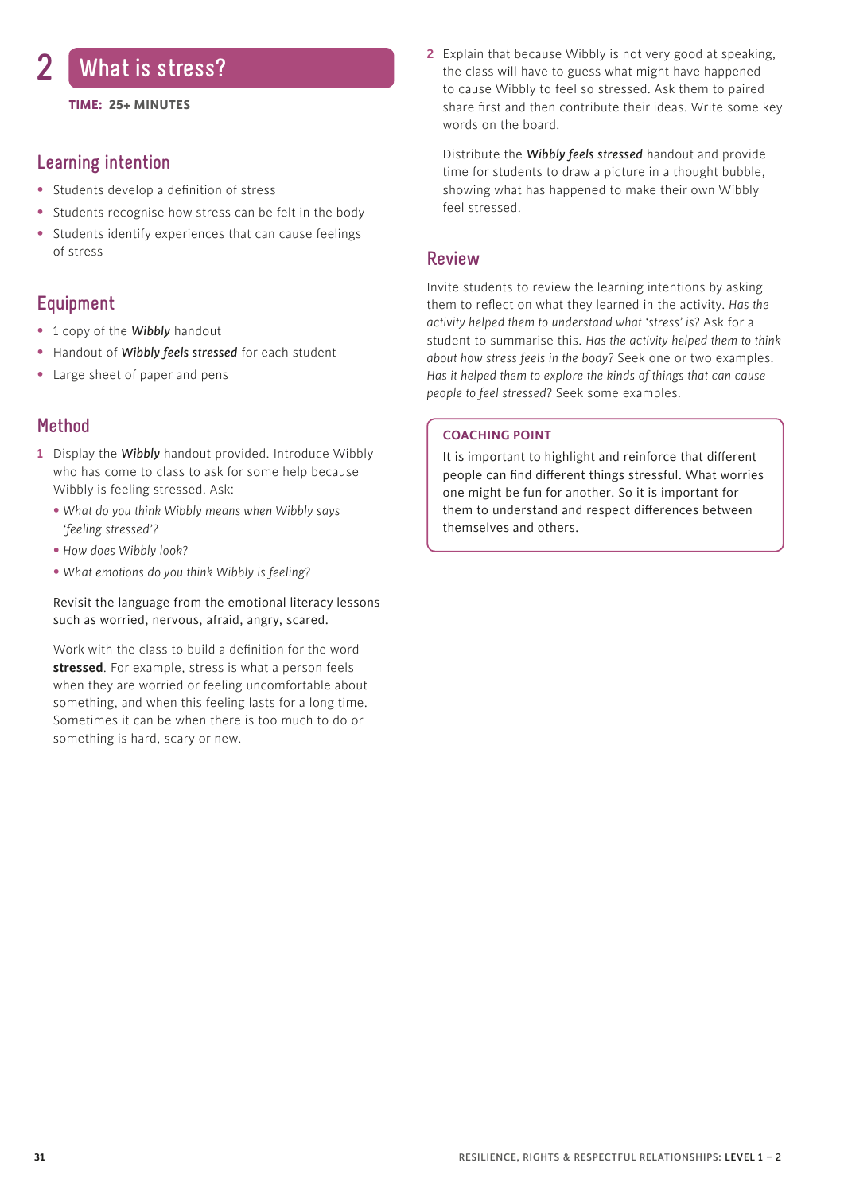# 2 What is stress?

**TIME: 25+ MINUTES**

## Learning intention

- Students develop a definition of stress
- Students recognise how stress can be felt in the body
- Students identify experiences that can cause feelings of stress

## Equipment

- 1 copy of the ***Wibbly*** handout
- Handout of ***Wibbly feels stressed*** for each student
- Large sheet of paper and pens

## Method

1. Display the ***Wibbly*** handout provided. Introduce Wibbly who has come to class to ask for some help because Wibbly is feeling stressed. Ask:
   - *What do you think Wibbly means when Wibbly says 'feeling stressed'?*
   - *How does Wibbly look?*
   - *What emotions do you think Wibbly is feeling?*

   Revisit the language from the emotional literacy lessons such as worried, nervous, afraid, angry, scared.

   Work with the class to build a definition for the word **stressed**. For example, stress is what a person feels when they are worried or feeling uncomfortable about something, and when this feeling lasts for a long time. Sometimes it can be when there is too much to do or something is hard, scary or new.

2. Explain that because Wibbly is not very good at speaking, the class will have to guess what might have happened to cause Wibbly to feel so stressed. Ask them to paired share first and then contribute their ideas. Write some key words on the board.

   Distribute the ***Wibbly feels stressed*** handout and provide time for students to draw a picture in a thought bubble, showing what has happened to make their own Wibbly feel stressed.

## Review

Invite students to review the learning intentions by asking them to reflect on what they learned in the activity. *Has the activity helped them to understand what 'stress' is?* Ask for a student to summarise this. *Has the activity helped them to think about how stress feels in the body?* Seek one or two examples. *Has it helped them to explore the kinds of things that can cause people to feel stressed?* Seek some examples.

**COACHING POINT**

It is important to highlight and reinforce that different people can find different things stressful. What worries one might be fun for another. So it is important for them to understand and respect differences between themselves and others.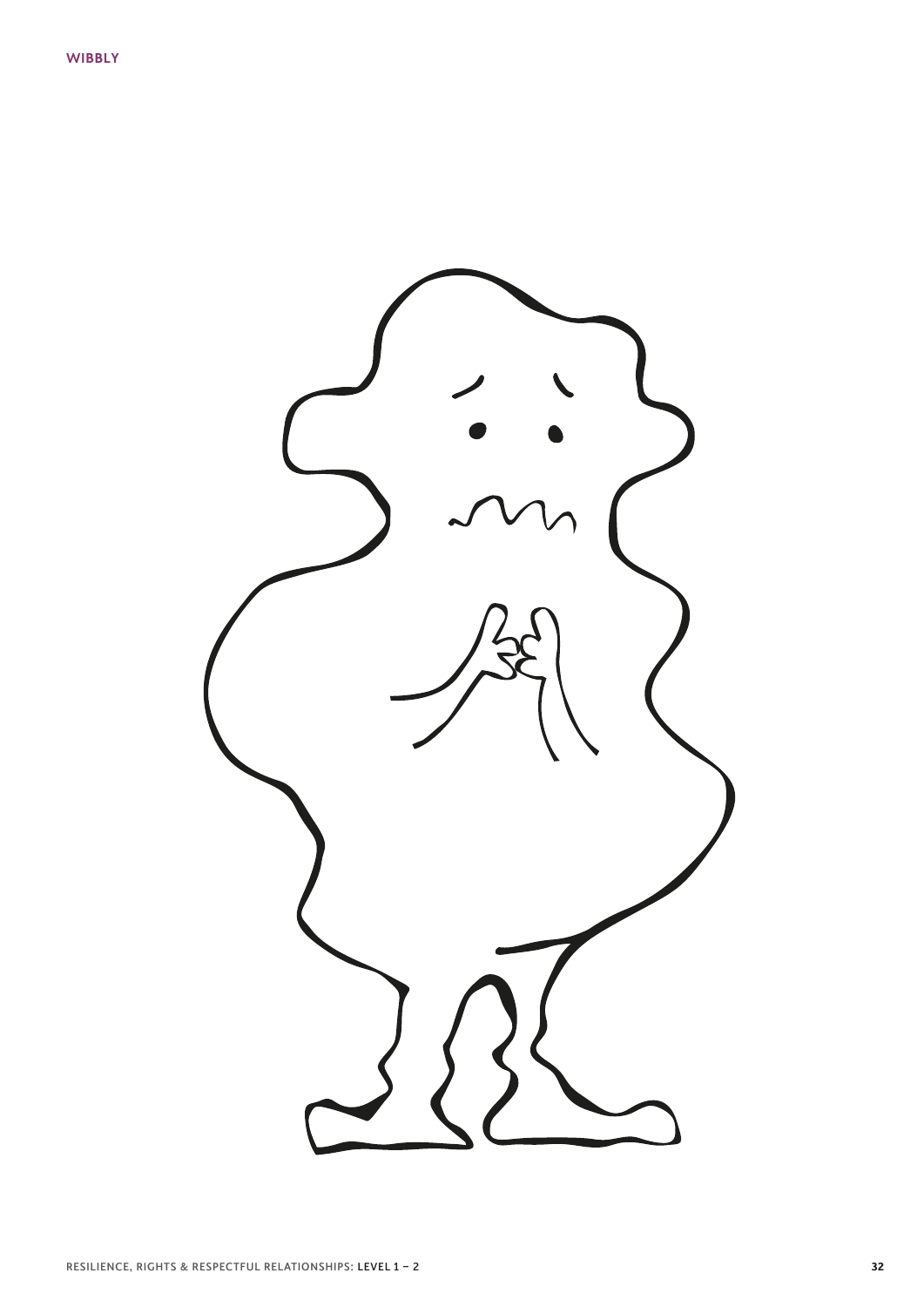WIBBLY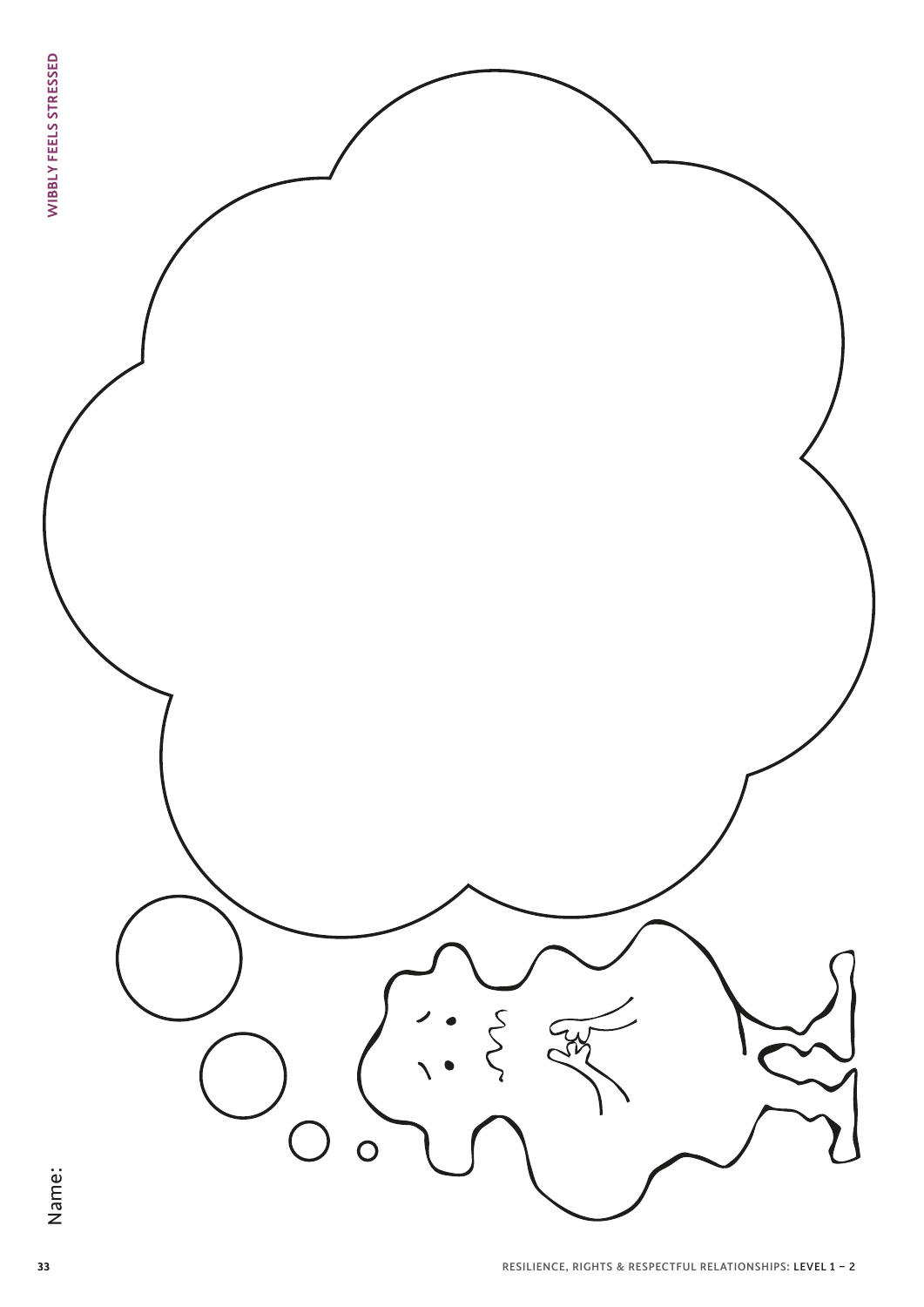Name: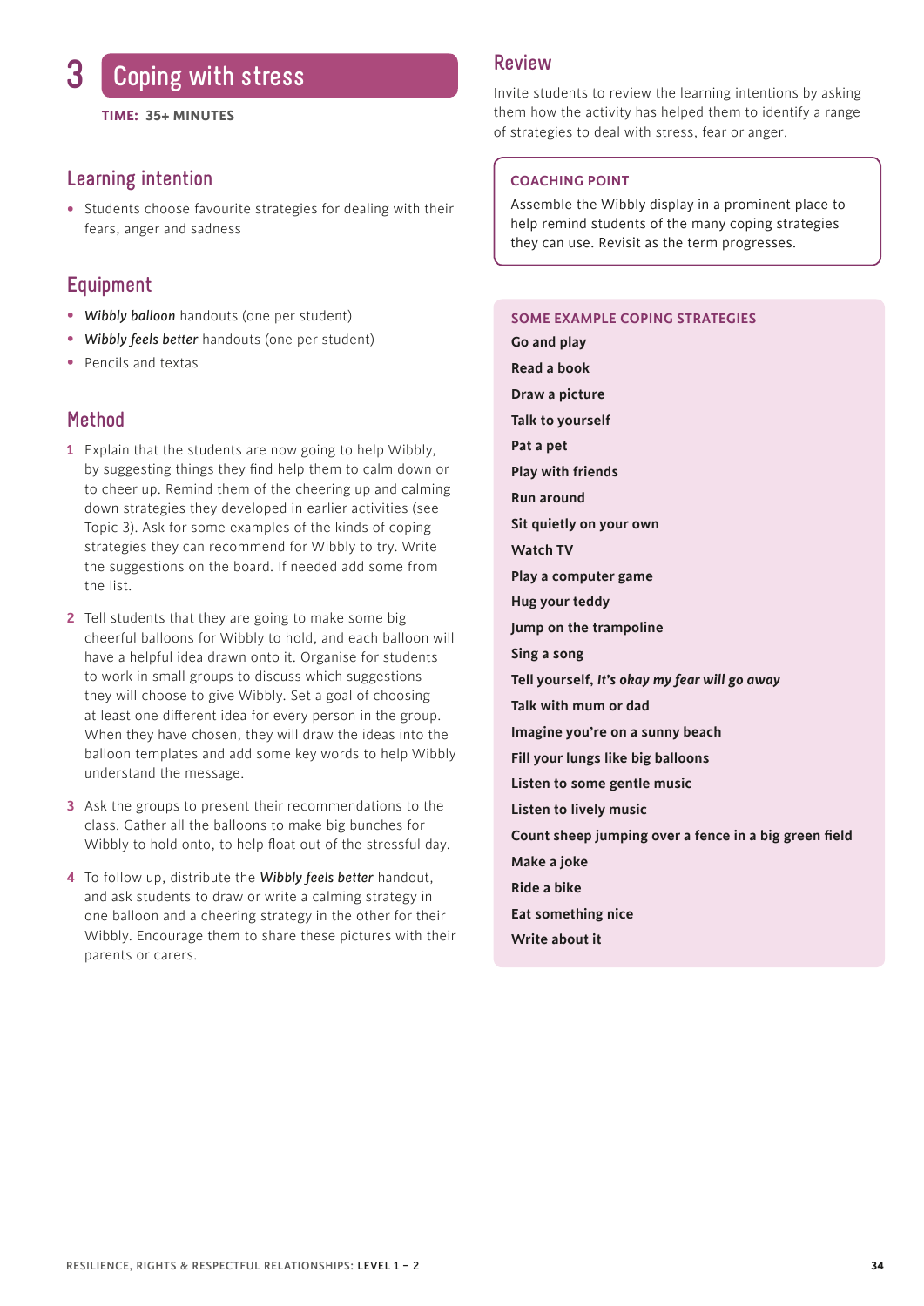# 3 Coping with stress

**TIME: 35+ MINUTES**

## Learning intention

- Students choose favourite strategies for dealing with their fears, anger and sadness

## Equipment

- *Wibbly balloon* handouts (one per student)
- *Wibbly feels better* handouts (one per student)
- Pencils and textas

## Method

1. Explain that the students are now going to help Wibbly, by suggesting things they find help them to calm down or to cheer up. Remind them of the cheering up and calming down strategies they developed in earlier activities (see Topic 3). Ask for some examples of the kinds of coping strategies they can recommend for Wibbly to try. Write the suggestions on the board. If needed add some from the list.
2. Tell students that they are going to make some big cheerful balloons for Wibbly to hold, and each balloon will have a helpful idea drawn onto it. Organise for students to work in small groups to discuss which suggestions they will choose to give Wibbly. Set a goal of choosing at least one different idea for every person in the group. When they have chosen, they will draw the ideas into the balloon templates and add some key words to help Wibbly understand the message.
3. Ask the groups to present their recommendations to the class. Gather all the balloons to make big bunches for Wibbly to hold onto, to help float out of the stressful day.
4. To follow up, distribute the *Wibbly feels better* handout, and ask students to draw or write a calming strategy in one balloon and a cheering strategy in the other for their Wibbly. Encourage them to share these pictures with their parents or carers.

## Review

Invite students to review the learning intentions by asking them how the activity has helped them to identify a range of strategies to deal with stress, fear or anger.

**COACHING POINT**

Assemble the Wibbly display in a prominent place to help remind students of the many coping strategies they can use. Revisit as the term progresses.

**SOME EXAMPLE COPING STRATEGIES**

**Go and play**
**Read a book**
**Draw a picture**
**Talk to yourself**
**Pat a pet**
**Play with friends**
**Run around**
**Sit quietly on your own**
**Watch TV**
**Play a computer game**
**Hug your teddy**
**Jump on the trampoline**
**Sing a song**
**Tell yourself, *It's okay my fear will go away***
**Talk with mum or dad**
**Imagine you're on a sunny beach**
**Fill your lungs like big balloons**
**Listen to some gentle music**
**Listen to lively music**
**Count sheep jumping over a fence in a big green field**
**Make a joke**
**Ride a bike**
**Eat something nice**
**Write about it**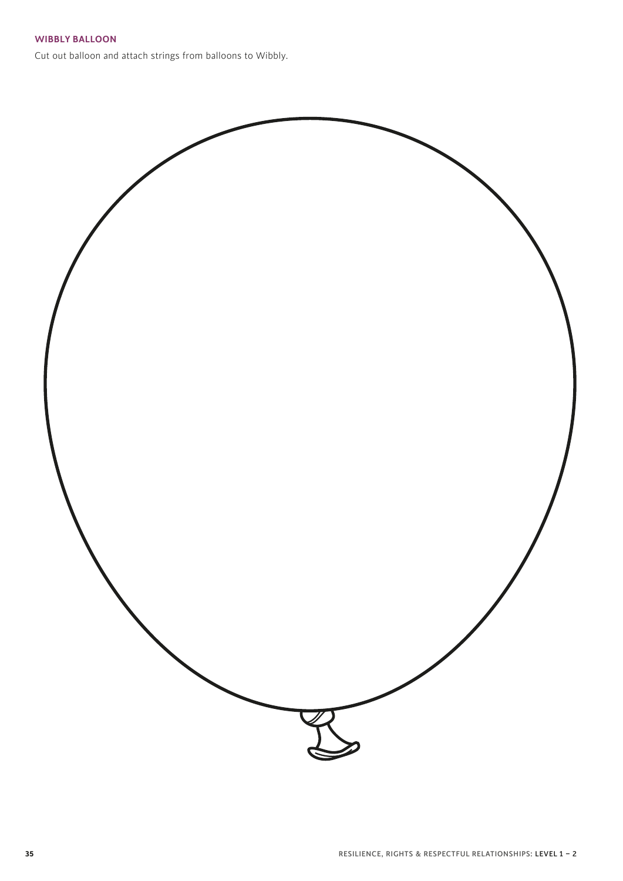## WIBBLY BALLOON

Cut out balloon and attach strings from balloons to Wibbly.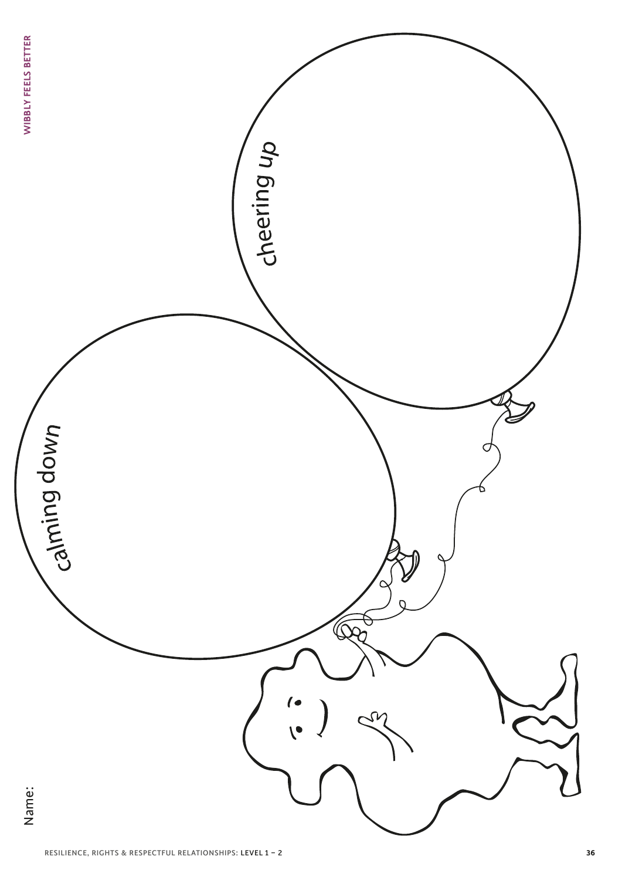Name:

calming down

cheering up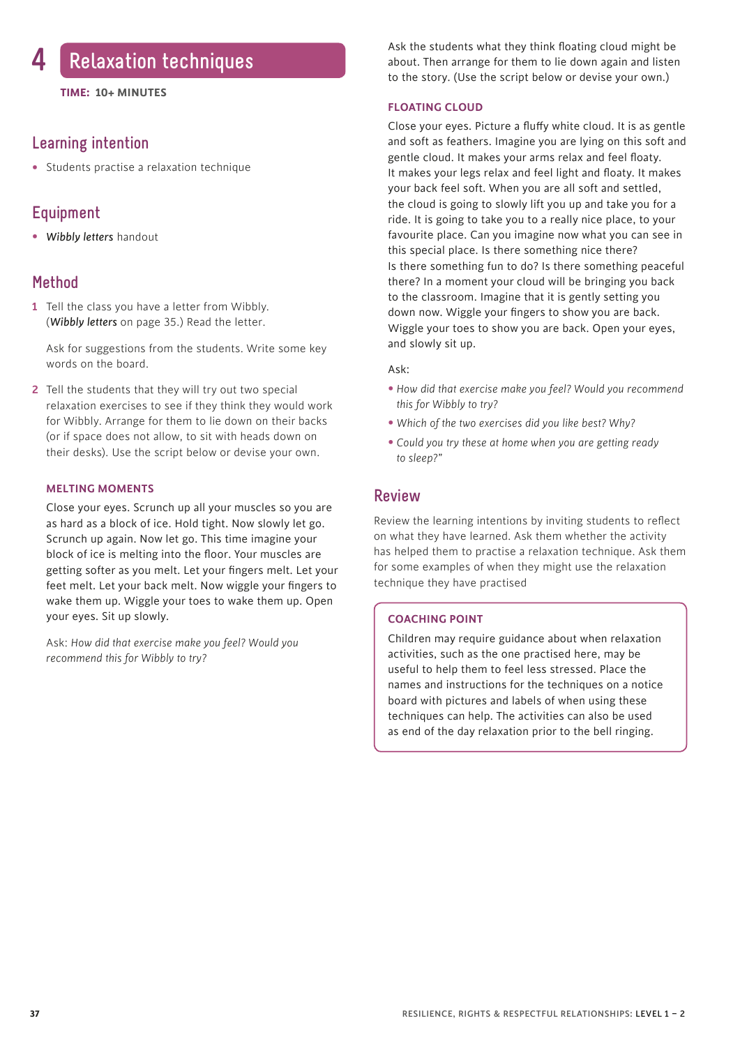# 4 Relaxation techniques

**TIME: 10+ MINUTES**

## Learning intention

- Students practise a relaxation technique

## Equipment

- *Wibbly letters* handout

## Method

1. Tell the class you have a letter from Wibbly. (*Wibbly letters* on page 35.) Read the letter.

   Ask for suggestions from the students. Write some key words on the board.

2. Tell the students that they will try out two special relaxation exercises to see if they think they would work for Wibbly. Arrange for them to lie down on their backs (or if space does not allow, to sit with heads down on their desks). Use the script below or devise your own.

### MELTING MOMENTS

Close your eyes. Scrunch up all your muscles so you are as hard as a block of ice. Hold tight. Now slowly let go. Scrunch up again. Now let go. This time imagine your block of ice is melting into the floor. Your muscles are getting softer as you melt. Let your fingers melt. Let your feet melt. Let your back melt. Now wiggle your fingers to wake them up. Wiggle your toes to wake them up. Open your eyes. Sit up slowly.

Ask: *How did that exercise make you feel? Would you recommend this for Wibbly to try?*

Ask the students what they think floating cloud might be about. Then arrange for them to lie down again and listen to the story. (Use the script below or devise your own.)

### FLOATING CLOUD

Close your eyes. Picture a fluffy white cloud. It is as gentle and soft as feathers. Imagine you are lying on this soft and gentle cloud. It makes your arms relax and feel floaty. It makes your legs relax and feel light and floaty. It makes your back feel soft. When you are all soft and settled, the cloud is going to slowly lift you up and take you for a ride. It is going to take you to a really nice place, to your favourite place. Can you imagine now what you can see in this special place. Is there something nice there? Is there something fun to do? Is there something peaceful there? In a moment your cloud will be bringing you back to the classroom. Imagine that it is gently setting you down now. Wiggle your fingers to show you are back. Wiggle your toes to show you are back. Open your eyes, and slowly sit up.

Ask:

- *How did that exercise make you feel? Would you recommend this for Wibbly to try?*
- *Which of the two exercises did you like best? Why?*
- *Could you try these at home when you are getting ready to sleep?"*

## Review

Review the learning intentions by inviting students to reflect on what they have learned. Ask them whether the activity has helped them to practise a relaxation technique. Ask them for some examples of when they might use the relaxation technique they have practised

### COACHING POINT

Children may require guidance about when relaxation activities, such as the one practised here, may be useful to help them to feel less stressed. Place the names and instructions for the techniques on a notice board with pictures and labels of when using these techniques can help. The activities can also be used as end of the day relaxation prior to the bell ringing.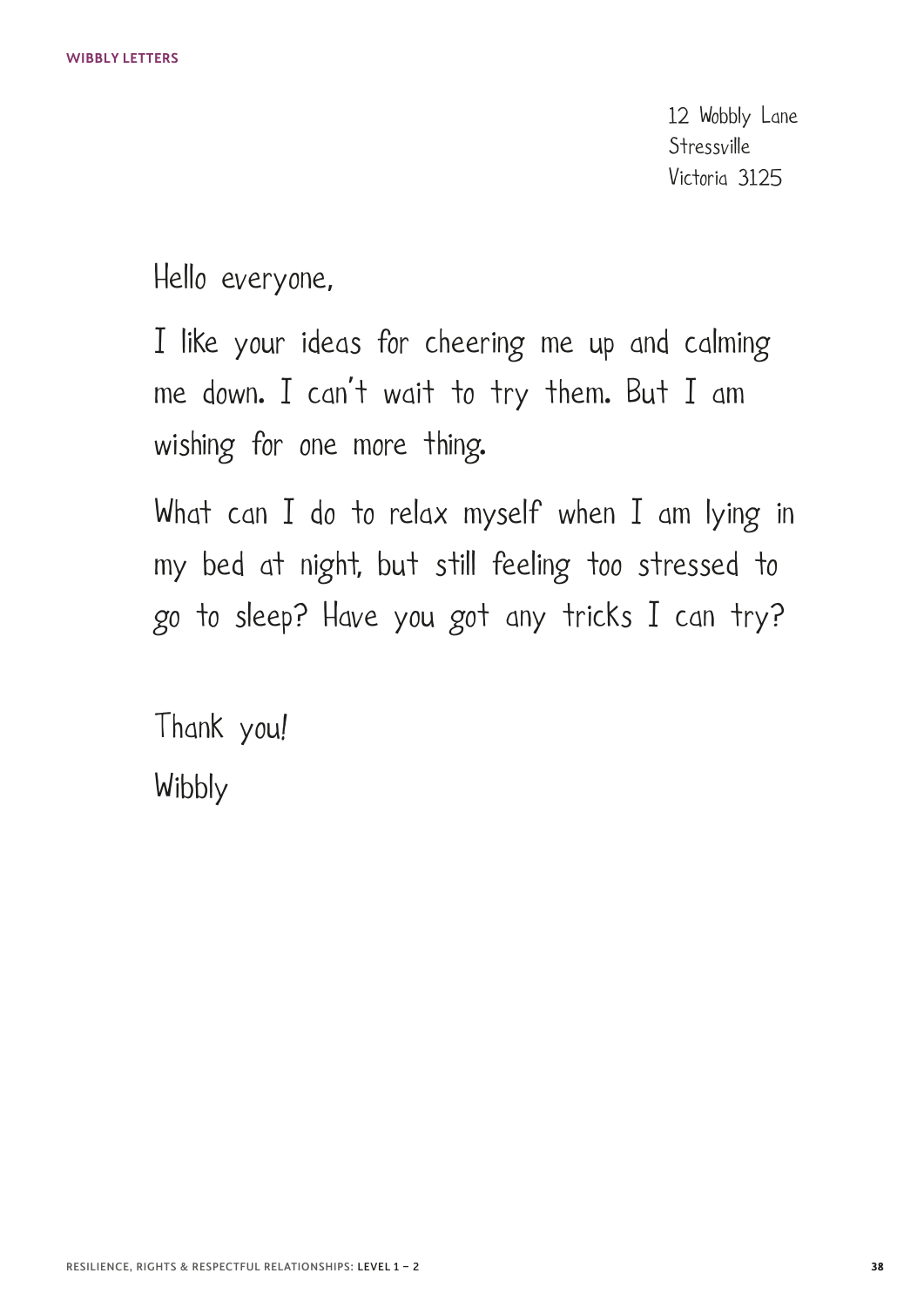12 Wobbly Lane
Stressville
Victoria 3125

Hello everyone,

I like your ideas for cheering me up and calming me down. I can't wait to try them. But I am wishing for one more thing.

What can I do to relax myself when I am lying in my bed at night, but still feeling too stressed to go to sleep? Have you got any tricks I can try?

Thank you!

Wibbly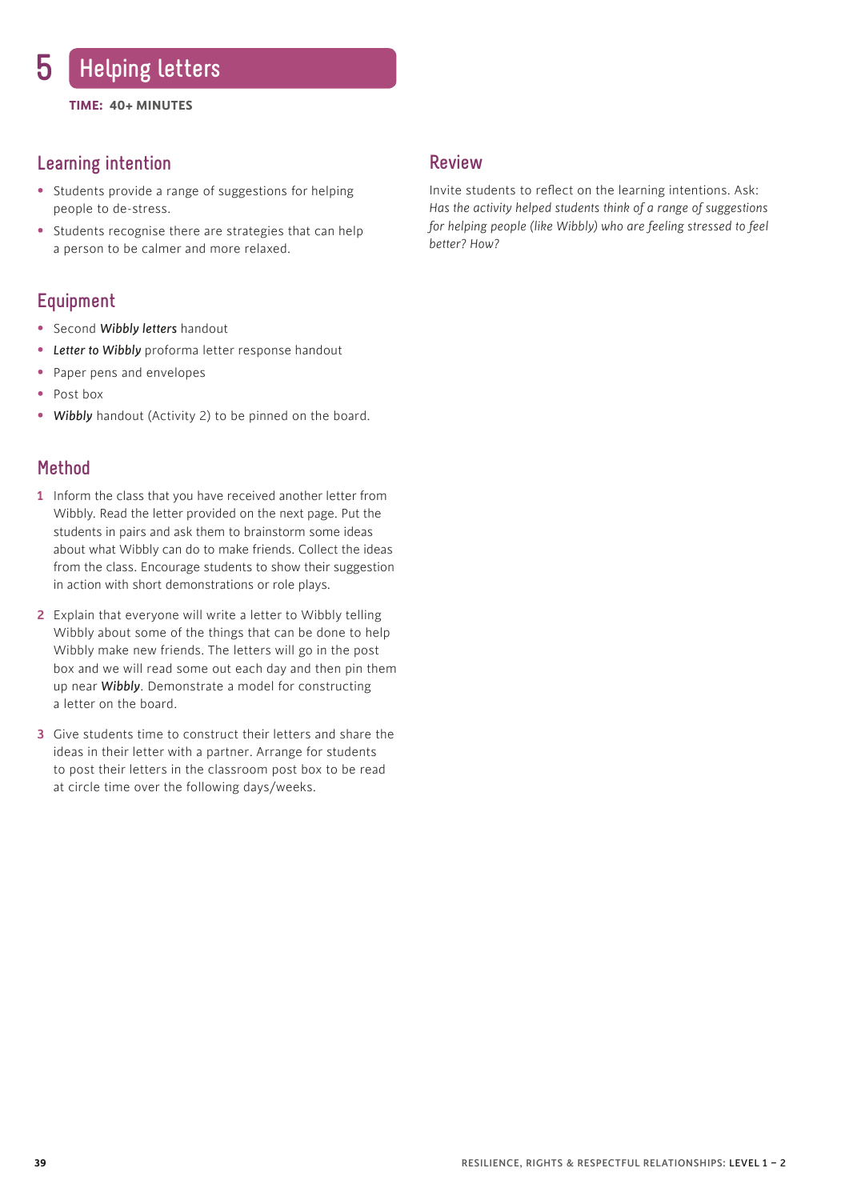# 5 Helping letters

**TIME: 40+ MINUTES**

## Learning intention

- Students provide a range of suggestions for helping people to de-stress.
- Students recognise there are strategies that can help a person to be calmer and more relaxed.

## Equipment

- Second ***Wibbly letters*** handout
- ***Letter to Wibbly*** proforma letter response handout
- Paper pens and envelopes
- Post box
- ***Wibbly*** handout (Activity 2) to be pinned on the board.

## Method

1. Inform the class that you have received another letter from Wibbly. Read the letter provided on the next page. Put the students in pairs and ask them to brainstorm some ideas about what Wibbly can do to make friends. Collect the ideas from the class. Encourage students to show their suggestion in action with short demonstrations or role plays.
2. Explain that everyone will write a letter to Wibbly telling Wibbly about some of the things that can be done to help Wibbly make new friends. The letters will go in the post box and we will read some out each day and then pin them up near ***Wibbly***. Demonstrate a model for constructing a letter on the board.
3. Give students time to construct their letters and share the ideas in their letter with a partner. Arrange for students to post their letters in the classroom post box to be read at circle time over the following days/weeks.

## Review

Invite students to reflect on the learning intentions. Ask: *Has the activity helped students think of a range of suggestions for helping people (like Wibbly) who are feeling stressed to feel better? How?*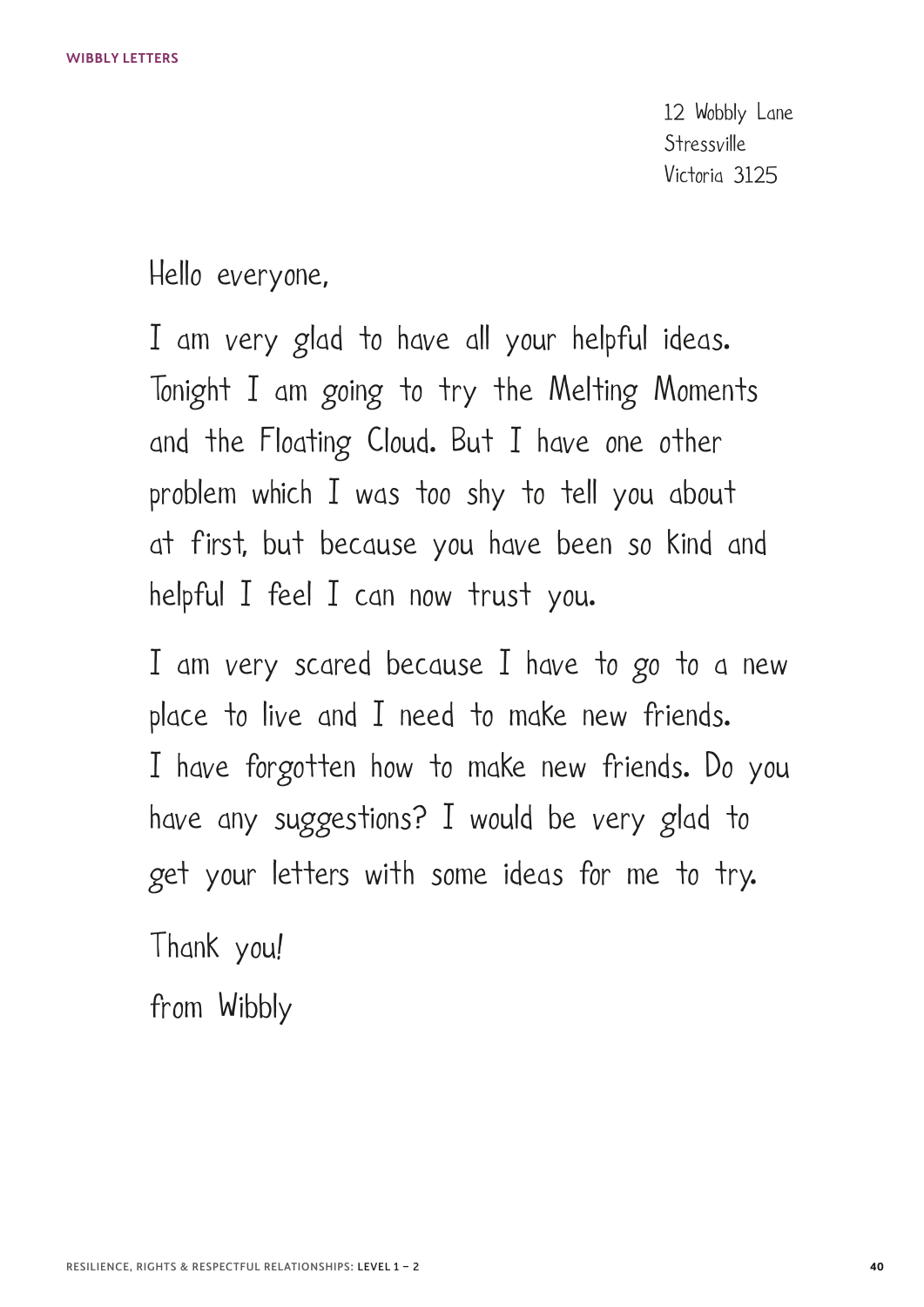12 Wobbly Lane
Stressville
Victoria 3125

Hello everyone,

I am very glad to have all your helpful ideas. Tonight I am going to try the Melting Moments and the Floating Cloud. But I have one other problem which I was too shy to tell you about at first, but because you have been so kind and helpful I feel I can now trust you.

I am very scared because I have to go to a new place to live and I need to make new friends. I have forgotten how to make new friends. Do you have any suggestions? I would be very glad to get your letters with some ideas for me to try.

Thank you!

from Wibbly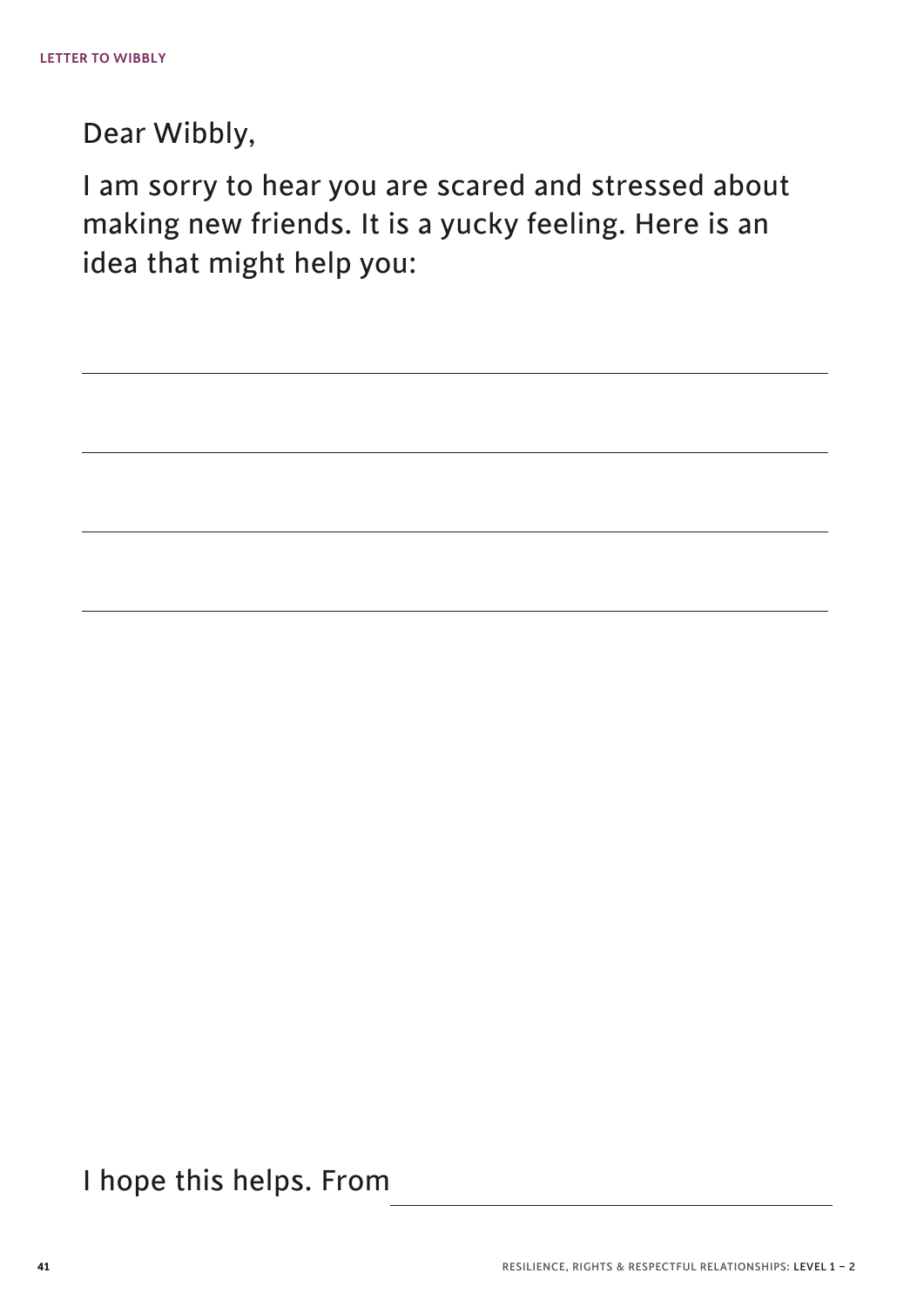**LETTER TO WIBBLY**

Dear Wibbly,

I am sorry to hear you are scared and stressed about making new friends. It is a yucky feeling. Here is an idea that might help you:

\_\_\_\_\_\_\_\_\_\_\_\_\_\_\_\_\_\_\_\_\_\_\_\_\_\_\_\_\_\_\_\_\_\_\_\_\_\_\_\_\_\_\_\_\_\_\_\_\_\_\_\_\_\_\_\_

\_\_\_\_\_\_\_\_\_\_\_\_\_\_\_\_\_\_\_\_\_\_\_\_\_\_\_\_\_\_\_\_\_\_\_\_\_\_\_\_\_\_\_\_\_\_\_\_\_\_\_\_\_\_\_\_

\_\_\_\_\_\_\_\_\_\_\_\_\_\_\_\_\_\_\_\_\_\_\_\_\_\_\_\_\_\_\_\_\_\_\_\_\_\_\_\_\_\_\_\_\_\_\_\_\_\_\_\_\_\_\_\_

\_\_\_\_\_\_\_\_\_\_\_\_\_\_\_\_\_\_\_\_\_\_\_\_\_\_\_\_\_\_\_\_\_\_\_\_\_\_\_\_\_\_\_\_\_\_\_\_\_\_\_\_\_\_\_\_

I hope this helps. From \_\_\_\_\_\_\_\_\_\_\_\_\_\_\_\_\_\_\_\_\_\_\_\_\_\_\_\_\_\_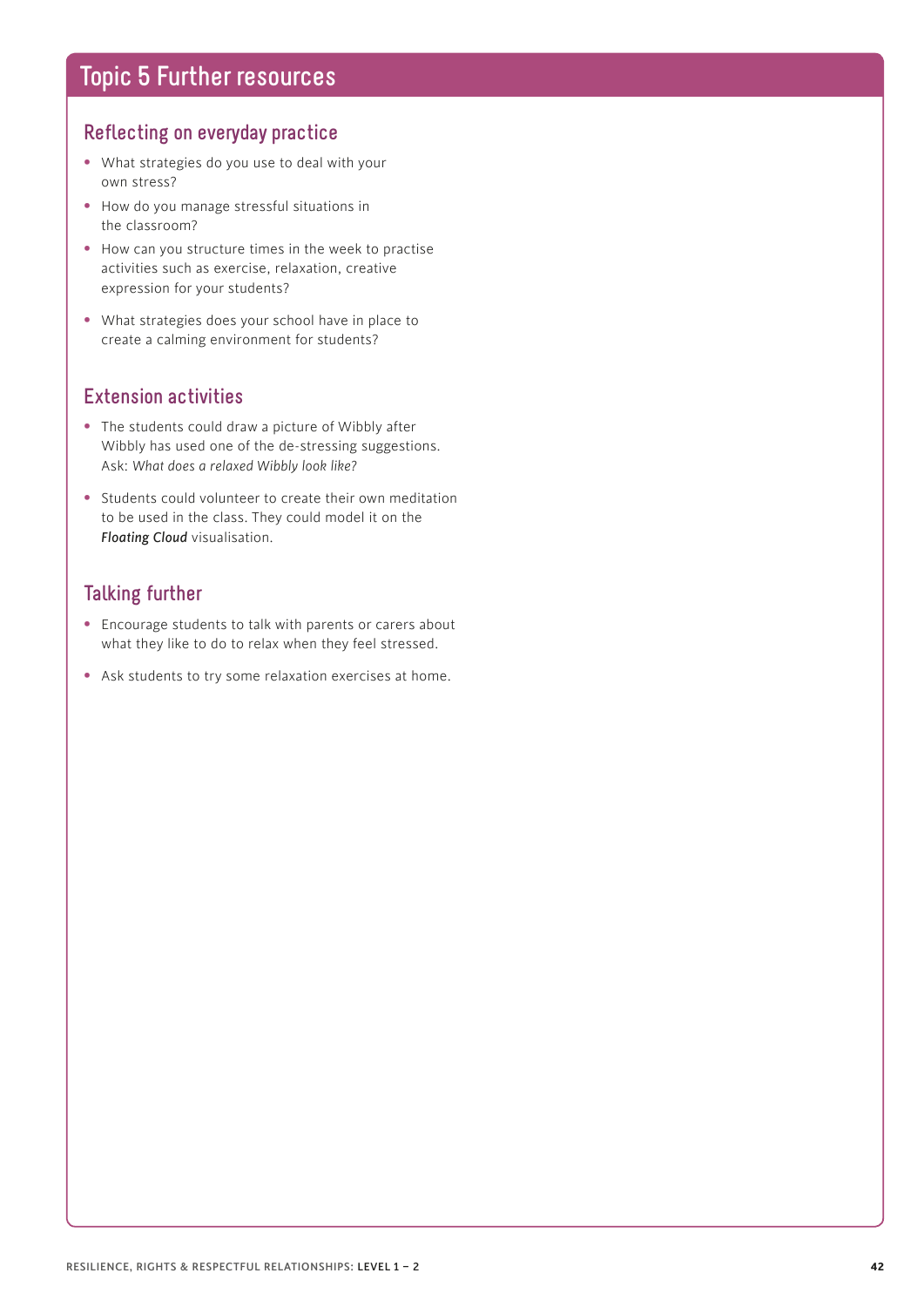# Topic 5 Further resources

## Reflecting on everyday practice

- What strategies do you use to deal with your own stress?
- How do you manage stressful situations in the classroom?
- How can you structure times in the week to practise activities such as exercise, relaxation, creative expression for your students?
- What strategies does your school have in place to create a calming environment for students?

## Extension activities

- The students could draw a picture of Wibbly after Wibbly has used one of the de-stressing suggestions. Ask: *What does a relaxed Wibbly look like?*
- Students could volunteer to create their own meditation to be used in the class. They could model it on the ***Floating Cloud*** visualisation.

## Talking further

- Encourage students to talk with parents or carers about what they like to do to relax when they feel stressed.
- Ask students to try some relaxation exercises at home.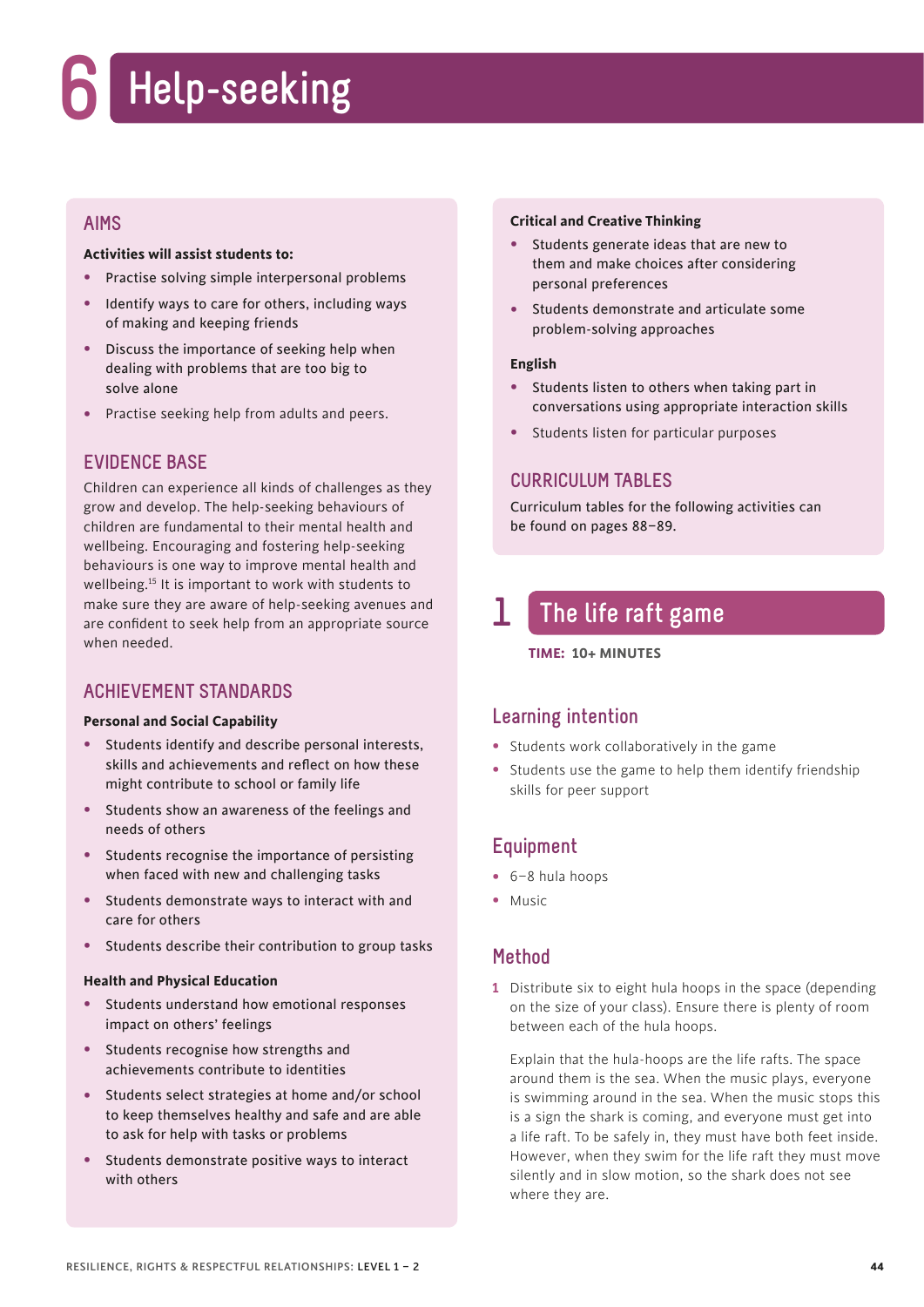# 6 Help-seeking

## AIMS

**Activities will assist students to:**

- Practise solving simple interpersonal problems
- Identify ways to care for others, including ways of making and keeping friends
- Discuss the importance of seeking help when dealing with problems that are too big to solve alone
- Practise seeking help from adults and peers.

## EVIDENCE BASE

Children can experience all kinds of challenges as they grow and develop. The help-seeking behaviours of children are fundamental to their mental health and wellbeing. Encouraging and fostering help-seeking behaviours is one way to improve mental health and wellbeing.[15] It is important to work with students to make sure they are aware of help-seeking avenues and are confident to seek help from an appropriate source when needed.

## ACHIEVEMENT STANDARDS

**Personal and Social Capability**

- Students identify and describe personal interests, skills and achievements and reflect on how these might contribute to school or family life
- Students show an awareness of the feelings and needs of others
- Students recognise the importance of persisting when faced with new and challenging tasks
- Students demonstrate ways to interact with and care for others
- Students describe their contribution to group tasks

**Health and Physical Education**

- Students understand how emotional responses impact on others' feelings
- Students recognise how strengths and achievements contribute to identities
- Students select strategies at home and/or school to keep themselves healthy and safe and are able to ask for help with tasks or problems
- Students demonstrate positive ways to interact with others

**Critical and Creative Thinking**

- Students generate ideas that are new to them and make choices after considering personal preferences
- Students demonstrate and articulate some problem-solving approaches

**English**

- Students listen to others when taking part in conversations using appropriate interaction skills
- Students listen for particular purposes

## CURRICULUM TABLES

Curriculum tables for the following activities can be found on pages 88–89.

## 1 The life raft game

**TIME: 10+ MINUTES**

### Learning intention

- Students work collaboratively in the game
- Students use the game to help them identify friendship skills for peer support

### Equipment

- 6–8 hula hoops
- Music

### Method

1. Distribute six to eight hula hoops in the space (depending on the size of your class). Ensure there is plenty of room between each of the hula hoops.

   Explain that the hula-hoops are the life rafts. The space around them is the sea. When the music plays, everyone is swimming around in the sea. When the music stops this is a sign the shark is coming, and everyone must get into a life raft. To be safely in, they must have both feet inside. However, when they swim for the life raft they must move silently and in slow motion, so the shark does not see where they are.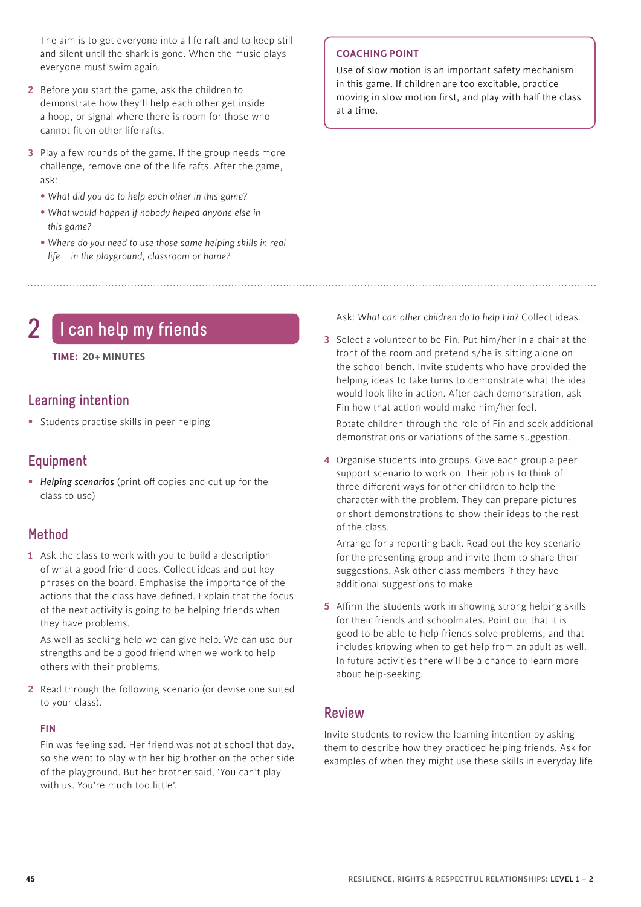The aim is to get everyone into a life raft and to keep still and silent until the shark is gone. When the music plays everyone must swim again.

2. Before you start the game, ask the children to demonstrate how they'll help each other get inside a hoop, or signal where there is room for those who cannot fit on other life rafts.
3. Play a few rounds of the game. If the group needs more challenge, remove one of the life rafts. After the game, ask:
   - *What did you do to help each other in this game?*
   - *What would happen if nobody helped anyone else in this game?*
   - *Where do you need to use those same helping skills in real life – in the playground, classroom or home?*

> **COACHING POINT**
>
> Use of slow motion is an important safety mechanism in this game. If children are too excitable, practice moving in slow motion first, and play with half the class at a time.

## 2 I can help my friends

**TIME: 20+ MINUTES**

### Learning intention

- Students practise skills in peer helping

### Equipment

- ***Helping scenarios*** (print off copies and cut up for the class to use)

### Method

1. Ask the class to work with you to build a description of what a good friend does. Collect ideas and put key phrases on the board. Emphasise the importance of the actions that the class have defined. Explain that the focus of the next activity is going to be helping friends when they have problems.

   As well as seeking help we can give help. We can use our strengths and be a good friend when we work to help others with their problems.

2. Read through the following scenario (or devise one suited to your class).

   **FIN**

   Fin was feeling sad. Her friend was not at school that day, so she went to play with her big brother on the other side of the playground. But her brother said, 'You can't play with us. You're much too little'.

   Ask: *What can other children do to help Fin?* Collect ideas.

3. Select a volunteer to be Fin. Put him/her in a chair at the front of the room and pretend s/he is sitting alone on the school bench. Invite students who have provided the helping ideas to take turns to demonstrate what the idea would look like in action. After each demonstration, ask Fin how that action would make him/her feel.

   Rotate children through the role of Fin and seek additional demonstrations or variations of the same suggestion.

4. Organise students into groups. Give each group a peer support scenario to work on. Their job is to think of three different ways for other children to help the character with the problem. They can prepare pictures or short demonstrations to show their ideas to the rest of the class.

   Arrange for a reporting back. Read out the key scenario for the presenting group and invite them to share their suggestions. Ask other class members if they have additional suggestions to make.

5. Affirm the students work in showing strong helping skills for their friends and schoolmates. Point out that it is good to be able to help friends solve problems, and that includes knowing when to get help from an adult as well. In future activities there will be a chance to learn more about help-seeking.

### Review

Invite students to review the learning intention by asking them to describe how they practiced helping friends. Ask for examples of when they might use these skills in everyday life.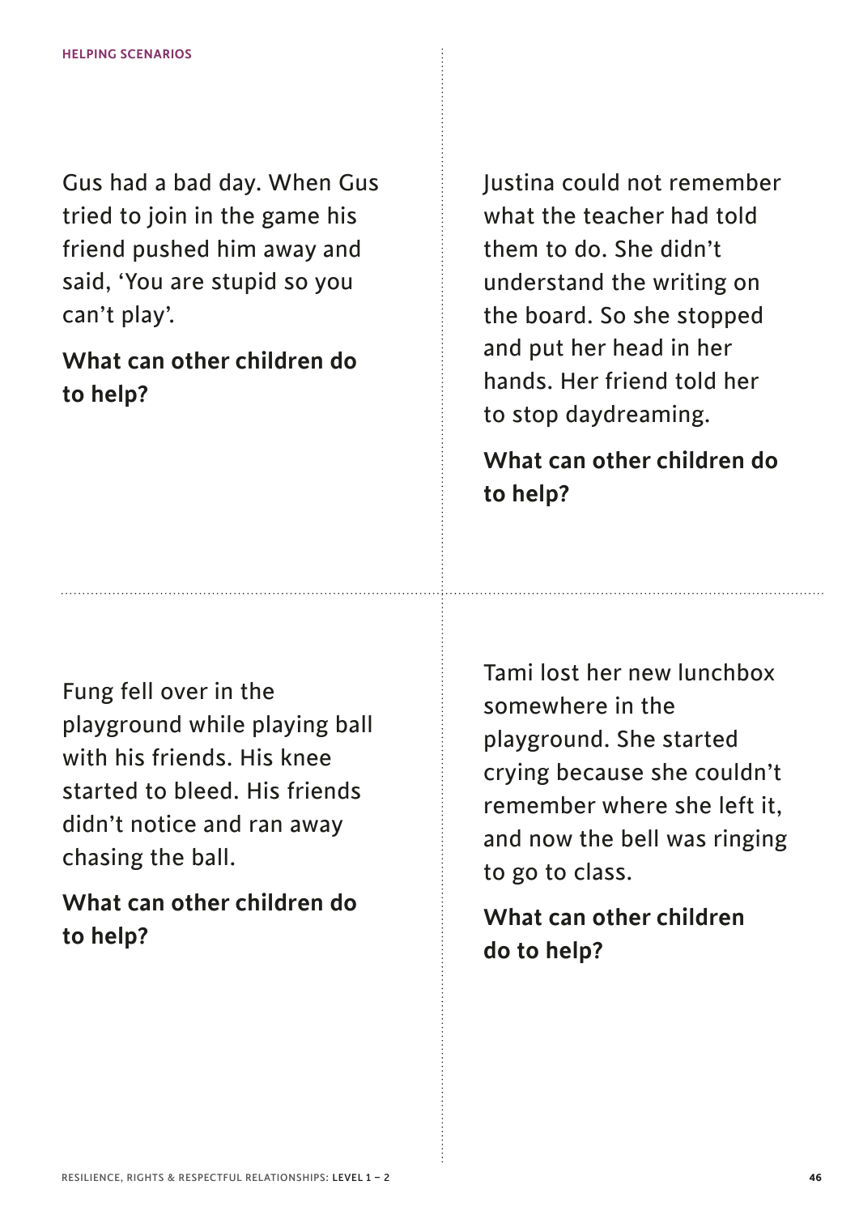## HELPING SCENARIOS

Gus had a bad day. When Gus tried to join in the game his friend pushed him away and said, 'You are stupid so you can't play'.

**What can other children do to help?**

Justina could not remember what the teacher had told them to do. She didn't understand the writing on the board. So she stopped and put her head in her hands. Her friend told her to stop daydreaming.

**What can other children do to help?**

Fung fell over in the playground while playing ball with his friends. His knee started to bleed. His friends didn't notice and ran away chasing the ball.

**What can other children do to help?**

Tami lost her new lunchbox somewhere in the playground. She started crying because she couldn't remember where she left it, and now the bell was ringing to go to class.

**What can other children do to help?**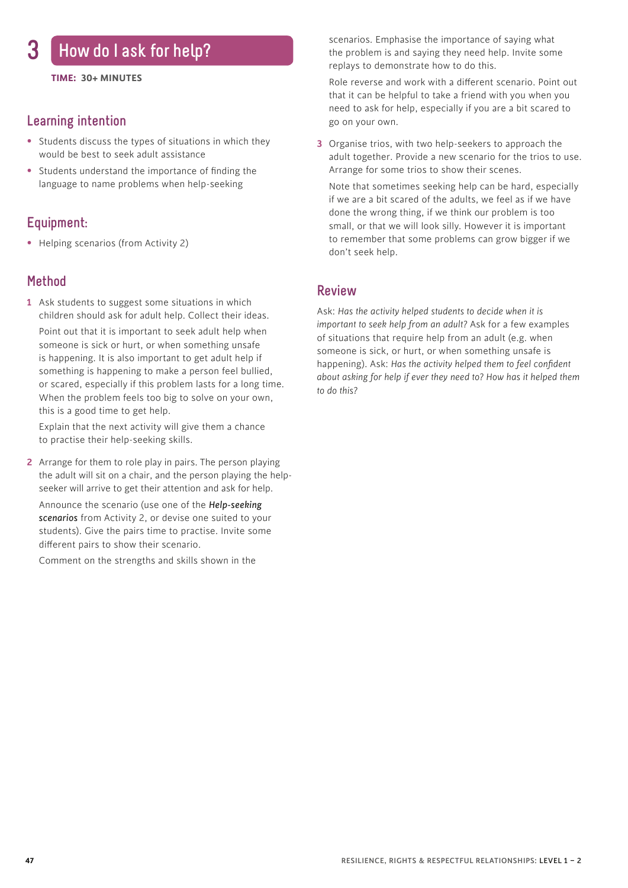# 3 How do I ask for help?

**TIME: 30+ MINUTES**

## Learning intention

- Students discuss the types of situations in which they would be best to seek adult assistance
- Students understand the importance of finding the language to name problems when help-seeking

## Equipment:

- Helping scenarios (from Activity 2)

## Method

1. Ask students to suggest some situations in which children should ask for adult help. Collect their ideas.

   Point out that it is important to seek adult help when someone is sick or hurt, or when something unsafe is happening. It is also important to get adult help if something is happening to make a person feel bullied, or scared, especially if this problem lasts for a long time. When the problem feels too big to solve on your own, this is a good time to get help.

   Explain that the next activity will give them a chance to practise their help-seeking skills.

2. Arrange for them to role play in pairs. The person playing the adult will sit on a chair, and the person playing the help-seeker will arrive to get their attention and ask for help.

   Announce the scenario (use one of the ***Help-seeking scenarios*** from Activity 2, or devise one suited to your students). Give the pairs time to practise. Invite some different pairs to show their scenario.

   Comment on the strengths and skills shown in the scenarios. Emphasise the importance of saying what the problem is and saying they need help. Invite some replays to demonstrate how to do this.

   Role reverse and work with a different scenario. Point out that it can be helpful to take a friend with you when you need to ask for help, especially if you are a bit scared to go on your own.

3. Organise trios, with two help-seekers to approach the adult together. Provide a new scenario for the trios to use. Arrange for some trios to show their scenes.

   Note that sometimes seeking help can be hard, especially if we are a bit scared of the adults, we feel as if we have done the wrong thing, if we think our problem is too small, or that we will look silly. However it is important to remember that some problems can grow bigger if we don't seek help.

## Review

Ask: *Has the activity helped students to decide when it is important to seek help from an adult?* Ask for a few examples of situations that require help from an adult (e.g. when someone is sick, or hurt, or when something unsafe is happening). Ask: *Has the activity helped them to feel confident about asking for help if ever they need to? How has it helped them to do this?*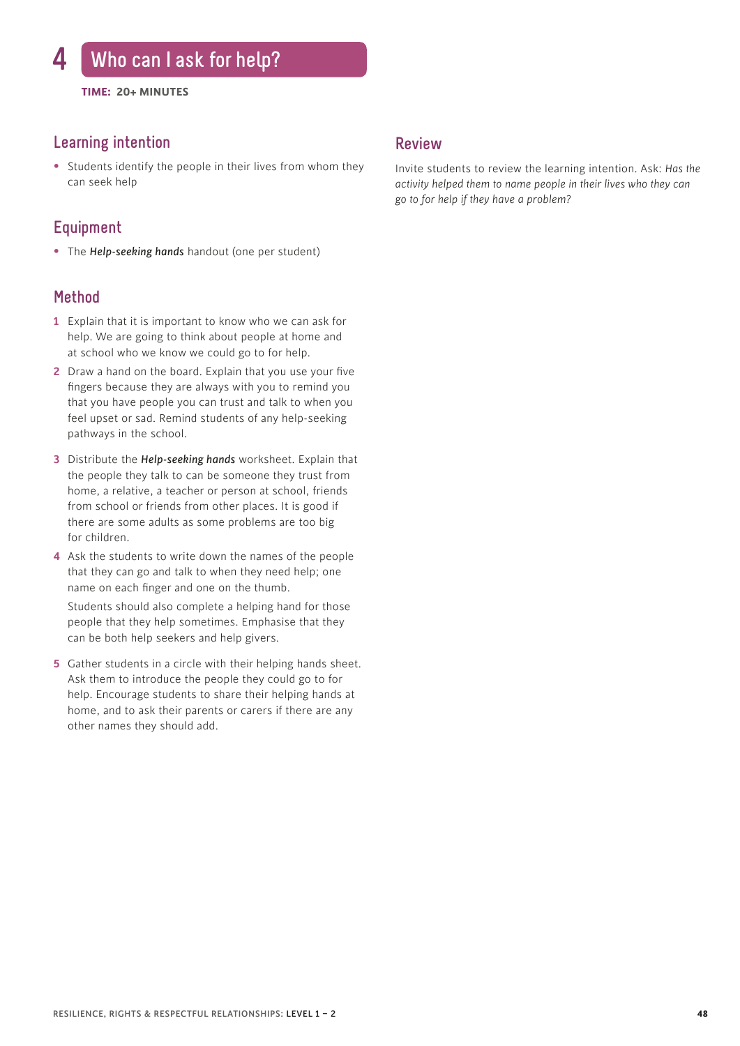# 4 Who can I ask for help?

**TIME: 20+ MINUTES**

## Learning intention

- Students identify the people in their lives from whom they can seek help

## Equipment

- The ***Help-seeking hands*** handout (one per student)

## Method

1. Explain that it is important to know who we can ask for help. We are going to think about people at home and at school who we know we could go to for help.
2. Draw a hand on the board. Explain that you use your five fingers because they are always with you to remind you that you have people you can trust and talk to when you feel upset or sad. Remind students of any help-seeking pathways in the school.
3. Distribute the ***Help-seeking hands*** worksheet. Explain that the people they talk to can be someone they trust from home, a relative, a teacher or person at school, friends from school or friends from other places. It is good if there are some adults as some problems are too big for children.
4. Ask the students to write down the names of the people that they can go and talk to when they need help; one name on each finger and one on the thumb.

   Students should also complete a helping hand for those people that they help sometimes. Emphasise that they can be both help seekers and help givers.
5. Gather students in a circle with their helping hands sheet. Ask them to introduce the people they could go to for help. Encourage students to share their helping hands at home, and to ask their parents or carers if there are any other names they should add.

## Review

Invite students to review the learning intention. Ask: *Has the activity helped them to name people in their lives who they can go to for help if they have a problem?*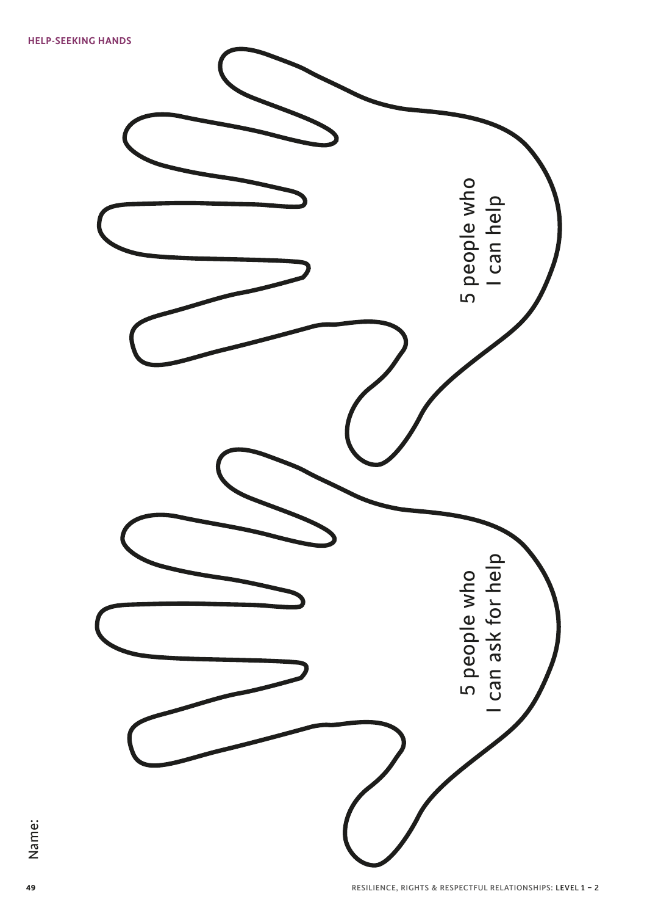## HELP-SEEKING HANDS

Name:

5 people who I can help

5 people who I can ask for help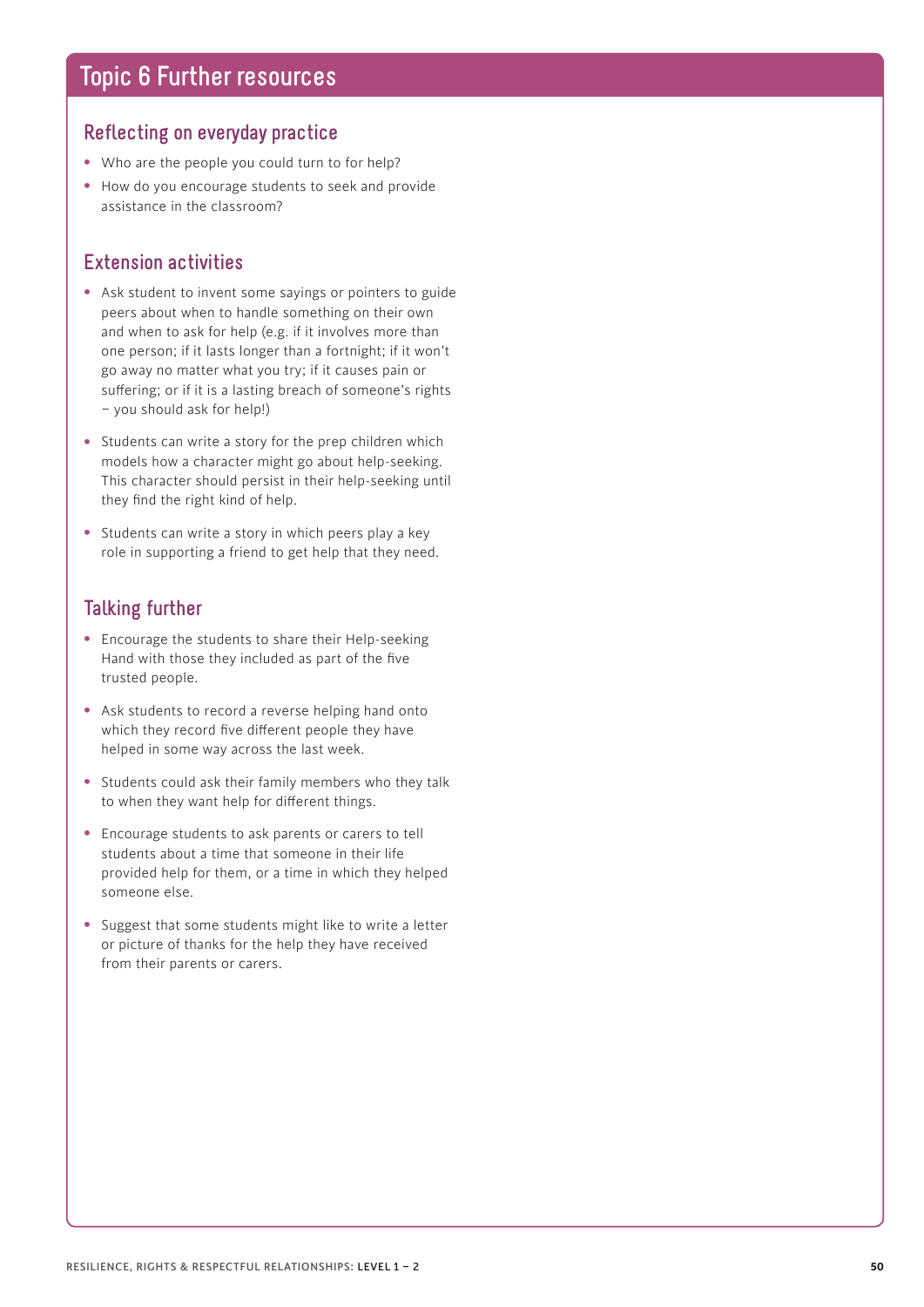# Topic 6 Further resources

## Reflecting on everyday practice

- Who are the people you could turn to for help?
- How do you encourage students to seek and provide assistance in the classroom?

## Extension activities

- Ask student to invent some sayings or pointers to guide peers about when to handle something on their own and when to ask for help (e.g. if it involves more than one person; if it lasts longer than a fortnight; if it won't go away no matter what you try; if it causes pain or suffering; or if it is a lasting breach of someone's rights – you should ask for help!)
- Students can write a story for the prep children which models how a character might go about help-seeking. This character should persist in their help-seeking until they find the right kind of help.
- Students can write a story in which peers play a key role in supporting a friend to get help that they need.

## Talking further

- Encourage the students to share their Help-seeking Hand with those they included as part of the five trusted people.
- Ask students to record a reverse helping hand onto which they record five different people they have helped in some way across the last week.
- Students could ask their family members who they talk to when they want help for different things.
- Encourage students to ask parents or carers to tell students about a time that someone in their life provided help for them, or a time in which they helped someone else.
- Suggest that some students might like to write a letter or picture of thanks for the help they have received from their parents or carers.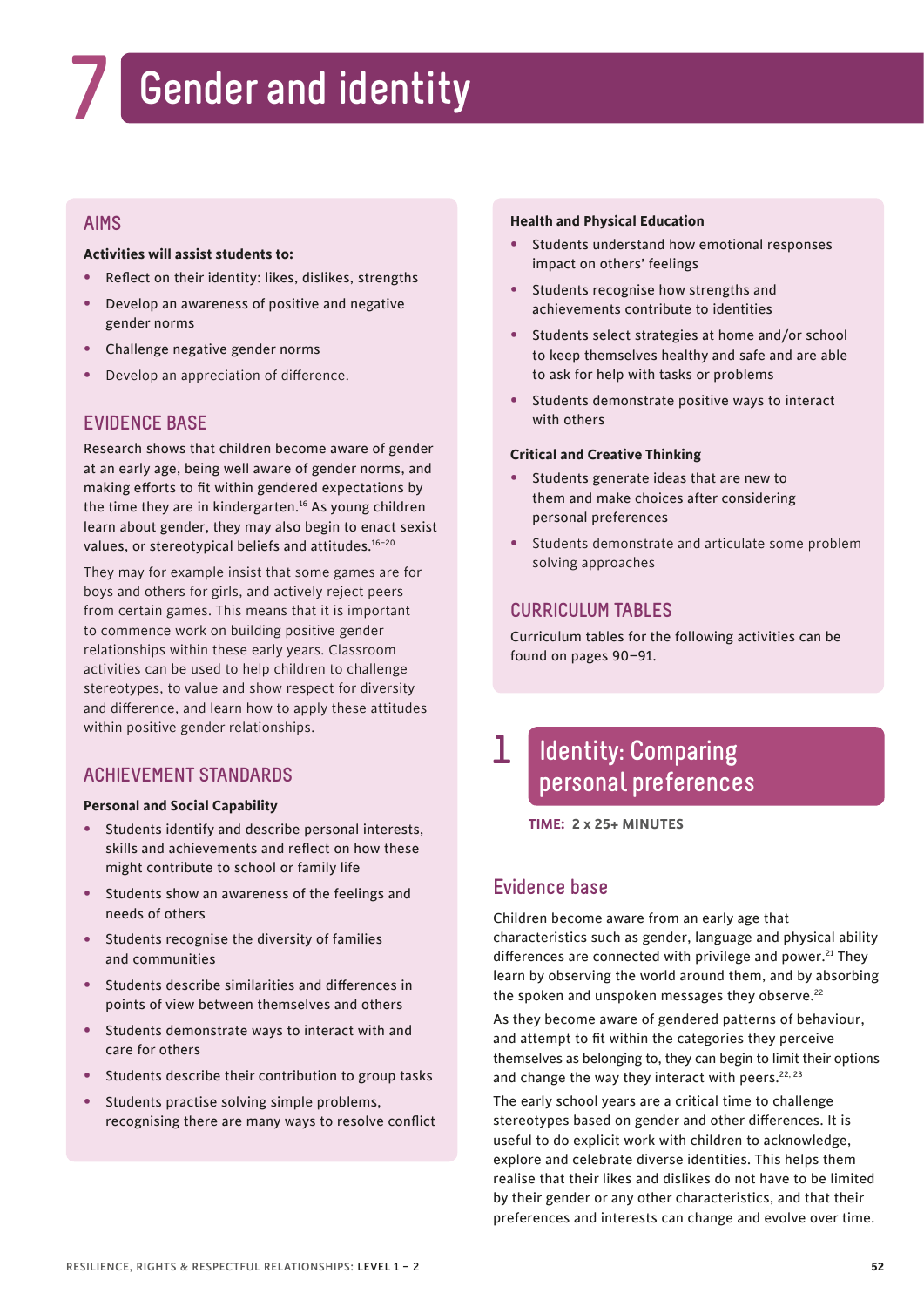# 7 Gender and identity

## AIMS

**Activities will assist students to:**

- Reflect on their identity: likes, dislikes, strengths
- Develop an awareness of positive and negative gender norms
- Challenge negative gender norms
- Develop an appreciation of difference.

## EVIDENCE BASE

Research shows that children become aware of gender at an early age, being well aware of gender norms, and making efforts to fit within gendered expectations by the time they are in kindergarten.[16] As young children learn about gender, they may also begin to enact sexist values, or stereotypical beliefs and attitudes.[16–20]

They may for example insist that some games are for boys and others for girls, and actively reject peers from certain games. This means that it is important to commence work on building positive gender relationships within these early years. Classroom activities can be used to help children to challenge stereotypes, to value and show respect for diversity and difference, and learn how to apply these attitudes within positive gender relationships.

## ACHIEVEMENT STANDARDS

**Personal and Social Capability**

- Students identify and describe personal interests, skills and achievements and reflect on how these might contribute to school or family life
- Students show an awareness of the feelings and needs of others
- Students recognise the diversity of families and communities
- Students describe similarities and differences in points of view between themselves and others
- Students demonstrate ways to interact with and care for others
- Students describe their contribution to group tasks
- Students practise solving simple problems, recognising there are many ways to resolve conflict

**Health and Physical Education**

- Students understand how emotional responses impact on others' feelings
- Students recognise how strengths and achievements contribute to identities
- Students select strategies at home and/or school to keep themselves healthy and safe and are able to ask for help with tasks or problems
- Students demonstrate positive ways to interact with others

**Critical and Creative Thinking**

- Students generate ideas that are new to them and make choices after considering personal preferences
- Students demonstrate and articulate some problem solving approaches

## CURRICULUM TABLES

Curriculum tables for the following activities can be found on pages 90–91.

## 1 Identity: Comparing personal preferences

**TIME: 2 x 25+ MINUTES**

### Evidence base

Children become aware from an early age that characteristics such as gender, language and physical ability differences are connected with privilege and power.[21] They learn by observing the world around them, and by absorbing the spoken and unspoken messages they observe.[22]

As they become aware of gendered patterns of behaviour, and attempt to fit within the categories they perceive themselves as belonging to, they can begin to limit their options and change the way they interact with peers.[22, 23]

The early school years are a critical time to challenge stereotypes based on gender and other differences. It is useful to do explicit work with children to acknowledge, explore and celebrate diverse identities. This helps them realise that their likes and dislikes do not have to be limited by their gender or any other characteristics, and that their preferences and interests can change and evolve over time.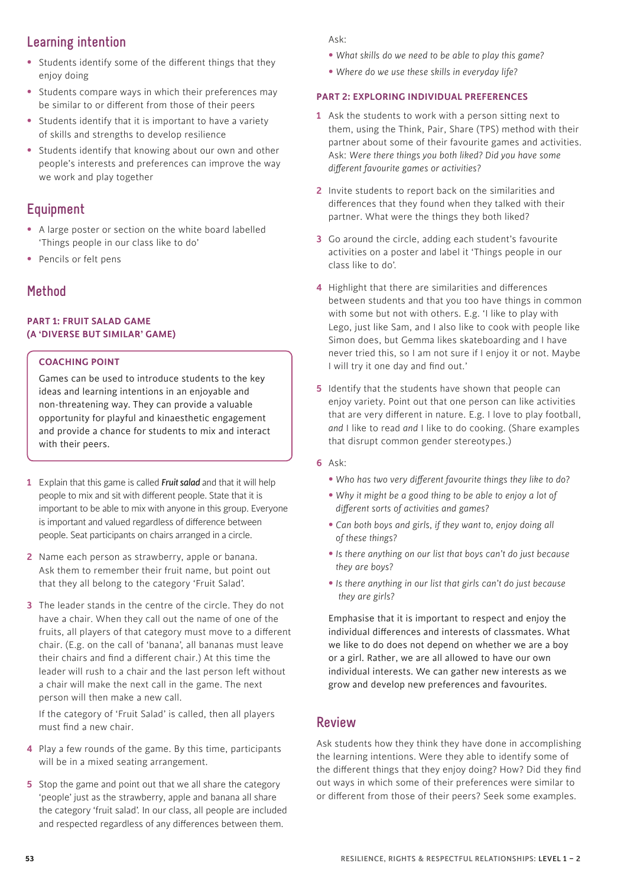## Learning intention

- Students identify some of the different things that they enjoy doing
- Students compare ways in which their preferences may be similar to or different from those of their peers
- Students identify that it is important to have a variety of skills and strengths to develop resilience
- Students identify that knowing about our own and other people's interests and preferences can improve the way we work and play together

## Equipment

- A large poster or section on the white board labelled 'Things people in our class like to do'
- Pencils or felt pens

## Method

### PART 1: FRUIT SALAD GAME (A 'DIVERSE BUT SIMILAR' GAME)

> **COACHING POINT**
>
> Games can be used to introduce students to the key ideas and learning intentions in an enjoyable and non-threatening way. They can provide a valuable opportunity for playful and kinaesthetic engagement and provide a chance for students to mix and interact with their peers.

1. Explain that this game is called ***Fruit salad*** and that it will help people to mix and sit with different people. State that it is important to be able to mix with anyone in this group. Everyone is important and valued regardless of difference between people. Seat participants on chairs arranged in a circle.
2. Name each person as strawberry, apple or banana. Ask them to remember their fruit name, but point out that they all belong to the category 'Fruit Salad'.
3. The leader stands in the centre of the circle. They do not have a chair. When they call out the name of one of the fruits, all players of that category must move to a different chair. (E.g. on the call of 'banana', all bananas must leave their chairs and find a different chair.) At this time the leader will rush to a chair and the last person left without a chair will make the next call in the game. The next person will then make a new call.

   If the category of 'Fruit Salad' is called, then all players must find a new chair.
4. Play a few rounds of the game. By this time, participants will be in a mixed seating arrangement.
5. Stop the game and point out that we all share the category 'people' just as the strawberry, apple and banana all share the category 'fruit salad'. In our class, all people are included and respected regardless of any differences between them.

Ask:

- *What skills do we need to be able to play this game?*
- *Where do we use these skills in everyday life?*

### PART 2: EXPLORING INDIVIDUAL PREFERENCES

1. Ask the students to work with a person sitting next to them, using the Think, Pair, Share (TPS) method with their partner about some of their favourite games and activities. Ask: *Were there things you both liked? Did you have some different favourite games or activities?*
2. Invite students to report back on the similarities and differences that they found when they talked with their partner. What were the things they both liked?
3. Go around the circle, adding each student's favourite activities on a poster and label it 'Things people in our class like to do'.
4. Highlight that there are similarities and differences between students and that you too have things in common with some but not with others. E.g. 'I like to play with Lego, just like Sam, and I also like to cook with people like Simon does, but Gemma likes skateboarding and I have never tried this, so I am not sure if I enjoy it or not. Maybe I will try it one day and find out.'
5. Identify that the students have shown that people can enjoy variety. Point out that one person can like activities that are very different in nature. E.g. I love to play football, *and* I like to read *and* I like to do cooking. (Share examples that disrupt common gender stereotypes.)
6. Ask:
   - *Who has two very different favourite things they like to do?*
   - *Why it might be a good thing to be able to enjoy a lot of different sorts of activities and games?*
   - *Can both boys and girls, if they want to, enjoy doing all of these things?*
   - *Is there anything on our list that boys can't do just because they are boys?*
   - *Is there anything in our list that girls can't do just because they are girls?*

   Emphasise that it is important to respect and enjoy the individual differences and interests of classmates. What we like to do does not depend on whether we are a boy or a girl. Rather, we are all allowed to have our own individual interests. We can gather new interests as we grow and develop new preferences and favourites.

## Review

Ask students how they think they have done in accomplishing the learning intentions. Were they able to identify some of the different things that they enjoy doing? How? Did they find out ways in which some of their preferences were similar to or different from those of their peers? Seek some examples.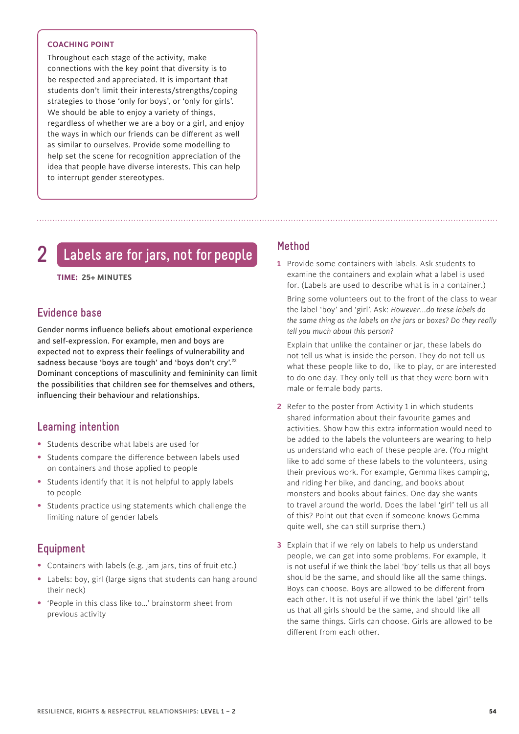**COACHING POINT**

Throughout each stage of the activity, make connections with the key point that diversity is to be respected and appreciated. It is important that students don't limit their interests/strengths/coping strategies to those 'only for boys', or 'only for girls'. We should be able to enjoy a variety of things, regardless of whether we are a boy or a girl, and enjoy the ways in which our friends can be different as well as similar to ourselves. Provide some modelling to help set the scene for recognition appreciation of the idea that people have diverse interests. This can help to interrupt gender stereotypes.

## 2 Labels are for jars, not for people

**TIME: 25+ MINUTES**

### Evidence base

Gender norms influence beliefs about emotional experience and self-expression. For example, men and boys are expected not to express their feelings of vulnerability and sadness because 'boys are tough' and 'boys don't cry'.[22] Dominant conceptions of masculinity and femininity can limit the possibilities that children see for themselves and others, influencing their behaviour and relationships.

### Learning intention

- Students describe what labels are used for
- Students compare the difference between labels used on containers and those applied to people
- Students identify that it is not helpful to apply labels to people
- Students practice using statements which challenge the limiting nature of gender labels

### Equipment

- Containers with labels (e.g. jam jars, tins of fruit etc.)
- Labels: boy, girl (large signs that students can hang around their neck)
- 'People in this class like to…' brainstorm sheet from previous activity

### Method

1. Provide some containers with labels. Ask students to examine the containers and explain what a label is used for. (Labels are used to describe what is in a container.)

   Bring some volunteers out to the front of the class to wear the label 'boy' and 'girl'. Ask: *However...do these labels do the same thing as the labels on the jars or boxes? Do they really tell you much about this person?*

   Explain that unlike the container or jar, these labels do not tell us what is inside the person. They do not tell us what these people like to do, like to play, or are interested to do one day. They only tell us that they were born with male or female body parts.

2. Refer to the poster from Activity 1 in which students shared information about their favourite games and activities. Show how this extra information would need to be added to the labels the volunteers are wearing to help us understand who each of these people are. (You might like to add some of these labels to the volunteers, using their previous work. For example, Gemma likes camping, and riding her bike, and dancing, and books about monsters and books about fairies. One day she wants to travel around the world. Does the label 'girl' tell us all of this? Point out that even if someone knows Gemma quite well, she can still surprise them.)

3. Explain that if we rely on labels to help us understand people, we can get into some problems. For example, it is not useful if we think the label 'boy' tells us that all boys should be the same, and should like all the same things. Boys can choose. Boys are allowed to be different from each other. It is not useful if we think the label 'girl' tells us that all girls should be the same, and should like all the same things. Girls can choose. Girls are allowed to be different from each other.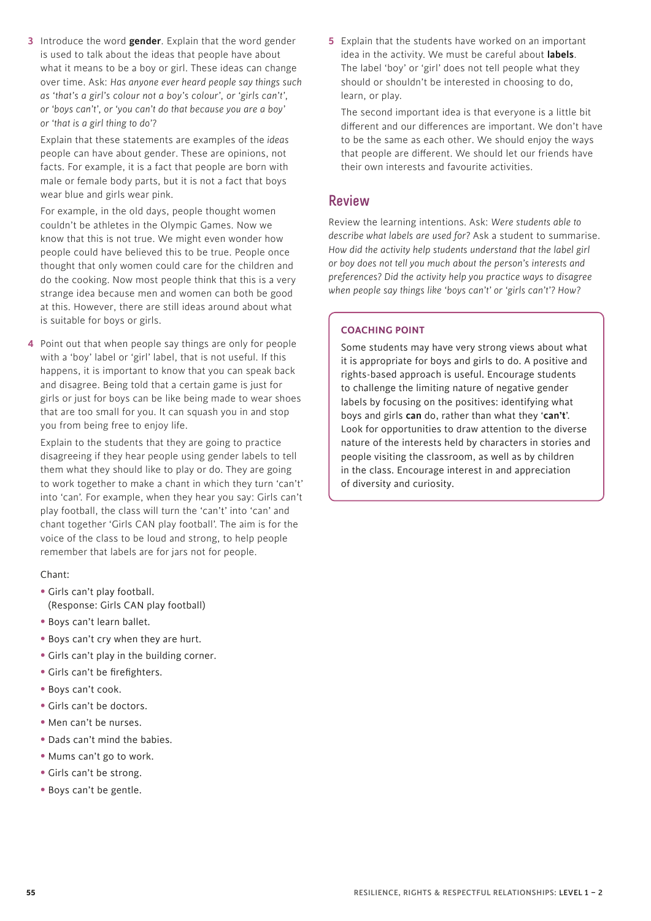3 Introduce the word **gender**. Explain that the word gender is used to talk about the ideas that people have about what it means to be a boy or girl. These ideas can change over time. Ask: *Has anyone ever heard people say things such as 'that's a girl's colour not a boy's colour', or 'girls can't', or 'boys can't', or 'you can't do that because you are a boy' or 'that is a girl thing to do'?*

   Explain that these statements are examples of the *ideas* people can have about gender. These are opinions, not facts. For example, it is a fact that people are born with male or female body parts, but it is not a fact that boys wear blue and girls wear pink.

   For example, in the old days, people thought women couldn't be athletes in the Olympic Games. Now we know that this is not true. We might even wonder how people could have believed this to be true. People once thought that only women could care for the children and do the cooking. Now most people think that this is a very strange idea because men and women can both be good at this. However, there are still ideas around about what is suitable for boys or girls.

4 Point out that when people say things are only for people with a 'boy' label or 'girl' label, that is not useful. If this happens, it is important to know that you can speak back and disagree. Being told that a certain game is just for girls or just for boys can be like being made to wear shoes that are too small for you. It can squash you in and stop you from being free to enjoy life.

   Explain to the students that they are going to practice disagreeing if they hear people using gender labels to tell them what they should like to play or do. They are going to work together to make a chant in which they turn 'can't' into 'can'. For example, when they hear you say: Girls can't play football, the class will turn the 'can't' into 'can' and chant together 'Girls CAN play football'. The aim is for the voice of the class to be loud and strong, to help people remember that labels are for jars not for people.

   Chant:

   - Girls can't play football.
     (Response: Girls CAN play football)
   - Boys can't learn ballet.
   - Boys can't cry when they are hurt.
   - Girls can't play in the building corner.
   - Girls can't be firefighters.
   - Boys can't cook.
   - Girls can't be doctors.
   - Men can't be nurses.
   - Dads can't mind the babies.
   - Mums can't go to work.
   - Girls can't be strong.
   - Boys can't be gentle.

5 Explain that the students have worked on an important idea in the activity. We must be careful about **labels**. The label 'boy' or 'girl' does not tell people what they should or shouldn't be interested in choosing to do, learn, or play.

   The second important idea is that everyone is a little bit different and our differences are important. We don't have to be the same as each other. We should enjoy the ways that people are different. We should let our friends have their own interests and favourite activities.

## Review

Review the learning intentions. Ask: *Were students able to describe what labels are used for?* Ask a student to summarise. *How did the activity help students understand that the label girl or boy does not tell you much about the person's interests and preferences? Did the activity help you practice ways to disagree when people say things like 'boys can't' or 'girls can't'? How?*

### COACHING POINT

Some students may have very strong views about what it is appropriate for boys and girls to do. A positive and rights-based approach is useful. Encourage students to challenge the limiting nature of negative gender labels by focusing on the positives: identifying what boys and girls **can** do, rather than what they '**can't**'. Look for opportunities to draw attention to the diverse nature of the interests held by characters in stories and people visiting the classroom, as well as by children in the class. Encourage interest in and appreciation of diversity and curiosity.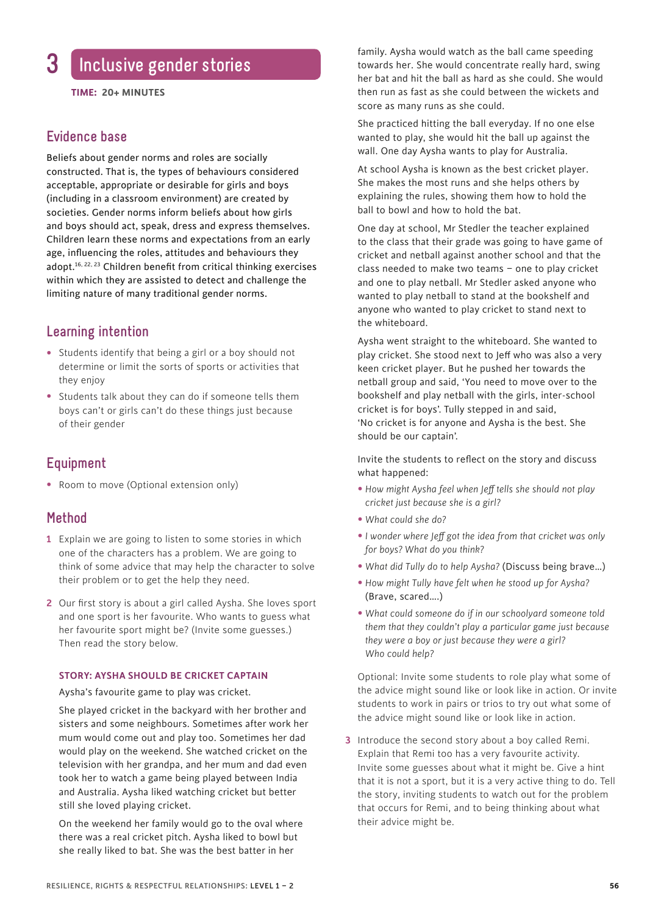# 3 Inclusive gender stories

**TIME: 20+ MINUTES**

## Evidence base

Beliefs about gender norms and roles are socially constructed. That is, the types of behaviours considered acceptable, appropriate or desirable for girls and boys (including in a classroom environment) are created by societies. Gender norms inform beliefs about how girls and boys should act, speak, dress and express themselves. Children learn these norms and expectations from an early age, influencing the roles, attitudes and behaviours they adopt.[16, 22, 23] Children benefit from critical thinking exercises within which they are assisted to detect and challenge the limiting nature of many traditional gender norms.

## Learning intention

- Students identify that being a girl or a boy should not determine or limit the sorts of sports or activities that they enjoy
- Students talk about they can do if someone tells them boys can't or girls can't do these things just because of their gender

## Equipment

- Room to move (Optional extension only)

## Method

1. Explain we are going to listen to some stories in which one of the characters has a problem. We are going to think of some advice that may help the character to solve their problem or to get the help they need.

2. Our first story is about a girl called Aysha. She loves sport and one sport is her favourite. Who wants to guess what her favourite sport might be? (Invite some guesses.) Then read the story below.

### STORY: AYSHA SHOULD BE CRICKET CAPTAIN

Aysha's favourite game to play was cricket.

She played cricket in the backyard with her brother and sisters and some neighbours. Sometimes after work her mum would come out and play too. Sometimes her dad would play on the weekend. She watched cricket on the television with her grandpa, and her mum and dad even took her to watch a game being played between India and Australia. Aysha liked watching cricket but better still she loved playing cricket.

On the weekend her family would go to the oval where there was a real cricket pitch. Aysha liked to bowl but she really liked to bat. She was the best batter in her family. Aysha would watch as the ball came speeding towards her. She would concentrate really hard, swing her bat and hit the ball as hard as she could. She would then run as fast as she could between the wickets and score as many runs as she could.

She practiced hitting the ball everyday. If no one else wanted to play, she would hit the ball up against the wall. One day Aysha wants to play for Australia.

At school Aysha is known as the best cricket player. She makes the most runs and she helps others by explaining the rules, showing them how to hold the ball to bowl and how to hold the bat.

One day at school, Mr Stedler the teacher explained to the class that their grade was going to have game of cricket and netball against another school and that the class needed to make two teams – one to play cricket and one to play netball. Mr Stedler asked anyone who wanted to play netball to stand at the bookshelf and anyone who wanted to play cricket to stand next to the whiteboard.

Aysha went straight to the whiteboard. She wanted to play cricket. She stood next to Jeff who was also a very keen cricket player. But he pushed her towards the netball group and said, 'You need to move over to the bookshelf and play netball with the girls, inter-school cricket is for boys'. Tully stepped in and said, 'No cricket is for anyone and Aysha is the best. She should be our captain'.

Invite the students to reflect on the story and discuss what happened:

- *How might Aysha feel when Jeff tells she should not play cricket just because she is a girl?*
- *What could she do?*
- *I wonder where Jeff got the idea from that cricket was only for boys? What do you think?*
- *What did Tully do to help Aysha?* (Discuss being brave…)
- *How might Tully have felt when he stood up for Aysha?* (Brave, scared….)
- *What could someone do if in our schoolyard someone told them that they couldn't play a particular game just because they were a boy or just because they were a girl? Who could help?*

Optional: Invite some students to role play what some of the advice might sound like or look like in action. Or invite students to work in pairs or trios to try out what some of the advice might sound like in action.

3. Introduce the second story about a boy called Remi. Explain that Remi too has a very favourite activity. Invite some guesses about what it might be. Give a hint that it is not a sport, but it is a very active thing to do. Tell the story, inviting students to watch out for the problem that occurs for Remi, and to being thinking about what their advice might be.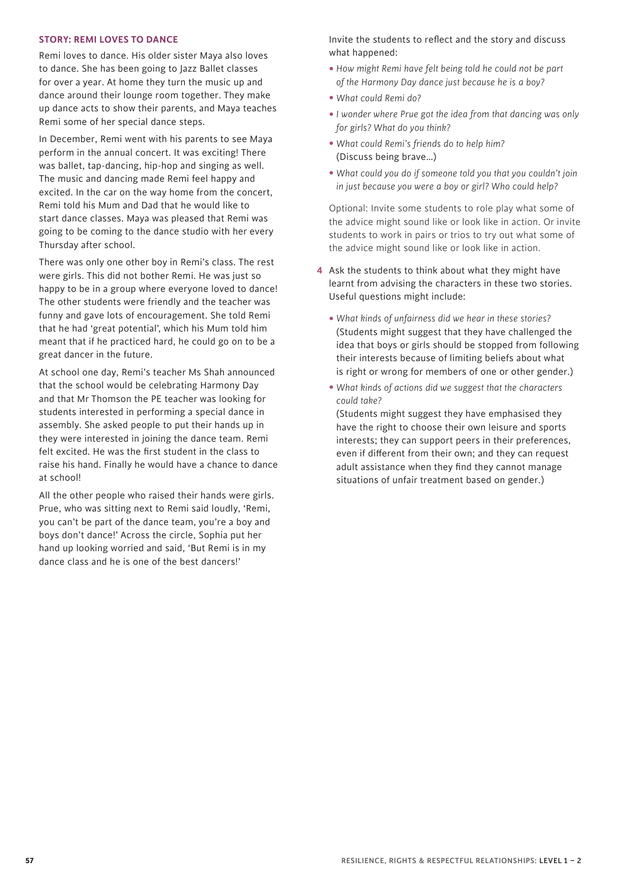#### STORY: REMI LOVES TO DANCE

Remi loves to dance. His older sister Maya also loves to dance. She has been going to Jazz Ballet classes for over a year. At home they turn the music up and dance around their lounge room together. They make up dance acts to show their parents, and Maya teaches Remi some of her special dance steps.

In December, Remi went with his parents to see Maya perform in the annual concert. It was exciting! There was ballet, tap-dancing, hip-hop and singing as well. The music and dancing made Remi feel happy and excited. In the car on the way home from the concert, Remi told his Mum and Dad that he would like to start dance classes. Maya was pleased that Remi was going to be coming to the dance studio with her every Thursday after school.

There was only one other boy in Remi's class. The rest were girls. This did not bother Remi. He was just so happy to be in a group where everyone loved to dance! The other students were friendly and the teacher was funny and gave lots of encouragement. She told Remi that he had 'great potential', which his Mum told him meant that if he practiced hard, he could go on to be a great dancer in the future.

At school one day, Remi's teacher Ms Shah announced that the school would be celebrating Harmony Day and that Mr Thomson the PE teacher was looking for students interested in performing a special dance in assembly. She asked people to put their hands up in they were interested in joining the dance team. Remi felt excited. He was the first student in the class to raise his hand. Finally he would have a chance to dance at school!

All the other people who raised their hands were girls. Prue, who was sitting next to Remi said loudly, 'Remi, you can't be part of the dance team, you're a boy and boys don't dance!' Across the circle, Sophia put her hand up looking worried and said, 'But Remi is in my dance class and he is one of the best dancers!'

Invite the students to reflect and the story and discuss what happened:

- *How might Remi have felt being told he could not be part of the Harmony Day dance just because he is a boy?*
- *What could Remi do?*
- *I wonder where Prue got the idea from that dancing was only for girls? What do you think?*
- *What could Remi's friends do to help him?* (Discuss being brave…)
- *What could you do if someone told you that you couldn't join in just because you were a boy or girl? Who could help?*

Optional: Invite some students to role play what some of the advice might sound like or look like in action. Or invite students to work in pairs or trios to try out what some of the advice might sound like or look like in action.

4. Ask the students to think about what they might have learnt from advising the characters in these two stories. Useful questions might include:

   - *What kinds of unfairness did we hear in these stories?* (Students might suggest that they have challenged the idea that boys or girls should be stopped from following their interests because of limiting beliefs about what is right or wrong for members of one or other gender.)
   - *What kinds of actions did we suggest that the characters could take?* (Students might suggest they have emphasised they have the right to choose their own leisure and sports interests; they can support peers in their preferences, even if different from their own; and they can request adult assistance when they find they cannot manage situations of unfair treatment based on gender.)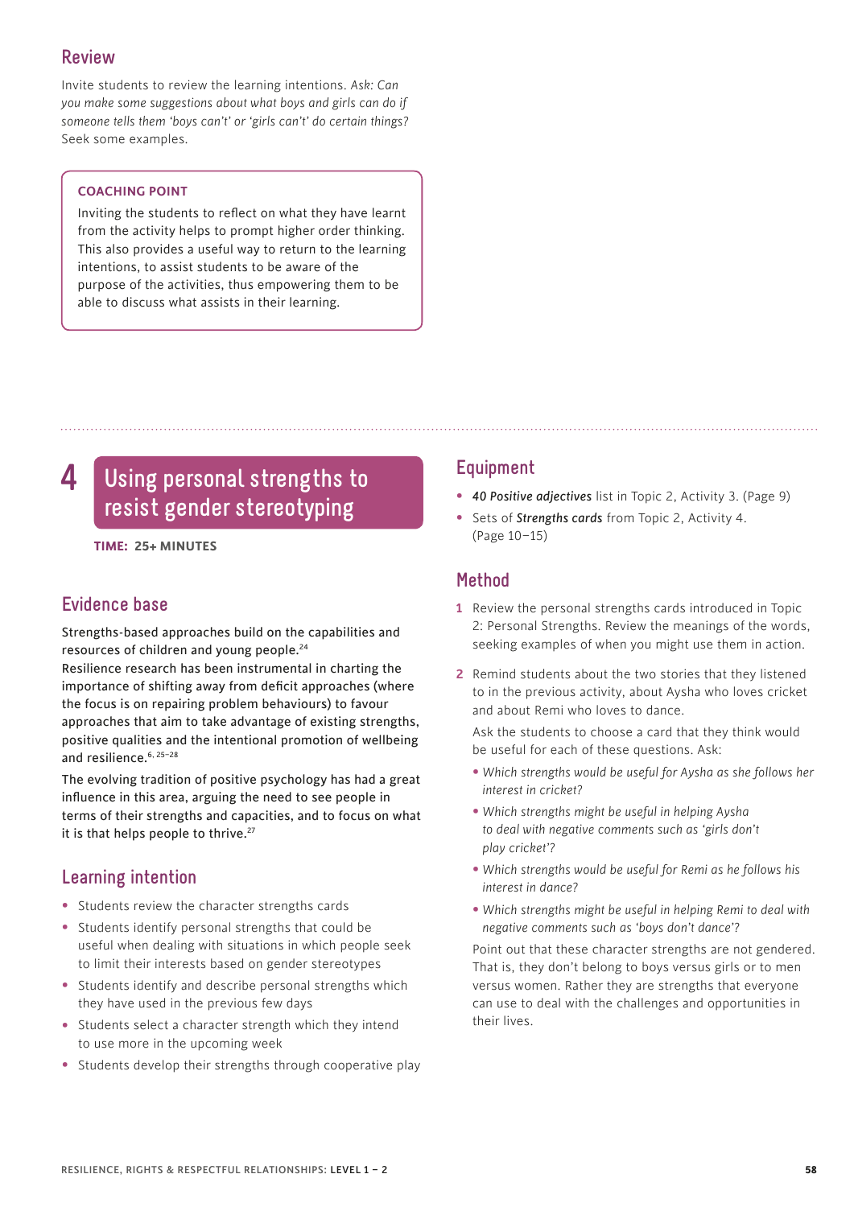## Review

Invite students to review the learning intentions. Ask: *Can you make some suggestions about what boys and girls can do if someone tells them 'boys can't' or 'girls can't' do certain things?* Seek some examples.

> **COACHING POINT**
>
> Inviting the students to reflect on what they have learnt from the activity helps to prompt higher order thinking. This also provides a useful way to return to the learning intentions, to assist students to be aware of the purpose of the activities, thus empowering them to be able to discuss what assists in their learning.

---

# 4 Using personal strengths to resist gender stereotyping

**TIME: 25+ MINUTES**

## Evidence base

Strengths-based approaches build on the capabilities and resources of children and young people.[24]
Resilience research has been instrumental in charting the importance of shifting away from deficit approaches (where the focus is on repairing problem behaviours) to favour approaches that aim to take advantage of existing strengths, positive qualities and the intentional promotion of wellbeing and resilience.[6, 25–28]

The evolving tradition of positive psychology has had a great influence in this area, arguing the need to see people in terms of their strengths and capacities, and to focus on what it is that helps people to thrive.[27]

## Learning intention

- Students review the character strengths cards
- Students identify personal strengths that could be useful when dealing with situations in which people seek to limit their interests based on gender stereotypes
- Students identify and describe personal strengths which they have used in the previous few days
- Students select a character strength which they intend to use more in the upcoming week
- Students develop their strengths through cooperative play

## Equipment

- ***40 Positive adjectives*** list in Topic 2, Activity 3. (Page 9)
- Sets of ***Strengths cards*** from Topic 2, Activity 4. (Page 10–15)

## Method

1. Review the personal strengths cards introduced in Topic 2: Personal Strengths. Review the meanings of the words, seeking examples of when you might use them in action.

2. Remind students about the two stories that they listened to in the previous activity, about Aysha who loves cricket and about Remi who loves to dance.

   Ask the students to choose a card that they think would be useful for each of these questions. Ask:

   - *Which strengths would be useful for Aysha as she follows her interest in cricket?*
   - *Which strengths might be useful in helping Aysha to deal with negative comments such as 'girls don't play cricket'?*
   - *Which strengths would be useful for Remi as he follows his interest in dance?*
   - *Which strengths might be useful in helping Remi to deal with negative comments such as 'boys don't dance'?*

   Point out that these character strengths are not gendered. That is, they don't belong to boys versus girls or to men versus women. Rather they are strengths that everyone can use to deal with the challenges and opportunities in their lives.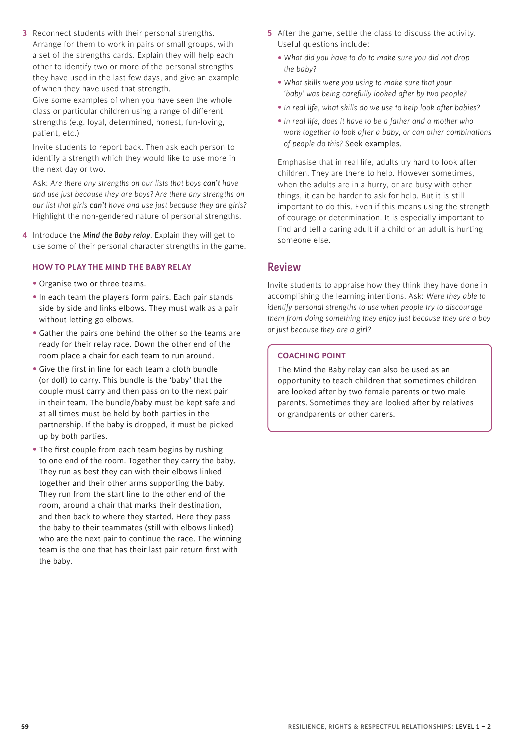3 Reconnect students with their personal strengths. Arrange for them to work in pairs or small groups, with a set of the strengths cards. Explain they will help each other to identify two or more of the personal strengths they have used in the last few days, and give an example of when they have used that strength.
Give some examples of when you have seen the whole class or particular children using a range of different strengths (e.g. loyal, determined, honest, fun-loving, patient, etc.)

Invite students to report back. Then ask each person to identify a strength which they would like to use more in the next day or two.

Ask: *Are there any strengths on our lists that boys* ***can't*** *have and use just because they are boys? Are there any strengths on our list that girls* ***can't*** *have and use just because they are girls?* Highlight the non-gendered nature of personal strengths.

4 Introduce the ***Mind the Baby relay***. Explain they will get to use some of their personal character strengths in the game.

### HOW TO PLAY THE MIND THE BABY RELAY

- Organise two or three teams.
- In each team the players form pairs. Each pair stands side by side and links elbows. They must walk as a pair without letting go elbows.
- Gather the pairs one behind the other so the teams are ready for their relay race. Down the other end of the room place a chair for each team to run around.
- Give the first in line for each team a cloth bundle (or doll) to carry. This bundle is the 'baby' that the couple must carry and then pass on to the next pair in their team. The bundle/baby must be kept safe and at all times must be held by both parties in the partnership. If the baby is dropped, it must be picked up by both parties.
- The first couple from each team begins by rushing to one end of the room. Together they carry the baby. They run as best they can with their elbows linked together and their other arms supporting the baby. They run from the start line to the other end of the room, around a chair that marks their destination, and then back to where they started. Here they pass the baby to their teammates (still with elbows linked) who are the next pair to continue the race. The winning team is the one that has their last pair return first with the baby.

5 After the game, settle the class to discuss the activity. Useful questions include:

- *What did you have to do to make sure you did not drop the baby?*
- *What skills were you using to make sure that your 'baby' was being carefully looked after by two people?*
- *In real life, what skills do we use to help look after babies?*
- *In real life, does it have to be a father and a mother who work together to look after a baby, or can other combinations of people do this?* Seek examples.

Emphasise that in real life, adults try hard to look after children. They are there to help. However sometimes, when the adults are in a hurry, or are busy with other things, it can be harder to ask for help. But it is still important to do this. Even if this means using the strength of courage or determination. It is especially important to find and tell a caring adult if a child or an adult is hurting someone else.

## Review

Invite students to appraise how they think they have done in accomplishing the learning intentions. Ask: *Were they able to identify personal strengths to use when people try to discourage them from doing something they enjoy just because they are a boy or just because they are a girl?*

### COACHING POINT

The Mind the Baby relay can also be used as an opportunity to teach children that sometimes children are looked after by two female parents or two male parents. Sometimes they are looked after by relatives or grandparents or other carers.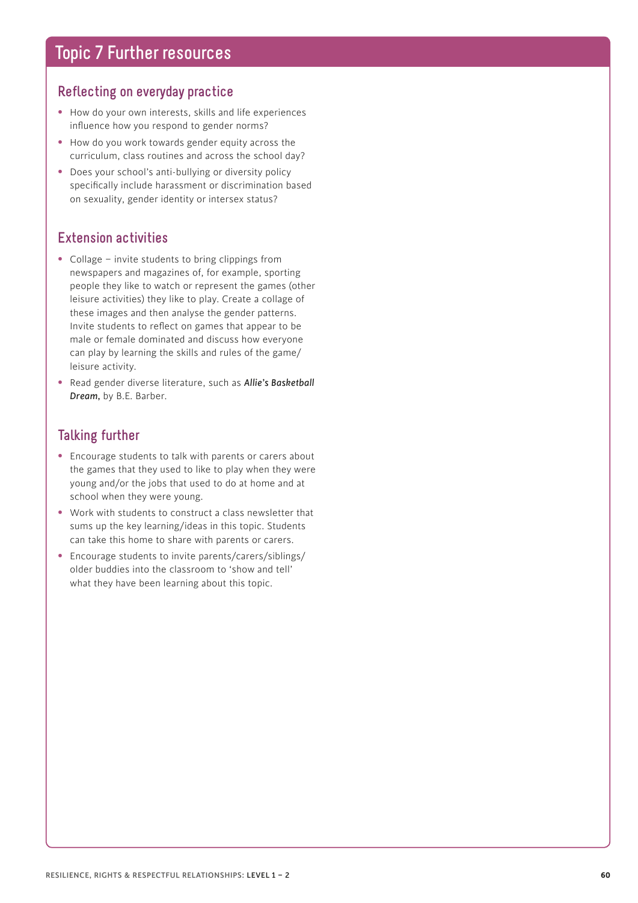# Topic 7 Further resources

## Reflecting on everyday practice

- How do your own interests, skills and life experiences influence how you respond to gender norms?
- How do you work towards gender equity across the curriculum, class routines and across the school day?
- Does your school's anti-bullying or diversity policy specifically include harassment or discrimination based on sexuality, gender identity or intersex status?

## Extension activities

- Collage – invite students to bring clippings from newspapers and magazines of, for example, sporting people they like to watch or represent the games (other leisure activities) they like to play. Create a collage of these images and then analyse the gender patterns. Invite students to reflect on games that appear to be male or female dominated and discuss how everyone can play by learning the skills and rules of the game/ leisure activity.
- Read gender diverse literature, such as ***Allie's Basketball Dream***, by B.E. Barber.

## Talking further

- Encourage students to talk with parents or carers about the games that they used to like to play when they were young and/or the jobs that used to do at home and at school when they were young.
- Work with students to construct a class newsletter that sums up the key learning/ideas in this topic. Students can take this home to share with parents or carers.
- Encourage students to invite parents/carers/siblings/ older buddies into the classroom to 'show and tell' what they have been learning about this topic.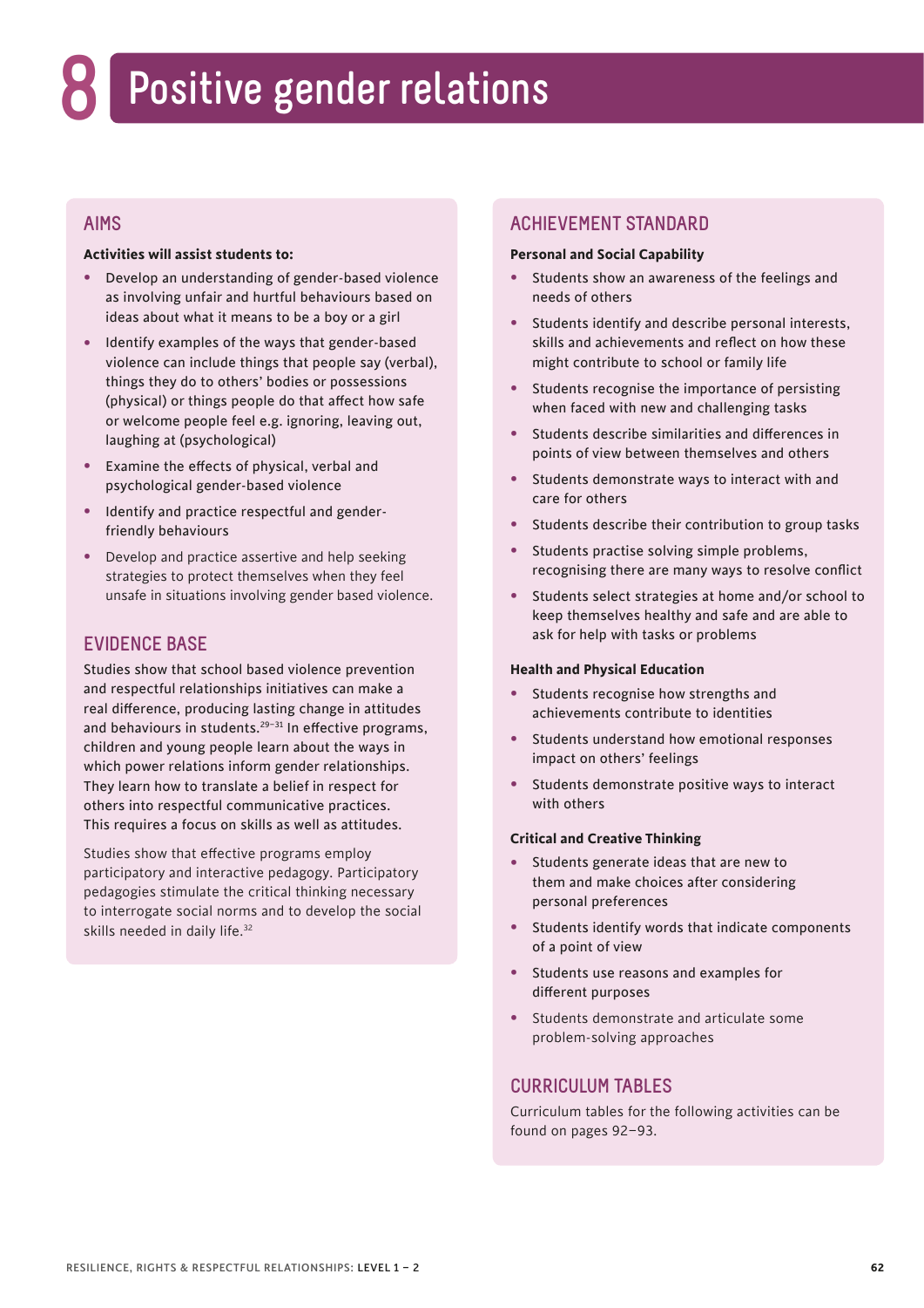# 8 Positive gender relations

## AIMS

**Activities will assist students to:**

- Develop an understanding of gender-based violence as involving unfair and hurtful behaviours based on ideas about what it means to be a boy or a girl
- Identify examples of the ways that gender-based violence can include things that people say (verbal), things they do to others' bodies or possessions (physical) or things people do that affect how safe or welcome people feel e.g. ignoring, leaving out, laughing at (psychological)
- Examine the effects of physical, verbal and psychological gender-based violence
- Identify and practice respectful and gender-friendly behaviours
- Develop and practice assertive and help seeking strategies to protect themselves when they feel unsafe in situations involving gender based violence.

## EVIDENCE BASE

Studies show that school based violence prevention and respectful relationships initiatives can make a real difference, producing lasting change in attitudes and behaviours in students.[29–31] In effective programs, children and young people learn about the ways in which power relations inform gender relationships. They learn how to translate a belief in respect for others into respectful communicative practices. This requires a focus on skills as well as attitudes.

Studies show that effective programs employ participatory and interactive pedagogy. Participatory pedagogies stimulate the critical thinking necessary to interrogate social norms and to develop the social skills needed in daily life.[32]

## ACHIEVEMENT STANDARD

**Personal and Social Capability**

- Students show an awareness of the feelings and needs of others
- Students identify and describe personal interests, skills and achievements and reflect on how these might contribute to school or family life
- Students recognise the importance of persisting when faced with new and challenging tasks
- Students describe similarities and differences in points of view between themselves and others
- Students demonstrate ways to interact with and care for others
- Students describe their contribution to group tasks
- Students practise solving simple problems, recognising there are many ways to resolve conflict
- Students select strategies at home and/or school to keep themselves healthy and safe and are able to ask for help with tasks or problems

**Health and Physical Education**

- Students recognise how strengths and achievements contribute to identities
- Students understand how emotional responses impact on others' feelings
- Students demonstrate positive ways to interact with others

**Critical and Creative Thinking**

- Students generate ideas that are new to them and make choices after considering personal preferences
- Students identify words that indicate components of a point of view
- Students use reasons and examples for different purposes
- Students demonstrate and articulate some problem-solving approaches

## CURRICULUM TABLES

Curriculum tables for the following activities can be found on pages 92–93.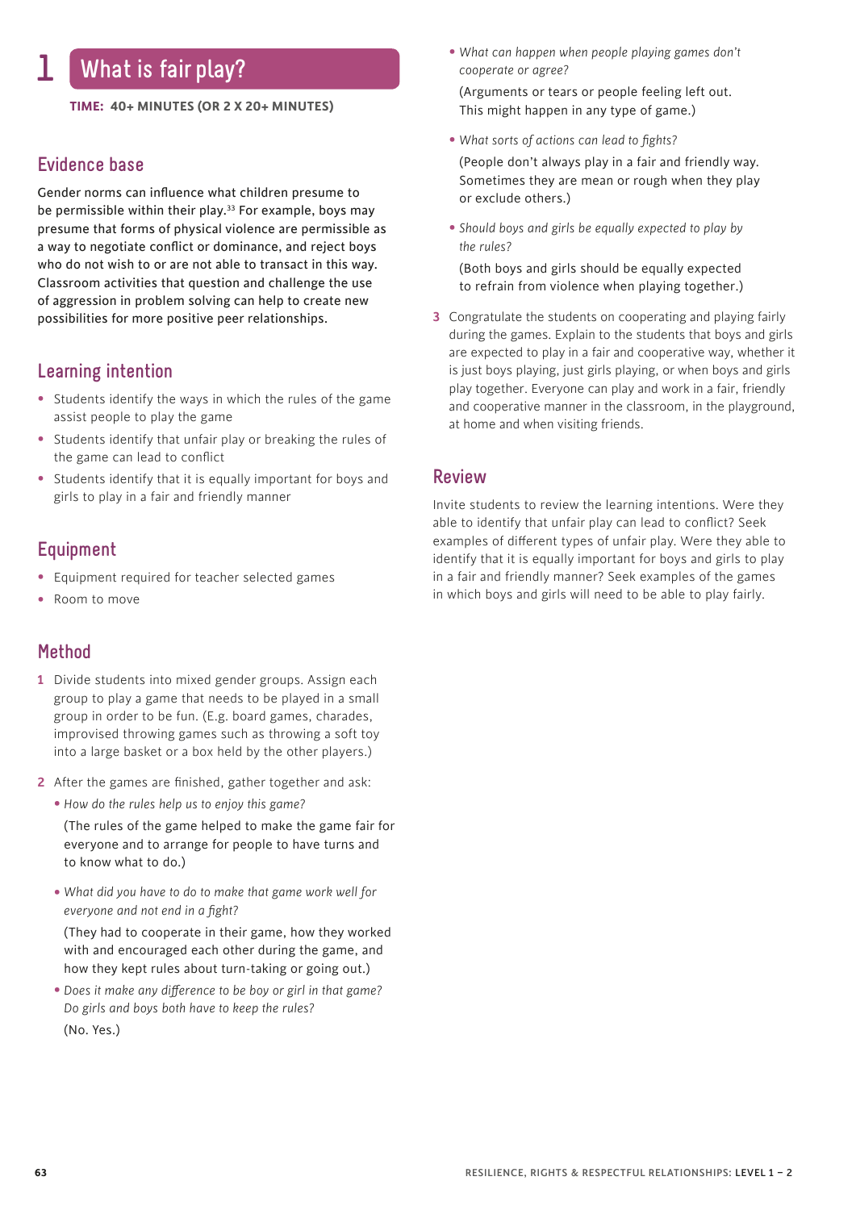# 1 What is fair play?

**TIME: 40+ MINUTES (OR 2 X 20+ MINUTES)**

## Evidence base

Gender norms can influence what children presume to be permissible within their play.[33] For example, boys may presume that forms of physical violence are permissible as a way to negotiate conflict or dominance, and reject boys who do not wish to or are not able to transact in this way. Classroom activities that question and challenge the use of aggression in problem solving can help to create new possibilities for more positive peer relationships.

## Learning intention

- Students identify the ways in which the rules of the game assist people to play the game
- Students identify that unfair play or breaking the rules of the game can lead to conflict
- Students identify that it is equally important for boys and girls to play in a fair and friendly manner

## Equipment

- Equipment required for teacher selected games
- Room to move

## Method

1. Divide students into mixed gender groups. Assign each group to play a game that needs to be played in a small group in order to be fun. (E.g. board games, charades, improvised throwing games such as throwing a soft toy into a large basket or a box held by the other players.)

2. After the games are finished, gather together and ask:
   - *How do the rules help us to enjoy this game?*

     (The rules of the game helped to make the game fair for everyone and to arrange for people to have turns and to know what to do.)
   - *What did you have to do to make that game work well for everyone and not end in a fight?*

     (They had to cooperate in their game, how they worked with and encouraged each other during the game, and how they kept rules about turn-taking or going out.)
   - *Does it make any difference to be boy or girl in that game? Do girls and boys both have to keep the rules?*

     (No. Yes.)
   - *What can happen when people playing games don't cooperate or agree?*

     (Arguments or tears or people feeling left out. This might happen in any type of game.)
   - *What sorts of actions can lead to fights?*

     (People don't always play in a fair and friendly way. Sometimes they are mean or rough when they play or exclude others.)
   - *Should boys and girls be equally expected to play by the rules?*

     (Both boys and girls should be equally expected to refrain from violence when playing together.)

3. Congratulate the students on cooperating and playing fairly during the games. Explain to the students that boys and girls are expected to play in a fair and cooperative way, whether it is just boys playing, just girls playing, or when boys and girls play together. Everyone can play and work in a fair, friendly and cooperative manner in the classroom, in the playground, at home and when visiting friends.

## Review

Invite students to review the learning intentions. Were they able to identify that unfair play can lead to conflict? Seek examples of different types of unfair play. Were they able to identify that it is equally important for boys and girls to play in a fair and friendly manner? Seek examples of the games in which boys and girls will need to be able to play fairly.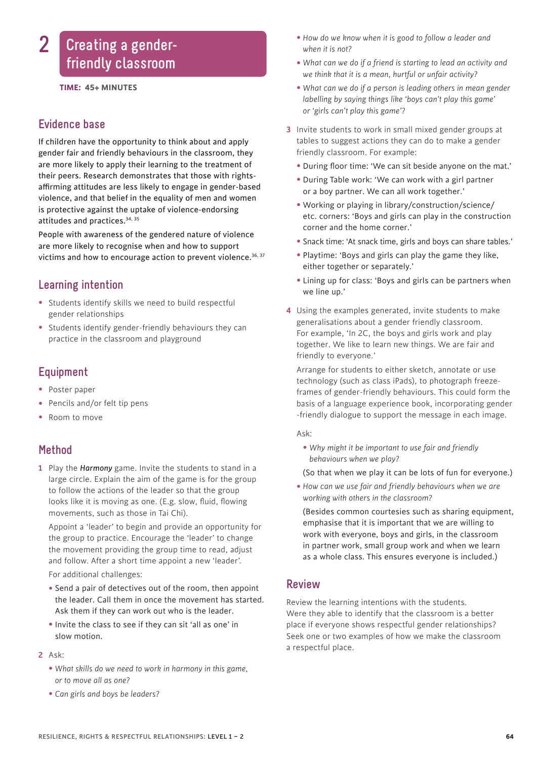# 2 Creating a gender-friendly classroom

**TIME: 45+ MINUTES**

## Evidence base

If children have the opportunity to think about and apply gender fair and friendly behaviours in the classroom, they are more likely to apply their learning to the treatment of their peers. Research demonstrates that those with rights-affirming attitudes are less likely to engage in gender-based violence, and that belief in the equality of men and women is protective against the uptake of violence-endorsing attitudes and practices.[34, 35]

People with awareness of the gendered nature of violence are more likely to recognise when and how to support victims and how to encourage action to prevent violence.[36, 37]

## Learning intention

- Students identify skills we need to build respectful gender relationships
- Students identify gender-friendly behaviours they can practice in the classroom and playground

## Equipment

- Poster paper
- Pencils and/or felt tip pens
- Room to move

## Method

1. Play the ***Harmony*** game. Invite the students to stand in a large circle. Explain the aim of the game is for the group to follow the actions of the leader so that the group looks like it is moving as one. (E.g. slow, fluid, flowing movements, such as those in Tai Chi).

   Appoint a 'leader' to begin and provide an opportunity for the group to practice. Encourage the 'leader' to change the movement providing the group time to read, adjust and follow. After a short time appoint a new 'leader'.

   For additional challenges:

   - Send a pair of detectives out of the room, then appoint the leader. Call them in once the movement has started. Ask them if they can work out who is the leader.
   - Invite the class to see if they can sit 'all as one' in slow motion.

2. Ask:

   - *What skills do we need to work in harmony in this game, or to move all as one?*
   - *Can girls and boys be leaders?*
   - *How do we know when it is good to follow a leader and when it is not?*
   - *What can we do if a friend is starting to lead an activity and we think that it is a mean, hurtful or unfair activity?*
   - *What can we do if a person is leading others in mean gender labelling by saying things like 'boys can't play this game' or 'girls can't play this game'?*

3. Invite students to work in small mixed gender groups at tables to suggest actions they can do to make a gender friendly classroom. For example:

   - During floor time: 'We can sit beside anyone on the mat.'
   - During Table work: 'We can work with a girl partner or a boy partner. We can all work together.'
   - Working or playing in library/construction/science/etc. corners: 'Boys and girls can play in the construction corner and the home corner.'
   - Snack time: 'At snack time, girls and boys can share tables.'
   - Playtime: 'Boys and girls can play the game they like, either together or separately.'
   - Lining up for class: 'Boys and girls can be partners when we line up.'

4. Using the examples generated, invite students to make generalisations about a gender friendly classroom. For example, 'In 2C, the boys and girls work and play together. We like to learn new things. We are fair and friendly to everyone.'

   Arrange for students to either sketch, annotate or use technology (such as class iPads), to photograph freeze-frames of gender-friendly behaviours. This could form the basis of a language experience book, incorporating gender -friendly dialogue to support the message in each image.

   Ask:

   - *Why might it be important to use fair and friendly behaviours when we play?*

   (So that when we play it can be lots of fun for everyone.)

   - *How can we use fair and friendly behaviours when we are working with others in the classroom?*

   (Besides common courtesies such as sharing equipment, emphasise that it is important that we are willing to work with everyone, boys and girls, in the classroom in partner work, small group work and when we learn as a whole class. This ensures everyone is included.)

## Review

Review the learning intentions with the students. Were they able to identify that the classroom is a better place if everyone shows respectful gender relationships? Seek one or two examples of how we make the classroom a respectful place.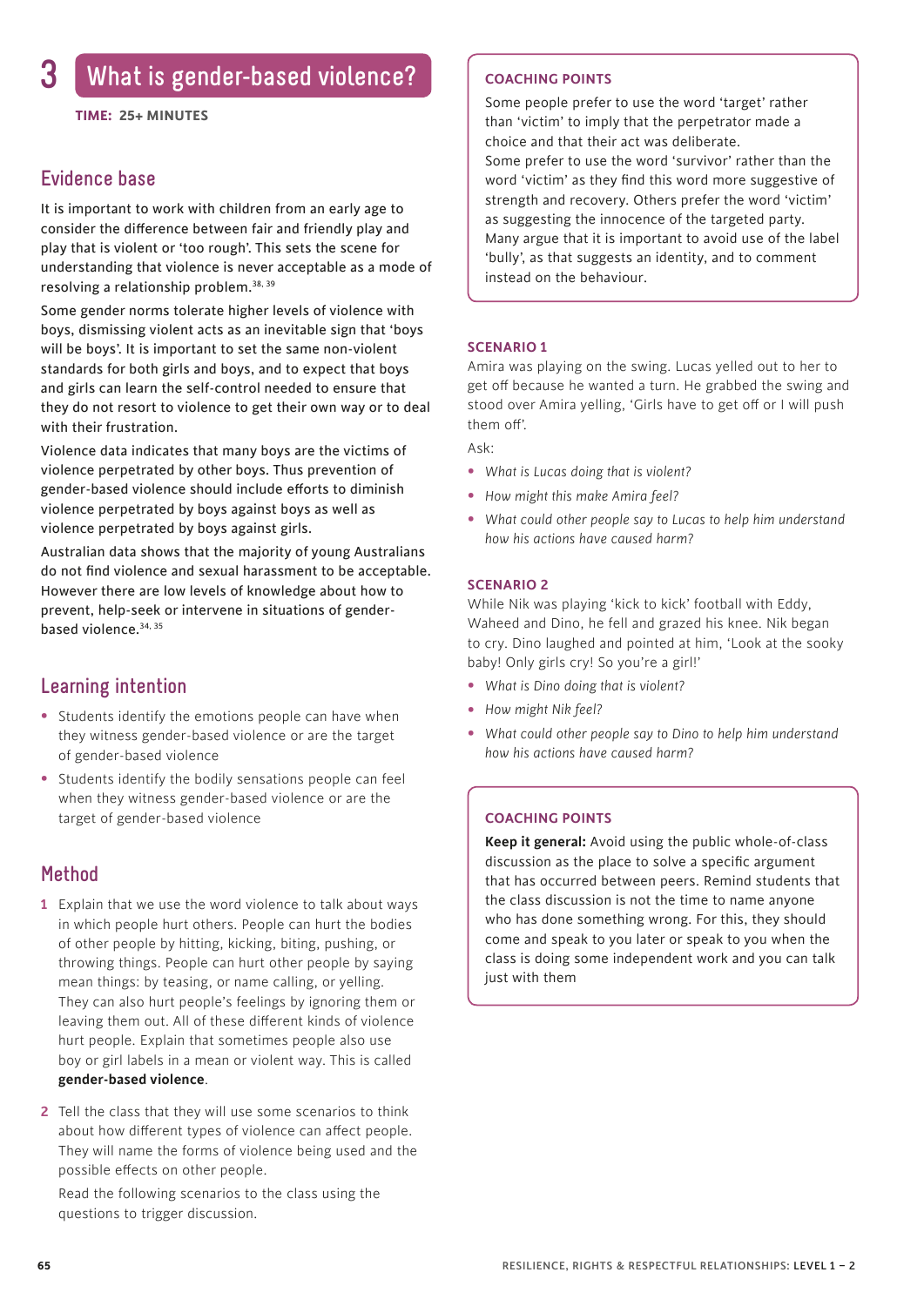# 3 What is gender-based violence?

**TIME: 25+ MINUTES**

## Evidence base

It is important to work with children from an early age to consider the difference between fair and friendly play and play that is violent or 'too rough'. This sets the scene for understanding that violence is never acceptable as a mode of resolving a relationship problem.[38, 39]

Some gender norms tolerate higher levels of violence with boys, dismissing violent acts as an inevitable sign that 'boys will be boys'. It is important to set the same non-violent standards for both girls and boys, and to expect that boys and girls can learn the self-control needed to ensure that they do not resort to violence to get their own way or to deal with their frustration.

Violence data indicates that many boys are the victims of violence perpetrated by other boys. Thus prevention of gender-based violence should include efforts to diminish violence perpetrated by boys against boys as well as violence perpetrated by boys against girls.

Australian data shows that the majority of young Australians do not find violence and sexual harassment to be acceptable. However there are low levels of knowledge about how to prevent, help-seek or intervene in situations of gender-based violence.[34, 35]

## Learning intention

- Students identify the emotions people can have when they witness gender-based violence or are the target of gender-based violence
- Students identify the bodily sensations people can feel when they witness gender-based violence or are the target of gender-based violence

## Method

1. Explain that we use the word violence to talk about ways in which people hurt others. People can hurt the bodies of other people by hitting, kicking, biting, pushing, or throwing things. People can hurt other people by saying mean things: by teasing, or name calling, or yelling. They can also hurt people's feelings by ignoring them or leaving them out. All of these different kinds of violence hurt people. Explain that sometimes people also use boy or girl labels in a mean or violent way. This is called **gender-based violence**.

2. Tell the class that they will use some scenarios to think about how different types of violence can affect people. They will name the forms of violence being used and the possible effects on other people.

   Read the following scenarios to the class using the questions to trigger discussion.

### COACHING POINTS

Some people prefer to use the word 'target' rather than 'victim' to imply that the perpetrator made a choice and that their act was deliberate.
Some prefer to use the word 'survivor' rather than the word 'victim' as they find this word more suggestive of strength and recovery. Others prefer the word 'victim' as suggesting the innocence of the targeted party.
Many argue that it is important to avoid use of the label 'bully', as that suggests an identity, and to comment instead on the behaviour.

### SCENARIO 1

Amira was playing on the swing. Lucas yelled out to her to get off because he wanted a turn. He grabbed the swing and stood over Amira yelling, 'Girls have to get off or I will push them off'.

Ask:

- *What is Lucas doing that is violent?*
- *How might this make Amira feel?*
- *What could other people say to Lucas to help him understand how his actions have caused harm?*

### SCENARIO 2

While Nik was playing 'kick to kick' football with Eddy, Waheed and Dino, he fell and grazed his knee. Nik began to cry. Dino laughed and pointed at him, 'Look at the sooky baby! Only girls cry! So you're a girl!'

- *What is Dino doing that is violent?*
- *How might Nik feel?*
- *What could other people say to Dino to help him understand how his actions have caused harm?*

### COACHING POINTS

**Keep it general:** Avoid using the public whole-of-class discussion as the place to solve a specific argument that has occurred between peers. Remind students that the class discussion is not the time to name anyone who has done something wrong. For this, they should come and speak to you later or speak to you when the class is doing some independent work and you can talk just with them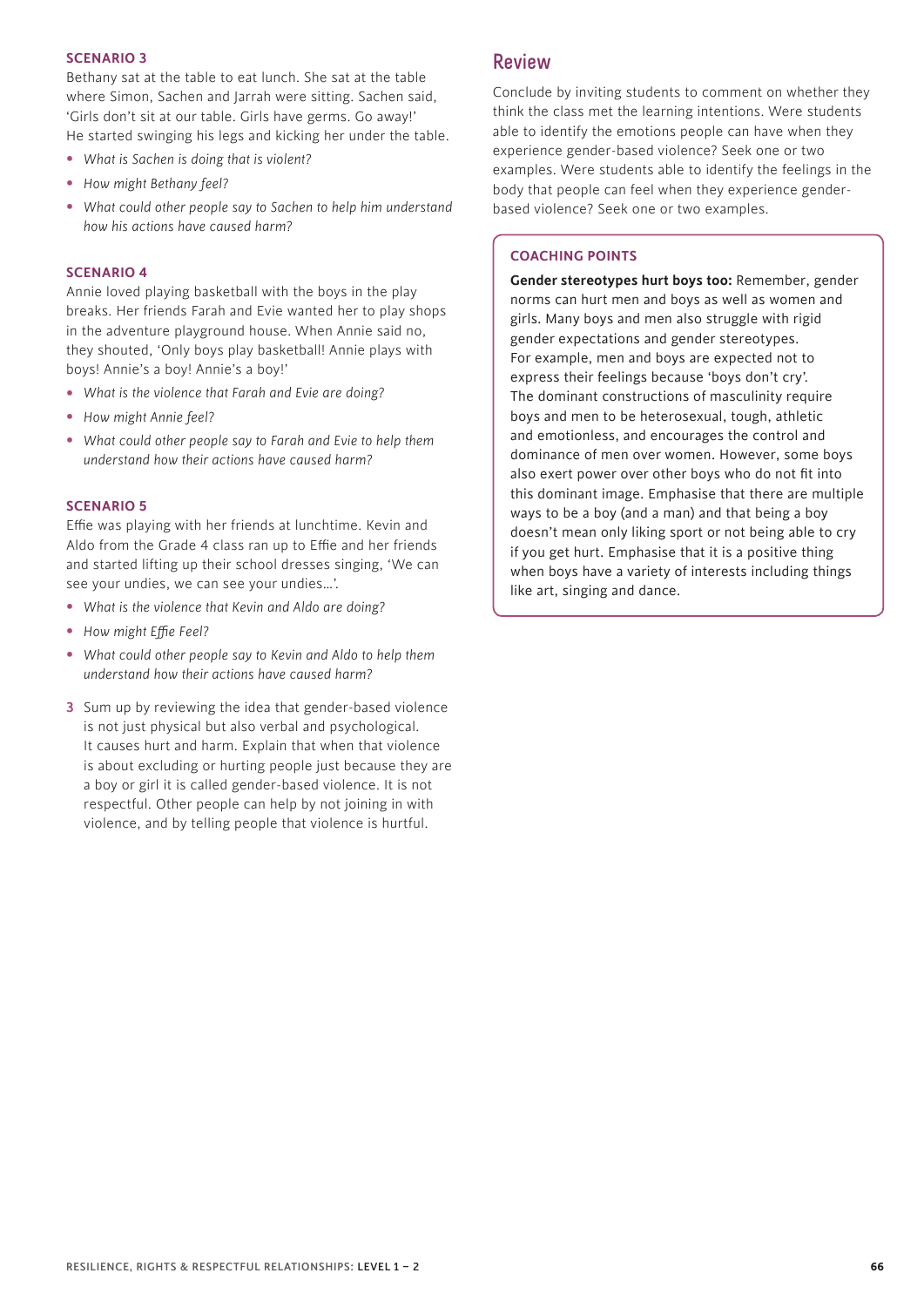#### SCENARIO 3

Bethany sat at the table to eat lunch. She sat at the table where Simon, Sachen and Jarrah were sitting. Sachen said, 'Girls don't sit at our table. Girls have germs. Go away!' He started swinging his legs and kicking her under the table.

- *What is Sachen is doing that is violent?*
- *How might Bethany feel?*
- *What could other people say to Sachen to help him understand how his actions have caused harm?*

#### SCENARIO 4

Annie loved playing basketball with the boys in the play breaks. Her friends Farah and Evie wanted her to play shops in the adventure playground house. When Annie said no, they shouted, 'Only boys play basketball! Annie plays with boys! Annie's a boy! Annie's a boy!'

- *What is the violence that Farah and Evie are doing?*
- *How might Annie feel?*
- *What could other people say to Farah and Evie to help them understand how their actions have caused harm?*

#### SCENARIO 5

Effie was playing with her friends at lunchtime. Kevin and Aldo from the Grade 4 class ran up to Effie and her friends and started lifting up their school dresses singing, 'We can see your undies, we can see your undies…'.

- *What is the violence that Kevin and Aldo are doing?*
- *How might Effie Feel?*
- *What could other people say to Kevin and Aldo to help them understand how their actions have caused harm?*

3. Sum up by reviewing the idea that gender-based violence is not just physical but also verbal and psychological. It causes hurt and harm. Explain that when that violence is about excluding or hurting people just because they are a boy or girl it is called gender-based violence. It is not respectful. Other people can help by not joining in with violence, and by telling people that violence is hurtful.

## Review

Conclude by inviting students to comment on whether they think the class met the learning intentions. Were students able to identify the emotions people can have when they experience gender-based violence? Seek one or two examples. Were students able to identify the feelings in the body that people can feel when they experience gender-based violence? Seek one or two examples.

#### COACHING POINTS

**Gender stereotypes hurt boys too:** Remember, gender norms can hurt men and boys as well as women and girls. Many boys and men also struggle with rigid gender expectations and gender stereotypes. For example, men and boys are expected not to express their feelings because 'boys don't cry'. The dominant constructions of masculinity require boys and men to be heterosexual, tough, athletic and emotionless, and encourages the control and dominance of men over women. However, some boys also exert power over other boys who do not fit into this dominant image. Emphasise that there are multiple ways to be a boy (and a man) and that being a boy doesn't mean only liking sport or not being able to cry if you get hurt. Emphasise that it is a positive thing when boys have a variety of interests including things like art, singing and dance.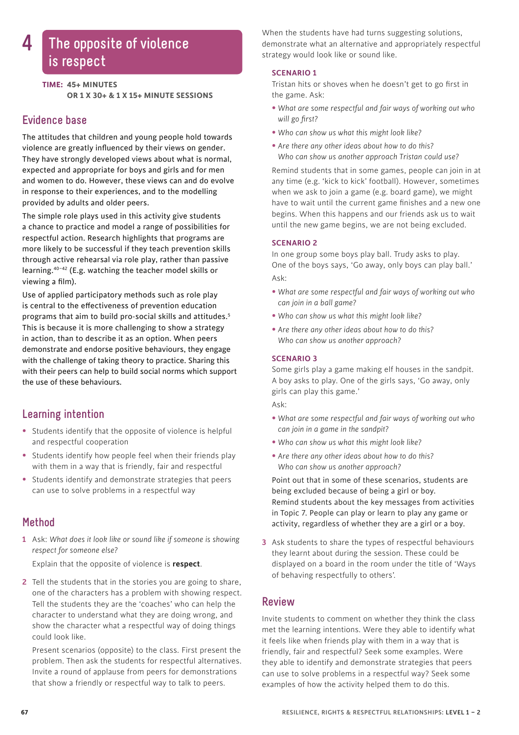# 4 The opposite of violence is respect

**TIME: 45+ MINUTES OR 1 X 30+ & 1 X 15+ MINUTE SESSIONS**

## Evidence base

The attitudes that children and young people hold towards violence are greatly influenced by their views on gender. They have strongly developed views about what is normal, expected and appropriate for boys and girls and for men and women to do. However, these views can and do evolve in response to their experiences, and to the modelling provided by adults and older peers.

The simple role plays used in this activity give students a chance to practice and model a range of possibilities for respectful action. Research highlights that programs are more likely to be successful if they teach prevention skills through active rehearsal via role play, rather than passive learning.[40–42] (E.g. watching the teacher model skills or viewing a film).

Use of applied participatory methods such as role play is central to the effectiveness of prevention education programs that aim to build pro-social skills and attitudes.[5] This is because it is more challenging to show a strategy in action, than to describe it as an option. When peers demonstrate and endorse positive behaviours, they engage with the challenge of taking theory to practice. Sharing this with their peers can help to build social norms which support the use of these behaviours.

## Learning intention

- Students identify that the opposite of violence is helpful and respectful cooperation
- Students identify how people feel when their friends play with them in a way that is friendly, fair and respectful
- Students identify and demonstrate strategies that peers can use to solve problems in a respectful way

## Method

1. Ask: *What does it look like or sound like if someone is showing respect for someone else?*

   Explain that the opposite of violence is **respect**.

2. Tell the students that in the stories you are going to share, one of the characters has a problem with showing respect. Tell the students they are the 'coaches' who can help the character to understand what they are doing wrong, and show the character what a respectful way of doing things could look like.

   Present scenarios (opposite) to the class. First present the problem. Then ask the students for respectful alternatives. Invite a round of applause from peers for demonstrations that show a friendly or respectful way to talk to peers.

   When the students have had turns suggesting solutions, demonstrate what an alternative and appropriately respectful strategy would look like or sound like.

   **SCENARIO 1**

   Tristan hits or shoves when he doesn't get to go first in the game. Ask:

   - *What are some respectful and fair ways of working out who will go first?*
   - *Who can show us what this might look like?*
   - *Are there any other ideas about how to do this? Who can show us another approach Tristan could use?*

   Remind students that in some games, people can join in at any time (e.g. 'kick to kick' football). However, sometimes when we ask to join a game (e.g. board game), we might have to wait until the current game finishes and a new one begins. When this happens and our friends ask us to wait until the new game begins, we are not being excluded.

   **SCENARIO 2**

   In one group some boys play ball. Trudy asks to play. One of the boys says, 'Go away, only boys can play ball.' Ask:

   - *What are some respectful and fair ways of working out who can join in a ball game?*
   - *Who can show us what this might look like?*
   - *Are there any other ideas about how to do this? Who can show us another approach?*

   **SCENARIO 3**

   Some girls play a game making elf houses in the sandpit. A boy asks to play. One of the girls says, 'Go away, only girls can play this game.'

   Ask:

   - *What are some respectful and fair ways of working out who can join in a game in the sandpit?*
   - *Who can show us what this might look like?*
   - *Are there any other ideas about how to do this? Who can show us another approach?*

   Point out that in some of these scenarios, students are being excluded because of being a girl or boy. Remind students about the key messages from activities in Topic 7. People can play or learn to play any game or activity, regardless of whether they are a girl or a boy.

3. Ask students to share the types of respectful behaviours they learnt about during the session. These could be displayed on a board in the room under the title of 'Ways of behaving respectfully to others'.

## Review

Invite students to comment on whether they think the class met the learning intentions. Were they able to identify what it feels like when friends play with them in a way that is friendly, fair and respectful? Seek some examples. Were they able to identify and demonstrate strategies that peers can use to solve problems in a respectful way? Seek some examples of how the activity helped them to do this.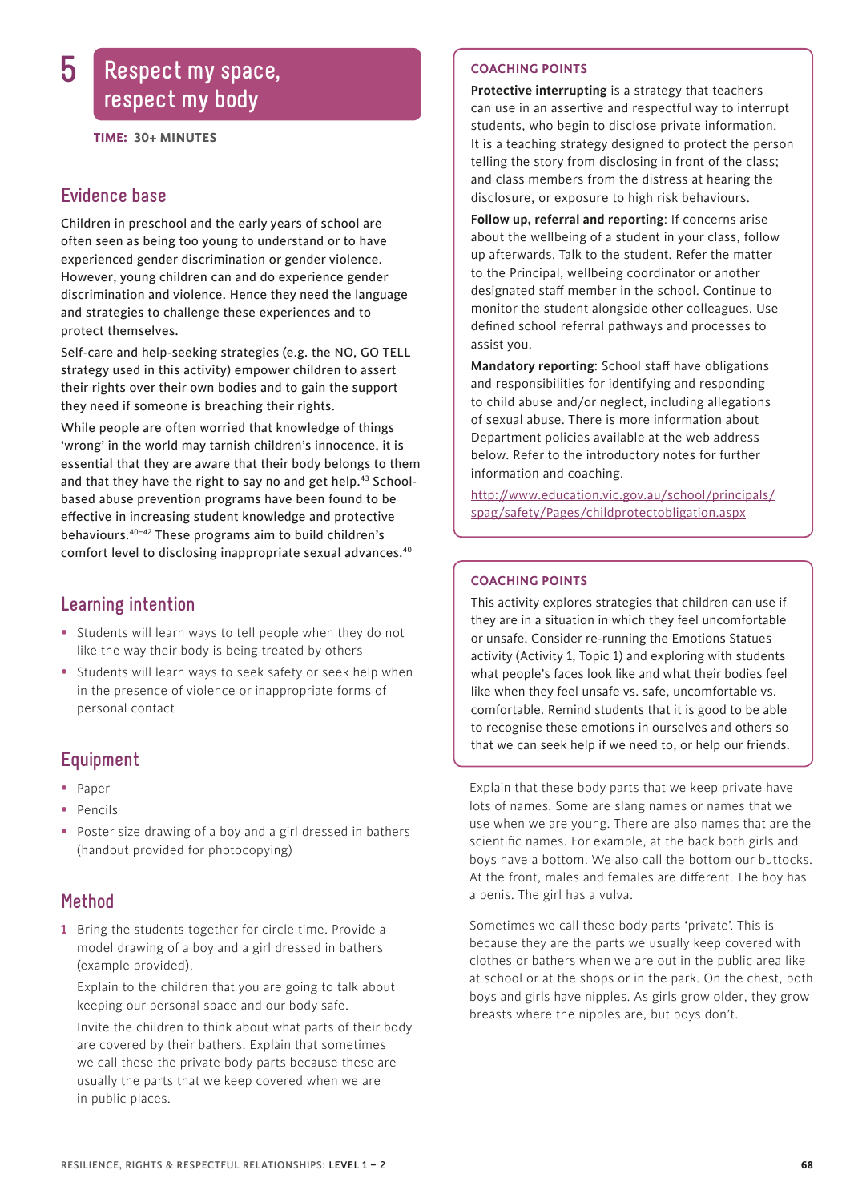# 5 Respect my space, respect my body

**TIME: 30+ MINUTES**

## Evidence base

Children in preschool and the early years of school are often seen as being too young to understand or to have experienced gender discrimination or gender violence. However, young children can and do experience gender discrimination and violence. Hence they need the language and strategies to challenge these experiences and to protect themselves.

Self-care and help-seeking strategies (e.g. the NO, GO TELL strategy used in this activity) empower children to assert their rights over their own bodies and to gain the support they need if someone is breaching their rights.

While people are often worried that knowledge of things 'wrong' in the world may tarnish children's innocence, it is essential that they are aware that their body belongs to them and that they have the right to say no and get help.[43] School-based abuse prevention programs have been found to be effective in increasing student knowledge and protective behaviours.[40–42] These programs aim to build children's comfort level to disclosing inappropriate sexual advances.[40]

## Learning intention

- Students will learn ways to tell people when they do not like the way their body is being treated by others
- Students will learn ways to seek safety or seek help when in the presence of violence or inappropriate forms of personal contact

## Equipment

- Paper
- Pencils
- Poster size drawing of a boy and a girl dressed in bathers (handout provided for photocopying)

## Method

1. Bring the students together for circle time. Provide a model drawing of a boy and a girl dressed in bathers (example provided).

   Explain to the children that you are going to talk about keeping our personal space and our body safe.

   Invite the children to think about what parts of their body are covered by their bathers. Explain that sometimes we call these the private body parts because these are usually the parts that we keep covered when we are in public places.

### COACHING POINTS

**Protective interrupting** is a strategy that teachers can use in an assertive and respectful way to interrupt students, who begin to disclose private information. It is a teaching strategy designed to protect the person telling the story from disclosing in front of the class; and class members from the distress at hearing the disclosure, or exposure to high risk behaviours.

**Follow up, referral and reporting**: If concerns arise about the wellbeing of a student in your class, follow up afterwards. Talk to the student. Refer the matter to the Principal, wellbeing coordinator or another designated staff member in the school. Continue to monitor the student alongside other colleagues. Use defined school referral pathways and processes to assist you.

**Mandatory reporting**: School staff have obligations and responsibilities for identifying and responding to child abuse and/or neglect, including allegations of sexual abuse. There is more information about Department policies available at the web address below. Refer to the introductory notes for further information and coaching.

http://www.education.vic.gov.au/school/principals/spag/safety/Pages/childprotectobligation.aspx

### COACHING POINTS

This activity explores strategies that children can use if they are in a situation in which they feel uncomfortable or unsafe. Consider re-running the Emotions Statues activity (Activity 1, Topic 1) and exploring with students what people's faces look like and what their bodies feel like when they feel unsafe vs. safe, uncomfortable vs. comfortable. Remind students that it is good to be able to recognise these emotions in ourselves and others so that we can seek help if we need to, or help our friends.

Explain that these body parts that we keep private have lots of names. Some are slang names or names that we use when we are young. There are also names that are the scientific names. For example, at the back both girls and boys have a bottom. We also call the bottom our buttocks. At the front, males and females are different. The boy has a penis. The girl has a vulva.

Sometimes we call these body parts 'private'. This is because they are the parts we usually keep covered with clothes or bathers when we are out in the public area like at school or at the shops or in the park. On the chest, both boys and girls have nipples. As girls grow older, they grow breasts where the nipples are, but boys don't.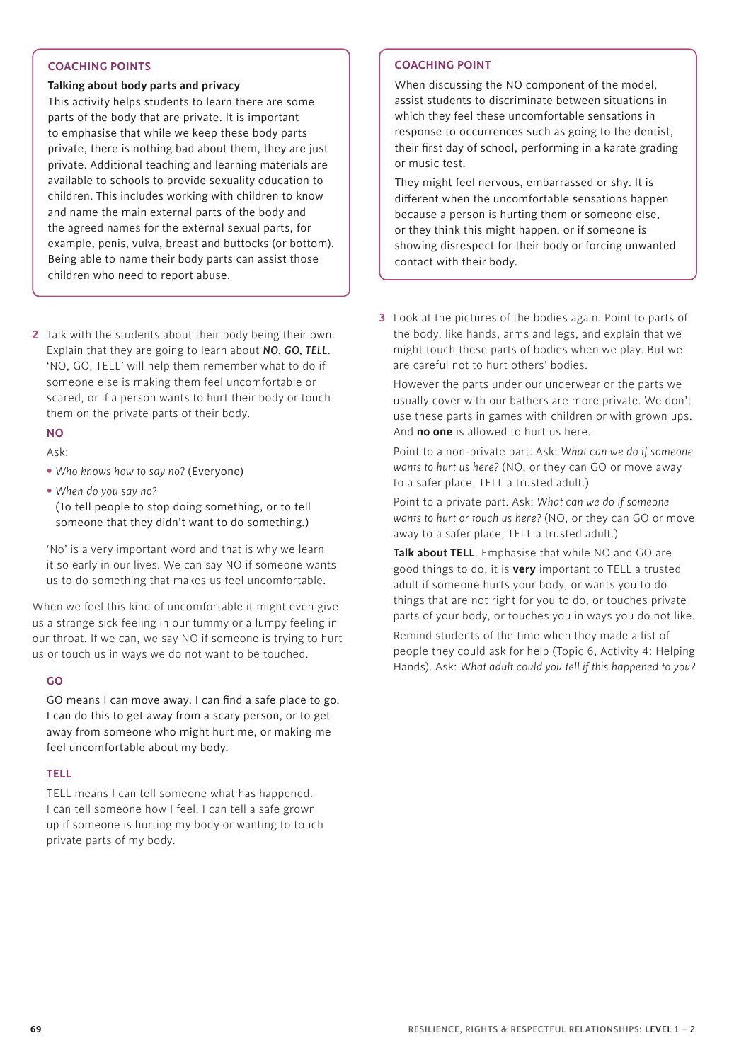### COACHING POINTS

**Talking about body parts and privacy**

This activity helps students to learn there are some parts of the body that are private. It is important to emphasise that while we keep these body parts private, there is nothing bad about them, they are just private. Additional teaching and learning materials are available to schools to provide sexuality education to children. This includes working with children to know and name the main external parts of the body and the agreed names for the external sexual parts, for example, penis, vulva, breast and buttocks (or bottom). Being able to name their body parts can assist those children who need to report abuse.

2 Talk with the students about their body being their own. Explain that they are going to learn about ***NO, GO, TELL***. 'NO, GO, TELL' will help them remember what to do if someone else is making them feel uncomfortable or scared, or if a person wants to hurt their body or touch them on the private parts of their body.

**NO**

Ask:

- *Who knows how to say no?* (Everyone)
- *When do you say no?*
  (To tell people to stop doing something, or to tell someone that they didn't want to do something.)

'No' is a very important word and that is why we learn it so early in our lives. We can say NO if someone wants us to do something that makes us feel uncomfortable.

When we feel this kind of uncomfortable it might even give us a strange sick feeling in our tummy or a lumpy feeling in our throat. If we can, we say NO if someone is trying to hurt us or touch us in ways we do not want to be touched.

**GO**

GO means I can move away. I can find a safe place to go. I can do this to get away from a scary person, or to get away from someone who might hurt me, or making me feel uncomfortable about my body.

**TELL**

TELL means I can tell someone what has happened. I can tell someone how I feel. I can tell a safe grown up if someone is hurting my body or wanting to touch private parts of my body.

### COACHING POINT

When discussing the NO component of the model, assist students to discriminate between situations in which they feel these uncomfortable sensations in response to occurrences such as going to the dentist, their first day of school, performing in a karate grading or music test.

They might feel nervous, embarrassed or shy. It is different when the uncomfortable sensations happen because a person is hurting them or someone else, or they think this might happen, or if someone is showing disrespect for their body or forcing unwanted contact with their body.

3 Look at the pictures of the bodies again. Point to parts of the body, like hands, arms and legs, and explain that we might touch these parts of bodies when we play. But we are careful not to hurt others' bodies.

However the parts under our underwear or the parts we usually cover with our bathers are more private. We don't use these parts in games with children or with grown ups. And **no one** is allowed to hurt us here.

Point to a non-private part. Ask: *What can we do if someone wants to hurt us here?* (NO, or they can GO or move away to a safer place, TELL a trusted adult.)

Point to a private part. Ask: *What can we do if someone wants to hurt or touch us here?* (NO, or they can GO or move away to a safer place, TELL a trusted adult.)

**Talk about TELL**. Emphasise that while NO and GO are good things to do, it is **very** important to TELL a trusted adult if someone hurts your body, or wants you to do things that are not right for you to do, or touches private parts of your body, or touches you in ways you do not like.

Remind students of the time when they made a list of people they could ask for help (Topic 6, Activity 4: Helping Hands). Ask: *What adult could you tell if this happened to you?*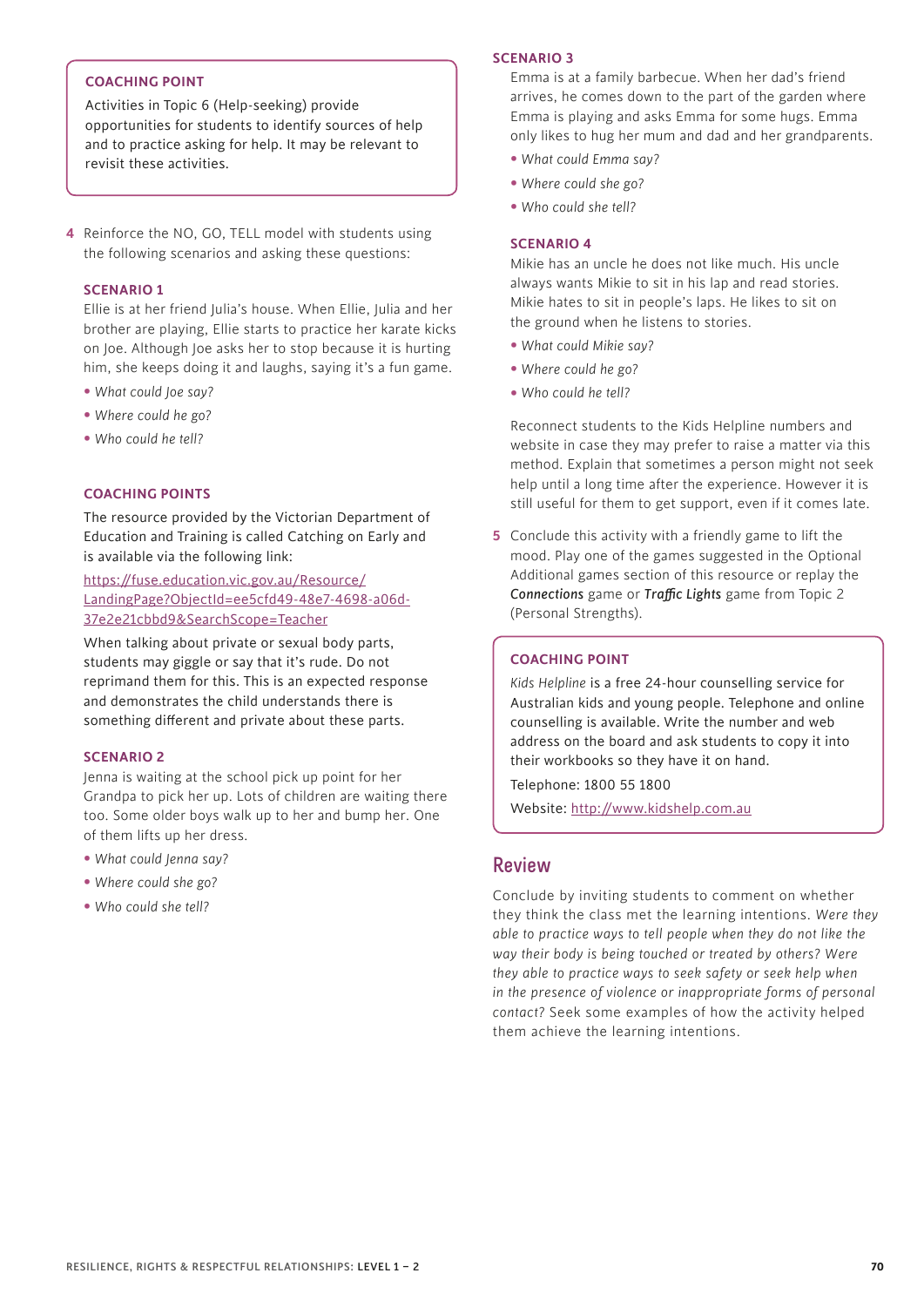### COACHING POINT

Activities in Topic 6 (Help-seeking) provide opportunities for students to identify sources of help and to practice asking for help. It may be relevant to revisit these activities.

4 Reinforce the NO, GO, TELL model with students using the following scenarios and asking these questions:

#### SCENARIO 1

Ellie is at her friend Julia's house. When Ellie, Julia and her brother are playing, Ellie starts to practice her karate kicks on Joe. Although Joe asks her to stop because it is hurting him, she keeps doing it and laughs, saying it's a fun game.

- *What could Joe say?*
- *Where could he go?*
- *Who could he tell?*

### COACHING POINTS

The resource provided by the Victorian Department of Education and Training is called Catching on Early and is available via the following link:

https://fuse.education.vic.gov.au/Resource/LandingPage?ObjectId=ee5cfd49-48e7-4698-a06d-37e2e21cbbd9&SearchScope=Teacher

When talking about private or sexual body parts, students may giggle or say that it's rude. Do not reprimand them for this. This is an expected response and demonstrates the child understands there is something different and private about these parts.

#### SCENARIO 2

Jenna is waiting at the school pick up point for her Grandpa to pick her up. Lots of children are waiting there too. Some older boys walk up to her and bump her. One of them lifts up her dress.

- *What could Jenna say?*
- *Where could she go?*
- *Who could she tell?*

#### SCENARIO 3

Emma is at a family barbecue. When her dad's friend arrives, he comes down to the part of the garden where Emma is playing and asks Emma for some hugs. Emma only likes to hug her mum and dad and her grandparents.

- *What could Emma say?*
- *Where could she go?*
- *Who could she tell?*

#### SCENARIO 4

Mikie has an uncle he does not like much. His uncle always wants Mikie to sit in his lap and read stories. Mikie hates to sit in people's laps. He likes to sit on the ground when he listens to stories.

- *What could Mikie say?*
- *Where could he go?*
- *Who could he tell?*

Reconnect students to the Kids Helpline numbers and website in case they may prefer to raise a matter via this method. Explain that sometimes a person might not seek help until a long time after the experience. However it is still useful for them to get support, even if it comes late.

5 Conclude this activity with a friendly game to lift the mood. Play one of the games suggested in the Optional Additional games section of this resource or replay the ***Connections*** game or ***Traffic Lights*** game from Topic 2 (Personal Strengths).

### COACHING POINT

*Kids Helpline* is a free 24-hour counselling service for Australian kids and young people. Telephone and online counselling is available. Write the number and web address on the board and ask students to copy it into their workbooks so they have it on hand.

Telephone: 1800 55 1800

Website: http://www.kidshelp.com.au

## Review

Conclude by inviting students to comment on whether they think the class met the learning intentions. *Were they able to practice ways to tell people when they do not like the way their body is being touched or treated by others? Were they able to practice ways to seek safety or seek help when in the presence of violence or inappropriate forms of personal contact?* Seek some examples of how the activity helped them achieve the learning intentions.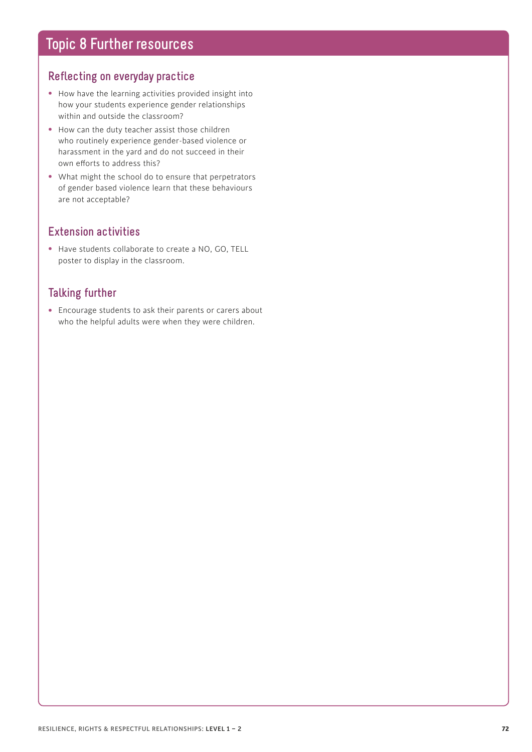# Topic 8 Further resources

## Reflecting on everyday practice

- How have the learning activities provided insight into how your students experience gender relationships within and outside the classroom?
- How can the duty teacher assist those children who routinely experience gender-based violence or harassment in the yard and do not succeed in their own efforts to address this?
- What might the school do to ensure that perpetrators of gender based violence learn that these behaviours are not acceptable?

## Extension activities

- Have students collaborate to create a NO, GO, TELL poster to display in the classroom.

## Talking further

- Encourage students to ask their parents or carers about who the helpful adults were when they were children.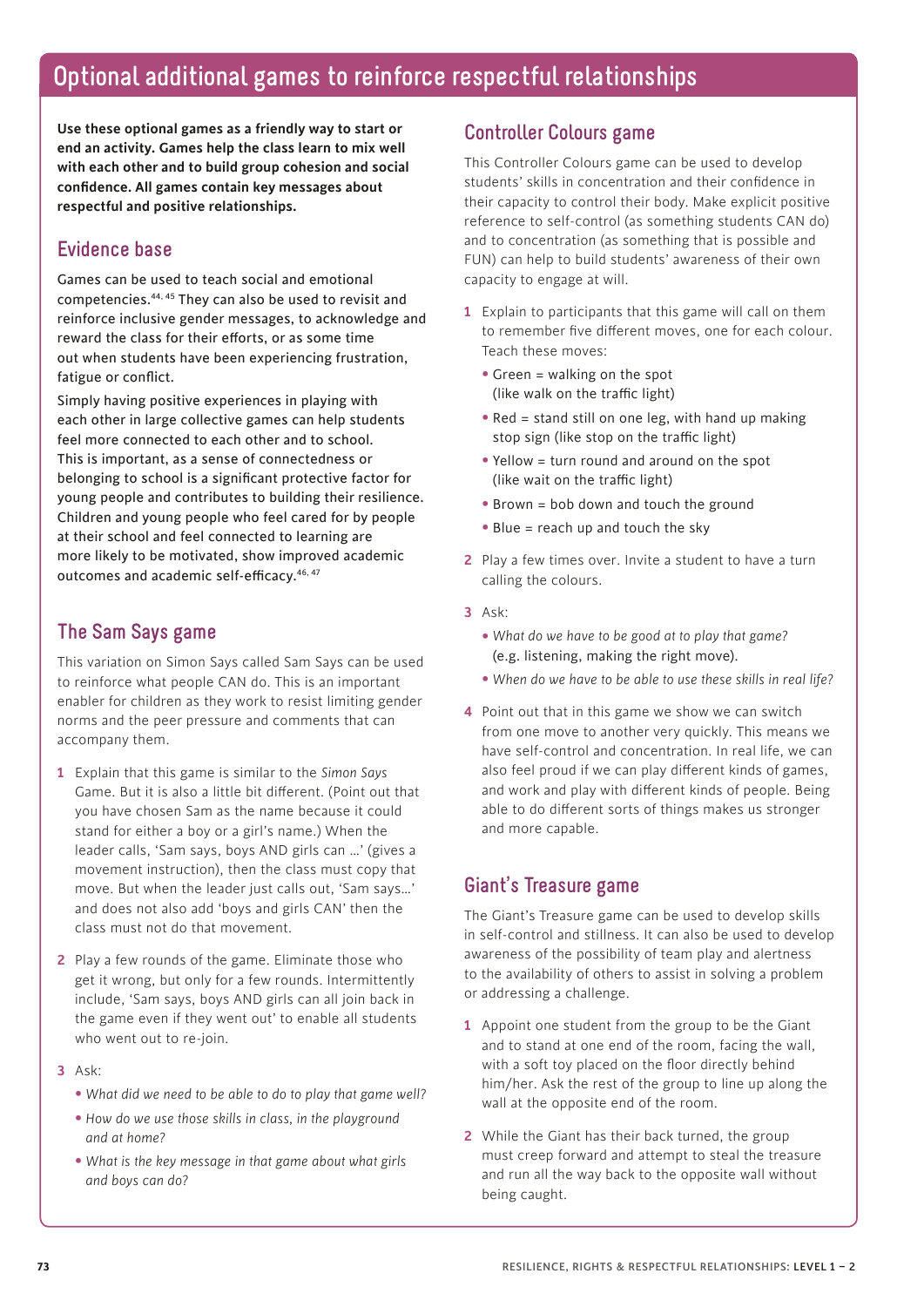# Optional additional games to reinforce respectful relationships

**Use these optional games as a friendly way to start or end an activity. Games help the class learn to mix well with each other and to build group cohesion and social confidence. All games contain key messages about respectful and positive relationships.**

## Evidence base

Games can be used to teach social and emotional competencies.[44, 45] They can also be used to revisit and reinforce inclusive gender messages, to acknowledge and reward the class for their efforts, or as some time out when students have been experiencing frustration, fatigue or conflict.

Simply having positive experiences in playing with each other in large collective games can help students feel more connected to each other and to school. This is important, as a sense of connectedness or belonging to school is a significant protective factor for young people and contributes to building their resilience. Children and young people who feel cared for by people at their school and feel connected to learning are more likely to be motivated, show improved academic outcomes and academic self-efficacy.[46, 47]

## The Sam Says game

This variation on Simon Says called Sam Says can be used to reinforce what people CAN do. This is an important enabler for children as they work to resist limiting gender norms and the peer pressure and comments that can accompany them.

1. Explain that this game is similar to the *Simon Says* Game. But it is also a little bit different. (Point out that you have chosen Sam as the name because it could stand for either a boy or a girl's name.) When the leader calls, 'Sam says, boys AND girls can …' (gives a movement instruction), then the class must copy that move. But when the leader just calls out, 'Sam says…' and does not also add 'boys and girls CAN' then the class must not do that movement.
2. Play a few rounds of the game. Eliminate those who get it wrong, but only for a few rounds. Intermittently include, 'Sam says, boys AND girls can all join back in the game even if they went out' to enable all students who went out to re-join.
3. Ask:
   - *What did we need to be able to do to play that game well?*
   - *How do we use those skills in class, in the playground and at home?*
   - *What is the key message in that game about what girls and boys can do?*

## Controller Colours game

This Controller Colours game can be used to develop students' skills in concentration and their confidence in their capacity to control their body. Make explicit positive reference to self-control (as something students CAN do) and to concentration (as something that is possible and FUN) can help to build students' awareness of their own capacity to engage at will.

1. Explain to participants that this game will call on them to remember five different moves, one for each colour. Teach these moves:
   - Green = walking on the spot (like walk on the traffic light)
   - Red = stand still on one leg, with hand up making stop sign (like stop on the traffic light)
   - Yellow = turn round and around on the spot (like wait on the traffic light)
   - Brown = bob down and touch the ground
   - Blue = reach up and touch the sky
2. Play a few times over. Invite a student to have a turn calling the colours.
3. Ask:
   - *What do we have to be good at to play that game?* (e.g. listening, making the right move).
   - *When do we have to be able to use these skills in real life?*
4. Point out that in this game we show we can switch from one move to another very quickly. This means we have self-control and concentration. In real life, we can also feel proud if we can play different kinds of games, and work and play with different kinds of people. Being able to do different sorts of things makes us stronger and more capable.

## Giant's Treasure game

The Giant's Treasure game can be used to develop skills in self-control and stillness. It can also be used to develop awareness of the possibility of team play and alertness to the availability of others to assist in solving a problem or addressing a challenge.

1. Appoint one student from the group to be the Giant and to stand at one end of the room, facing the wall, with a soft toy placed on the floor directly behind him/her. Ask the rest of the group to line up along the wall at the opposite end of the room.
2. While the Giant has their back turned, the group must creep forward and attempt to steal the treasure and run all the way back to the opposite wall without being caught.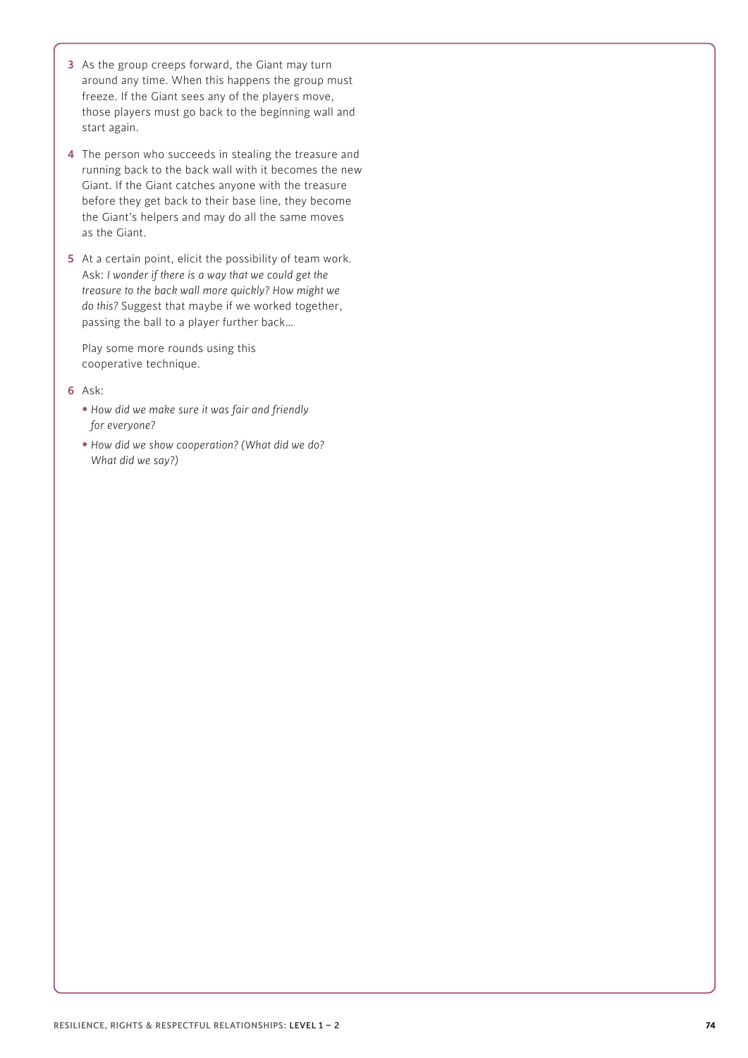3. As the group creeps forward, the Giant may turn around any time. When this happens the group must freeze. If the Giant sees any of the players move, those players must go back to the beginning wall and start again.

4. The person who succeeds in stealing the treasure and running back to the back wall with it becomes the new Giant. If the Giant catches anyone with the treasure before they get back to their base line, they become the Giant's helpers and may do all the same moves as the Giant.

5. At a certain point, elicit the possibility of team work. Ask: *I wonder if there is a way that we could get the treasure to the back wall more quickly? How might we do this?* Suggest that maybe if we worked together, passing the ball to a player further back…

   Play some more rounds using this cooperative technique.

6. Ask:
   - *How did we make sure it was fair and friendly for everyone?*
   - *How did we show cooperation? (What did we do? What did we say?)*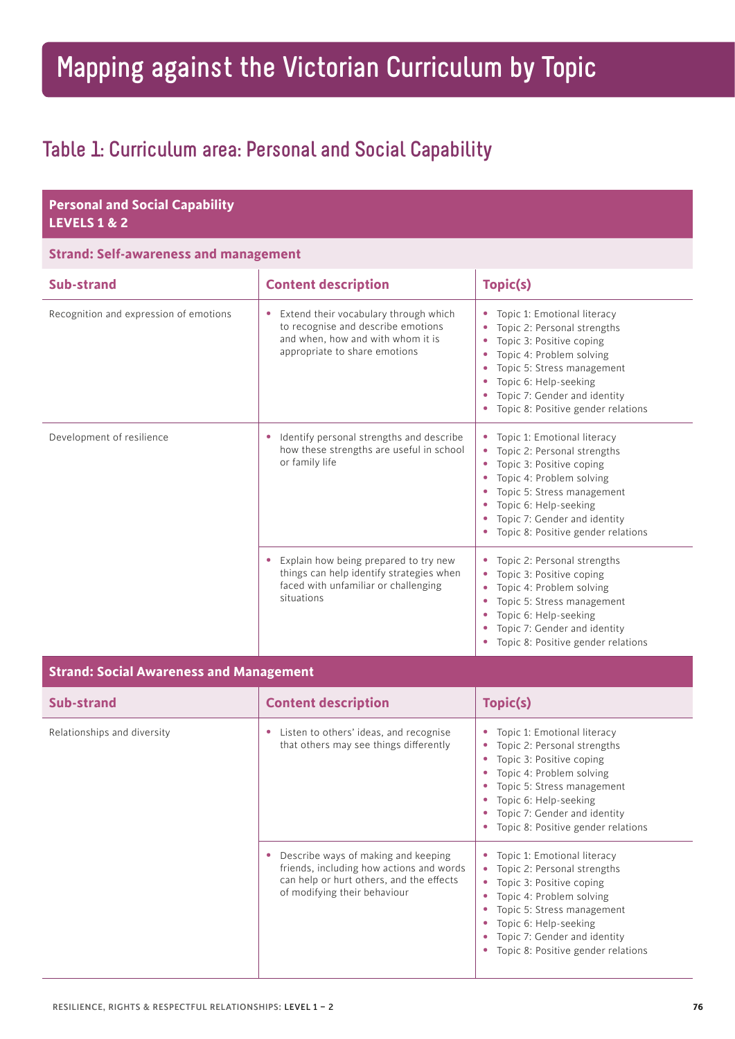# Mapping against the Victorian Curriculum by Topic

## Table 1: Curriculum area: Personal and Social Capability

| **Personal and Social Capability LEVELS 1 & 2** | | |
|---|---|---|
| **Strand: Self-awareness and management** | | |
| **Sub-strand** | **Content description** | **Topic(s)** |
| Recognition and expression of emotions | • Extend their vocabulary through which to recognise and describe emotions and when, how and with whom it is appropriate to share emotions | • Topic 1: Emotional literacy<br>• Topic 2: Personal strengths<br>• Topic 3: Positive coping<br>• Topic 4: Problem solving<br>• Topic 5: Stress management<br>• Topic 6: Help-seeking<br>• Topic 7: Gender and identity<br>• Topic 8: Positive gender relations |
| Development of resilience | • Identify personal strengths and describe how these strengths are useful in school or family life | • Topic 1: Emotional literacy<br>• Topic 2: Personal strengths<br>• Topic 3: Positive coping<br>• Topic 4: Problem solving<br>• Topic 5: Stress management<br>• Topic 6: Help-seeking<br>• Topic 7: Gender and identity<br>• Topic 8: Positive gender relations |
| | • Explain how being prepared to try new things can help identify strategies when faced with unfamiliar or challenging situations | • Topic 2: Personal strengths<br>• Topic 3: Positive coping<br>• Topic 4: Problem solving<br>• Topic 5: Stress management<br>• Topic 6: Help-seeking<br>• Topic 7: Gender and identity<br>• Topic 8: Positive gender relations |
| **Strand: Social Awareness and Management** | | |
| **Sub-strand** | **Content description** | **Topic(s)** |
| Relationships and diversity | • Listen to others' ideas, and recognise that others may see things differently | • Topic 1: Emotional literacy<br>• Topic 2: Personal strengths<br>• Topic 3: Positive coping<br>• Topic 4: Problem solving<br>• Topic 5: Stress management<br>• Topic 6: Help-seeking<br>• Topic 7: Gender and identity<br>• Topic 8: Positive gender relations |
| | • Describe ways of making and keeping friends, including how actions and words can help or hurt others, and the effects of modifying their behaviour | • Topic 1: Emotional literacy<br>• Topic 2: Personal strengths<br>• Topic 3: Positive coping<br>• Topic 4: Problem solving<br>• Topic 5: Stress management<br>• Topic 6: Help-seeking<br>• Topic 7: Gender and identity<br>• Topic 8: Positive gender relations |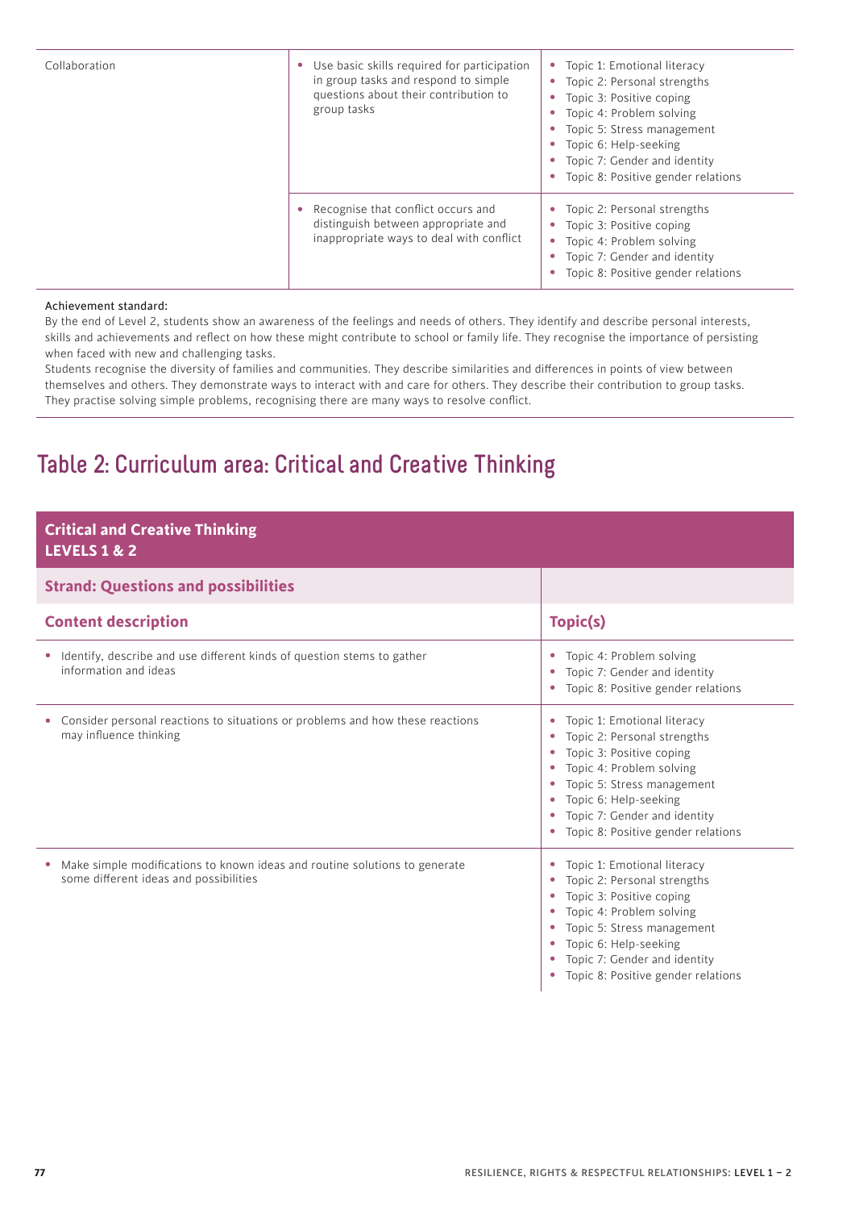| | | |
|---|---|---|
| Collaboration | • Use basic skills required for participation in group tasks and respond to simple questions about their contribution to group tasks | • Topic 1: Emotional literacy<br>• Topic 2: Personal strengths<br>• Topic 3: Positive coping<br>• Topic 4: Problem solving<br>• Topic 5: Stress management<br>• Topic 6: Help-seeking<br>• Topic 7: Gender and identity<br>• Topic 8: Positive gender relations |
| | • Recognise that conflict occurs and distinguish between appropriate and inappropriate ways to deal with conflict | • Topic 2: Personal strengths<br>• Topic 3: Positive coping<br>• Topic 4: Problem solving<br>• Topic 7: Gender and identity<br>• Topic 8: Positive gender relations |

Achievement standard:
By the end of Level 2, students show an awareness of the feelings and needs of others. They identify and describe personal interests, skills and achievements and reflect on how these might contribute to school or family life. They recognise the importance of persisting when faced with new and challenging tasks.
Students recognise the diversity of families and communities. They describe similarities and differences in points of view between themselves and others. They demonstrate ways to interact with and care for others. They describe their contribution to group tasks. They practise solving simple problems, recognising there are many ways to resolve conflict.

## Table 2: Curriculum area: Critical and Creative Thinking

| **Critical and Creative Thinking**<br>**LEVELS 1 & 2** | |
|---|---|
| **Strand: Questions and possibilities** | |
| **Content description** | **Topic(s)** |
| • Identify, describe and use different kinds of question stems to gather information and ideas | • Topic 4: Problem solving<br>• Topic 7: Gender and identity<br>• Topic 8: Positive gender relations |
| • Consider personal reactions to situations or problems and how these reactions may influence thinking | • Topic 1: Emotional literacy<br>• Topic 2: Personal strengths<br>• Topic 3: Positive coping<br>• Topic 4: Problem solving<br>• Topic 5: Stress management<br>• Topic 6: Help-seeking<br>• Topic 7: Gender and identity<br>• Topic 8: Positive gender relations |
| • Make simple modifications to known ideas and routine solutions to generate some different ideas and possibilities | • Topic 1: Emotional literacy<br>• Topic 2: Personal strengths<br>• Topic 3: Positive coping<br>• Topic 4: Problem solving<br>• Topic 5: Stress management<br>• Topic 6: Help-seeking<br>• Topic 7: Gender and identity<br>• Topic 8: Positive gender relations |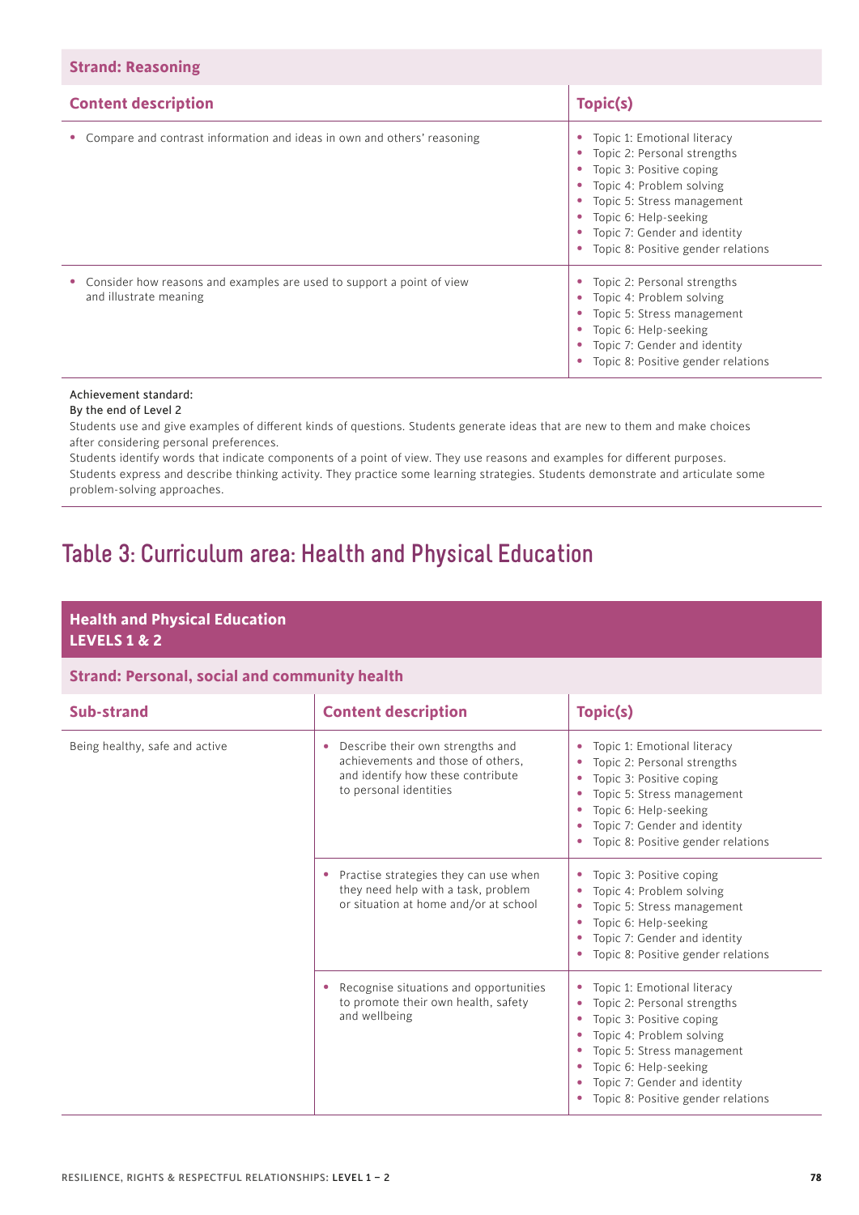**Strand: Reasoning**

| Content description | Topic(s) |
| --- | --- |
| • Compare and contrast information and ideas in own and others' reasoning | • Topic 1: Emotional literacy<br>• Topic 2: Personal strengths<br>• Topic 3: Positive coping<br>• Topic 4: Problem solving<br>• Topic 5: Stress management<br>• Topic 6: Help-seeking<br>• Topic 7: Gender and identity<br>• Topic 8: Positive gender relations |
| • Consider how reasons and examples are used to support a point of view and illustrate meaning | • Topic 2: Personal strengths<br>• Topic 4: Problem solving<br>• Topic 5: Stress management<br>• Topic 6: Help-seeking<br>• Topic 7: Gender and identity<br>• Topic 8: Positive gender relations |

Achievement standard:
By the end of Level 2
Students use and give examples of different kinds of questions. Students generate ideas that are new to them and make choices after considering personal preferences.
Students identify words that indicate components of a point of view. They use reasons and examples for different purposes.
Students express and describe thinking activity. They practice some learning strategies. Students demonstrate and articulate some problem-solving approaches.

# Table 3: Curriculum area: Health and Physical Education

**Health and Physical Education**
**LEVELS 1 & 2**

**Strand: Personal, social and community health**

| Sub-strand | Content description | Topic(s) |
| --- | --- | --- |
| Being healthy, safe and active | • Describe their own strengths and achievements and those of others, and identify how these contribute to personal identities | • Topic 1: Emotional literacy<br>• Topic 2: Personal strengths<br>• Topic 3: Positive coping<br>• Topic 5: Stress management<br>• Topic 6: Help-seeking<br>• Topic 7: Gender and identity<br>• Topic 8: Positive gender relations |
| | • Practise strategies they can use when they need help with a task, problem or situation at home and/or at school | • Topic 3: Positive coping<br>• Topic 4: Problem solving<br>• Topic 5: Stress management<br>• Topic 6: Help-seeking<br>• Topic 7: Gender and identity<br>• Topic 8: Positive gender relations |
| | • Recognise situations and opportunities to promote their own health, safety and wellbeing | • Topic 1: Emotional literacy<br>• Topic 2: Personal strengths<br>• Topic 3: Positive coping<br>• Topic 4: Problem solving<br>• Topic 5: Stress management<br>• Topic 6: Help-seeking<br>• Topic 7: Gender and identity<br>• Topic 8: Positive gender relations |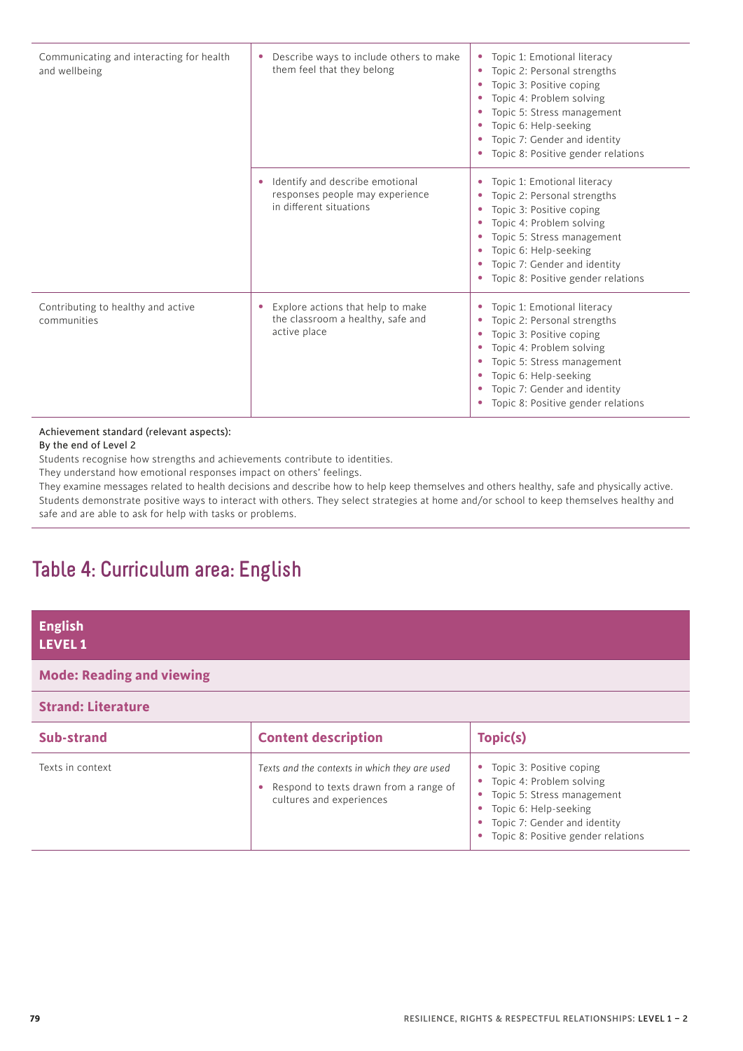| | | |
|---|---|---|
| Communicating and interacting for health and wellbeing | • Describe ways to include others to make them feel that they belong | • Topic 1: Emotional literacy<br>• Topic 2: Personal strengths<br>• Topic 3: Positive coping<br>• Topic 4: Problem solving<br>• Topic 5: Stress management<br>• Topic 6: Help-seeking<br>• Topic 7: Gender and identity<br>• Topic 8: Positive gender relations |
| | • Identify and describe emotional responses people may experience in different situations | • Topic 1: Emotional literacy<br>• Topic 2: Personal strengths<br>• Topic 3: Positive coping<br>• Topic 4: Problem solving<br>• Topic 5: Stress management<br>• Topic 6: Help-seeking<br>• Topic 7: Gender and identity<br>• Topic 8: Positive gender relations |
| Contributing to healthy and active communities | • Explore actions that help to make the classroom a healthy, safe and active place | • Topic 1: Emotional literacy<br>• Topic 2: Personal strengths<br>• Topic 3: Positive coping<br>• Topic 4: Problem solving<br>• Topic 5: Stress management<br>• Topic 6: Help-seeking<br>• Topic 7: Gender and identity<br>• Topic 8: Positive gender relations |

Achievement standard (relevant aspects):
By the end of Level 2

Students recognise how strengths and achievements contribute to identities.
They understand how emotional responses impact on others' feelings.
They examine messages related to health decisions and describe how to help keep themselves and others healthy, safe and physically active. Students demonstrate positive ways to interact with others. They select strategies at home and/or school to keep themselves healthy and safe and are able to ask for help with tasks or problems.

## Table 4: Curriculum area: English

**English**
**LEVEL 1**

**Mode: Reading and viewing**

**Strand: Literature**

| Sub-strand | Content description | Topic(s) |
|---|---|---|
| Texts in context | *Texts and the contexts in which they are used*<br>• Respond to texts drawn from a range of cultures and experiences | • Topic 3: Positive coping<br>• Topic 4: Problem solving<br>• Topic 5: Stress management<br>• Topic 6: Help-seeking<br>• Topic 7: Gender and identity<br>• Topic 8: Positive gender relations |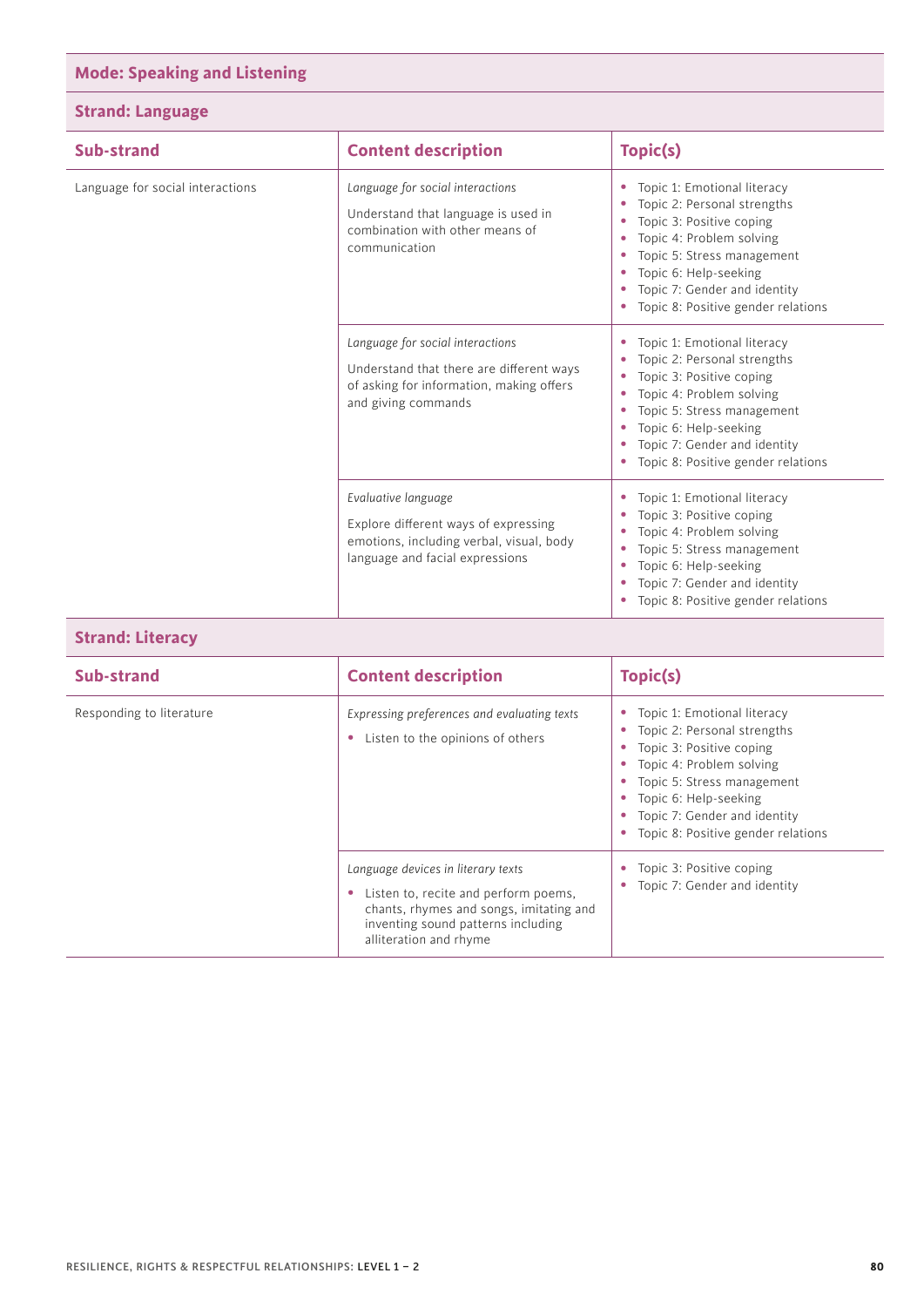## Mode: Speaking and Listening

### Strand: Language

| Sub-strand | Content description | Topic(s) |
|---|---|---|
| Language for social interactions | *Language for social interactions*<br><br>Understand that language is used in combination with other means of communication | • Topic 1: Emotional literacy<br>• Topic 2: Personal strengths<br>• Topic 3: Positive coping<br>• Topic 4: Problem solving<br>• Topic 5: Stress management<br>• Topic 6: Help-seeking<br>• Topic 7: Gender and identity<br>• Topic 8: Positive gender relations |
| | *Language for social interactions*<br><br>Understand that there are different ways of asking for information, making offers and giving commands | • Topic 1: Emotional literacy<br>• Topic 2: Personal strengths<br>• Topic 3: Positive coping<br>• Topic 4: Problem solving<br>• Topic 5: Stress management<br>• Topic 6: Help-seeking<br>• Topic 7: Gender and identity<br>• Topic 8: Positive gender relations |
| | *Evaluative language*<br><br>Explore different ways of expressing emotions, including verbal, visual, body language and facial expressions | • Topic 1: Emotional literacy<br>• Topic 3: Positive coping<br>• Topic 4: Problem solving<br>• Topic 5: Stress management<br>• Topic 6: Help-seeking<br>• Topic 7: Gender and identity<br>• Topic 8: Positive gender relations |

### Strand: Literacy

| Sub-strand | Content description | Topic(s) |
|---|---|---|
| Responding to literature | *Expressing preferences and evaluating texts*<br><br>• Listen to the opinions of others | • Topic 1: Emotional literacy<br>• Topic 2: Personal strengths<br>• Topic 3: Positive coping<br>• Topic 4: Problem solving<br>• Topic 5: Stress management<br>• Topic 6: Help-seeking<br>• Topic 7: Gender and identity<br>• Topic 8: Positive gender relations |
| | *Language devices in literary texts*<br><br>• Listen to, recite and perform poems, chants, rhymes and songs, imitating and inventing sound patterns including alliteration and rhyme | • Topic 3: Positive coping<br>• Topic 7: Gender and identity |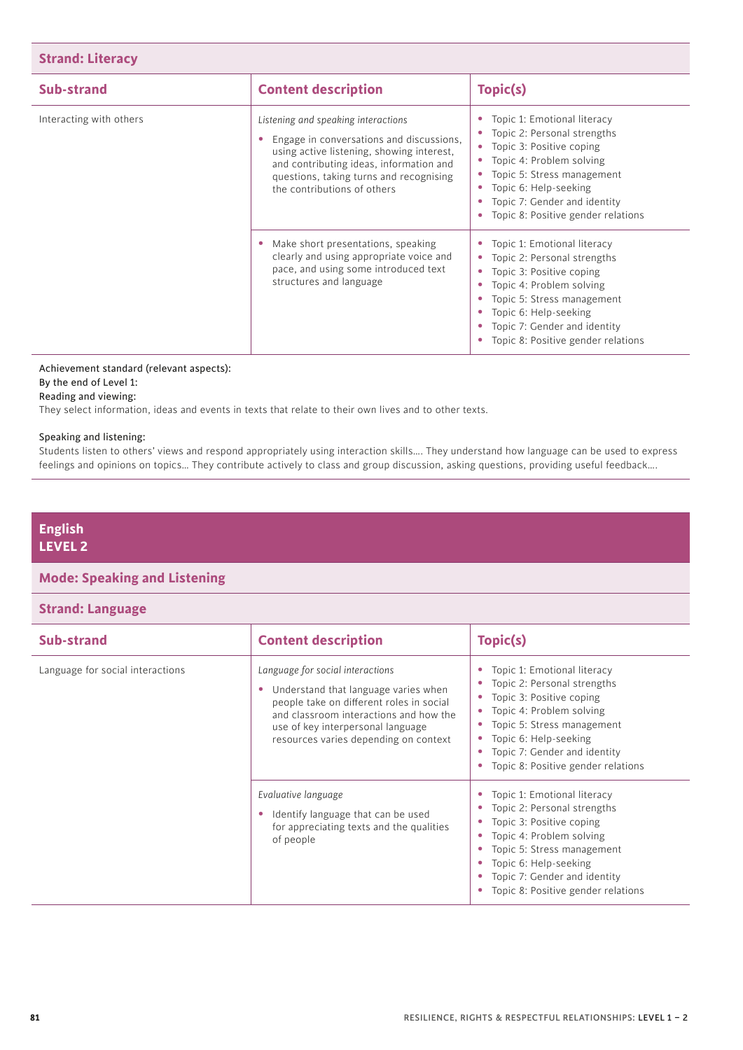**Strand: Literacy**

| Sub-strand | Content description | Topic(s) |
| --- | --- | --- |
| Interacting with others | *Listening and speaking interactions*<br>• Engage in conversations and discussions, using active listening, showing interest, and contributing ideas, information and questions, taking turns and recognising the contributions of others | • Topic 1: Emotional literacy<br>• Topic 2: Personal strengths<br>• Topic 3: Positive coping<br>• Topic 4: Problem solving<br>• Topic 5: Stress management<br>• Topic 6: Help-seeking<br>• Topic 7: Gender and identity<br>• Topic 8: Positive gender relations |
| | • Make short presentations, speaking clearly and using appropriate voice and pace, and using some introduced text structures and language | • Topic 1: Emotional literacy<br>• Topic 2: Personal strengths<br>• Topic 3: Positive coping<br>• Topic 4: Problem solving<br>• Topic 5: Stress management<br>• Topic 6: Help-seeking<br>• Topic 7: Gender and identity<br>• Topic 8: Positive gender relations |

Achievement standard (relevant aspects):
By the end of Level 1:
Reading and viewing:
They select information, ideas and events in texts that relate to their own lives and to other texts.

Speaking and listening:
Students listen to others' views and respond appropriately using interaction skills…. They understand how language can be used to express feelings and opinions on topics… They contribute actively to class and group discussion, asking questions, providing useful feedback….

## English LEVEL 2

### Mode: Speaking and Listening

**Strand: Language**

| Sub-strand | Content description | Topic(s) |
| --- | --- | --- |
| Language for social interactions | *Language for social interactions*<br>• Understand that language varies when people take on different roles in social and classroom interactions and how the use of key interpersonal language resources varies depending on context | • Topic 1: Emotional literacy<br>• Topic 2: Personal strengths<br>• Topic 3: Positive coping<br>• Topic 4: Problem solving<br>• Topic 5: Stress management<br>• Topic 6: Help-seeking<br>• Topic 7: Gender and identity<br>• Topic 8: Positive gender relations |
| | *Evaluative language*<br>• Identify language that can be used for appreciating texts and the qualities of people | • Topic 1: Emotional literacy<br>• Topic 2: Personal strengths<br>• Topic 3: Positive coping<br>• Topic 4: Problem solving<br>• Topic 5: Stress management<br>• Topic 6: Help-seeking<br>• Topic 7: Gender and identity<br>• Topic 8: Positive gender relations |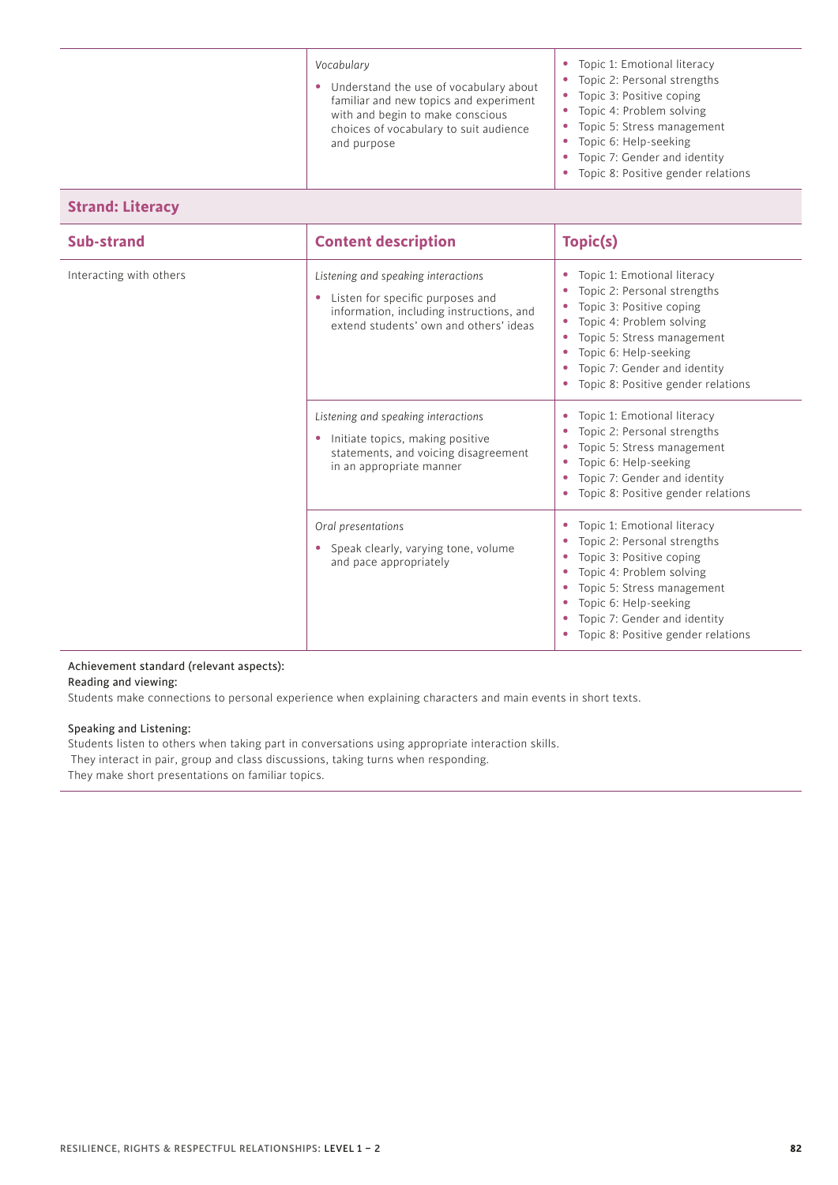| | | |
|---|---|---|
| | *Vocabulary*<br>• Understand the use of vocabulary about familiar and new topics and experiment with and begin to make conscious choices of vocabulary to suit audience and purpose | • Topic 1: Emotional literacy<br>• Topic 2: Personal strengths<br>• Topic 3: Positive coping<br>• Topic 4: Problem solving<br>• Topic 5: Stress management<br>• Topic 6: Help-seeking<br>• Topic 7: Gender and identity<br>• Topic 8: Positive gender relations |

**Strand: Literacy**

| Sub-strand | Content description | Topic(s) |
|---|---|---|
| Interacting with others | *Listening and speaking interactions*<br>• Listen for specific purposes and information, including instructions, and extend students' own and others' ideas | • Topic 1: Emotional literacy<br>• Topic 2: Personal strengths<br>• Topic 3: Positive coping<br>• Topic 4: Problem solving<br>• Topic 5: Stress management<br>• Topic 6: Help-seeking<br>• Topic 7: Gender and identity<br>• Topic 8: Positive gender relations |
| | *Listening and speaking interactions*<br>• Initiate topics, making positive statements, and voicing disagreement in an appropriate manner | • Topic 1: Emotional literacy<br>• Topic 2: Personal strengths<br>• Topic 5: Stress management<br>• Topic 6: Help-seeking<br>• Topic 7: Gender and identity<br>• Topic 8: Positive gender relations |
| | *Oral presentations*<br>• Speak clearly, varying tone, volume and pace appropriately | • Topic 1: Emotional literacy<br>• Topic 2: Personal strengths<br>• Topic 3: Positive coping<br>• Topic 4: Problem solving<br>• Topic 5: Stress management<br>• Topic 6: Help-seeking<br>• Topic 7: Gender and identity<br>• Topic 8: Positive gender relations |

Achievement standard (relevant aspects):

Reading and viewing:

Students make connections to personal experience when explaining characters and main events in short texts.

Speaking and Listening:

Students listen to others when taking part in conversations using appropriate interaction skills.
They interact in pair, group and class discussions, taking turns when responding.
They make short presentations on familiar topics.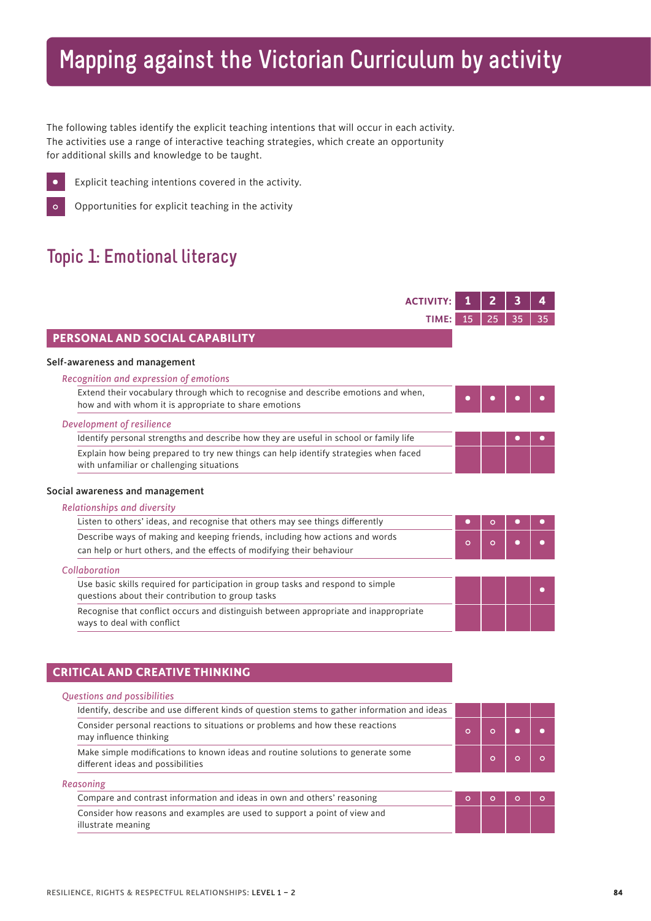# Mapping against the Victorian Curriculum by activity

The following tables identify the explicit teaching intentions that will occur in each activity. The activities use a range of interactive teaching strategies, which create an opportunity for additional skills and knowledge to be taught.

● Explicit teaching intentions covered in the activity.

○ Opportunities for explicit teaching in the activity

## Topic 1: Emotional literacy

| ACTIVITY: | 1 | 2 | 3 | 4 |
|---|---|---|---|---|
| TIME: | 15 | 25 | 35 | 35 |
| **PERSONAL AND SOCIAL CAPABILITY** | | | | |
| **Self-awareness and management** | | | | |
| *Recognition and expression of emotions* | | | | |
| Extend their vocabulary through which to recognise and describe emotions and when, how and with whom it is appropriate to share emotions | ● | ● | ● | ● |
| *Development of resilience* | | | | |
| Identify personal strengths and describe how they are useful in school or family life | | | ● | ● |
| Explain how being prepared to try new things can help identify strategies when faced with unfamiliar or challenging situations | | | | |
| **Social awareness and management** | | | | |
| *Relationships and diversity* | | | | |
| Listen to others' ideas, and recognise that others may see things differently | ● | ○ | ● | ● |
| Describe ways of making and keeping friends, including how actions and words can help or hurt others, and the effects of modifying their behaviour | ○ | ○ | ● | ● |
| *Collaboration* | | | | |
| Use basic skills required for participation in group tasks and respond to simple questions about their contribution to group tasks | | | | ● |
| Recognise that conflict occurs and distinguish between appropriate and inappropriate ways to deal with conflict | | | | |
| **CRITICAL AND CREATIVE THINKING** | | | | |
| *Questions and possibilities* | | | | |
| Identify, describe and use different kinds of question stems to gather information and ideas | | | | |
| Consider personal reactions to situations or problems and how these reactions may influence thinking | ○ | ○ | ● | ● |
| Make simple modifications to known ideas and routine solutions to generate some different ideas and possibilities | | ○ | ○ | ○ |
| *Reasoning* | | | | |
| Compare and contrast information and ideas in own and others' reasoning | ○ | ○ | ○ | ○ |
| Consider how reasons and examples are used to support a point of view and illustrate meaning | | | | |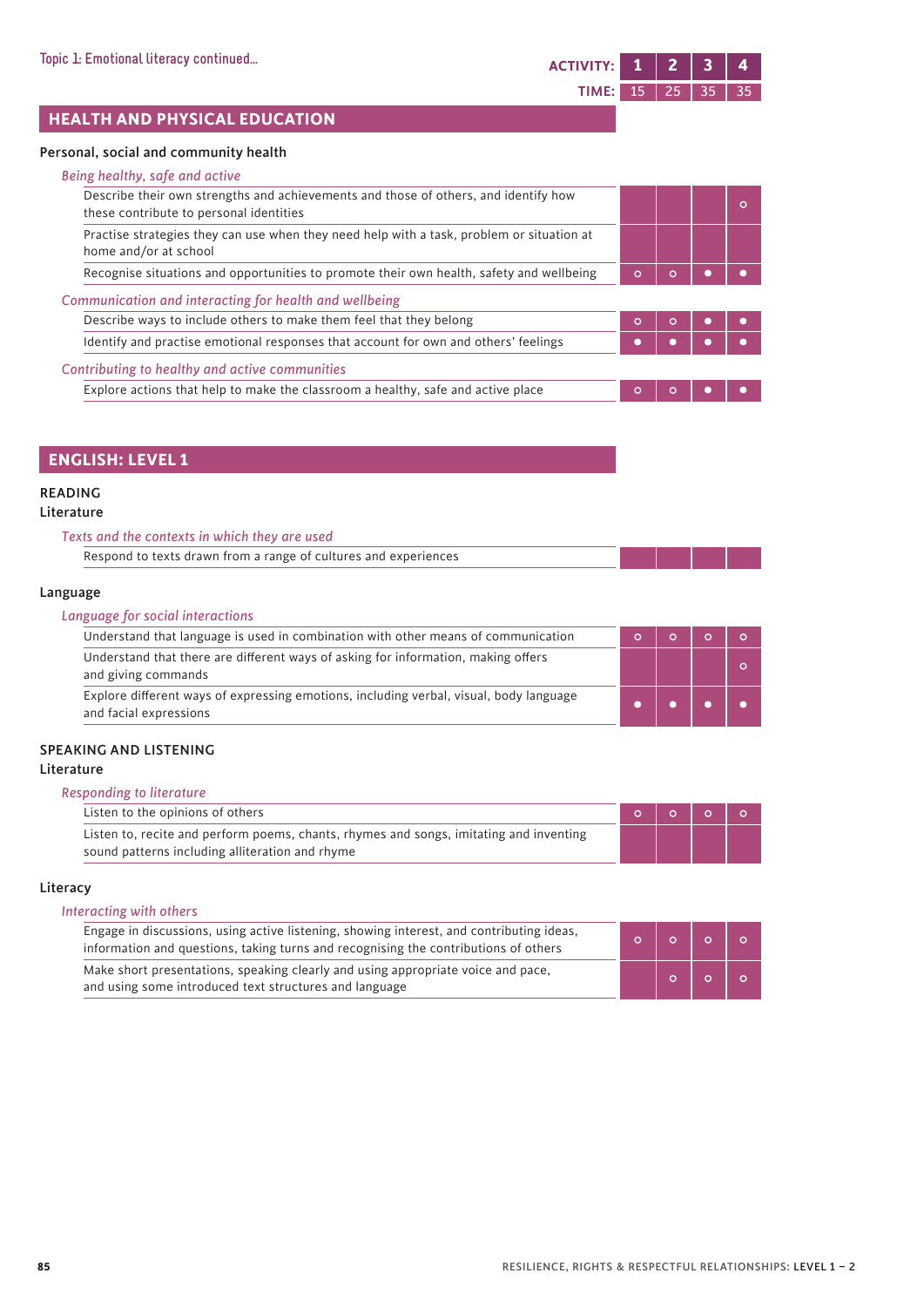Topic 1: Emotional literacy continued...

| ACTIVITY: | 1 | 2 | 3 | 4 |
|---|---|---|---|---|
| TIME: | 15 | 25 | 35 | 35 |

## HEALTH AND PHYSICAL EDUCATION

### Personal, social and community health

| | 1 | 2 | 3 | 4 |
|---|---|---|---|---|
| ***Being healthy, safe and active*** | | | | |
| Describe their own strengths and achievements and those of others, and identify how these contribute to personal identities | | | | ○ |
| Practise strategies they can use when they need help with a task, problem or situation at home and/or at school | | | | |
| Recognise situations and opportunities to promote their own health, safety and wellbeing | ○ | ○ | ● | ● |
| ***Communication and interacting for health and wellbeing*** | | | | |
| Describe ways to include others to make them feel that they belong | ○ | ○ | ● | ● |
| Identify and practise emotional responses that account for own and others' feelings | ● | ● | ● | ● |
| ***Contributing to healthy and active communities*** | | | | |
| Explore actions that help to make the classroom a healthy, safe and active place | ○ | ○ | ● | ● |

## ENGLISH: LEVEL 1

### READING

#### Literature

| | 1 | 2 | 3 | 4 |
|---|---|---|---|---|
| ***Texts and the contexts in which they are used*** | | | | |
| Respond to texts drawn from a range of cultures and experiences | | | | |

#### Language

| | 1 | 2 | 3 | 4 |
|---|---|---|---|---|
| ***Language for social interactions*** | | | | |
| Understand that language is used in combination with other means of communication | ○ | ○ | ○ | ○ |
| Understand that there are different ways of asking for information, making offers and giving commands | | | | ○ |
| Explore different ways of expressing emotions, including verbal, visual, body language and facial expressions | ● | ● | ● | ● |

### SPEAKING AND LISTENING

#### Literature

| | 1 | 2 | 3 | 4 |
|---|---|---|---|---|
| ***Responding to literature*** | | | | |
| Listen to the opinions of others | ○ | ○ | ○ | ○ |
| Listen to, recite and perform poems, chants, rhymes and songs, imitating and inventing sound patterns including alliteration and rhyme | | | | |

#### Literacy

| | 1 | 2 | 3 | 4 |
|---|---|---|---|---|
| ***Interacting with others*** | | | | |
| Engage in discussions, using active listening, showing interest, and contributing ideas, information and questions, taking turns and recognising the contributions of others | ○ | ○ | ○ | ○ |
| Make short presentations, speaking clearly and using appropriate voice and pace, and using some introduced text structures and language | | ○ | ○ | ○ |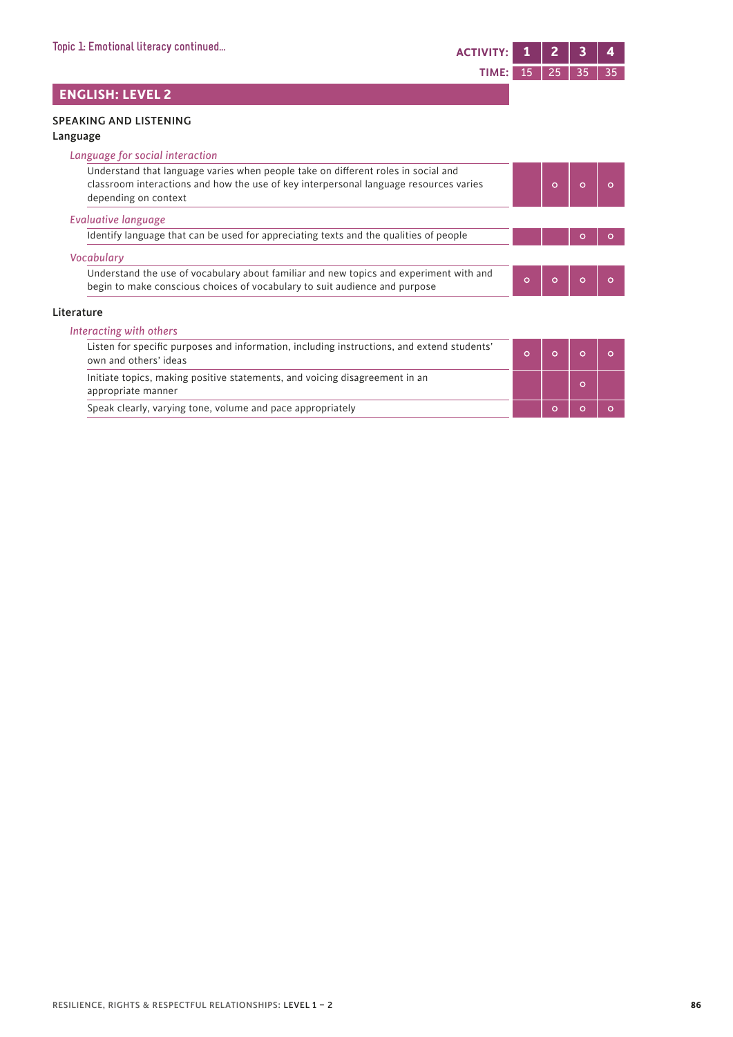Topic 1: Emotional literacy continued...

## ENGLISH: LEVEL 2

| | 1 | 2 | 3 | 4 |
|---|---|---|---|---|
| **TIME:** | 15 | 25 | 35 | 35 |
| **SPEAKING AND LISTENING** | | | | |
| **Language** | | | | |
| *Language for social interaction* | | | | |
| Understand that language varies when people take on different roles in social and classroom interactions and how the use of key interpersonal language resources varies depending on context | | o | o | o |
| *Evaluative language* | | | | |
| Identify language that can be used for appreciating texts and the qualities of people | | | o | o |
| *Vocabulary* | | | | |
| Understand the use of vocabulary about familiar and new topics and experiment with and begin to make conscious choices of vocabulary to suit audience and purpose | o | o | o | o |
| **Literature** | | | | |
| *Interacting with others* | | | | |
| Listen for specific purposes and information, including instructions, and extend students' own and others' ideas | o | o | o | o |
| Initiate topics, making positive statements, and voicing disagreement in an appropriate manner | | | o | |
| Speak clearly, varying tone, volume and pace appropriately | | o | o | o |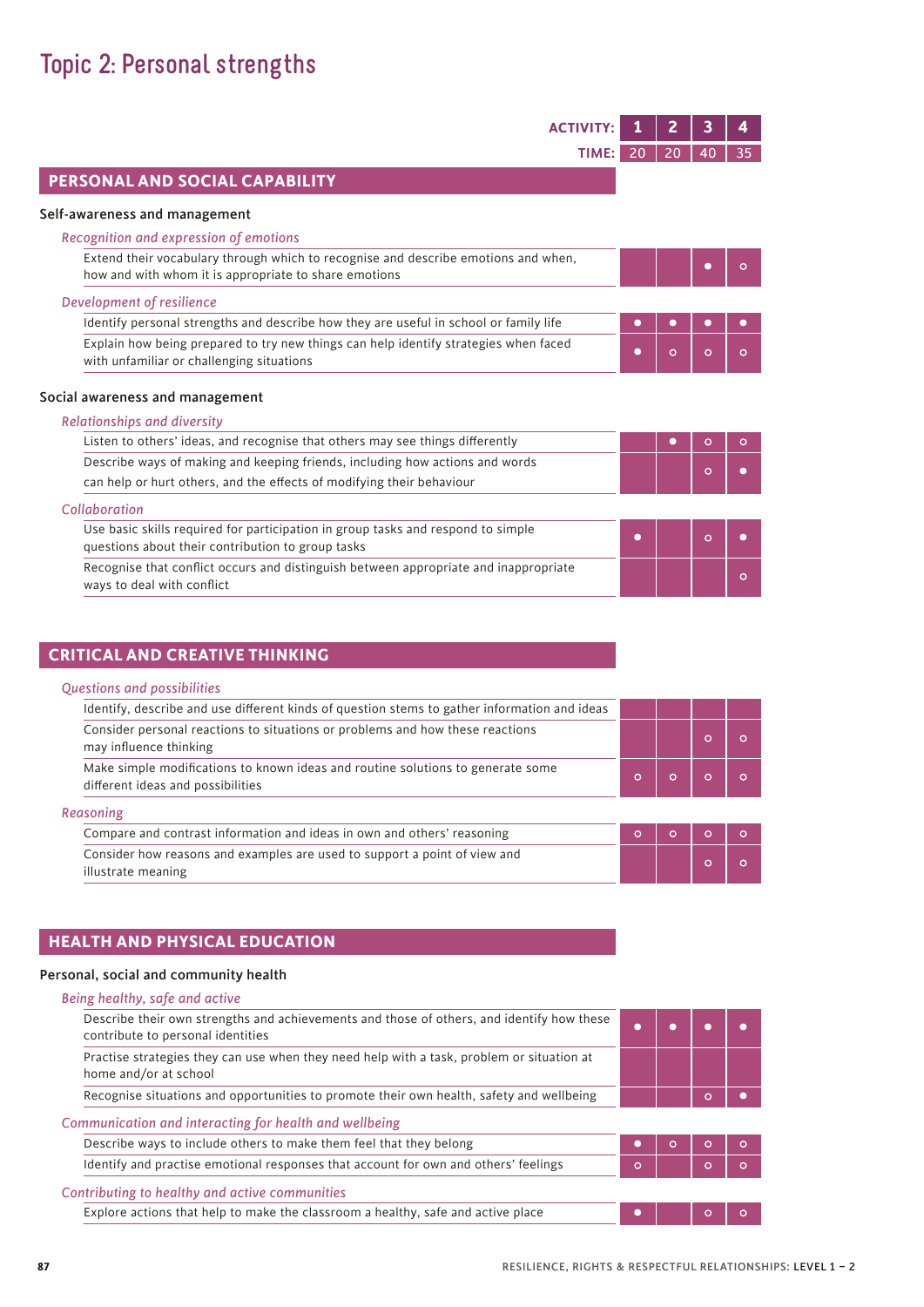# Topic 2: Personal strengths

| | ACTIVITY: 1 | 2 | 3 | 4 |
|---|---|---|---|---|
| | TIME: 20 | 20 | 40 | 35 |
| **PERSONAL AND SOCIAL CAPABILITY** | | | | |
| **Self-awareness and management** | | | | |
| *Recognition and expression of emotions* | | | | |
| Extend their vocabulary through which to recognise and describe emotions and when, how and with whom it is appropriate to share emotions | | | ● | ○ |
| *Development of resilience* | | | | |
| Identify personal strengths and describe how they are useful in school or family life | ● | ● | ● | ● |
| Explain how being prepared to try new things can help identify strategies when faced with unfamiliar or challenging situations | ● | ○ | ○ | ○ |
| **Social awareness and management** | | | | |
| *Relationships and diversity* | | | | |
| Listen to others' ideas, and recognise that others may see things differently | | ● | ○ | ○ |
| Describe ways of making and keeping friends, including how actions and words can help or hurt others, and the effects of modifying their behaviour | | | ○ | ● |
| *Collaboration* | | | | |
| Use basic skills required for participation in group tasks and respond to simple questions about their contribution to group tasks | ● | | ○ | ● |
| Recognise that conflict occurs and distinguish between appropriate and inappropriate ways to deal with conflict | | | | ○ |
| **CRITICAL AND CREATIVE THINKING** | | | | |
| *Questions and possibilities* | | | | |
| Identify, describe and use different kinds of question stems to gather information and ideas | | | | |
| Consider personal reactions to situations or problems and how these reactions may influence thinking | | | ○ | ○ |
| Make simple modifications to known ideas and routine solutions to generate some different ideas and possibilities | ○ | ○ | ○ | ○ |
| *Reasoning* | | | | |
| Compare and contrast information and ideas in own and others' reasoning | ○ | ○ | ○ | ○ |
| Consider how reasons and examples are used to support a point of view and illustrate meaning | | | ○ | ○ |
| **HEALTH AND PHYSICAL EDUCATION** | | | | |
| **Personal, social and community health** | | | | |
| *Being healthy, safe and active* | | | | |
| Describe their own strengths and achievements and those of others, and identify how these contribute to personal identities | ● | ● | ● | ● |
| Practise strategies they can use when they need help with a task, problem or situation at home and/or at school | | | | |
| Recognise situations and opportunities to promote their own health, safety and wellbeing | | | ○ | ● |
| *Communication and interacting for health and wellbeing* | | | | |
| Describe ways to include others to make them feel that they belong | ● | ○ | ○ | ○ |
| Identify and practise emotional responses that account for own and others' feelings | ○ | | ○ | ○ |
| *Contributing to healthy and active communities* | | | | |
| Explore actions that help to make the classroom a healthy, safe and active place | ● | | ○ | ○ |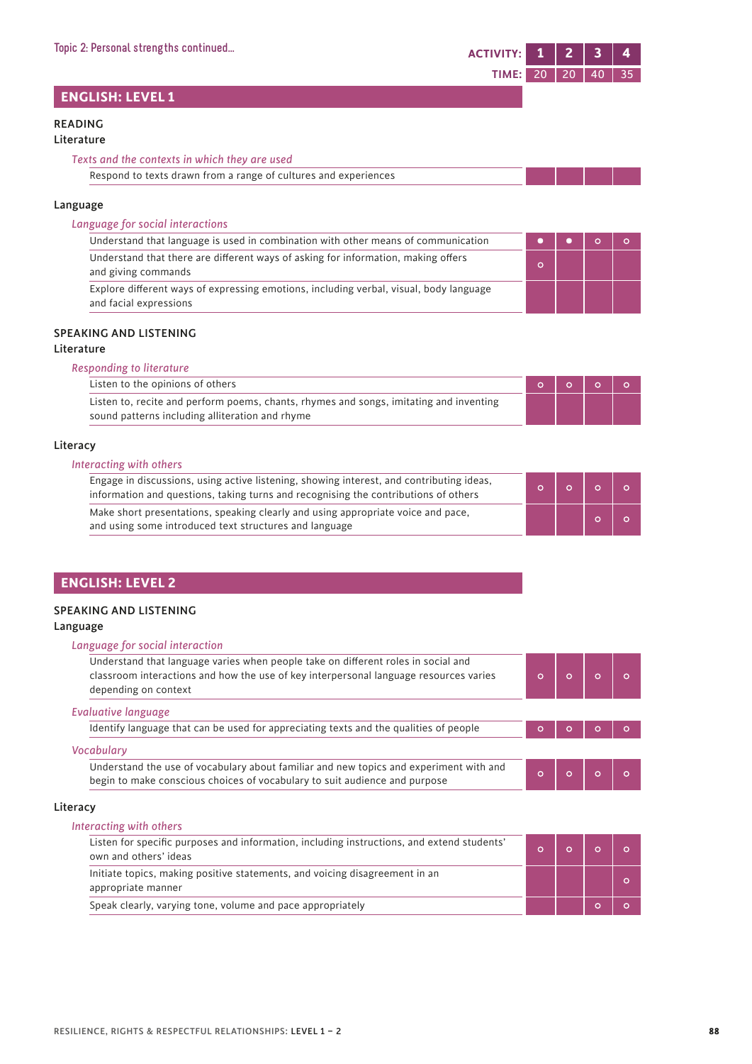Topic 2: Personal strengths continued...

| ACTIVITY: | 1 | 2 | 3 | 4 |
|---|---|---|---|---|
| TIME: | 20 | 20 | 40 | 35 |

## ENGLISH: LEVEL 1

### READING

#### Literature

| *Texts and the contexts in which they are used* | 1 | 2 | 3 | 4 |
|---|---|---|---|---|
| Respond to texts drawn from a range of cultures and experiences | | | | |

#### Language

| *Language for social interactions* | 1 | 2 | 3 | 4 |
|---|---|---|---|---|
| Understand that language is used in combination with other means of communication | ● | ● | ○ | ○ |
| Understand that there are different ways of asking for information, making offers and giving commands | ○ | | | |
| Explore different ways of expressing emotions, including verbal, visual, body language and facial expressions | | | | |

### SPEAKING AND LISTENING

#### Literature

| *Responding to literature* | 1 | 2 | 3 | 4 |
|---|---|---|---|---|
| Listen to the opinions of others | ○ | ○ | ○ | ○ |
| Listen to, recite and perform poems, chants, rhymes and songs, imitating and inventing sound patterns including alliteration and rhyme | | | | |

#### Literacy

| *Interacting with others* | 1 | 2 | 3 | 4 |
|---|---|---|---|---|
| Engage in discussions, using active listening, showing interest, and contributing ideas, information and questions, taking turns and recognising the contributions of others | ○ | ○ | ○ | ○ |
| Make short presentations, speaking clearly and using appropriate voice and pace, and using some introduced text structures and language | | | ○ | ○ |

## ENGLISH: LEVEL 2

### SPEAKING AND LISTENING

#### Language

| *Language for social interaction* | 1 | 2 | 3 | 4 |
|---|---|---|---|---|
| Understand that language varies when people take on different roles in social and classroom interactions and how the use of key interpersonal language resources varies depending on context | ○ | ○ | ○ | ○ |
| ***Evaluative language*** | | | | |
| Identify language that can be used for appreciating texts and the qualities of people | ○ | ○ | ○ | ○ |
| ***Vocabulary*** | | | | |
| Understand the use of vocabulary about familiar and new topics and experiment with and begin to make conscious choices of vocabulary to suit audience and purpose | ○ | ○ | ○ | ○ |

#### Literacy

| *Interacting with others* | 1 | 2 | 3 | 4 |
|---|---|---|---|---|
| Listen for specific purposes and information, including instructions, and extend students' own and others' ideas | ○ | ○ | ○ | ○ |
| Initiate topics, making positive statements, and voicing disagreement in an appropriate manner | | | | ○ |
| Speak clearly, varying tone, volume and pace appropriately | | | ○ | ○ |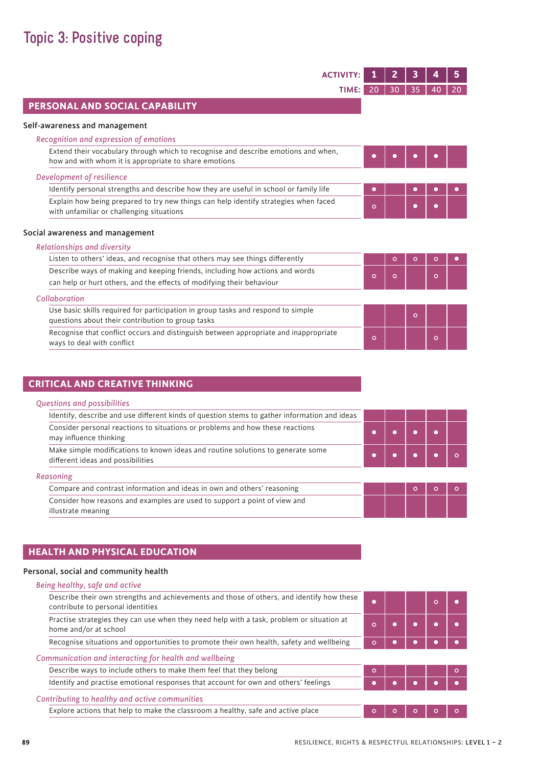# Topic 3: Positive coping

| | 1 | 2 | 3 | 4 | 5 |
|---|---|---|---|---|---|
| **TIME:** | 20 | 30 | 35 | 40 | 20 |
| **PERSONAL AND SOCIAL CAPABILITY** | | | | | |
| **Self-awareness and management** | | | | | |
| *Recognition and expression of emotions* | | | | | |
| Extend their vocabulary through which to recognise and describe emotions and when, how and with whom it is appropriate to share emotions | ● | ● | ● | ● | |
| *Development of resilience* | | | | | |
| Identify personal strengths and describe how they are useful in school or family life | ● | | ● | ● | ● |
| Explain how being prepared to try new things can help identify strategies when faced with unfamiliar or challenging situations | ○ | | ● | ● | |
| **Social awareness and management** | | | | | |
| *Relationships and diversity* | | | | | |
| Listen to others' ideas, and recognise that others may see things differently | | ○ | ○ | ○ | ● |
| Describe ways of making and keeping friends, including how actions and words can help or hurt others, and the effects of modifying their behaviour | ○ | ○ | | ○ | |
| *Collaboration* | | | | | |
| Use basic skills required for participation in group tasks and respond to simple questions about their contribution to group tasks | | | ○ | | |
| Recognise that conflict occurs and distinguish between appropriate and inappropriate ways to deal with conflict | ○ | | | ○ | |
| **CRITICAL AND CREATIVE THINKING** | | | | | |
| *Questions and possibilities* | | | | | |
| Identify, describe and use different kinds of question stems to gather information and ideas | | | | | |
| Consider personal reactions to situations or problems and how these reactions may influence thinking | ● | ● | ● | ● | |
| Make simple modifications to known ideas and routine solutions to generate some different ideas and possibilities | ● | ● | ● | ● | ○ |
| *Reasoning* | | | | | |
| Compare and contrast information and ideas in own and others' reasoning | | | ○ | ○ | ○ |
| Consider how reasons and examples are used to support a point of view and illustrate meaning | | | | | |
| **HEALTH AND PHYSICAL EDUCATION** | | | | | |
| **Personal, social and community health** | | | | | |
| *Being healthy, safe and active* | | | | | |
| Describe their own strengths and achievements and those of others, and identify how these contribute to personal identities | ● | | | ○ | ● |
| Practise strategies they can use when they need help with a task, problem or situation at home and/or at school | ○ | ● | ● | ● | ● |
| Recognise situations and opportunities to promote their own health, safety and wellbeing | ○ | ● | ● | ● | ● |
| *Communication and interacting for health and wellbeing* | | | | | |
| Describe ways to include others to make them feel that they belong | ○ | | | | ○ |
| Identify and practise emotional responses that account for own and others' feelings | ● | ● | ● | ● | ● |
| *Contributing to healthy and active communities* | | | | | |
| Explore actions that help to make the classroom a healthy, safe and active place | ○ | ○ | ○ | ○ | ○ |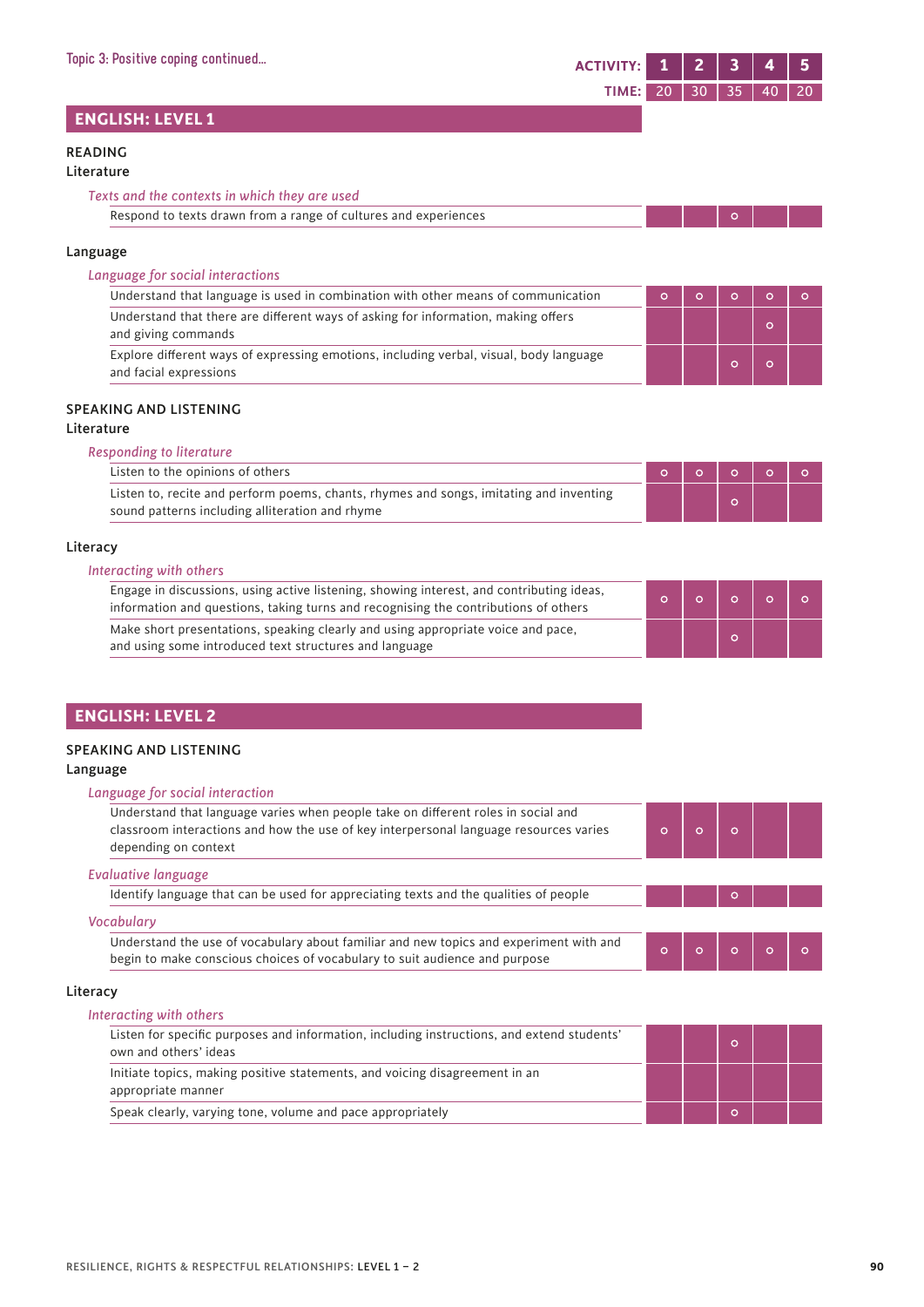Topic 3: Positive coping continued...

| ACTIVITY: | 1 | 2 | 3 | 4 | 5 |
|---|---|---|---|---|---|
| TIME: | 20 | 30 | 35 | 40 | 20 |

## ENGLISH: LEVEL 1

### READING

#### Literature

*Texts and the contexts in which they are used*

| | 1 | 2 | 3 | 4 | 5 |
|---|---|---|---|---|---|
| Respond to texts drawn from a range of cultures and experiences | | | o | | |

#### Language

*Language for social interactions*

| | 1 | 2 | 3 | 4 | 5 |
|---|---|---|---|---|---|
| Understand that language is used in combination with other means of communication | o | o | o | o | o |
| Understand that there are different ways of asking for information, making offers and giving commands | | | | o | |
| Explore different ways of expressing emotions, including verbal, visual, body language and facial expressions | | | o | o | |

### SPEAKING AND LISTENING

#### Literature

*Responding to literature*

| | 1 | 2 | 3 | 4 | 5 |
|---|---|---|---|---|---|
| Listen to the opinions of others | o | o | o | o | o |
| Listen to, recite and perform poems, chants, rhymes and songs, imitating and inventing sound patterns including alliteration and rhyme | | | o | | |

#### Literacy

*Interacting with others*

| | 1 | 2 | 3 | 4 | 5 |
|---|---|---|---|---|---|
| Engage in discussions, using active listening, showing interest, and contributing ideas, information and questions, taking turns and recognising the contributions of others | o | o | o | o | o |
| Make short presentations, speaking clearly and using appropriate voice and pace, and using some introduced text structures and language | | | o | | |

## ENGLISH: LEVEL 2

### SPEAKING AND LISTENING

#### Language

*Language for social interaction*

| | 1 | 2 | 3 | 4 | 5 |
|---|---|---|---|---|---|
| Understand that language varies when people take on different roles in social and classroom interactions and how the use of key interpersonal language resources varies depending on context | o | o | o | | |

*Evaluative language*

| | 1 | 2 | 3 | 4 | 5 |
|---|---|---|---|---|---|
| Identify language that can be used for appreciating texts and the qualities of people | | | o | | |

*Vocabulary*

| | 1 | 2 | 3 | 4 | 5 |
|---|---|---|---|---|---|
| Understand the use of vocabulary about familiar and new topics and experiment with and begin to make conscious choices of vocabulary to suit audience and purpose | o | o | o | o | o |

#### Literacy

*Interacting with others*

| | 1 | 2 | 3 | 4 | 5 |
|---|---|---|---|---|---|
| Listen for specific purposes and information, including instructions, and extend students' own and others' ideas | | | o | | |
| Initiate topics, making positive statements, and voicing disagreement in an appropriate manner | | | | | |
| Speak clearly, varying tone, volume and pace appropriately | | | o | | |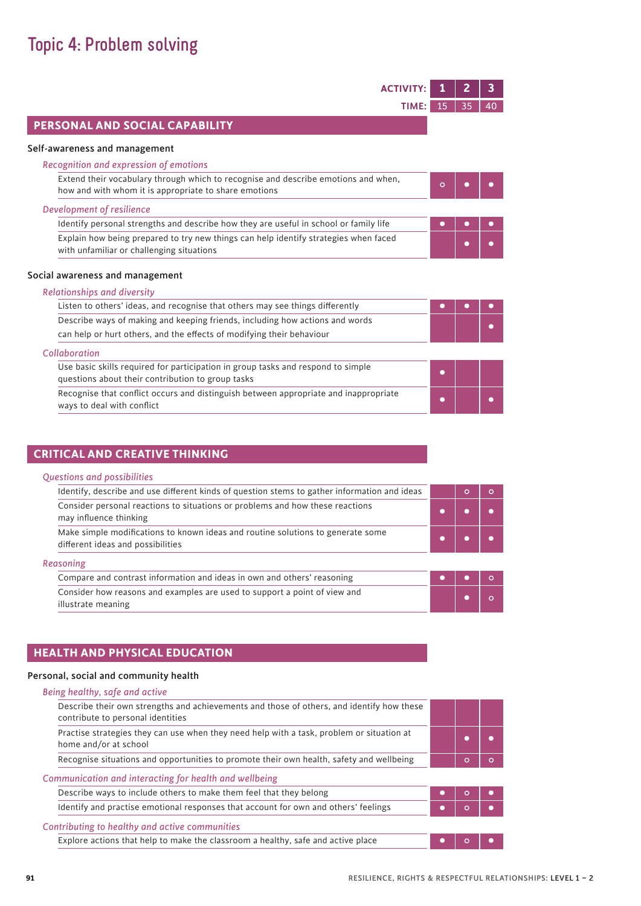# Topic 4: Problem solving

| | ACTIVITY: 1 | 2 | 3 |
|---|---|---|---|
| | TIME: 15 | 35 | 40 |
| **PERSONAL AND SOCIAL CAPABILITY** | | | |
| **Self-awareness and management** | | | |
| *Recognition and expression of emotions* | | | |
| Extend their vocabulary through which to recognise and describe emotions and when, how and with whom it is appropriate to share emotions | ○ | ● | ● |
| *Development of resilience* | | | |
| Identify personal strengths and describe how they are useful in school or family life | ● | ● | ● |
| Explain how being prepared to try new things can help identify strategies when faced with unfamiliar or challenging situations | | ● | ● |
| **Social awareness and management** | | | |
| *Relationships and diversity* | | | |
| Listen to others' ideas, and recognise that others may see things differently | ● | ● | ● |
| Describe ways of making and keeping friends, including how actions and words can help or hurt others, and the effects of modifying their behaviour | | | ● |
| *Collaboration* | | | |
| Use basic skills required for participation in group tasks and respond to simple questions about their contribution to group tasks | ● | | |
| Recognise that conflict occurs and distinguish between appropriate and inappropriate ways to deal with conflict | ● | | ● |
| **CRITICAL AND CREATIVE THINKING** | | | |
| *Questions and possibilities* | | | |
| Identify, describe and use different kinds of question stems to gather information and ideas | | ○ | ○ |
| Consider personal reactions to situations or problems and how these reactions may influence thinking | ● | ● | ● |
| Make simple modifications to known ideas and routine solutions to generate some different ideas and possibilities | ● | ● | ● |
| *Reasoning* | | | |
| Compare and contrast information and ideas in own and others' reasoning | ● | ● | ○ |
| Consider how reasons and examples are used to support a point of view and illustrate meaning | | ● | ○ |
| **HEALTH AND PHYSICAL EDUCATION** | | | |
| **Personal, social and community health** | | | |
| *Being healthy, safe and active* | | | |
| Describe their own strengths and achievements and those of others, and identify how these contribute to personal identities | | | |
| Practise strategies they can use when they need help with a task, problem or situation at home and/or at school | | ● | ● |
| Recognise situations and opportunities to promote their own health, safety and wellbeing | | ○ | ○ |
| *Communication and interacting for health and wellbeing* | | | |
| Describe ways to include others to make them feel that they belong | ● | ○ | ● |
| Identify and practise emotional responses that account for own and others' feelings | ● | ○ | ● |
| *Contributing to healthy and active communities* | | | |
| Explore actions that help to make the classroom a healthy, safe and active place | ● | ○ | ● |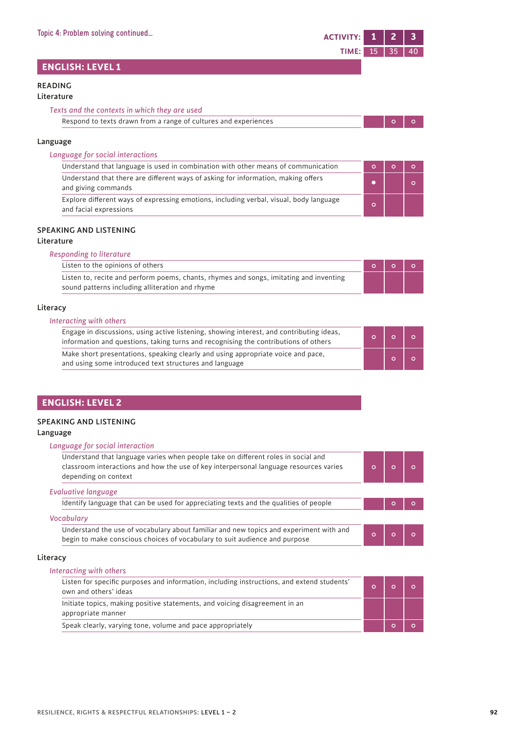Topic 4: Problem solving continued...

## ENGLISH: LEVEL 1

| | ACTIVITY: 1 | 2 | 3 |
|---|---|---|---|
| | TIME: 15 | 35 | 40 |
| **READING** | | | |
| **Literature** | | | |
| *Texts and the contexts in which they are used* | | | |
| Respond to texts drawn from a range of cultures and experiences | | ○ | ○ |
| **Language** | | | |
| *Language for social interactions* | | | |
| Understand that language is used in combination with other means of communication | ○ | ○ | ○ |
| Understand that there are different ways of asking for information, making offers and giving commands | ● | | ○ |
| Explore different ways of expressing emotions, including verbal, visual, body language and facial expressions | ○ | | |
| **SPEAKING AND LISTENING** | | | |
| **Literature** | | | |
| *Responding to literature* | | | |
| Listen to the opinions of others | ○ | ○ | ○ |
| Listen to, recite and perform poems, chants, rhymes and songs, imitating and inventing sound patterns including alliteration and rhyme | | | |
| **Literacy** | | | |
| *Interacting with others* | | | |
| Engage in discussions, using active listening, showing interest, and contributing ideas, information and questions, taking turns and recognising the contributions of others | ○ | ○ | ○ |
| Make short presentations, speaking clearly and using appropriate voice and pace, and using some introduced text structures and language | | ○ | ○ |

## ENGLISH: LEVEL 2

| | 1 | 2 | 3 |
|---|---|---|---|
| **SPEAKING AND LISTENING** | | | |
| **Language** | | | |
| *Language for social interaction* | | | |
| Understand that language varies when people take on different roles in social and classroom interactions and how the use of key interpersonal language resources varies depending on context | ○ | ○ | ○ |
| *Evaluative language* | | | |
| Identify language that can be used for appreciating texts and the qualities of people | | ○ | ○ |
| *Vocabulary* | | | |
| Understand the use of vocabulary about familiar and new topics and experiment with and begin to make conscious choices of vocabulary to suit audience and purpose | ○ | ○ | ○ |
| **Literacy** | | | |
| *Interacting with others* | | | |
| Listen for specific purposes and information, including instructions, and extend students' own and others' ideas | ○ | ○ | ○ |
| Initiate topics, making positive statements, and voicing disagreement in an appropriate manner | | | |
| Speak clearly, varying tone, volume and pace appropriately | | ○ | ○ |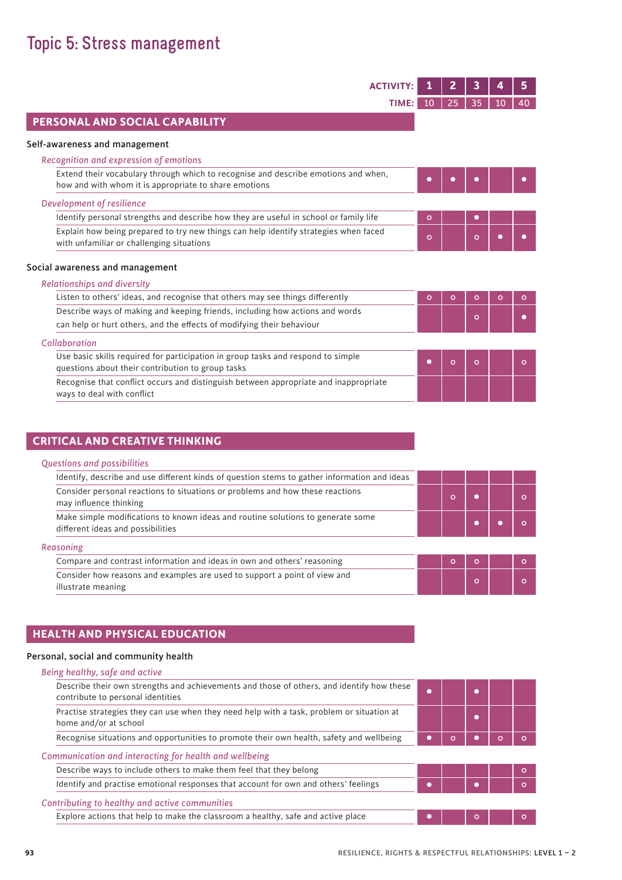# Topic 5: Stress management

| | 1 | 2 | 3 | 4 | 5 |
|---|---|---|---|---|---|
| **TIME:** | 10 | 25 | 35 | 10 | 40 |
| **PERSONAL AND SOCIAL CAPABILITY** | | | | | |
| **Self-awareness and management** | | | | | |
| *Recognition and expression of emotions* | | | | | |
| Extend their vocabulary through which to recognise and describe emotions and when, how and with whom it is appropriate to share emotions | ● | ● | ● | | ● |
| *Development of resilience* | | | | | |
| Identify personal strengths and describe how they are useful in school or family life | ○ | | ● | | |
| Explain how being prepared to try new things can help identify strategies when faced with unfamiliar or challenging situations | ○ | | ○ | ● | ● |
| **Social awareness and management** | | | | | |
| *Relationships and diversity* | | | | | |
| Listen to others' ideas, and recognise that others may see things differently | ○ | ○ | ○ | ○ | ○ |
| Describe ways of making and keeping friends, including how actions and words can help or hurt others, and the effects of modifying their behaviour | | | ○ | | ● |
| *Collaboration* | | | | | |
| Use basic skills required for participation in group tasks and respond to simple questions about their contribution to group tasks | ● | ○ | ○ | | ○ |
| Recognise that conflict occurs and distinguish between appropriate and inappropriate ways to deal with conflict | | | | | |
| **CRITICAL AND CREATIVE THINKING** | | | | | |
| *Questions and possibilities* | | | | | |
| Identify, describe and use different kinds of question stems to gather information and ideas | | | | | |
| Consider personal reactions to situations or problems and how these reactions may influence thinking | | ○ | ● | | ○ |
| Make simple modifications to known ideas and routine solutions to generate some different ideas and possibilities | | | ● | ● | ○ |
| *Reasoning* | | | | | |
| Compare and contrast information and ideas in own and others' reasoning | | ○ | ○ | | ○ |
| Consider how reasons and examples are used to support a point of view and illustrate meaning | | | ○ | | ○ |
| **HEALTH AND PHYSICAL EDUCATION** | | | | | |
| **Personal, social and community health** | | | | | |
| *Being healthy, safe and active* | | | | | |
| Describe their own strengths and achievements and those of others, and identify how these contribute to personal identities | ● | | ● | | |
| Practise strategies they can use when they need help with a task, problem or situation at home and/or at school | | | ● | | |
| Recognise situations and opportunities to promote their own health, safety and wellbeing | ● | ○ | ● | ○ | ○ |
| *Communication and interacting for health and wellbeing* | | | | | |
| Describe ways to include others to make them feel that they belong | | | | | ○ |
| Identify and practise emotional responses that account for own and others' feelings | ● | | ● | | ○ |
| *Contributing to healthy and active communities* | | | | | |
| Explore actions that help to make the classroom a healthy, safe and active place | ● | | ○ | | ○ |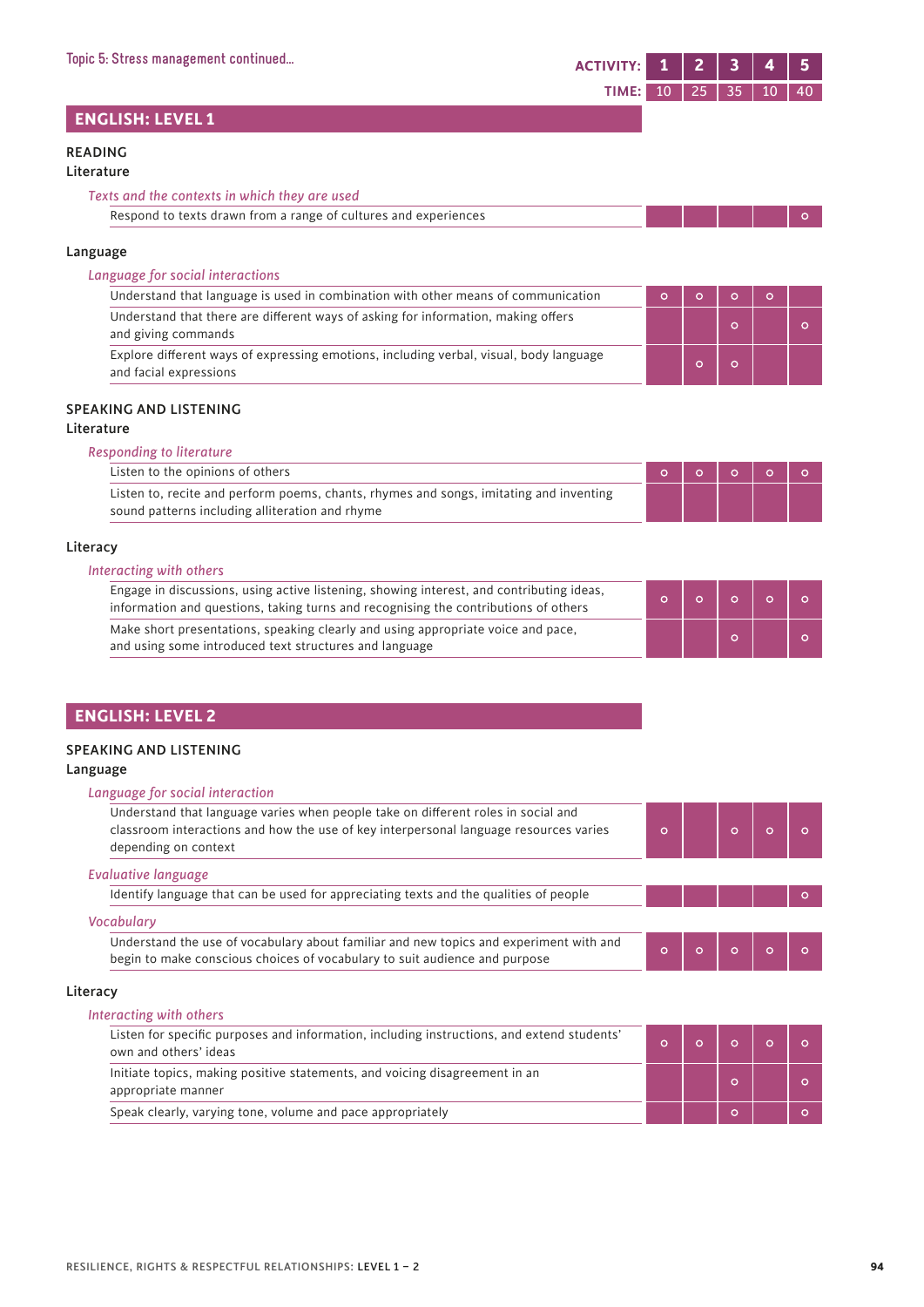Topic 5: Stress management continued...

| ACTIVITY: | 1 | 2 | 3 | 4 | 5 |
|---|---|---|---|---|---|
| TIME: | 10 | 25 | 35 | 10 | 40 |

## ENGLISH: LEVEL 1

### READING

**Literature**

| *Texts and the contexts in which they are used* | 1 | 2 | 3 | 4 | 5 |
|---|---|---|---|---|---|
| Respond to texts drawn from a range of cultures and experiences | | | | | o |

**Language**

| *Language for social interactions* | 1 | 2 | 3 | 4 | 5 |
|---|---|---|---|---|---|
| Understand that language is used in combination with other means of communication | o | o | o | o | |
| Understand that there are different ways of asking for information, making offers and giving commands | | | o | | o |
| Explore different ways of expressing emotions, including verbal, visual, body language and facial expressions | | o | o | | |

### SPEAKING AND LISTENING

**Literature**

| *Responding to literature* | 1 | 2 | 3 | 4 | 5 |
|---|---|---|---|---|---|
| Listen to the opinions of others | o | o | o | o | o |
| Listen to, recite and perform poems, chants, rhymes and songs, imitating and inventing sound patterns including alliteration and rhyme | | | | | |

**Literacy**

| *Interacting with others* | 1 | 2 | 3 | 4 | 5 |
|---|---|---|---|---|---|
| Engage in discussions, using active listening, showing interest, and contributing ideas, information and questions, taking turns and recognising the contributions of others | o | o | o | o | o |
| Make short presentations, speaking clearly and using appropriate voice and pace, and using some introduced text structures and language | | | o | | o |

## ENGLISH: LEVEL 2

### SPEAKING AND LISTENING

**Language**

| *Language for social interaction* | 1 | 2 | 3 | 4 | 5 |
|---|---|---|---|---|---|
| Understand that language varies when people take on different roles in social and classroom interactions and how the use of key interpersonal language resources varies depending on context | o | | o | o | o |
| *Evaluative language* | | | | | |
| Identify language that can be used for appreciating texts and the qualities of people | | | | | o |
| *Vocabulary* | | | | | |
| Understand the use of vocabulary about familiar and new topics and experiment with and begin to make conscious choices of vocabulary to suit audience and purpose | o | o | o | o | o |

**Literacy**

| *Interacting with others* | 1 | 2 | 3 | 4 | 5 |
|---|---|---|---|---|---|
| Listen for specific purposes and information, including instructions, and extend students' own and others' ideas | o | o | o | o | o |
| Initiate topics, making positive statements, and voicing disagreement in an appropriate manner | | | o | | o |
| Speak clearly, varying tone, volume and pace appropriately | | | o | | o |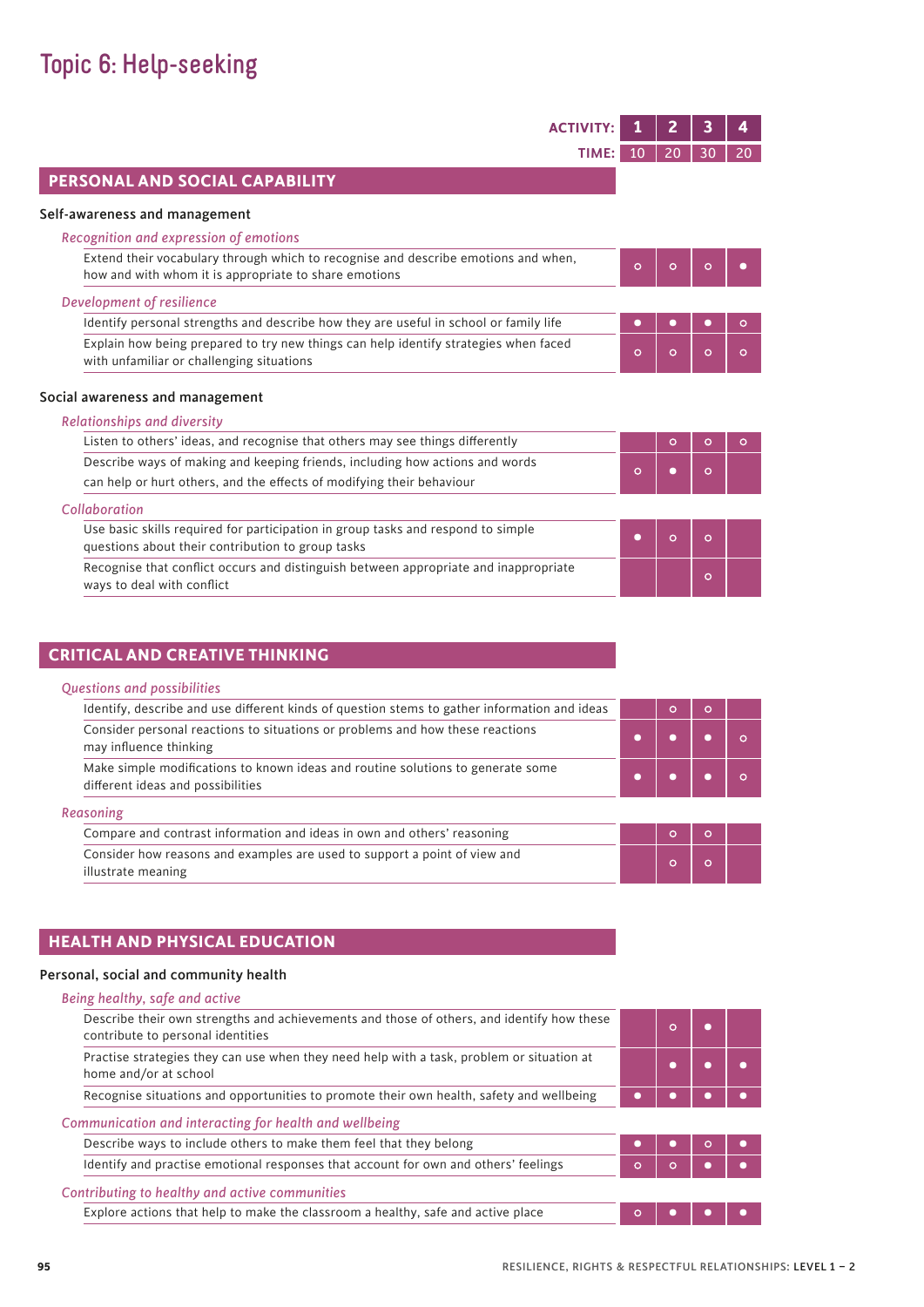# Topic 6: Help-seeking

| | ACTIVITY: 1 | 2 | 3 | 4 |
|---|---|---|---|---|
| | TIME: 10 | 20 | 30 | 20 |
| **PERSONAL AND SOCIAL CAPABILITY** | | | | |
| **Self-awareness and management** | | | | |
| *Recognition and expression of emotions* | | | | |
| Extend their vocabulary through which to recognise and describe emotions and when, how and with whom it is appropriate to share emotions | ○ | ○ | ○ | ● |
| *Development of resilience* | | | | |
| Identify personal strengths and describe how they are useful in school or family life | ● | ● | ● | ○ |
| Explain how being prepared to try new things can help identify strategies when faced with unfamiliar or challenging situations | ○ | ○ | ○ | ○ |
| **Social awareness and management** | | | | |
| *Relationships and diversity* | | | | |
| Listen to others' ideas, and recognise that others may see things differently | | ○ | ○ | ○ |
| Describe ways of making and keeping friends, including how actions and words can help or hurt others, and the effects of modifying their behaviour | ○ | ● | ○ | |
| *Collaboration* | | | | |
| Use basic skills required for participation in group tasks and respond to simple questions about their contribution to group tasks | ● | ○ | ○ | |
| Recognise that conflict occurs and distinguish between appropriate and inappropriate ways to deal with conflict | | | ○ | |
| **CRITICAL AND CREATIVE THINKING** | | | | |
| *Questions and possibilities* | | | | |
| Identify, describe and use different kinds of question stems to gather information and ideas | | ○ | ○ | |
| Consider personal reactions to situations or problems and how these reactions may influence thinking | ● | ● | ● | ○ |
| Make simple modifications to known ideas and routine solutions to generate some different ideas and possibilities | ● | ● | ● | ○ |
| *Reasoning* | | | | |
| Compare and contrast information and ideas in own and others' reasoning | | ○ | ○ | |
| Consider how reasons and examples are used to support a point of view and illustrate meaning | | ○ | ○ | |
| **HEALTH AND PHYSICAL EDUCATION** | | | | |
| **Personal, social and community health** | | | | |
| *Being healthy, safe and active* | | | | |
| Describe their own strengths and achievements and those of others, and identify how these contribute to personal identities | | ○ | ● | |
| Practise strategies they can use when they need help with a task, problem or situation at home and/or at school | | ● | ● | ● |
| Recognise situations and opportunities to promote their own health, safety and wellbeing | ● | ● | ● | ● |
| *Communication and interacting for health and wellbeing* | | | | |
| Describe ways to include others to make them feel that they belong | ● | ● | ○ | ● |
| Identify and practise emotional responses that account for own and others' feelings | ○ | ○ | ● | ● |
| *Contributing to healthy and active communities* | | | | |
| Explore actions that help to make the classroom a healthy, safe and active place | ○ | ● | ● | ● |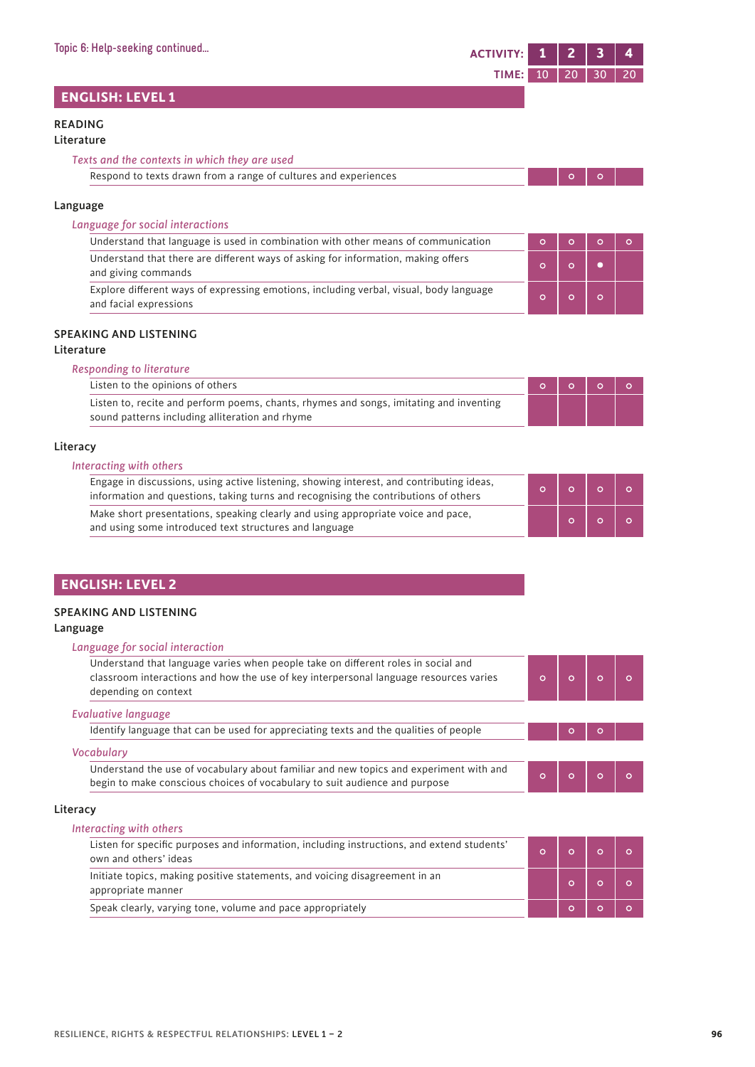Topic 6: Help-seeking continued...

| ACTIVITY: | 1 | 2 | 3 | 4 |
|---|---|---|---|---|
| TIME: | 10 | 20 | 30 | 20 |

## ENGLISH: LEVEL 1

### READING

**Literature**

*Texts and the contexts in which they are used*

| | 1 | 2 | 3 | 4 |
|---|---|---|---|---|
| Respond to texts drawn from a range of cultures and experiences | | ○ | ○ | |

**Language**

*Language for social interactions*

| | 1 | 2 | 3 | 4 |
|---|---|---|---|---|
| Understand that language is used in combination with other means of communication | ○ | ○ | ○ | ○ |
| Understand that there are different ways of asking for information, making offers and giving commands | ○ | ○ | ● | |
| Explore different ways of expressing emotions, including verbal, visual, body language and facial expressions | ○ | ○ | ○ | |

### SPEAKING AND LISTENING

**Literature**

*Responding to literature*

| | 1 | 2 | 3 | 4 |
|---|---|---|---|---|
| Listen to the opinions of others | ○ | ○ | ○ | ○ |
| Listen to, recite and perform poems, chants, rhymes and songs, imitating and inventing sound patterns including alliteration and rhyme | | | | |

**Literacy**

*Interacting with others*

| | 1 | 2 | 3 | 4 |
|---|---|---|---|---|
| Engage in discussions, using active listening, showing interest, and contributing ideas, information and questions, taking turns and recognising the contributions of others | ○ | ○ | ○ | ○ |
| Make short presentations, speaking clearly and using appropriate voice and pace, and using some introduced text structures and language | | ○ | ○ | ○ |

## ENGLISH: LEVEL 2

### SPEAKING AND LISTENING

**Language**

*Language for social interaction*

| | 1 | 2 | 3 | 4 |
|---|---|---|---|---|
| Understand that language varies when people take on different roles in social and classroom interactions and how the use of key interpersonal language resources varies depending on context | ○ | ○ | ○ | ○ |

*Evaluative language*

| | 1 | 2 | 3 | 4 |
|---|---|---|---|---|
| Identify language that can be used for appreciating texts and the qualities of people | | ○ | ○ | |

*Vocabulary*

| | 1 | 2 | 3 | 4 |
|---|---|---|---|---|
| Understand the use of vocabulary about familiar and new topics and experiment with and begin to make conscious choices of vocabulary to suit audience and purpose | ○ | ○ | ○ | ○ |

**Literacy**

*Interacting with others*

| | 1 | 2 | 3 | 4 |
|---|---|---|---|---|
| Listen for specific purposes and information, including instructions, and extend students' own and others' ideas | ○ | ○ | ○ | ○ |
| Initiate topics, making positive statements, and voicing disagreement in an appropriate manner | | ○ | ○ | ○ |
| Speak clearly, varying tone, volume and pace appropriately | | ○ | ○ | ○ |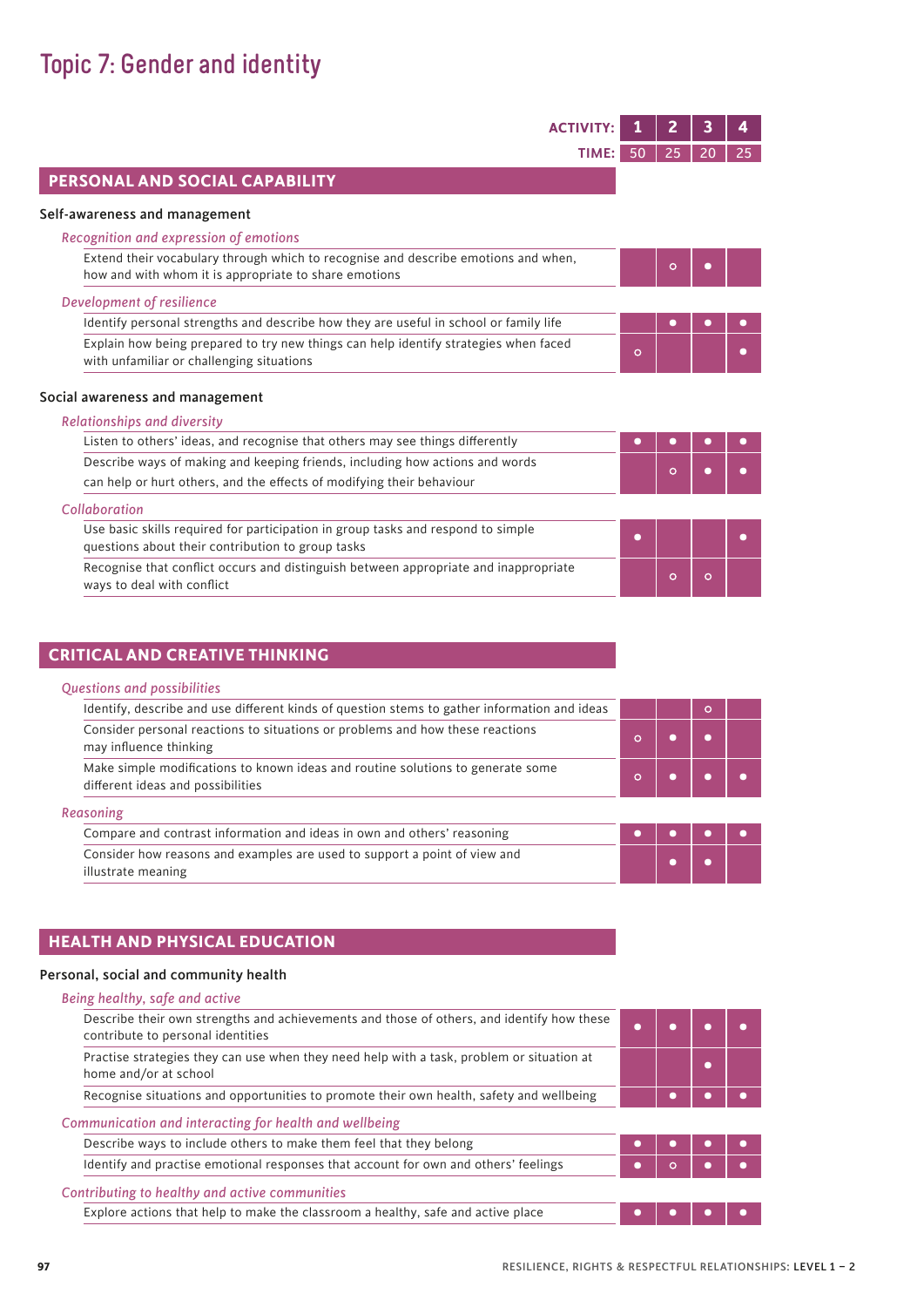# Topic 7: Gender and identity

| | 1 | 2 | 3 | 4 |
|---|---|---|---|---|
| **TIME:** | 50 | 25 | 20 | 25 |
| **PERSONAL AND SOCIAL CAPABILITY** | | | | |
| **Self-awareness and management** | | | | |
| *Recognition and expression of emotions* | | | | |
| Extend their vocabulary through which to recognise and describe emotions and when, how and with whom it is appropriate to share emotions | | ○ | ● | |
| *Development of resilience* | | | | |
| Identify personal strengths and describe how they are useful in school or family life | | ● | ● | ● |
| Explain how being prepared to try new things can help identify strategies when faced with unfamiliar or challenging situations | ○ | | | ● |
| **Social awareness and management** | | | | |
| *Relationships and diversity* | | | | |
| Listen to others' ideas, and recognise that others may see things differently | ● | ● | ● | ● |
| Describe ways of making and keeping friends, including how actions and words can help or hurt others, and the effects of modifying their behaviour | | ○ | ● | ● |
| *Collaboration* | | | | |
| Use basic skills required for participation in group tasks and respond to simple questions about their contribution to group tasks | ● | | | ● |
| Recognise that conflict occurs and distinguish between appropriate and inappropriate ways to deal with conflict | | ○ | ○ | |
| **CRITICAL AND CREATIVE THINKING** | | | | |
| *Questions and possibilities* | | | | |
| Identify, describe and use different kinds of question stems to gather information and ideas | | | ○ | |
| Consider personal reactions to situations or problems and how these reactions may influence thinking | ○ | ● | ● | |
| Make simple modifications to known ideas and routine solutions to generate some different ideas and possibilities | ○ | ● | ● | ● |
| *Reasoning* | | | | |
| Compare and contrast information and ideas in own and others' reasoning | ● | ● | ● | ● |
| Consider how reasons and examples are used to support a point of view and illustrate meaning | | ● | ● | |
| **HEALTH AND PHYSICAL EDUCATION** | | | | |
| **Personal, social and community health** | | | | |
| *Being healthy, safe and active* | | | | |
| Describe their own strengths and achievements and those of others, and identify how these contribute to personal identities | ● | ● | ● | ● |
| Practise strategies they can use when they need help with a task, problem or situation at home and/or at school | | | ● | |
| Recognise situations and opportunities to promote their own health, safety and wellbeing | | ● | ● | ● |
| *Communication and interacting for health and wellbeing* | | | | |
| Describe ways to include others to make them feel that they belong | ● | ● | ● | ● |
| Identify and practise emotional responses that account for own and others' feelings | ● | ○ | ● | ● |
| *Contributing to healthy and active communities* | | | | |
| Explore actions that help to make the classroom a healthy, safe and active place | ● | ● | ● | ● |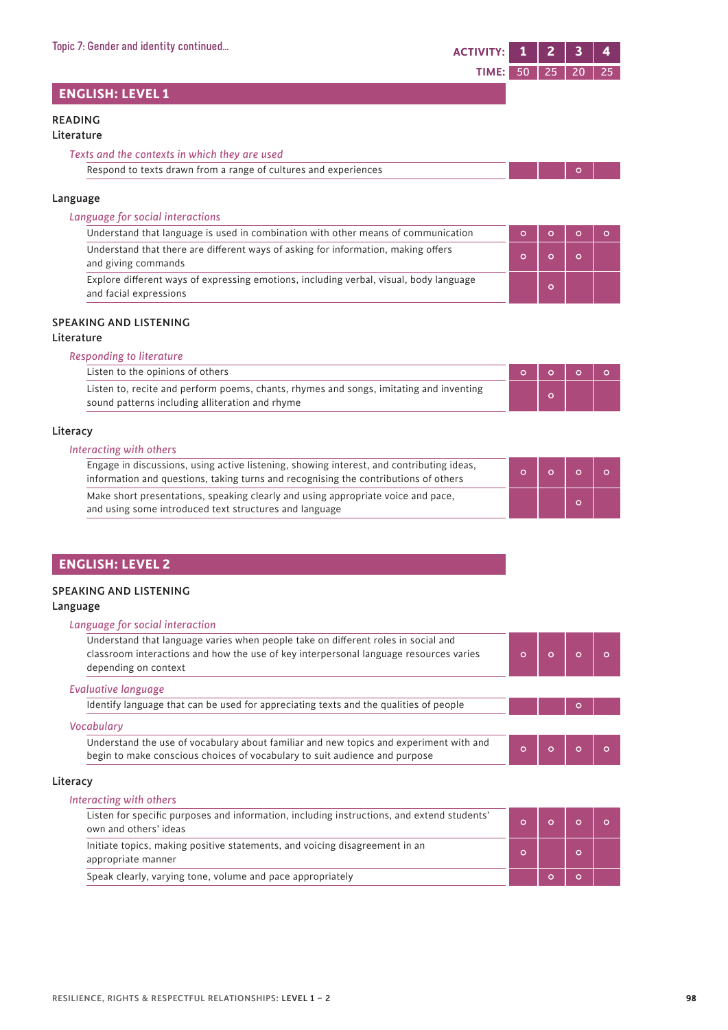Topic 7: Gender and identity continued...

| ACTIVITY: | 1 | 2 | 3 | 4 |
|---|---|---|---|---|
| TIME: | 50 | 25 | 20 | 25 |

## ENGLISH: LEVEL 1

### READING

#### Literature

| *Texts and the contexts in which they are used* | 1 | 2 | 3 | 4 |
|---|---|---|---|---|
| Respond to texts drawn from a range of cultures and experiences | | | o | |

#### Language

| *Language for social interactions* | 1 | 2 | 3 | 4 |
|---|---|---|---|---|
| Understand that language is used in combination with other means of communication | o | o | o | o |
| Understand that there are different ways of asking for information, making offers and giving commands | o | o | o | |
| Explore different ways of expressing emotions, including verbal, visual, body language and facial expressions | | o | | |

### SPEAKING AND LISTENING

#### Literature

| *Responding to literature* | 1 | 2 | 3 | 4 |
|---|---|---|---|---|
| Listen to the opinions of others | o | o | o | o |
| Listen to, recite and perform poems, chants, rhymes and songs, imitating and inventing sound patterns including alliteration and rhyme | | o | | |

#### Literacy

| *Interacting with others* | 1 | 2 | 3 | 4 |
|---|---|---|---|---|
| Engage in discussions, using active listening, showing interest, and contributing ideas, information and questions, taking turns and recognising the contributions of others | o | o | o | o |
| Make short presentations, speaking clearly and using appropriate voice and pace, and using some introduced text structures and language | | | o | |

## ENGLISH: LEVEL 2

### SPEAKING AND LISTENING

#### Language

| *Language for social interaction* | 1 | 2 | 3 | 4 |
|---|---|---|---|---|
| Understand that language varies when people take on different roles in social and classroom interactions and how the use of key interpersonal language resources varies depending on context | o | o | o | o |

| *Evaluative language* | 1 | 2 | 3 | 4 |
|---|---|---|---|---|
| Identify language that can be used for appreciating texts and the qualities of people | | | o | |

| *Vocabulary* | 1 | 2 | 3 | 4 |
|---|---|---|---|---|
| Understand the use of vocabulary about familiar and new topics and experiment with and begin to make conscious choices of vocabulary to suit audience and purpose | o | o | o | o |

#### Literacy

| *Interacting with others* | 1 | 2 | 3 | 4 |
|---|---|---|---|---|
| Listen for specific purposes and information, including instructions, and extend students' own and others' ideas | o | o | o | o |
| Initiate topics, making positive statements, and voicing disagreement in an appropriate manner | o | | o | |
| Speak clearly, varying tone, volume and pace appropriately | | o | o | |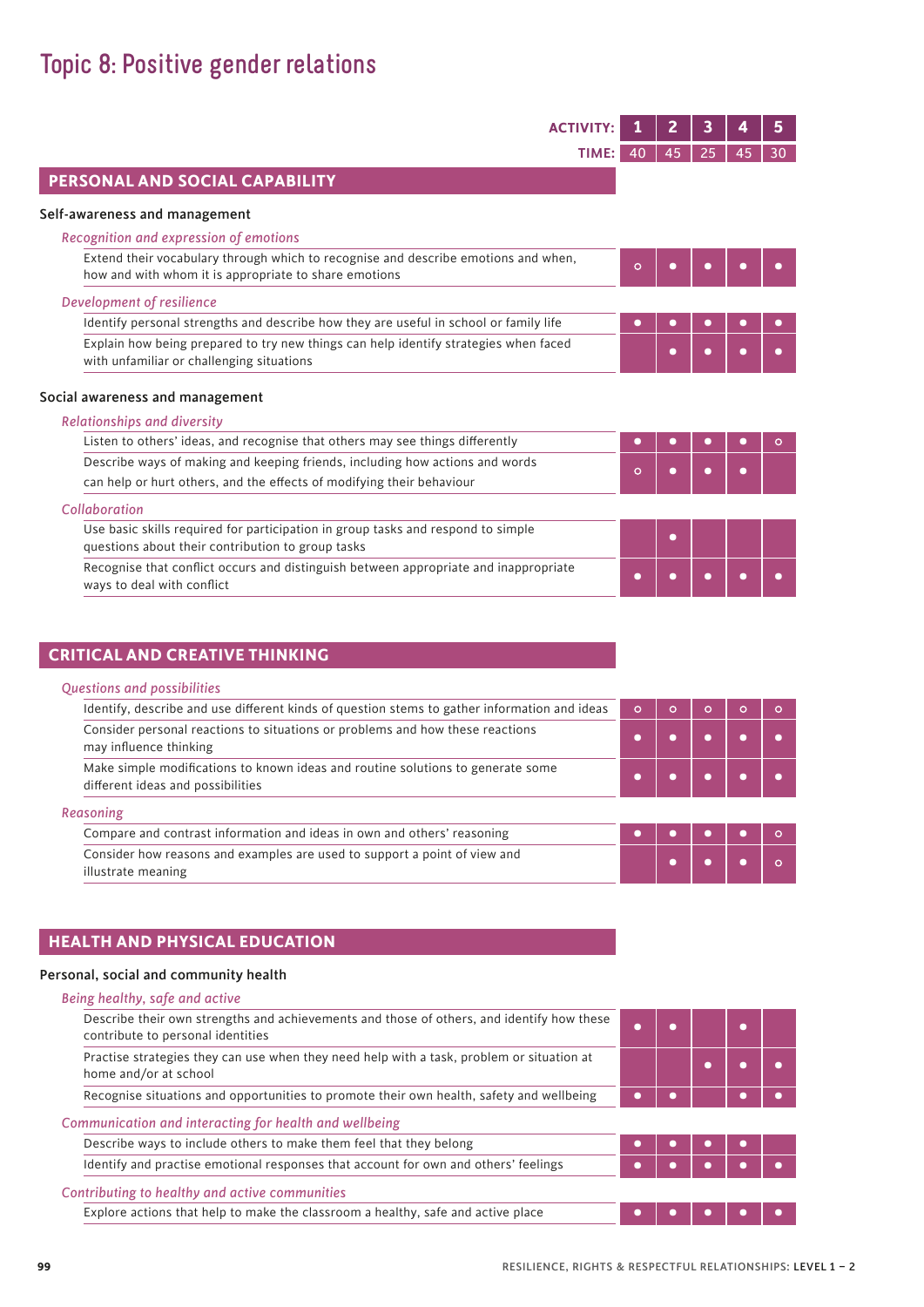# Topic 8: Positive gender relations

| ACTIVITY: | 1 | 2 | 3 | 4 | 5 |
|---|---|---|---|---|---|
| TIME: | 40 | 45 | 25 | 45 | 30 |

## PERSONAL AND SOCIAL CAPABILITY

### Self-awareness and management

| | 1 | 2 | 3 | 4 | 5 |
|---|---|---|---|---|---|
| *Recognition and expression of emotions* | | | | | |
| Extend their vocabulary through which to recognise and describe emotions and when, how and with whom it is appropriate to share emotions | ○ | ● | ● | ● | ● |
| *Development of resilience* | | | | | |
| Identify personal strengths and describe how they are useful in school or family life | ● | ● | ● | ● | ● |
| Explain how being prepared to try new things can help identify strategies when faced with unfamiliar or challenging situations | | ● | ● | ● | ● |

### Social awareness and management

| | 1 | 2 | 3 | 4 | 5 |
|---|---|---|---|---|---|
| *Relationships and diversity* | | | | | |
| Listen to others' ideas, and recognise that others may see things differently | ● | ● | ● | ● | ○ |
| Describe ways of making and keeping friends, including how actions and words can help or hurt others, and the effects of modifying their behaviour | ○ | ● | ● | ● | |
| *Collaboration* | | | | | |
| Use basic skills required for participation in group tasks and respond to simple questions about their contribution to group tasks | | ● | | | |
| Recognise that conflict occurs and distinguish between appropriate and inappropriate ways to deal with conflict | ● | ● | ● | ● | ● |

## CRITICAL AND CREATIVE THINKING

| | 1 | 2 | 3 | 4 | 5 |
|---|---|---|---|---|---|
| *Questions and possibilities* | | | | | |
| Identify, describe and use different kinds of question stems to gather information and ideas | ○ | ○ | ○ | ○ | ○ |
| Consider personal reactions to situations or problems and how these reactions may influence thinking | ● | ● | ● | ● | ● |
| Make simple modifications to known ideas and routine solutions to generate some different ideas and possibilities | ● | ● | ● | ● | ● |
| *Reasoning* | | | | | |
| Compare and contrast information and ideas in own and others' reasoning | ● | ● | ● | ● | ○ |
| Consider how reasons and examples are used to support a point of view and illustrate meaning | | ● | ● | ● | ○ |

## HEALTH AND PHYSICAL EDUCATION

### Personal, social and community health

| | 1 | 2 | 3 | 4 | 5 |
|---|---|---|---|---|---|
| *Being healthy, safe and active* | | | | | |
| Describe their own strengths and achievements and those of others, and identify how these contribute to personal identities | ● | ● | | ● | |
| Practise strategies they can use when they need help with a task, problem or situation at home and/or at school | | | ● | ● | ● |
| Recognise situations and opportunities to promote their own health, safety and wellbeing | ● | ● | | ● | ● |
| *Communication and interacting for health and wellbeing* | | | | | |
| Describe ways to include others to make them feel that they belong | ● | ● | ● | ● | |
| Identify and practise emotional responses that account for own and others' feelings | ● | ● | ● | ● | ● |
| *Contributing to healthy and active communities* | | | | | |
| Explore actions that help to make the classroom a healthy, safe and active place | ● | ● | ● | ● | ● |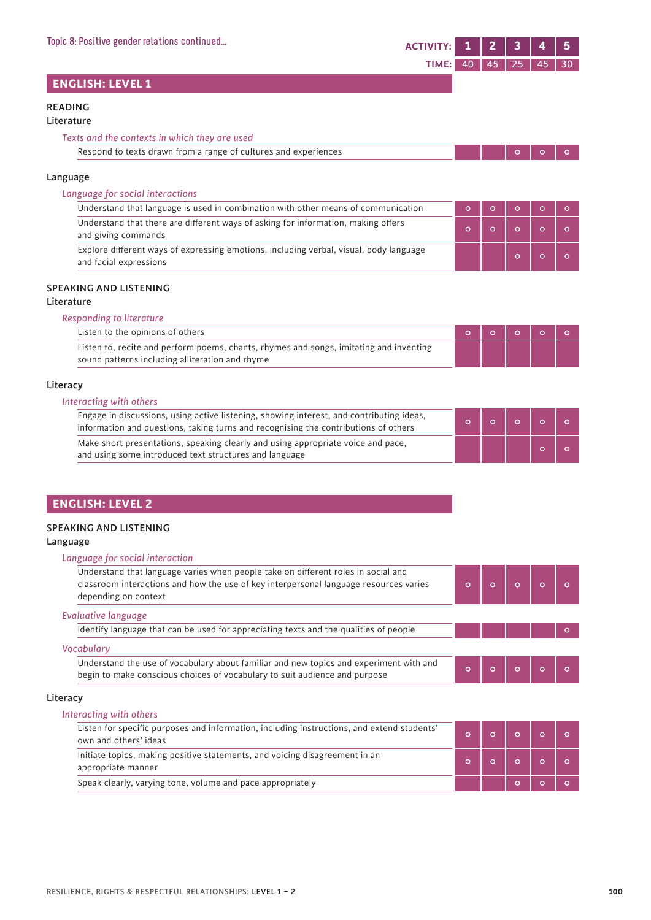Topic 8: Positive gender relations continued...

| | ACTIVITY: 1 | 2 | 3 | 4 | 5 |
|---|---|---|---|---|---|
| | TIME: 40 | 45 | 25 | 45 | 30 |

## ENGLISH: LEVEL 1

**READING**

**Literature**

| *Texts and the contexts in which they are used* | 1 | 2 | 3 | 4 | 5 |
|---|---|---|---|---|---|
| Respond to texts drawn from a range of cultures and experiences | | | o | o | o |

**Language**

| *Language for social interactions* | 1 | 2 | 3 | 4 | 5 |
|---|---|---|---|---|---|
| Understand that language is used in combination with other means of communication | o | o | o | o | o |
| Understand that there are different ways of asking for information, making offers and giving commands | o | o | o | o | o |
| Explore different ways of expressing emotions, including verbal, visual, body language and facial expressions | | | o | o | o |

**SPEAKING AND LISTENING**

**Literature**

| *Responding to literature* | 1 | 2 | 3 | 4 | 5 |
|---|---|---|---|---|---|
| Listen to the opinions of others | o | o | o | o | o |
| Listen to, recite and perform poems, chants, rhymes and songs, imitating and inventing sound patterns including alliteration and rhyme | | | | | |

**Literacy**

| *Interacting with others* | 1 | 2 | 3 | 4 | 5 |
|---|---|---|---|---|---|
| Engage in discussions, using active listening, showing interest, and contributing ideas, information and questions, taking turns and recognising the contributions of others | o | o | o | o | o |
| Make short presentations, speaking clearly and using appropriate voice and pace, and using some introduced text structures and language | | | | o | o |

## ENGLISH: LEVEL 2

**SPEAKING AND LISTENING**

**Language**

| *Language for social interaction* | 1 | 2 | 3 | 4 | 5 |
|---|---|---|---|---|---|
| Understand that language varies when people take on different roles in social and classroom interactions and how the use of key interpersonal language resources varies depending on context | o | o | o | o | o |
| *Evaluative language* | | | | | |
| Identify language that can be used for appreciating texts and the qualities of people | | | | | o |
| *Vocabulary* | | | | | |
| Understand the use of vocabulary about familiar and new topics and experiment with and begin to make conscious choices of vocabulary to suit audience and purpose | o | o | o | o | o |

**Literacy**

| *Interacting with others* | 1 | 2 | 3 | 4 | 5 |
|---|---|---|---|---|---|
| Listen for specific purposes and information, including instructions, and extend students' own and others' ideas | o | o | o | o | o |
| Initiate topics, making positive statements, and voicing disagreement in an appropriate manner | o | o | o | o | o |
| Speak clearly, varying tone, volume and pace appropriately | | | o | o | o |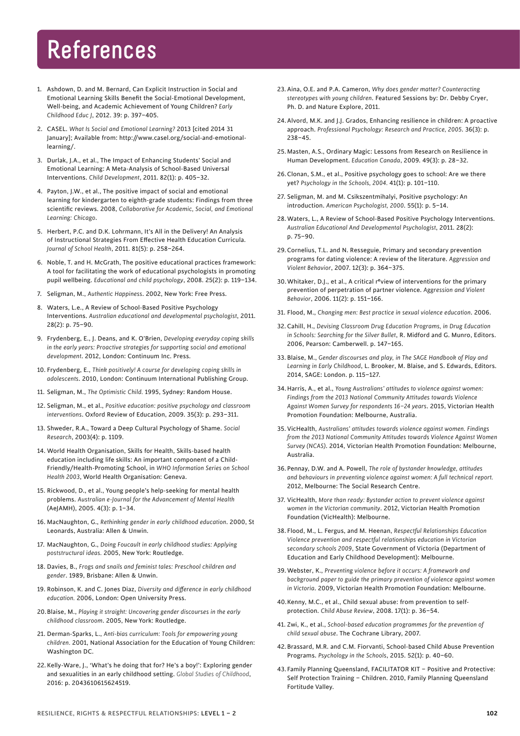# References

1. Ashdown, D. and M. Bernard, Can Explicit Instruction in Social and Emotional Learning Skills Benefit the Social-Emotional Development, Well-being, and Academic Achievement of Young Children? *Early Childhood Educ J*, 2012. 39: p. 397–405.
2. CASEL. *What Is Social and Emotional Learning?* 2013 [cited 2014 31 January]; Available from: http://www.casel.org/social-and-emotional-learning/.
3. Durlak, J.A., et al., The Impact of Enhancing Students' Social and Emotional Learning: A Meta-Analysis of School-Based Universal Interventions. *Child Development*, 2011. 82(1): p. 405–32.
4. Payton, J.W., et al., The positive impact of social and emotional learning for kindergarten to eighth-grade students: Findings from three scientific reviews. 2008, *Collaborative for Academic, Social, and Emotional Learning: Chicago*.
5. Herbert, P.C. and D.K. Lohrmann, It's All in the Delivery! An Analysis of Instructional Strategies From Effective Health Education Curricula. *Journal of School Health*, 2011. 81(5): p. 258–264.
6. Noble, T. and H. McGrath, The positive educational practices framework: A tool for facilitating the work of educational psychologists in promoting pupil wellbeing. *Educational and child psychology*, 2008. 25(2): p. 119–134.
7. Seligman, M., *Authentic Happiness*. 2002, New York: Free Press.
8. Waters, L.e., A Review of School-Based Positive Psychology Interventions. *Australian educational and developmental psychologist*, 2011. 28(2): p. 75–90.
9. Frydenberg, E., J. Deans, and K. O'Brien, *Developing everyday coping skills in the early years: Proactive strategies for supporting social and emotional development*. 2012, London: Continuum Inc. Press.
10. Frydenberg, E., *Think positively! A course for developing coping skills in adolescents*. 2010, London: Continuum International Publishing Group.
11. Seligman, M., *The Optimistic Child*. 1995, Sydney: Random House.
12. Seligman, M., et al., *Positive education: positive psychology and classroom interventions*. Oxford Review of Education, 2009. 35(3): p. 293–311.
13. Shweder, R.A., Toward a Deep Cultural Psychology of Shame. *Social Research*, 2003(4): p. 1109.
14. World Health Organisation, Skills for Health, Skills-based health education including life skills: An important component of a Child-Friendly/Health-Promoting School, in *WHO Information Series on School Health 2003*, World Health Organisation: Geneva.
15. Rickwood, D., et al., Young people's help-seeking for mental health problems. *Australian e-Journal for the Advancement of Mental Health* (AeJAMH), 2005. 4(3): p. 1–34.
16. MacNaughton, G., *Rethinking gender in early childhood education*. 2000, St Leonards, Australia: Allen & Unwin.
17. MacNaughton, G., *Doing Foucault in early childhood studies: Applying poststructural ideas*. 2005, New York: Routledge.
18. Davies, B., *Frogs and snails and feminist tales: Preschool children and gender*. 1989, Brisbane: Allen & Unwin.
19. Robinson, K. and C. Jones Diaz, *Diversity and difference in early childhood education*. 2006, London: Open University Press.
20. Blaise, M., *Playing it straight: Uncovering gender discourses in the early childhood classroom*. 2005, New York: Routledge.
21. Derman-Sparks, L., *Anti-bias curriculum: Tools for empowering young children*. 2001, National Association for the Education of Young Children: Washington DC.
22. Kelly-Ware, J., 'What's he doing that for? He's a boy!': Exploring gender and sexualities in an early childhood setting. *Global Studies of Childhood*, 2016: p. 2043610615624519.
23. Aina, O.E. and P.A. Cameron, *Why does gender matter? Counteracting stereotypes with young children*. Featured Sessions by: Dr. Debby Cryer, Ph. D. and Nature Explore, 2011.
24. Alvord, M.K. and J.J. Grados, Enhancing resilience in children: A proactive approach. *Professional Psychology: Research and Practice, 2005*. 36(3): p. 238–45.
25. Masten, A.S., Ordinary Magic: Lessons from Research on Resilience in Human Development. *Education Canada*, 2009. 49(3): p. 28–32.
26. Clonan, S.M., et al., Positive psychology goes to school: Are we there yet? *Psychology in the Schools, 2004*. 41(1): p. 101–110.
27. Seligman, M. and M. Csikszentmihalyi, Positive psychology: An introduction. *American Psychologist, 2000*. 55(1): p. 5–14.
28. Waters, L., A Review of School-Based Positive Psychology Interventions. *Australian Educational And Developmental Psychologist*, 2011. 28(2): p. 75–90.
29. Cornelius, T.L. and N. Resseguie, Primary and secondary prevention programs for dating violence: A review of the literature. *Aggression and Violent Behavior*, 2007. 12(3): p. 364–375.
30. Whitaker, D.J., et al., A critical r*e*view of interventions for the primary prevention of perpetration of partner violence. *Aggression and Violent Behavior*, 2006. 11(2): p. 151–166.
31. Flood, M., *Changing men: Best practice in sexual violence education*. 2006.
32. Cahill, H., *Devising Classroom Drug Education Programs, in Drug Education in Schools: Searching for the Silver Bullet*, R. Midford and G. Munro, Editors. 2006, Pearson: Camberwell. p. 147–165.
33. Blaise, M., *Gender discourses and play, in The SAGE Handbook of Play and Learning in Early Childhood*, L. Brooker, M. Blaise, and S. Edwards, Editors. 2014, SAGE: London. p. 115–127.
34. Harris, A., et al., *Young Australians' attitudes to violence against women: Findings from the 2013 National Community Attitudes towards Violence Against Women Survey for respondents 16–24 years*. 2015, Victorian Health Promotion Foundation: Melbourne, Australia.
35. VicHealth, *Australians' attitudes towards violence against women. Findings from the 2013 National Community Attitudes towards Violence Against Women Survey (NCAS)*. 2014, Victorian Health Promotion Foundation: Melbourne, Australia.
36. Pennay, D.W. and A. Powell, *The role of bystander knowledge, attitudes and behaviours in preventing violence against women: A full technical report*. 2012, Melbourne: The Social Research Centre.
37. VicHealth, *More than ready: Bystander action to prevent violence against women in the Victorian community*. 2012, Victorian Health Promotion Foundation (VicHealth): Melbourne.
38. Flood, M., L. Fergus, and M. Heenan, *Respectful Relationships Education Violence prevention and respectful relationships education in Victorian secondary schools 2009*, State Government of Victoria (Department of Education and Early Childhood Development): Melbourne.
39. Webster, K., *Preventing violence before it occurs: A framework and background paper to guide the primary prevention of violence against women in Victoria*. 2009, Victorian Health Promotion Foundation: Melbourne.
40. Kenny, M.C., et al., Child sexual abuse: from prevention to self-protection. *Child Abuse Review*, 2008. 17(1): p. 36–54.
41. Zwi, K., et al., *School-based education programmes for the prevention of child sexual abuse*. The Cochrane Library, 2007.
42. Brassard, M.R. and C.M. Fiorvanti, School-based Child Abuse Prevention Programs. *Psychology in the Schools*, 2015. 52(1): p. 40–60.
43. Family Planning Queensland, FACILITATOR KIT – Positive and Protective: Self Protection Training – Children. 2010, Family Planning Queensland Fortitude Valley.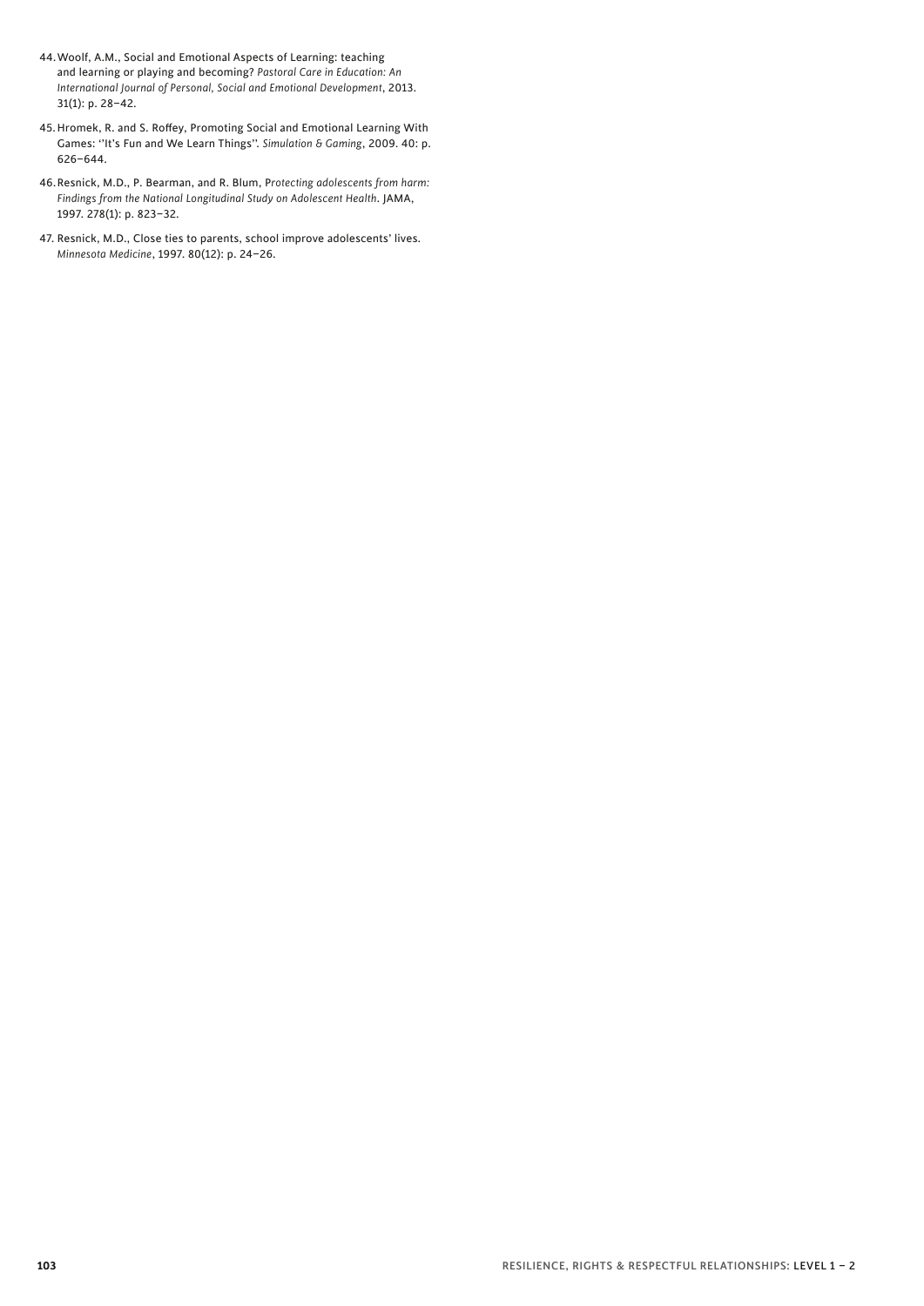44. Woolf, A.M., Social and Emotional Aspects of Learning: teaching and learning or playing and becoming? *Pastoral Care in Education: An International Journal of Personal, Social and Emotional Development*, 2013. 31(1): p. 28–42.

45. Hromek, R. and S. Roffey, Promoting Social and Emotional Learning With Games: ''It's Fun and We Learn Things''. *Simulation & Gaming*, 2009. 40: p. 626–644.

46. Resnick, M.D., P. Bearman, and R. Blum, P*rotecting adolescents from harm: Findings from the National Longitudinal Study on Adolescent Health*. JAMA, 1997. 278(1): p. 823–32.

47. Resnick, M.D., Close ties to parents, school improve adolescents' lives. *Minnesota Medicine*, 1997. 80(12): p. 24–26.